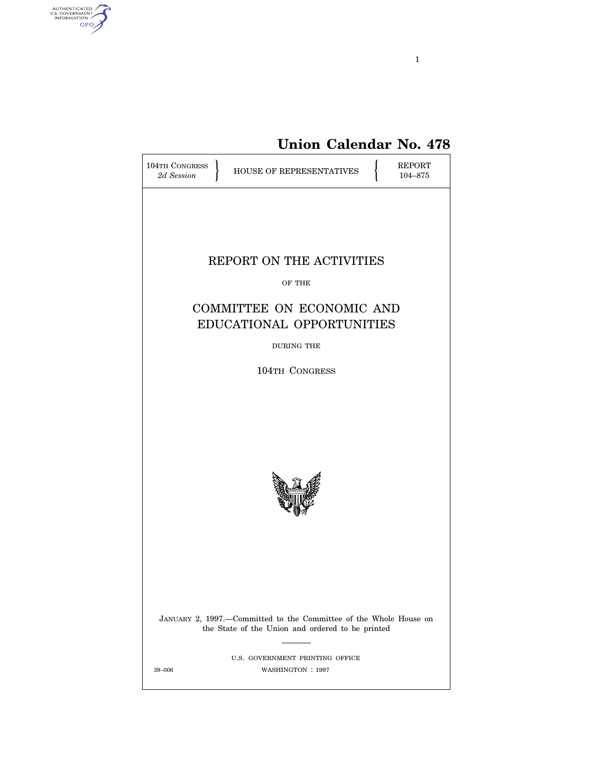**Union Calendar No. 478**

104TH CONGRESS
*2d Session*

HOUSE OF REPRESENTATIVES

REPORT
104–875

# REPORT ON THE ACTIVITIES

OF THE

# COMMITTEE ON ECONOMIC AND EDUCATIONAL OPPORTUNITIES

DURING THE

104TH CONGRESS

JANUARY 2, 1997.—Committed to the Committee of the Whole House on the State of the Union and ordered to be printed

U.S. GOVERNMENT PRINTING OFFICE
WASHINGTON : 1997

39–006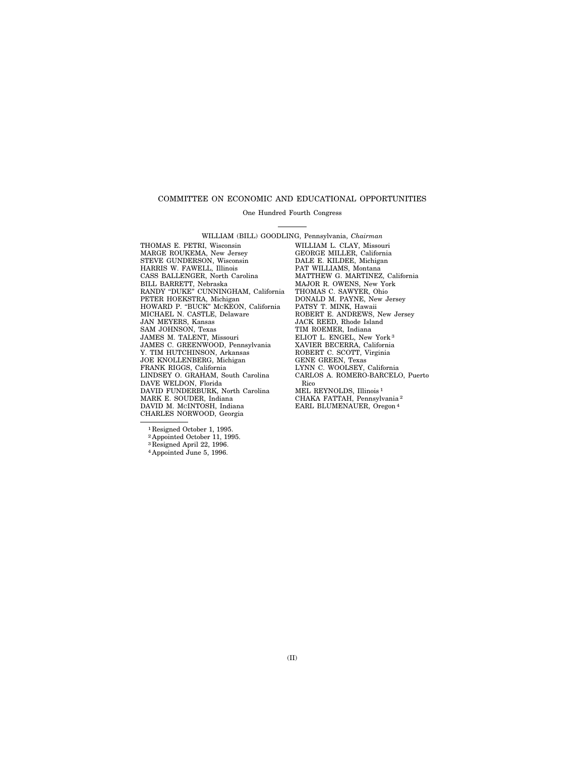# COMMITTEE ON ECONOMIC AND EDUCATIONAL OPPORTUNITIES

One Hundred Fourth Congress

WILLIAM (BILL) GOODLING, Pennsylvania, *Chairman*

THOMAS E. PETRI, Wisconsin
MARGE ROUKEMA, New Jersey
STEVE GUNDERSON, Wisconsin
HARRIS W. FAWELL, Illinois
CASS BALLENGER, North Carolina
BILL BARRETT, Nebraska
RANDY "DUKE" CUNNINGHAM, California
PETER HOEKSTRA, Michigan
HOWARD P. "BUCK" McKEON, California
MICHAEL N. CASTLE, Delaware
JAN MEYERS, Kansas
SAM JOHNSON, Texas
JAMES M. TALENT, Missouri
JAMES C. GREENWOOD, Pennsylvania
Y. TIM HUTCHINSON, Arkansas
JOE KNOLLENBERG, Michigan
FRANK RIGGS, California
LINDSEY O. GRAHAM, South Carolina
DAVE WELDON, Florida
DAVID FUNDERBURK, North Carolina
MARK E. SOUDER, Indiana
DAVID M. McINTOSH, Indiana
CHARLES NORWOOD, Georgia

WILLIAM L. CLAY, Missouri
GEORGE MILLER, California
DALE E. KILDEE, Michigan
PAT WILLIAMS, Montana
MATTHEW G. MARTINEZ, California
MAJOR R. OWENS, New York
THOMAS C. SAWYER, Ohio
DONALD M. PAYNE, New Jersey
PATSY T. MINK, Hawaii
ROBERT E. ANDREWS, New Jersey
JACK REED, Rhode Island
TIM ROEMER, Indiana
ELIOT L. ENGEL, New York [3]
XAVIER BECERRA, California
ROBERT C. SCOTT, Virginia
GENE GREEN, Texas
LYNN C. WOOLSEY, California
CARLOS A. ROMERO-BARCELO, Puerto Rico
MEL REYNOLDS, Illinois [1]
CHAKA FATTAH, Pennsylvania [2]
EARL BLUMENAUER, Oregon [4]

---

[1] Resigned October 1, 1995.
[2] Appointed October 11, 1995.
[3] Resigned April 22, 1996.
[4] Appointed June 5, 1996.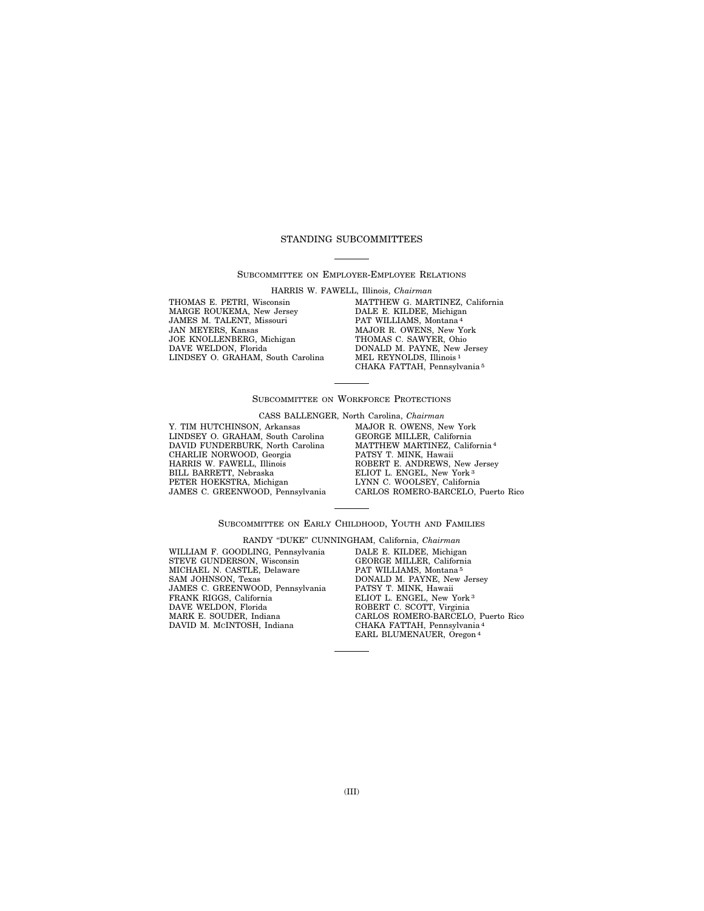# STANDING SUBCOMMITTEES

## Subcommittee on Employer-Employee Relations

HARRIS W. FAWELL, Illinois, *Chairman*

THOMAS E. PETRI, Wisconsin
MARGE ROUKEMA, New Jersey
JAMES M. TALENT, Missouri
JAN MEYERS, Kansas
JOE KNOLLENBERG, Michigan
DAVE WELDON, Florida
LINDSEY O. GRAHAM, South Carolina

MATTHEW G. MARTINEZ, California
DALE E. KILDEE, Michigan
PAT WILLIAMS, Montana [4]
MAJOR R. OWENS, New York
THOMAS C. SAWYER, Ohio
DONALD M. PAYNE, New Jersey
MEL REYNOLDS, Illinois [1]
CHAKA FATTAH, Pennsylvania [5]

## Subcommittee on Workforce Protections

CASS BALLENGER, North Carolina, *Chairman*

Y. TIM HUTCHINSON, Arkansas
LINDSEY O. GRAHAM, South Carolina
DAVID FUNDERBURK, North Carolina
CHARLIE NORWOOD, Georgia
HARRIS W. FAWELL, Illinois
BILL BARRETT, Nebraska
PETER HOEKSTRA, Michigan
JAMES C. GREENWOOD, Pennsylvania

MAJOR R. OWENS, New York
GEORGE MILLER, California
MATTHEW MARTINEZ, California [4]
PATSY T. MINK, Hawaii
ROBERT E. ANDREWS, New Jersey
ELIOT L. ENGEL, New York [3]
LYNN C. WOOLSEY, California
CARLOS ROMERO-BARCELO, Puerto Rico

## Subcommittee on Early Childhood, Youth and Families

RANDY "DUKE" CUNNINGHAM, California, *Chairman*

WILLIAM F. GOODLING, Pennsylvania
STEVE GUNDERSON, Wisconsin
MICHAEL N. CASTLE, Delaware
SAM JOHNSON, Texas
JAMES C. GREENWOOD, Pennsylvania
FRANK RIGGS, California
DAVE WELDON, Florida
MARK E. SOUDER, Indiana
DAVID M. McINTOSH, Indiana

DALE E. KILDEE, Michigan
GEORGE MILLER, California
PAT WILLIAMS, Montana [5]
DONALD M. PAYNE, New Jersey
PATSY T. MINK, Hawaii
ELIOT L. ENGEL, New York [3]
ROBERT C. SCOTT, Virginia
CARLOS ROMERO-BARCELO, Puerto Rico
CHAKA FATTAH, Pennsylvania [4]
EARL BLUMENAUER, Oregon [4]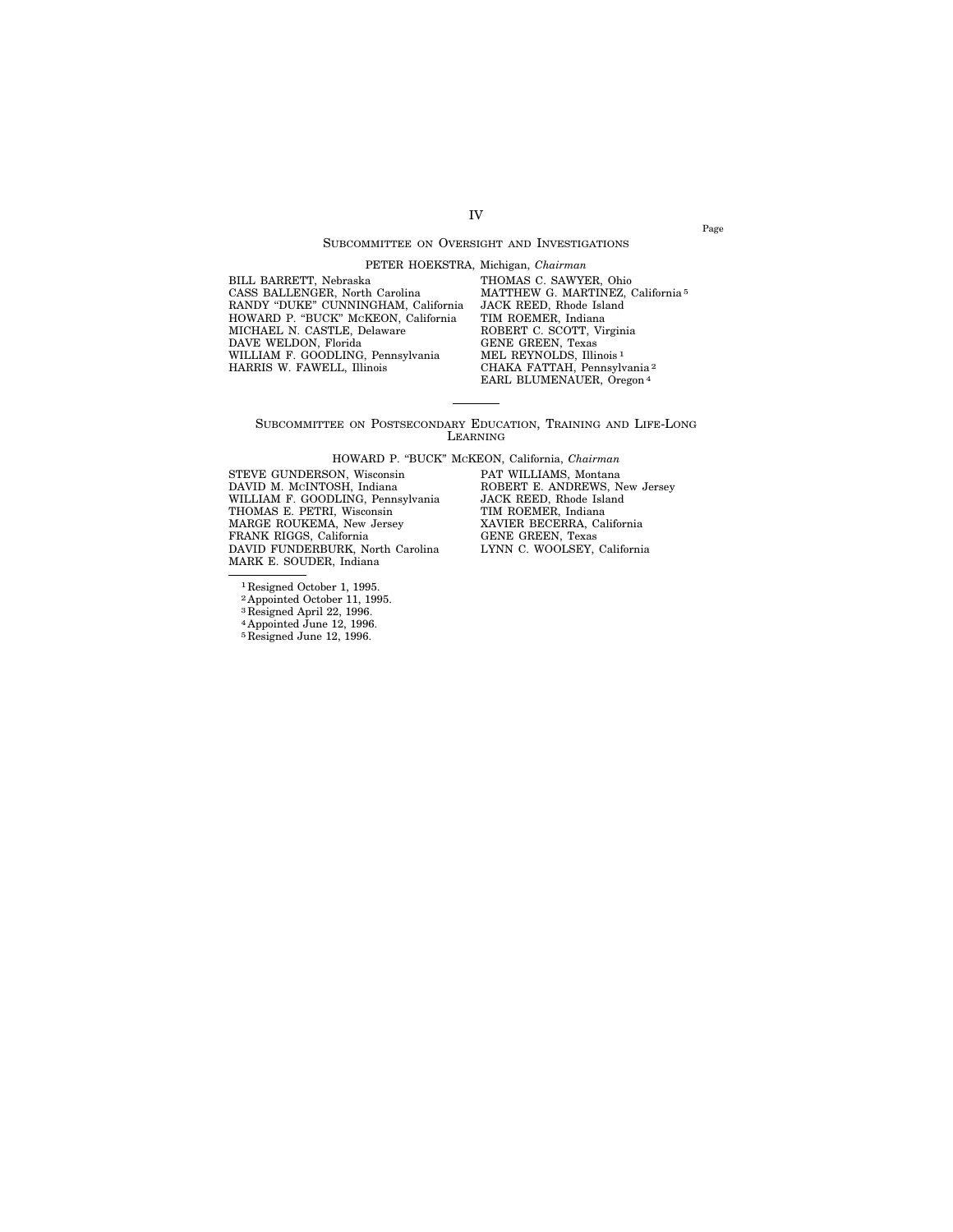## Subcommittee on Oversight and Investigations

PETER HOEKSTRA, Michigan, *Chairman*

BILL BARRETT, Nebraska
CASS BALLENGER, North Carolina
RANDY "DUKE" CUNNINGHAM, California
HOWARD P. "BUCK" McKEON, California
MICHAEL N. CASTLE, Delaware
DAVE WELDON, Florida
WILLIAM F. GOODLING, Pennsylvania
HARRIS W. FAWELL, Illinois

THOMAS C. SAWYER, Ohio
MATTHEW G. MARTINEZ, California [5]
JACK REED, Rhode Island
TIM ROEMER, Indiana
ROBERT C. SCOTT, Virginia
GENE GREEN, Texas
MEL REYNOLDS, Illinois [1]
CHAKA FATTAH, Pennsylvania [2]
EARL BLUMENAUER, Oregon [4]

---

## Subcommittee on Postsecondary Education, Training and Life-Long Learning

HOWARD P. "BUCK" McKEON, California, *Chairman*

STEVE GUNDERSON, Wisconsin
DAVID M. McINTOSH, Indiana
WILLIAM F. GOODLING, Pennsylvania
THOMAS E. PETRI, Wisconsin
MARGE ROUKEMA, New Jersey
FRANK RIGGS, California
DAVID FUNDERBURK, North Carolina
MARK E. SOUDER, Indiana

PAT WILLIAMS, Montana
ROBERT E. ANDREWS, New Jersey
JACK REED, Rhode Island
TIM ROEMER, Indiana
XAVIER BECERRA, California
GENE GREEN, Texas
LYNN C. WOOLSEY, California

---

[1] Resigned October 1, 1995.
[2] Appointed October 11, 1995.
[3] Resigned April 22, 1996.
[4] Appointed June 12, 1996.
[5] Resigned June 12, 1996.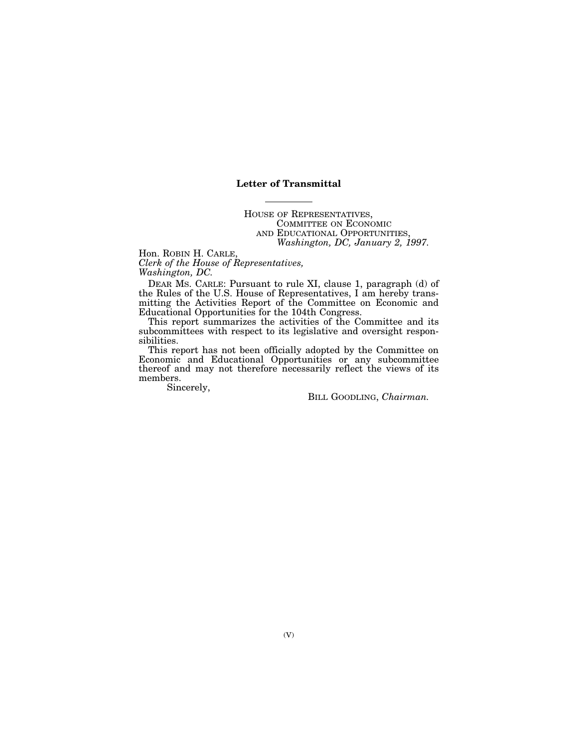# Letter of Transmittal

HOUSE OF REPRESENTATIVES,
COMMITTEE ON ECONOMIC
AND EDUCATIONAL OPPORTUNITIES,
*Washington, DC, January 2, 1997.*

Hon. ROBIN H. CARLE,
*Clerk of the House of Representatives,*
*Washington, DC.*

DEAR MS. CARLE: Pursuant to rule XI, clause 1, paragraph (d) of the Rules of the U.S. House of Representatives, I am hereby transmitting the Activities Report of the Committee on Economic and Educational Opportunities for the 104th Congress.

This report summarizes the activities of the Committee and its subcommittees with respect to its legislative and oversight responsibilities.

This report has not been officially adopted by the Committee on Economic and Educational Opportunities or any subcommittee thereof and may not therefore necessarily reflect the views of its members.

Sincerely,

BILL GOODLING, *Chairman.*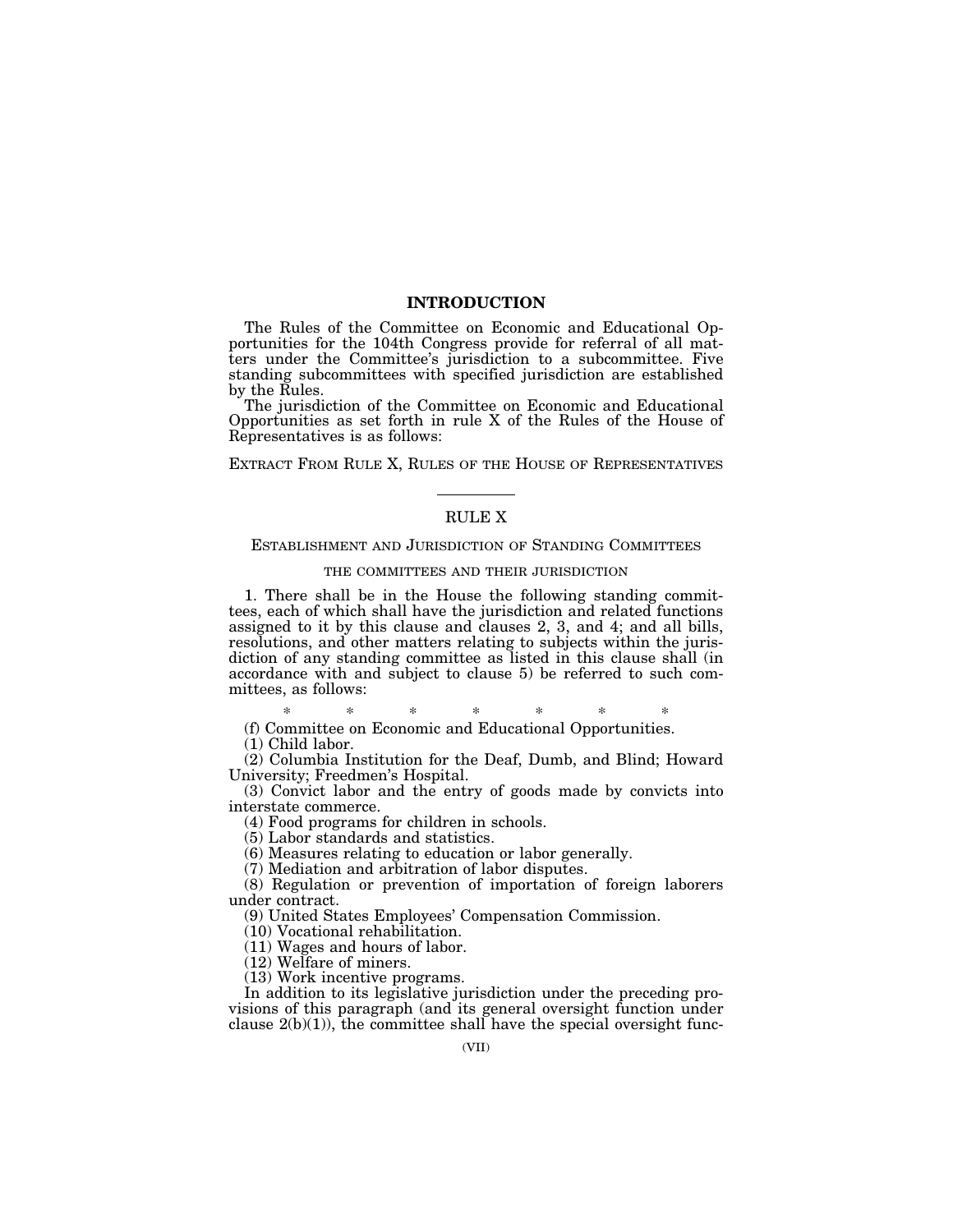## INTRODUCTION

The Rules of the Committee on Economic and Educational Opportunities for the 104th Congress provide for referral of all matters under the Committee's jurisdiction to a subcommittee. Five standing subcommittees with specified jurisdiction are established by the Rules.

The jurisdiction of the Committee on Economic and Educational Opportunities as set forth in rule X of the Rules of the House of Representatives is as follows:

EXTRACT FROM RULE X, RULES OF THE HOUSE OF REPRESENTATIVES

---

### RULE X

#### ESTABLISHMENT AND JURISDICTION OF STANDING COMMITTEES

##### THE COMMITTEES AND THEIR JURISDICTION

1. There shall be in the House the following standing committees, each of which shall have the jurisdiction and related functions assigned to it by this clause and clauses 2, 3, and 4; and all bills, resolutions, and other matters relating to subjects within the jurisdiction of any standing committee as listed in this clause shall (in accordance with and subject to clause 5) be referred to such committees, as follows:

\* \* \* \* \* \* \*

(f) Committee on Economic and Educational Opportunities.

(1) Child labor.

(2) Columbia Institution for the Deaf, Dumb, and Blind; Howard University; Freedmen's Hospital.

(3) Convict labor and the entry of goods made by convicts into interstate commerce.

(4) Food programs for children in schools.

(5) Labor standards and statistics.

(6) Measures relating to education or labor generally.

(7) Mediation and arbitration of labor disputes.

(8) Regulation or prevention of importation of foreign laborers under contract.

(9) United States Employees' Compensation Commission.

(10) Vocational rehabilitation.

(11) Wages and hours of labor.

(12) Welfare of miners.

(13) Work incentive programs.

In addition to its legislative jurisdiction under the preceding provisions of this paragraph (and its general oversight function under clause 2(b)(1)), the committee shall have the special oversight func-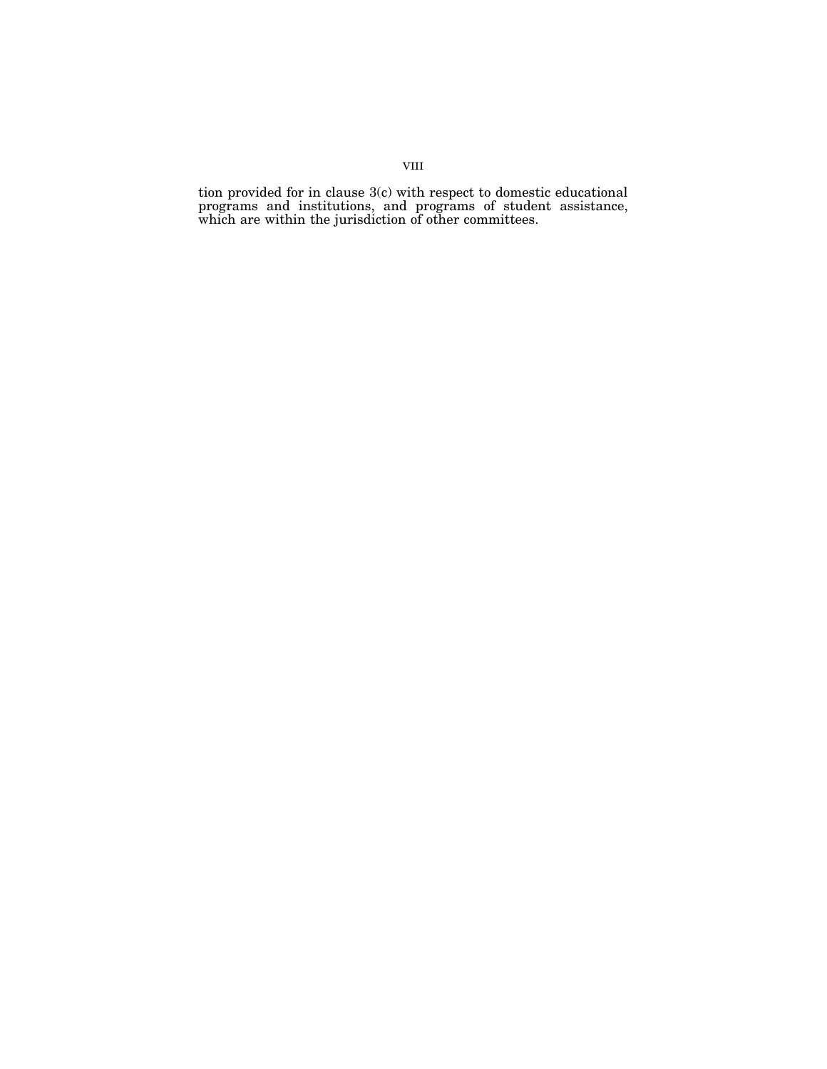tion provided for in clause 3(c) with respect to domestic educational programs and institutions, and programs of student assistance, which are within the jurisdiction of other committees.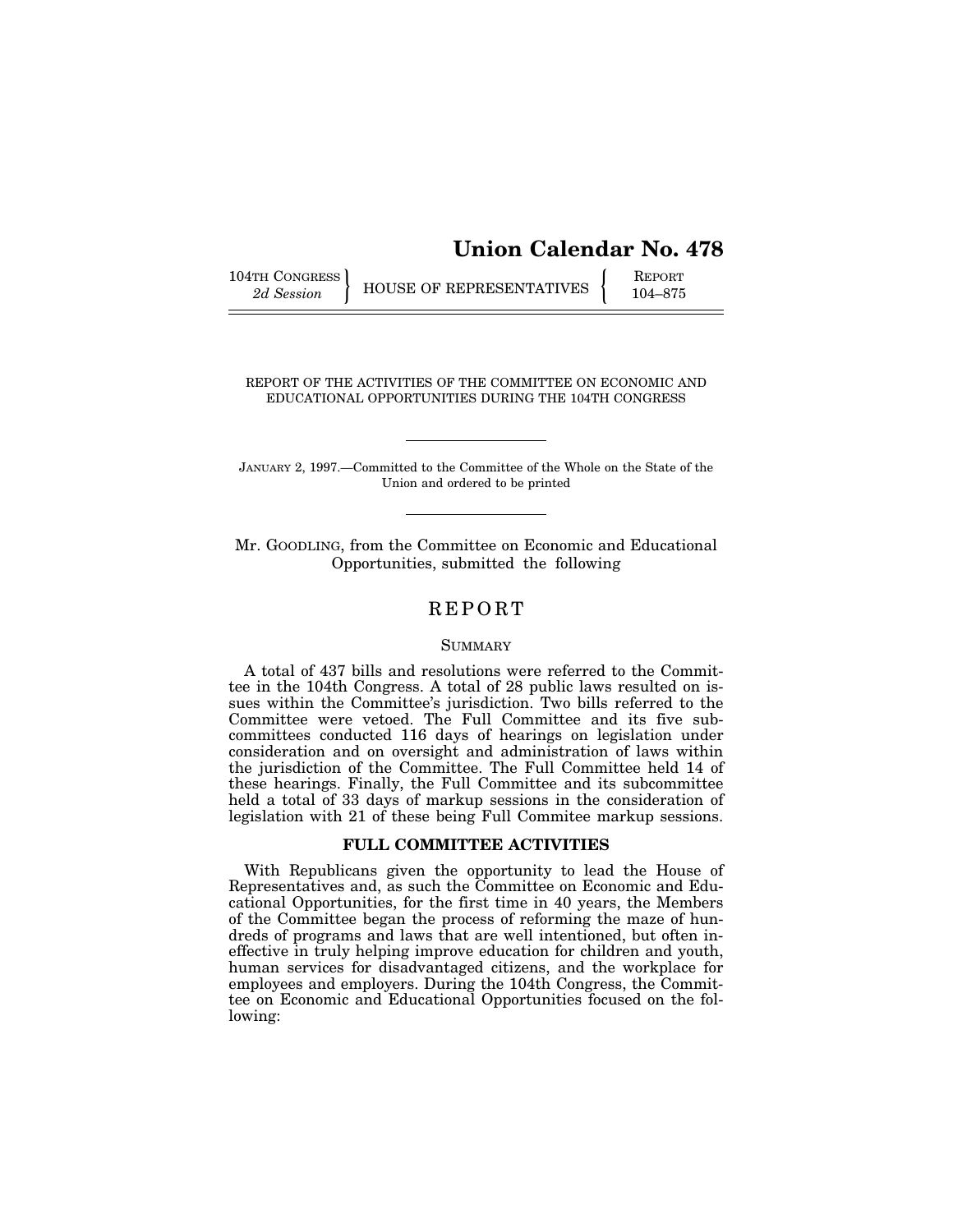# Union Calendar No. 478

104TH CONGRESS
*2d Session*

HOUSE OF REPRESENTATIVES

REPORT
104–875

REPORT OF THE ACTIVITIES OF THE COMMITTEE ON ECONOMIC AND EDUCATIONAL OPPORTUNITIES DURING THE 104TH CONGRESS

---

JANUARY 2, 1997.—Committed to the Committee of the Whole on the State of the Union and ordered to be printed

---

Mr. GOODLING, from the Committee on Economic and Educational Opportunities, submitted the following

## REPORT

### SUMMARY

A total of 437 bills and resolutions were referred to the Committee in the 104th Congress. A total of 28 public laws resulted on issues within the Committee's jurisdiction. Two bills referred to the Committee were vetoed. The Full Committee and its five subcommittees conducted 116 days of hearings on legislation under consideration and on oversight and administration of laws within the jurisdiction of the Committee. The Full Committee held 14 of these hearings. Finally, the Full Committee and its subcommittee held a total of 33 days of markup sessions in the consideration of legislation with 21 of these being Full Commitee markup sessions.

### FULL COMMITTEE ACTIVITIES

With Republicans given the opportunity to lead the House of Representatives and, as such the Committee on Economic and Educational Opportunities, for the first time in 40 years, the Members of the Committee began the process of reforming the maze of hundreds of programs and laws that are well intentioned, but often ineffective in truly helping improve education for children and youth, human services for disadvantaged citizens, and the workplace for employees and employers. During the 104th Congress, the Committee on Economic and Educational Opportunities focused on the following: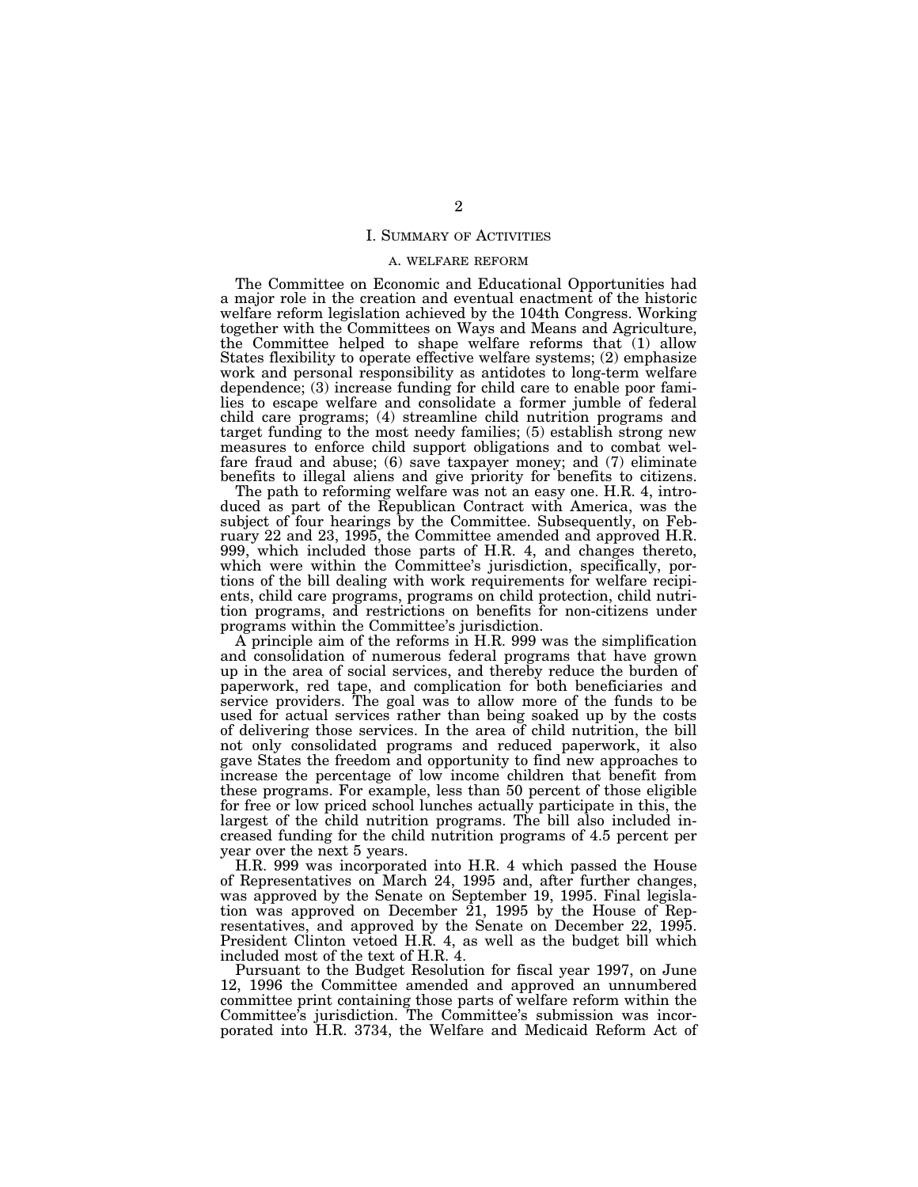# I. Summary of Activities

## A. WELFARE REFORM

The Committee on Economic and Educational Opportunities had a major role in the creation and eventual enactment of the historic welfare reform legislation achieved by the 104th Congress. Working together with the Committees on Ways and Means and Agriculture, the Committee helped to shape welfare reforms that (1) allow States flexibility to operate effective welfare systems; (2) emphasize work and personal responsibility as antidotes to long-term welfare dependence; (3) increase funding for child care to enable poor families to escape welfare and consolidate a former jumble of federal child care programs; (4) streamline child nutrition programs and target funding to the most needy families; (5) establish strong new measures to enforce child support obligations and to combat welfare fraud and abuse; (6) save taxpayer money; and (7) eliminate benefits to illegal aliens and give priority for benefits to citizens.

The path to reforming welfare was not an easy one. H.R. 4, introduced as part of the Republican Contract with America, was the subject of four hearings by the Committee. Subsequently, on February 22 and 23, 1995, the Committee amended and approved H.R. 999, which included those parts of H.R. 4, and changes thereto, which were within the Committee's jurisdiction, specifically, portions of the bill dealing with work requirements for welfare recipients, child care programs, programs on child protection, child nutrition programs, and restrictions on benefits for non-citizens under programs within the Committee's jurisdiction.

A principle aim of the reforms in H.R. 999 was the simplification and consolidation of numerous federal programs that have grown up in the area of social services, and thereby reduce the burden of paperwork, red tape, and complication for both beneficiaries and service providers. The goal was to allow more of the funds to be used for actual services rather than being soaked up by the costs of delivering those services. In the area of child nutrition, the bill not only consolidated programs and reduced paperwork, it also gave States the freedom and opportunity to find new approaches to increase the percentage of low income children that benefit from these programs. For example, less than 50 percent of those eligible for free or low priced school lunches actually participate in this, the largest of the child nutrition programs. The bill also included increased funding for the child nutrition programs of 4.5 percent per year over the next 5 years.

H.R. 999 was incorporated into H.R. 4 which passed the House of Representatives on March 24, 1995 and, after further changes, was approved by the Senate on September 19, 1995. Final legislation was approved on December 21, 1995 by the House of Representatives, and approved by the Senate on December 22, 1995. President Clinton vetoed H.R. 4, as well as the budget bill which included most of the text of H.R. 4.

Pursuant to the Budget Resolution for fiscal year 1997, on June 12, 1996 the Committee amended and approved an unnumbered committee print containing those parts of welfare reform within the Committee's jurisdiction. The Committee's submission was incorporated into H.R. 3734, the Welfare and Medicaid Reform Act of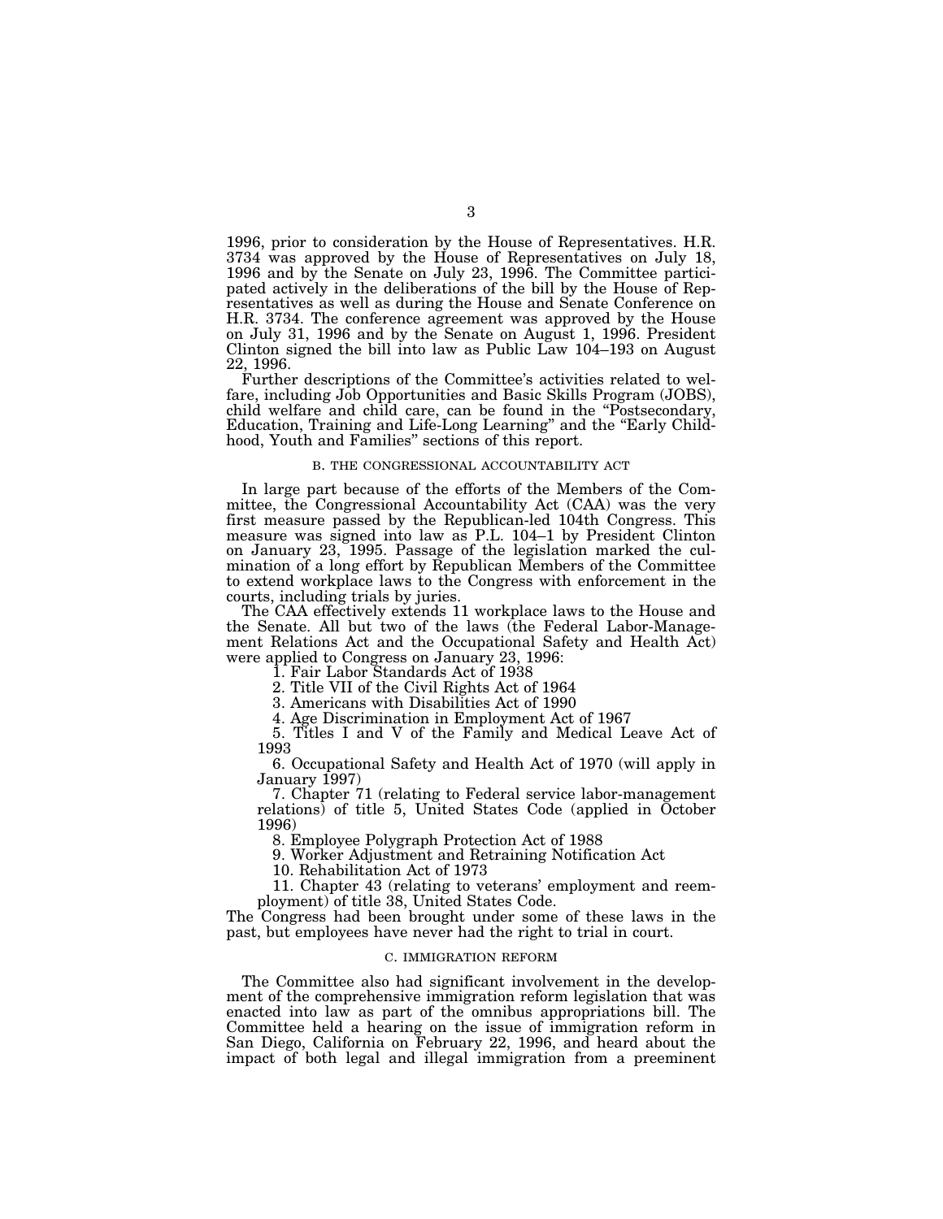1996, prior to consideration by the House of Representatives. H.R. 3734 was approved by the House of Representatives on July 18, 1996 and by the Senate on July 23, 1996. The Committee participated actively in the deliberations of the bill by the House of Representatives as well as during the House and Senate Conference on H.R. 3734. The conference agreement was approved by the House on July 31, 1996 and by the Senate on August 1, 1996. President Clinton signed the bill into law as Public Law 104–193 on August 22, 1996.

Further descriptions of the Committee's activities related to welfare, including Job Opportunities and Basic Skills Program (JOBS), child welfare and child care, can be found in the "Postsecondary, Education, Training and Life-Long Learning" and the "Early Childhood, Youth and Families" sections of this report.

### B. THE CONGRESSIONAL ACCOUNTABILITY ACT

In large part because of the efforts of the Members of the Committee, the Congressional Accountability Act (CAA) was the very first measure passed by the Republican-led 104th Congress. This measure was signed into law as P.L. 104–1 by President Clinton on January 23, 1995. Passage of the legislation marked the culmination of a long effort by Republican Members of the Committee to extend workplace laws to the Congress with enforcement in the courts, including trials by juries.

The CAA effectively extends 11 workplace laws to the House and the Senate. All but two of the laws (the Federal Labor-Management Relations Act and the Occupational Safety and Health Act) were applied to Congress on January 23, 1996:

1. Fair Labor Standards Act of 1938
2. Title VII of the Civil Rights Act of 1964
3. Americans with Disabilities Act of 1990
4. Age Discrimination in Employment Act of 1967
5. Titles I and V of the Family and Medical Leave Act of 1993
6. Occupational Safety and Health Act of 1970 (will apply in January 1997)
7. Chapter 71 (relating to Federal service labor-management relations) of title 5, United States Code (applied in October 1996)
8. Employee Polygraph Protection Act of 1988
9. Worker Adjustment and Retraining Notification Act
10. Rehabilitation Act of 1973
11. Chapter 43 (relating to veterans' employment and reemployment) of title 38, United States Code.

The Congress had been brought under some of these laws in the past, but employees have never had the right to trial in court.

### C. IMMIGRATION REFORM

The Committee also had significant involvement in the development of the comprehensive immigration reform legislation that was enacted into law as part of the omnibus appropriations bill. The Committee held a hearing on the issue of immigration reform in San Diego, California on February 22, 1996, and heard about the impact of both legal and illegal immigration from a preeminent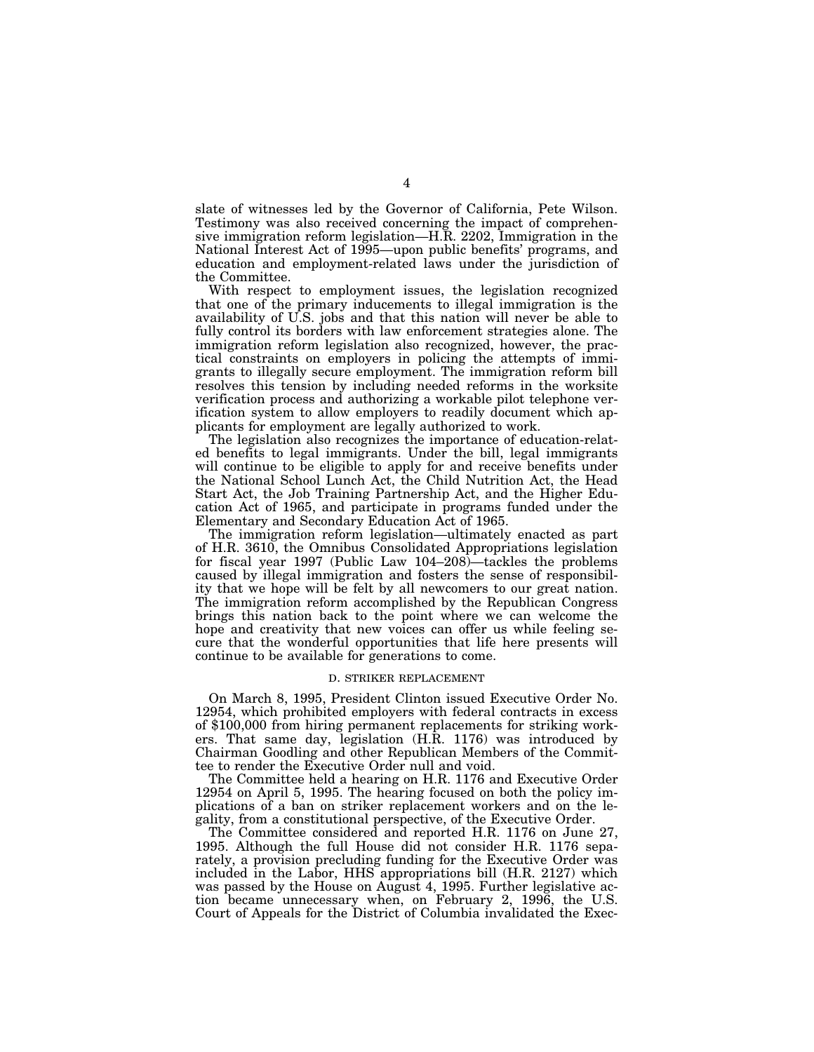slate of witnesses led by the Governor of California, Pete Wilson. Testimony was also received concerning the impact of comprehensive immigration reform legislation—H.R. 2202, Immigration in the National Interest Act of 1995—upon public benefits' programs, and education and employment-related laws under the jurisdiction of the Committee.

With respect to employment issues, the legislation recognized that one of the primary inducements to illegal immigration is the availability of U.S. jobs and that this nation will never be able to fully control its borders with law enforcement strategies alone. The immigration reform legislation also recognized, however, the practical constraints on employers in policing the attempts of immigrants to illegally secure employment. The immigration reform bill resolves this tension by including needed reforms in the worksite verification process and authorizing a workable pilot telephone verification system to allow employers to readily document which applicants for employment are legally authorized to work.

The legislation also recognizes the importance of education-related benefits to legal immigrants. Under the bill, legal immigrants will continue to be eligible to apply for and receive benefits under the National School Lunch Act, the Child Nutrition Act, the Head Start Act, the Job Training Partnership Act, and the Higher Education Act of 1965, and participate in programs funded under the Elementary and Secondary Education Act of 1965.

The immigration reform legislation—ultimately enacted as part of H.R. 3610, the Omnibus Consolidated Appropriations legislation for fiscal year 1997 (Public Law 104–208)—tackles the problems caused by illegal immigration and fosters the sense of responsibility that we hope will be felt by all newcomers to our great nation. The immigration reform accomplished by the Republican Congress brings this nation back to the point where we can welcome the hope and creativity that new voices can offer us while feeling secure that the wonderful opportunities that life here presents will continue to be available for generations to come.

### D. STRIKER REPLACEMENT

On March 8, 1995, President Clinton issued Executive Order No. 12954, which prohibited employers with federal contracts in excess of $100,000 from hiring permanent replacements for striking workers. That same day, legislation (H.R. 1176) was introduced by Chairman Goodling and other Republican Members of the Committee to render the Executive Order null and void.

The Committee held a hearing on H.R. 1176 and Executive Order 12954 on April 5, 1995. The hearing focused on both the policy implications of a ban on striker replacement workers and on the legality, from a constitutional perspective, of the Executive Order.

The Committee considered and reported H.R. 1176 on June 27, 1995. Although the full House did not consider H.R. 1176 separately, a provision precluding funding for the Executive Order was included in the Labor, HHS appropriations bill (H.R. 2127) which was passed by the House on August 4, 1995. Further legislative action became unnecessary when, on February 2, 1996, the U.S. Court of Appeals for the District of Columbia invalidated the Exec-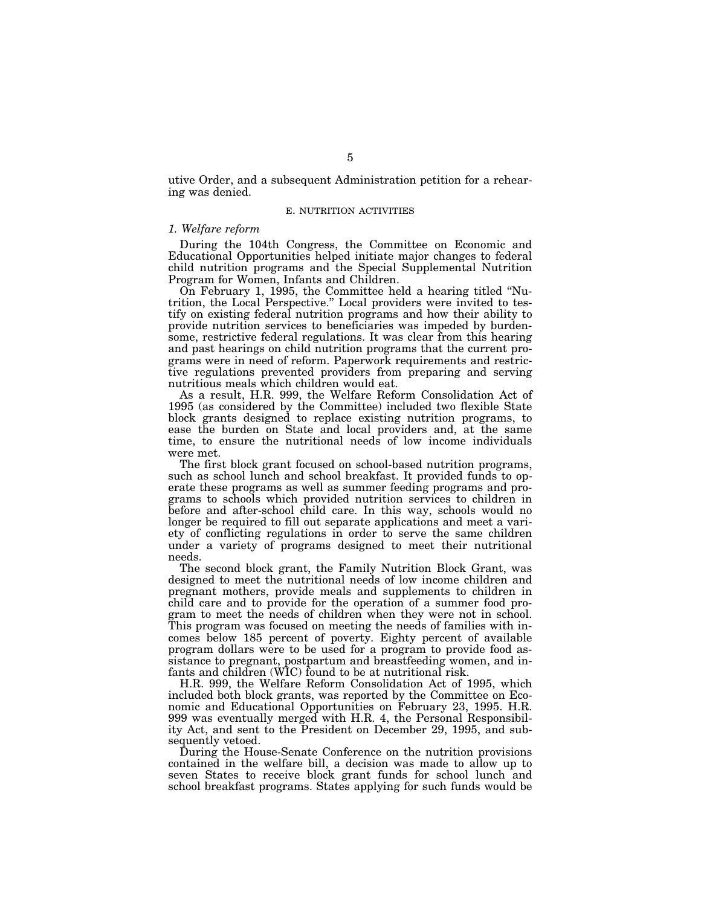utive Order, and a subsequent Administration petition for a rehearing was denied.

### E. NUTRITION ACTIVITIES

#### *1. Welfare reform*

During the 104th Congress, the Committee on Economic and Educational Opportunities helped initiate major changes to federal child nutrition programs and the Special Supplemental Nutrition Program for Women, Infants and Children.

On February 1, 1995, the Committee held a hearing titled "Nutrition, the Local Perspective." Local providers were invited to testify on existing federal nutrition programs and how their ability to provide nutrition services to beneficiaries was impeded by burdensome, restrictive federal regulations. It was clear from this hearing and past hearings on child nutrition programs that the current programs were in need of reform. Paperwork requirements and restrictive regulations prevented providers from preparing and serving nutritious meals which children would eat.

As a result, H.R. 999, the Welfare Reform Consolidation Act of 1995 (as considered by the Committee) included two flexible State block grants designed to replace existing nutrition programs, to ease the burden on State and local providers and, at the same time, to ensure the nutritional needs of low income individuals were met.

The first block grant focused on school-based nutrition programs, such as school lunch and school breakfast. It provided funds to operate these programs as well as summer feeding programs and programs to schools which provided nutrition services to children in before and after-school child care. In this way, schools would no longer be required to fill out separate applications and meet a variety of conflicting regulations in order to serve the same children under a variety of programs designed to meet their nutritional needs.

The second block grant, the Family Nutrition Block Grant, was designed to meet the nutritional needs of low income children and pregnant mothers, provide meals and supplements to children in child care and to provide for the operation of a summer food program to meet the needs of children when they were not in school. This program was focused on meeting the needs of families with incomes below 185 percent of poverty. Eighty percent of available program dollars were to be used for a program to provide food assistance to pregnant, postpartum and breastfeeding women, and infants and children (WIC) found to be at nutritional risk.

H.R. 999, the Welfare Reform Consolidation Act of 1995, which included both block grants, was reported by the Committee on Economic and Educational Opportunities on February 23, 1995. H.R. 999 was eventually merged with H.R. 4, the Personal Responsibility Act, and sent to the President on December 29, 1995, and subsequently vetoed.

During the House-Senate Conference on the nutrition provisions contained in the welfare bill, a decision was made to allow up to seven States to receive block grant funds for school lunch and school breakfast programs. States applying for such funds would be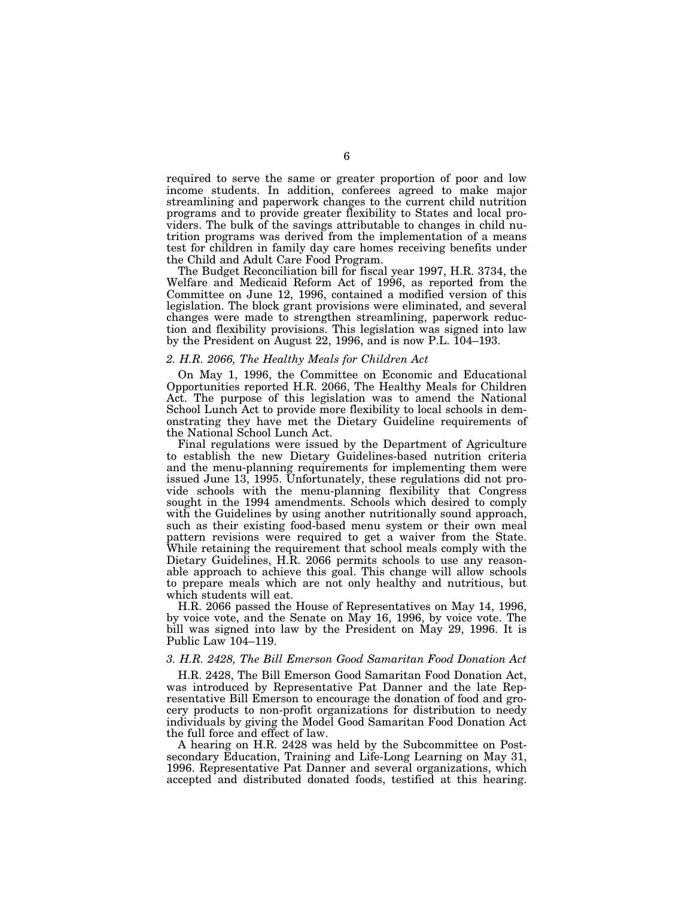required to serve the same or greater proportion of poor and low income students. In addition, conferees agreed to make major streamlining and paperwork changes to the current child nutrition programs and to provide greater flexibility to States and local providers. The bulk of the savings attributable to changes in child nutrition programs was derived from the implementation of a means test for children in family day care homes receiving benefits under the Child and Adult Care Food Program.

The Budget Reconciliation bill for fiscal year 1997, H.R. 3734, the Welfare and Medicaid Reform Act of 1996, as reported from the Committee on June 12, 1996, contained a modified version of this legislation. The block grant provisions were eliminated, and several changes were made to strengthen streamlining, paperwork reduction and flexibility provisions. This legislation was signed into law by the President on August 22, 1996, and is now P.L. 104–193.

### *2. H.R. 2066, The Healthy Meals for Children Act*

On May 1, 1996, the Committee on Economic and Educational Opportunities reported H.R. 2066, The Healthy Meals for Children Act. The purpose of this legislation was to amend the National School Lunch Act to provide more flexibility to local schools in demonstrating they have met the Dietary Guideline requirements of the National School Lunch Act.

Final regulations were issued by the Department of Agriculture to establish the new Dietary Guidelines-based nutrition criteria and the menu-planning requirements for implementing them were issued June 13, 1995. Unfortunately, these regulations did not provide schools with the menu-planning flexibility that Congress sought in the 1994 amendments. Schools which desired to comply with the Guidelines by using another nutritionally sound approach, such as their existing food-based menu system or their own meal pattern revisions were required to get a waiver from the State. While retaining the requirement that school meals comply with the Dietary Guidelines, H.R. 2066 permits schools to use any reasonable approach to achieve this goal. This change will allow schools to prepare meals which are not only healthy and nutritious, but which students will eat.

H.R. 2066 passed the House of Representatives on May 14, 1996, by voice vote, and the Senate on May 16, 1996, by voice vote. The bill was signed into law by the President on May 29, 1996. It is Public Law 104–119.

### *3. H.R. 2428, The Bill Emerson Good Samaritan Food Donation Act*

H.R. 2428, The Bill Emerson Good Samaritan Food Donation Act, was introduced by Representative Pat Danner and the late Representative Bill Emerson to encourage the donation of food and grocery products to non-profit organizations for distribution to needy individuals by giving the Model Good Samaritan Food Donation Act the full force and effect of law.

A hearing on H.R. 2428 was held by the Subcommittee on Postsecondary Education, Training and Life-Long Learning on May 31, 1996. Representative Pat Danner and several organizations, which accepted and distributed donated foods, testified at this hearing.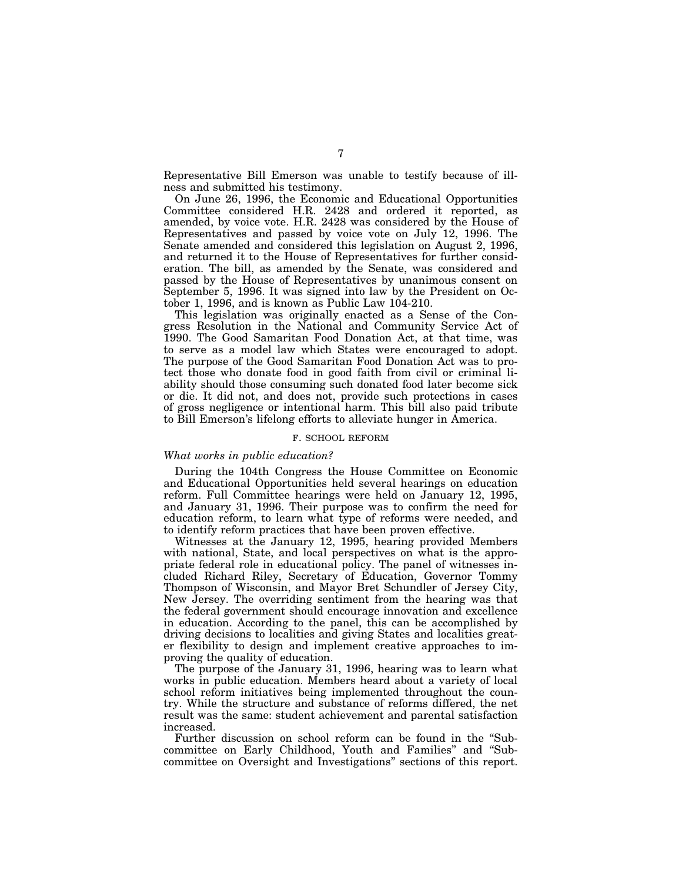Representative Bill Emerson was unable to testify because of illness and submitted his testimony.

On June 26, 1996, the Economic and Educational Opportunities Committee considered H.R. 2428 and ordered it reported, as amended, by voice vote. H.R. 2428 was considered by the House of Representatives and passed by voice vote on July 12, 1996. The Senate amended and considered this legislation on August 2, 1996, and returned it to the House of Representatives for further consideration. The bill, as amended by the Senate, was considered and passed by the House of Representatives by unanimous consent on September 5, 1996. It was signed into law by the President on October 1, 1996, and is known as Public Law 104-210.

This legislation was originally enacted as a Sense of the Congress Resolution in the National and Community Service Act of 1990. The Good Samaritan Food Donation Act, at that time, was to serve as a model law which States were encouraged to adopt. The purpose of the Good Samaritan Food Donation Act was to protect those who donate food in good faith from civil or criminal liability should those consuming such donated food later become sick or die. It did not, and does not, provide such protections in cases of gross negligence or intentional harm. This bill also paid tribute to Bill Emerson's lifelong efforts to alleviate hunger in America.

### F. SCHOOL REFORM

*What works in public education?*

During the 104th Congress the House Committee on Economic and Educational Opportunities held several hearings on education reform. Full Committee hearings were held on January 12, 1995, and January 31, 1996. Their purpose was to confirm the need for education reform, to learn what type of reforms were needed, and to identify reform practices that have been proven effective.

Witnesses at the January 12, 1995, hearing provided Members with national, State, and local perspectives on what is the appropriate federal role in educational policy. The panel of witnesses included Richard Riley, Secretary of Education, Governor Tommy Thompson of Wisconsin, and Mayor Bret Schundler of Jersey City, New Jersey. The overriding sentiment from the hearing was that the federal government should encourage innovation and excellence in education. According to the panel, this can be accomplished by driving decisions to localities and giving States and localities greater flexibility to design and implement creative approaches to improving the quality of education.

The purpose of the January 31, 1996, hearing was to learn what works in public education. Members heard about a variety of local school reform initiatives being implemented throughout the country. While the structure and substance of reforms differed, the net result was the same: student achievement and parental satisfaction increased.

Further discussion on school reform can be found in the "Subcommittee on Early Childhood, Youth and Families" and "Subcommittee on Oversight and Investigations" sections of this report.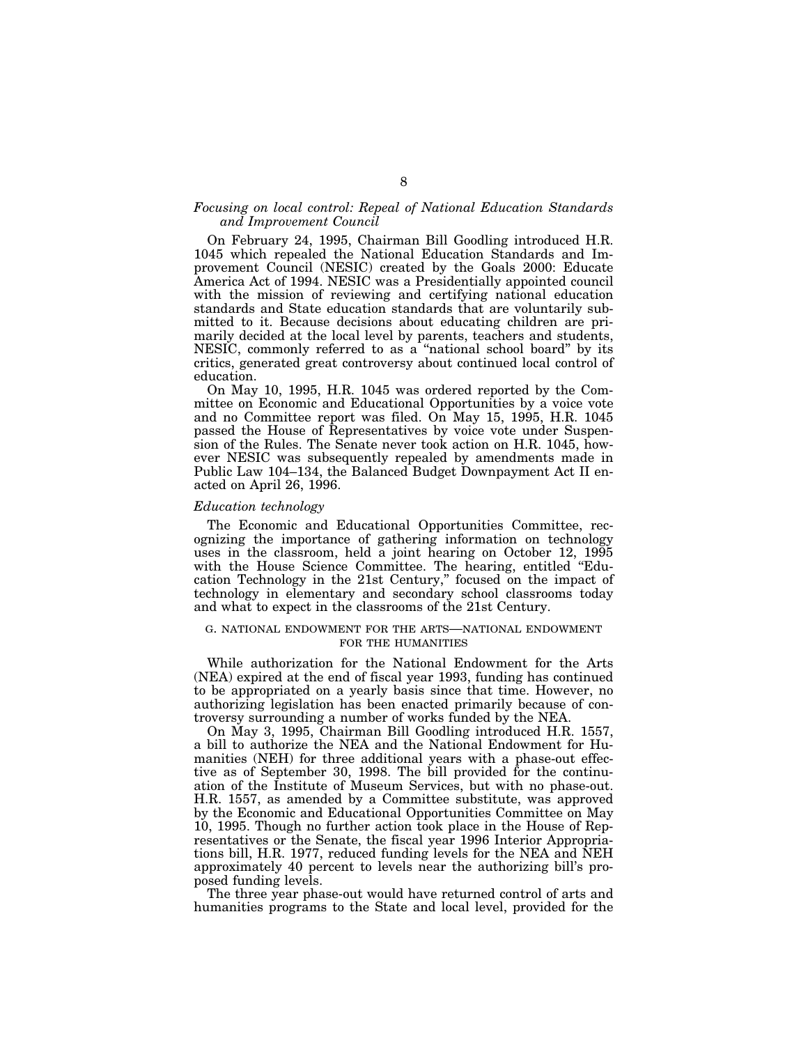### *Focusing on local control: Repeal of National Education Standards and Improvement Council*

On February 24, 1995, Chairman Bill Goodling introduced H.R. 1045 which repealed the National Education Standards and Improvement Council (NESIC) created by the Goals 2000: Educate America Act of 1994. NESIC was a Presidentially appointed council with the mission of reviewing and certifying national education standards and State education standards that are voluntarily submitted to it. Because decisions about educating children are primarily decided at the local level by parents, teachers and students, NESIC, commonly referred to as a "national school board" by its critics, generated great controversy about continued local control of education.

On May 10, 1995, H.R. 1045 was ordered reported by the Committee on Economic and Educational Opportunities by a voice vote and no Committee report was filed. On May 15, 1995, H.R. 1045 passed the House of Representatives by voice vote under Suspension of the Rules. The Senate never took action on H.R. 1045, however NESIC was subsequently repealed by amendments made in Public Law 104–134, the Balanced Budget Downpayment Act II enacted on April 26, 1996.

### *Education technology*

The Economic and Educational Opportunities Committee, recognizing the importance of gathering information on technology uses in the classroom, held a joint hearing on October 12, 1995 with the House Science Committee. The hearing, entitled "Education Technology in the 21st Century," focused on the impact of technology in elementary and secondary school classrooms today and what to expect in the classrooms of the 21st Century.

## G. NATIONAL ENDOWMENT FOR THE ARTS—NATIONAL ENDOWMENT FOR THE HUMANITIES

While authorization for the National Endowment for the Arts (NEA) expired at the end of fiscal year 1993, funding has continued to be appropriated on a yearly basis since that time. However, no authorizing legislation has been enacted primarily because of controversy surrounding a number of works funded by the NEA.

On May 3, 1995, Chairman Bill Goodling introduced H.R. 1557, a bill to authorize the NEA and the National Endowment for Humanities (NEH) for three additional years with a phase-out effective as of September 30, 1998. The bill provided for the continuation of the Institute of Museum Services, but with no phase-out. H.R. 1557, as amended by a Committee substitute, was approved by the Economic and Educational Opportunities Committee on May 10, 1995. Though no further action took place in the House of Representatives or the Senate, the fiscal year 1996 Interior Appropriations bill, H.R. 1977, reduced funding levels for the NEA and NEH approximately 40 percent to levels near the authorizing bill's proposed funding levels.

The three year phase-out would have returned control of arts and humanities programs to the State and local level, provided for the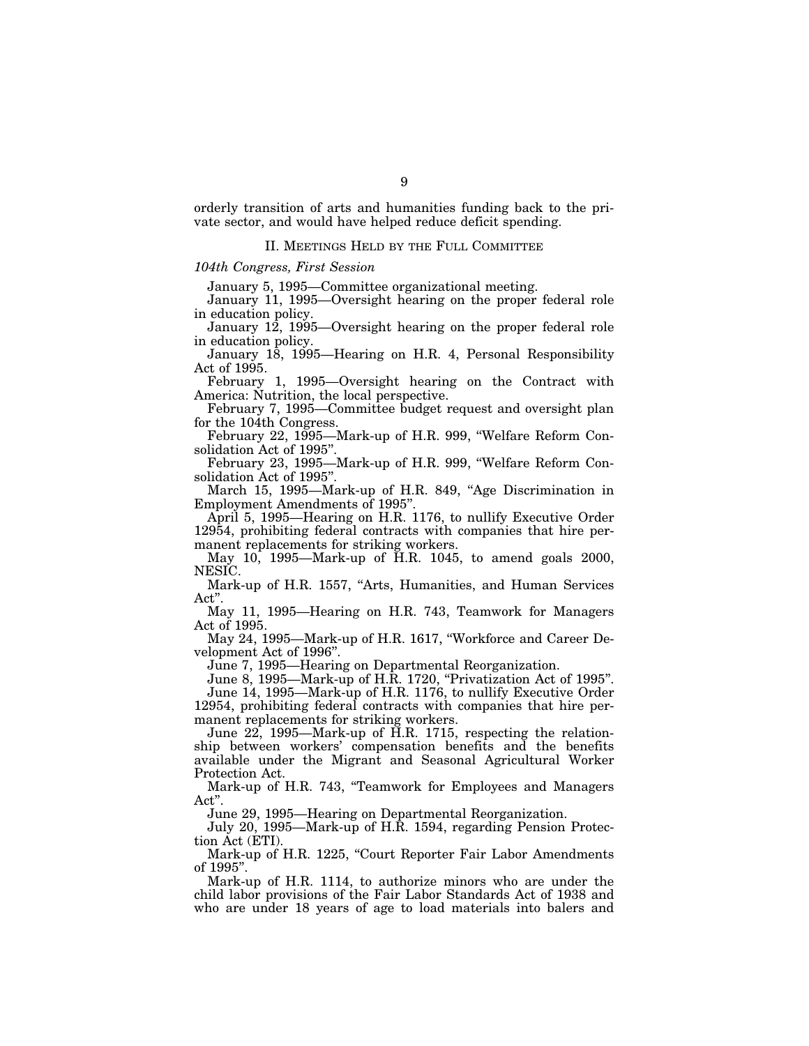orderly transition of arts and humanities funding back to the private sector, and would have helped reduce deficit spending.

## II. Meetings Held by the Full Committee

*104th Congress, First Session*

January 5, 1995—Committee organizational meeting.

January 11, 1995—Oversight hearing on the proper federal role in education policy.

January 12, 1995—Oversight hearing on the proper federal role in education policy.

January 18, 1995—Hearing on H.R. 4, Personal Responsibility Act of 1995.

February 1, 1995—Oversight hearing on the Contract with America: Nutrition, the local perspective.

February 7, 1995—Committee budget request and oversight plan for the 104th Congress.

February 22, 1995—Mark-up of H.R. 999, "Welfare Reform Consolidation Act of 1995".

February 23, 1995—Mark-up of H.R. 999, "Welfare Reform Consolidation Act of 1995".

March 15, 1995—Mark-up of H.R. 849, "Age Discrimination in Employment Amendments of 1995".

April 5, 1995—Hearing on H.R. 1176, to nullify Executive Order 12954, prohibiting federal contracts with companies that hire permanent replacements for striking workers.

May 10, 1995—Mark-up of H.R. 1045, to amend goals 2000, NESIC.

Mark-up of H.R. 1557, "Arts, Humanities, and Human Services Act".

May 11, 1995—Hearing on H.R. 743, Teamwork for Managers Act of 1995.

May 24, 1995—Mark-up of H.R. 1617, "Workforce and Career Development Act of 1996".

June 7, 1995—Hearing on Departmental Reorganization.

June 8, 1995—Mark-up of H.R. 1720, "Privatization Act of 1995".

June 14, 1995—Mark-up of H.R. 1176, to nullify Executive Order 12954, prohibiting federal contracts with companies that hire permanent replacements for striking workers.

June 22, 1995—Mark-up of H.R. 1715, respecting the relationship between workers' compensation benefits and the benefits available under the Migrant and Seasonal Agricultural Worker Protection Act.

Mark-up of H.R. 743, "Teamwork for Employees and Managers Act".

June 29, 1995—Hearing on Departmental Reorganization.

July 20, 1995—Mark-up of H.R. 1594, regarding Pension Protection Act (ETI).

Mark-up of H.R. 1225, "Court Reporter Fair Labor Amendments of 1995".

Mark-up of H.R. 1114, to authorize minors who are under the child labor provisions of the Fair Labor Standards Act of 1938 and who are under 18 years of age to load materials into balers and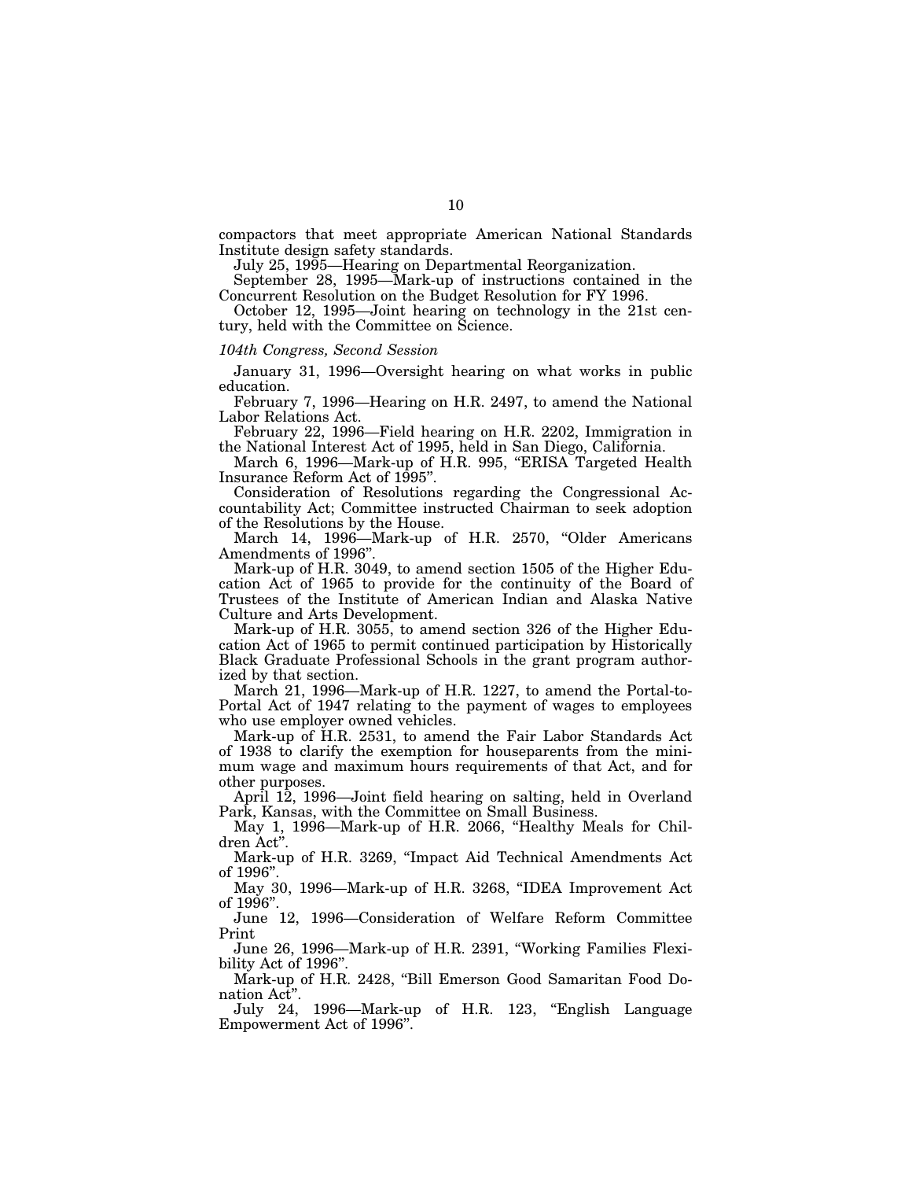compactors that meet appropriate American National Standards Institute design safety standards.

July 25, 1995—Hearing on Departmental Reorganization.

September 28, 1995—Mark-up of instructions contained in the Concurrent Resolution on the Budget Resolution for FY 1996.

October 12, 1995—Joint hearing on technology in the 21st century, held with the Committee on Science.

*104th Congress, Second Session*

January 31, 1996—Oversight hearing on what works in public education.

February 7, 1996—Hearing on H.R. 2497, to amend the National Labor Relations Act.

February 22, 1996—Field hearing on H.R. 2202, Immigration in the National Interest Act of 1995, held in San Diego, California.

March 6, 1996—Mark-up of H.R. 995, "ERISA Targeted Health Insurance Reform Act of 1995".

Consideration of Resolutions regarding the Congressional Accountability Act; Committee instructed Chairman to seek adoption of the Resolutions by the House.

March 14, 1996—Mark-up of H.R. 2570, "Older Americans Amendments of 1996".

Mark-up of H.R. 3049, to amend section 1505 of the Higher Education Act of 1965 to provide for the continuity of the Board of Trustees of the Institute of American Indian and Alaska Native Culture and Arts Development.

Mark-up of H.R. 3055, to amend section 326 of the Higher Education Act of 1965 to permit continued participation by Historically Black Graduate Professional Schools in the grant program authorized by that section.

March 21, 1996—Mark-up of H.R. 1227, to amend the Portal-to-Portal Act of 1947 relating to the payment of wages to employees who use employer owned vehicles.

Mark-up of H.R. 2531, to amend the Fair Labor Standards Act of 1938 to clarify the exemption for houseparents from the minimum wage and maximum hours requirements of that Act, and for other purposes.

April 12, 1996—Joint field hearing on salting, held in Overland Park, Kansas, with the Committee on Small Business.

May 1, 1996—Mark-up of H.R. 2066, "Healthy Meals for Children Act".

Mark-up of H.R. 3269, "Impact Aid Technical Amendments Act of 1996".

May 30, 1996—Mark-up of H.R. 3268, "IDEA Improvement Act of 1996".

June 12, 1996—Consideration of Welfare Reform Committee Print

June 26, 1996—Mark-up of H.R. 2391, "Working Families Flexibility Act of 1996".

Mark-up of H.R. 2428, "Bill Emerson Good Samaritan Food Donation Act".

July 24, 1996—Mark-up of H.R. 123, "English Language Empowerment Act of 1996".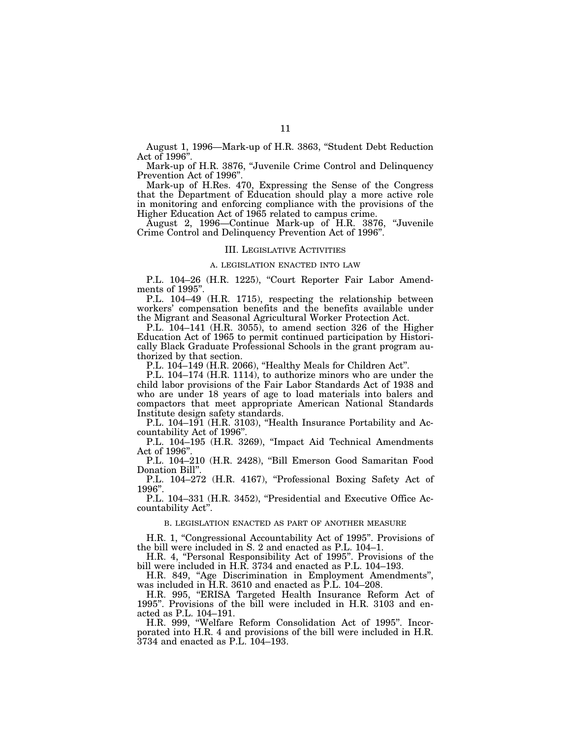August 1, 1996—Mark-up of H.R. 3863, "Student Debt Reduction Act of 1996".

Mark-up of H.R. 3876, "Juvenile Crime Control and Delinquency Prevention Act of 1996".

Mark-up of H.Res. 470, Expressing the Sense of the Congress that the Department of Education should play a more active role in monitoring and enforcing compliance with the provisions of the Higher Education Act of 1965 related to campus crime.

August 2, 1996—Continue Mark-up of H.R. 3876, "Juvenile Crime Control and Delinquency Prevention Act of 1996".

## III. Legislative Activities

### A. Legislation Enacted Into Law

P.L. 104–26 (H.R. 1225), "Court Reporter Fair Labor Amendments of 1995".

P.L. 104–49 (H.R. 1715), respecting the relationship between workers' compensation benefits and the benefits available under the Migrant and Seasonal Agricultural Worker Protection Act.

P.L. 104–141 (H.R. 3055), to amend section 326 of the Higher Education Act of 1965 to permit continued participation by Historically Black Graduate Professional Schools in the grant program authorized by that section.

P.L. 104–149 (H.R. 2066), "Healthy Meals for Children Act".

P.L. 104–174 (H.R. 1114), to authorize minors who are under the child labor provisions of the Fair Labor Standards Act of 1938 and who are under 18 years of age to load materials into balers and compactors that meet appropriate American National Standards Institute design safety standards.

P.L. 104–191 (H.R. 3103), "Health Insurance Portability and Accountability Act of 1996".

P.L. 104–195 (H.R. 3269), "Impact Aid Technical Amendments Act of 1996".

P.L. 104–210 (H.R. 2428), "Bill Emerson Good Samaritan Food Donation Bill".

P.L. 104–272 (H.R. 4167), "Professional Boxing Safety Act of 1996".

P.L. 104–331 (H.R. 3452), "Presidential and Executive Office Accountability Act".

### B. Legislation Enacted as Part of Another Measure

H.R. 1, "Congressional Accountability Act of 1995". Provisions of the bill were included in S. 2 and enacted as P.L. 104–1.

H.R. 4, "Personal Responsibility Act of 1995". Provisions of the bill were included in H.R. 3734 and enacted as P.L. 104–193.

H.R. 849, "Age Discrimination in Employment Amendments", was included in H.R. 3610 and enacted as P.L. 104–208.

H.R. 995, "ERISA Targeted Health Insurance Reform Act of 1995". Provisions of the bill were included in H.R. 3103 and enacted as P.L. 104–191.

H.R. 999, "Welfare Reform Consolidation Act of 1995". Incorporated into H.R. 4 and provisions of the bill were included in H.R. 3734 and enacted as P.L. 104–193.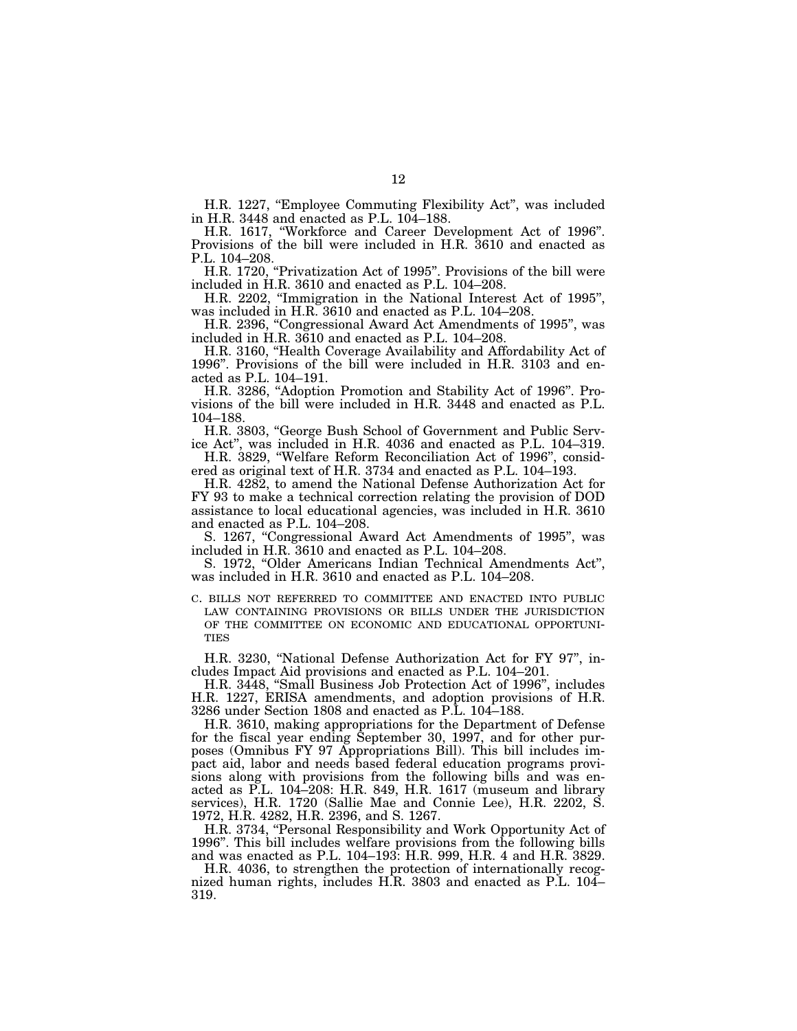H.R. 1227, "Employee Commuting Flexibility Act", was included in H.R. 3448 and enacted as P.L. 104–188.

H.R. 1617, "Workforce and Career Development Act of 1996". Provisions of the bill were included in H.R. 3610 and enacted as P.L. 104–208.

H.R. 1720, "Privatization Act of 1995". Provisions of the bill were included in H.R. 3610 and enacted as P.L. 104–208.

H.R. 2202, "Immigration in the National Interest Act of 1995", was included in H.R. 3610 and enacted as P.L. 104–208.

H.R. 2396, "Congressional Award Act Amendments of 1995", was included in H.R. 3610 and enacted as P.L. 104–208.

H.R. 3160, "Health Coverage Availability and Affordability Act of 1996". Provisions of the bill were included in H.R. 3103 and enacted as P.L. 104–191.

H.R. 3286, "Adoption Promotion and Stability Act of 1996". Provisions of the bill were included in H.R. 3448 and enacted as P.L. 104–188.

H.R. 3803, "George Bush School of Government and Public Service Act", was included in H.R. 4036 and enacted as P.L. 104–319.

H.R. 3829, "Welfare Reform Reconciliation Act of 1996", considered as original text of H.R. 3734 and enacted as P.L. 104–193.

H.R. 4282, to amend the National Defense Authorization Act for FY 93 to make a technical correction relating the provision of DOD assistance to local educational agencies, was included in H.R. 3610 and enacted as P.L. 104–208.

S. 1267, "Congressional Award Act Amendments of 1995", was included in H.R. 3610 and enacted as P.L. 104–208.

S. 1972, "Older Americans Indian Technical Amendments Act", was included in H.R. 3610 and enacted as P.L. 104–208.

### C. BILLS NOT REFERRED TO COMMITTEE AND ENACTED INTO PUBLIC LAW CONTAINING PROVISIONS OR BILLS UNDER THE JURISDICTION OF THE COMMITTEE ON ECONOMIC AND EDUCATIONAL OPPORTUNITIES

H.R. 3230, "National Defense Authorization Act for FY 97", includes Impact Aid provisions and enacted as P.L. 104–201.

H.R. 3448, "Small Business Job Protection Act of 1996", includes H.R. 1227, ERISA amendments, and adoption provisions of H.R. 3286 under Section 1808 and enacted as P.L. 104–188.

H.R. 3610, making appropriations for the Department of Defense for the fiscal year ending September 30, 1997, and for other purposes (Omnibus FY 97 Appropriations Bill). This bill includes impact aid, labor and needs based federal education programs provisions along with provisions from the following bills and was enacted as P.L. 104–208: H.R. 849, H.R. 1617 (museum and library services), H.R. 1720 (Sallie Mae and Connie Lee), H.R. 2202, S. 1972, H.R. 4282, H.R. 2396, and S. 1267.

H.R. 3734, "Personal Responsibility and Work Opportunity Act of 1996". This bill includes welfare provisions from the following bills and was enacted as P.L. 104–193: H.R. 999, H.R. 4 and H.R. 3829.

H.R. 4036, to strengthen the protection of internationally recognized human rights, includes H.R. 3803 and enacted as P.L. 104–319.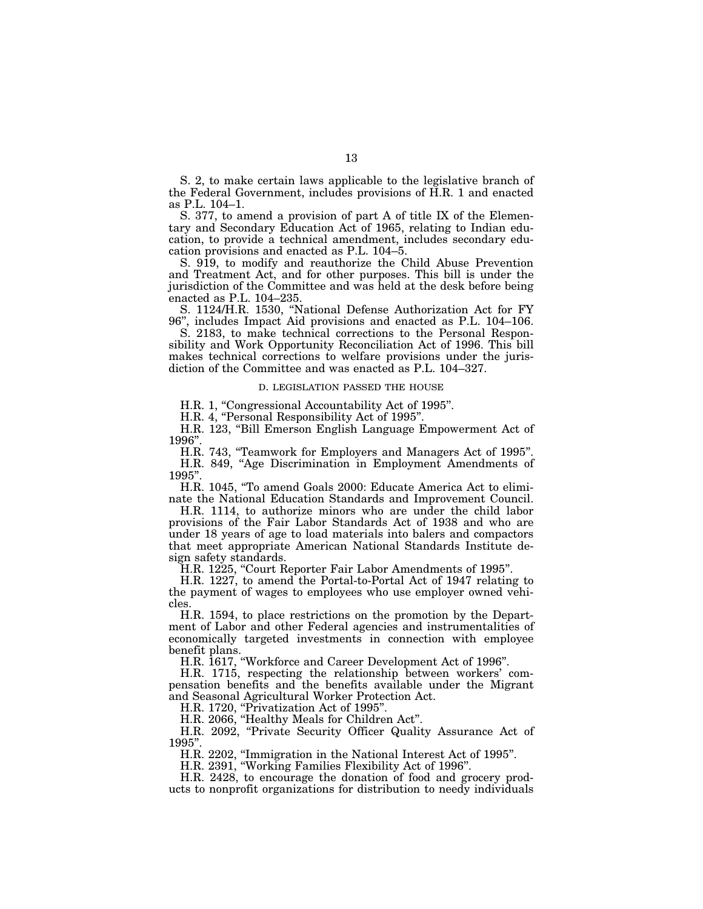S. 2, to make certain laws applicable to the legislative branch of the Federal Government, includes provisions of H.R. 1 and enacted as P.L. 104–1.

S. 377, to amend a provision of part A of title IX of the Elementary and Secondary Education Act of 1965, relating to Indian education, to provide a technical amendment, includes secondary education provisions and enacted as P.L. 104–5.

S. 919, to modify and reauthorize the Child Abuse Prevention and Treatment Act, and for other purposes. This bill is under the jurisdiction of the Committee and was held at the desk before being enacted as P.L. 104–235.

S. 1124/H.R. 1530, "National Defense Authorization Act for FY 96", includes Impact Aid provisions and enacted as P.L. 104–106.

S. 2183, to make technical corrections to the Personal Responsibility and Work Opportunity Reconciliation Act of 1996. This bill makes technical corrections to welfare provisions under the jurisdiction of the Committee and was enacted as P.L. 104–327.

### D. LEGISLATION PASSED THE HOUSE

H.R. 1, "Congressional Accountability Act of 1995".

H.R. 4, "Personal Responsibility Act of 1995".

H.R. 123, "Bill Emerson English Language Empowerment Act of 1996".

H.R. 743, "Teamwork for Employers and Managers Act of 1995".

H.R. 849, "Age Discrimination in Employment Amendments of 1995".

H.R. 1045, "To amend Goals 2000: Educate America Act to eliminate the National Education Standards and Improvement Council.

H.R. 1114, to authorize minors who are under the child labor provisions of the Fair Labor Standards Act of 1938 and who are under 18 years of age to load materials into balers and compactors that meet appropriate American National Standards Institute design safety standards.

H.R. 1225, "Court Reporter Fair Labor Amendments of 1995".

H.R. 1227, to amend the Portal-to-Portal Act of 1947 relating to the payment of wages to employees who use employer owned vehicles.

H.R. 1594, to place restrictions on the promotion by the Department of Labor and other Federal agencies and instrumentalities of economically targeted investments in connection with employee benefit plans.

H.R. 1617, "Workforce and Career Development Act of 1996".

H.R. 1715, respecting the relationship between workers' compensation benefits and the benefits available under the Migrant and Seasonal Agricultural Worker Protection Act.

H.R. 1720, "Privatization Act of 1995".

H.R. 2066, "Healthy Meals for Children Act".

H.R. 2092, "Private Security Officer Quality Assurance Act of 1995".

H.R. 2202, "Immigration in the National Interest Act of 1995".

H.R. 2391, "Working Families Flexibility Act of 1996".

H.R. 2428, to encourage the donation of food and grocery products to nonprofit organizations for distribution to needy individuals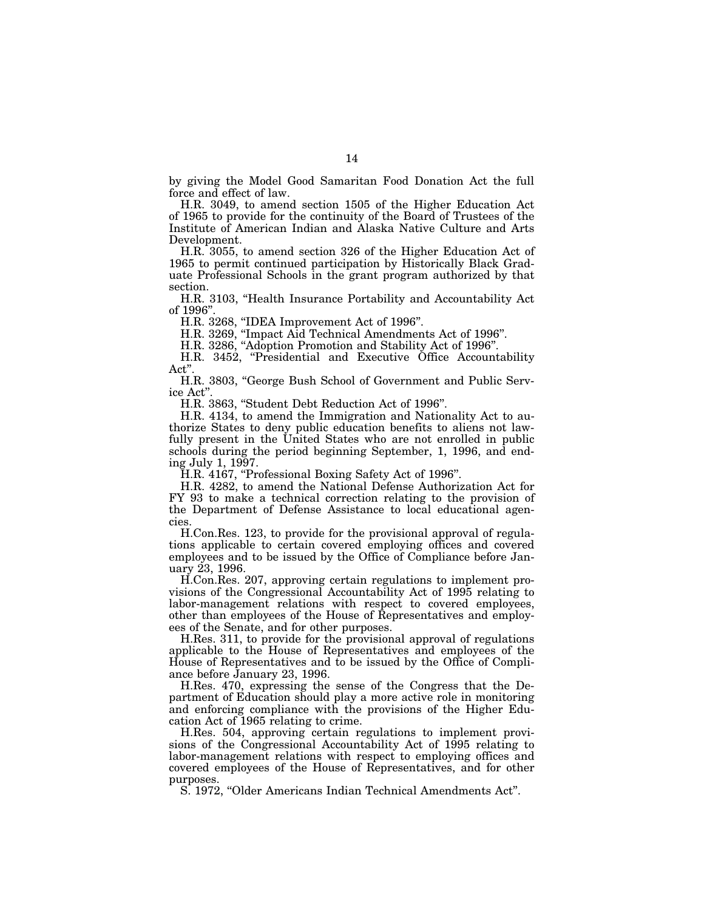by giving the Model Good Samaritan Food Donation Act the full force and effect of law.

H.R. 3049, to amend section 1505 of the Higher Education Act of 1965 to provide for the continuity of the Board of Trustees of the Institute of American Indian and Alaska Native Culture and Arts Development.

H.R. 3055, to amend section 326 of the Higher Education Act of 1965 to permit continued participation by Historically Black Graduate Professional Schools in the grant program authorized by that section.

H.R. 3103, "Health Insurance Portability and Accountability Act of 1996".

H.R. 3268, "IDEA Improvement Act of 1996".

H.R. 3269, "Impact Aid Technical Amendments Act of 1996".

H.R. 3286, "Adoption Promotion and Stability Act of 1996".

H.R. 3452, "Presidential and Executive Office Accountability Act".

H.R. 3803, "George Bush School of Government and Public Service Act".

H.R. 3863, "Student Debt Reduction Act of 1996".

H.R. 4134, to amend the Immigration and Nationality Act to authorize States to deny public education benefits to aliens not lawfully present in the United States who are not enrolled in public schools during the period beginning September, 1, 1996, and ending July 1, 1997.

H.R. 4167, "Professional Boxing Safety Act of 1996".

H.R. 4282, to amend the National Defense Authorization Act for FY 93 to make a technical correction relating to the provision of the Department of Defense Assistance to local educational agencies.

H.Con.Res. 123, to provide for the provisional approval of regulations applicable to certain covered employing offices and covered employees and to be issued by the Office of Compliance before January 23, 1996.

H.Con.Res. 207, approving certain regulations to implement provisions of the Congressional Accountability Act of 1995 relating to labor-management relations with respect to covered employees, other than employees of the House of Representatives and employees of the Senate, and for other purposes.

H.Res. 311, to provide for the provisional approval of regulations applicable to the House of Representatives and employees of the House of Representatives and to be issued by the Office of Compliance before January 23, 1996.

H.Res. 470, expressing the sense of the Congress that the Department of Education should play a more active role in monitoring and enforcing compliance with the provisions of the Higher Education Act of 1965 relating to crime.

H.Res. 504, approving certain regulations to implement provisions of the Congressional Accountability Act of 1995 relating to labor-management relations with respect to employing offices and covered employees of the House of Representatives, and for other purposes.

S. 1972, "Older Americans Indian Technical Amendments Act".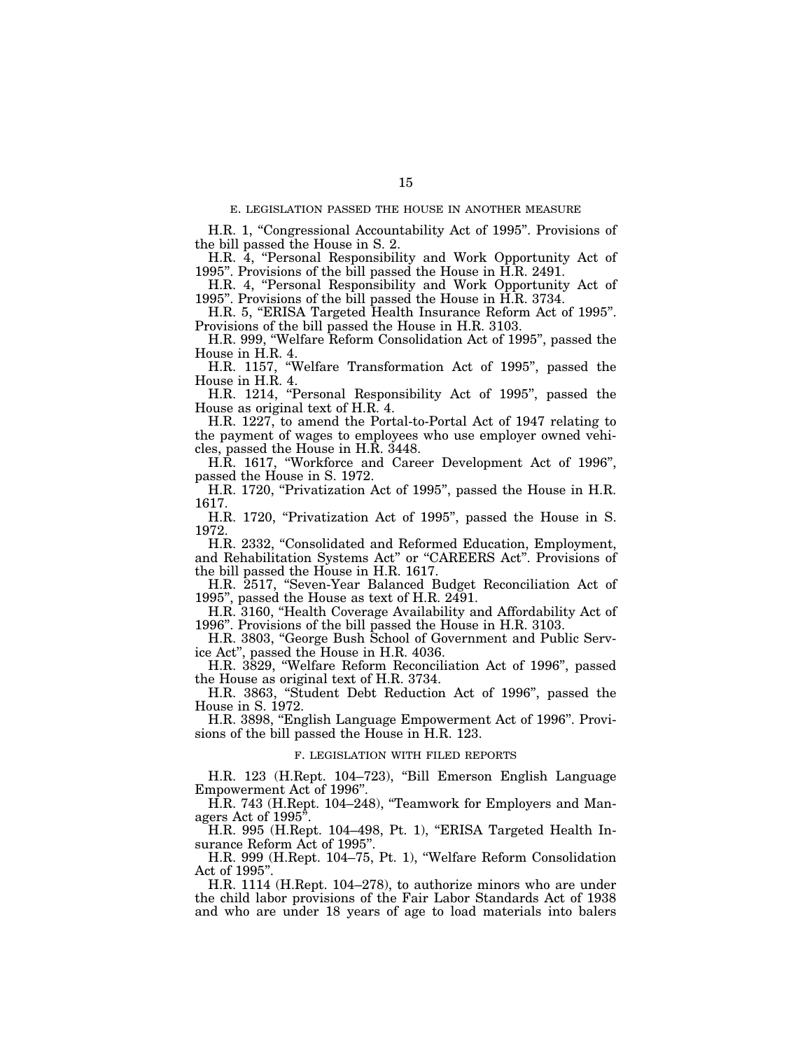### E. LEGISLATION PASSED THE HOUSE IN ANOTHER MEASURE

H.R. 1, "Congressional Accountability Act of 1995". Provisions of the bill passed the House in S. 2.

H.R. 4, "Personal Responsibility and Work Opportunity Act of 1995". Provisions of the bill passed the House in H.R. 2491.

H.R. 4, "Personal Responsibility and Work Opportunity Act of 1995". Provisions of the bill passed the House in H.R. 3734.

H.R. 5, "ERISA Targeted Health Insurance Reform Act of 1995". Provisions of the bill passed the House in H.R. 3103.

H.R. 999, "Welfare Reform Consolidation Act of 1995", passed the House in H.R. 4.

H.R. 1157, "Welfare Transformation Act of 1995", passed the House in H.R. 4.

H.R. 1214, "Personal Responsibility Act of 1995", passed the House as original text of H.R. 4.

H.R. 1227, to amend the Portal-to-Portal Act of 1947 relating to the payment of wages to employees who use employer owned vehicles, passed the House in H.R. 3448.

H.R. 1617, "Workforce and Career Development Act of 1996", passed the House in S. 1972.

H.R. 1720, "Privatization Act of 1995", passed the House in H.R. 1617.

H.R. 1720, "Privatization Act of 1995", passed the House in S. 1972.

H.R. 2332, "Consolidated and Reformed Education, Employment, and Rehabilitation Systems Act" or "CAREERS Act". Provisions of the bill passed the House in H.R. 1617.

H.R. 2517, "Seven-Year Balanced Budget Reconciliation Act of 1995", passed the House as text of H.R. 2491.

H.R. 3160, "Health Coverage Availability and Affordability Act of 1996". Provisions of the bill passed the House in H.R. 3103.

H.R. 3803, "George Bush School of Government and Public Service Act", passed the House in H.R. 4036.

H.R. 3829, "Welfare Reform Reconciliation Act of 1996", passed the House as original text of H.R. 3734.

H.R. 3863, "Student Debt Reduction Act of 1996", passed the House in S. 1972.

H.R. 3898, "English Language Empowerment Act of 1996". Provisions of the bill passed the House in H.R. 123.

### F. LEGISLATION WITH FILED REPORTS

H.R. 123 (H.Rept. 104–723), "Bill Emerson English Language Empowerment Act of 1996".

H.R. 743 (H.Rept. 104–248), "Teamwork for Employers and Managers Act of 1995".

H.R. 995 (H.Rept. 104–498, Pt. 1), "ERISA Targeted Health Insurance Reform Act of 1995".

H.R. 999 (H.Rept. 104–75, Pt. 1), "Welfare Reform Consolidation Act of 1995".

H.R. 1114 (H.Rept. 104–278), to authorize minors who are under the child labor provisions of the Fair Labor Standards Act of 1938 and who are under 18 years of age to load materials into balers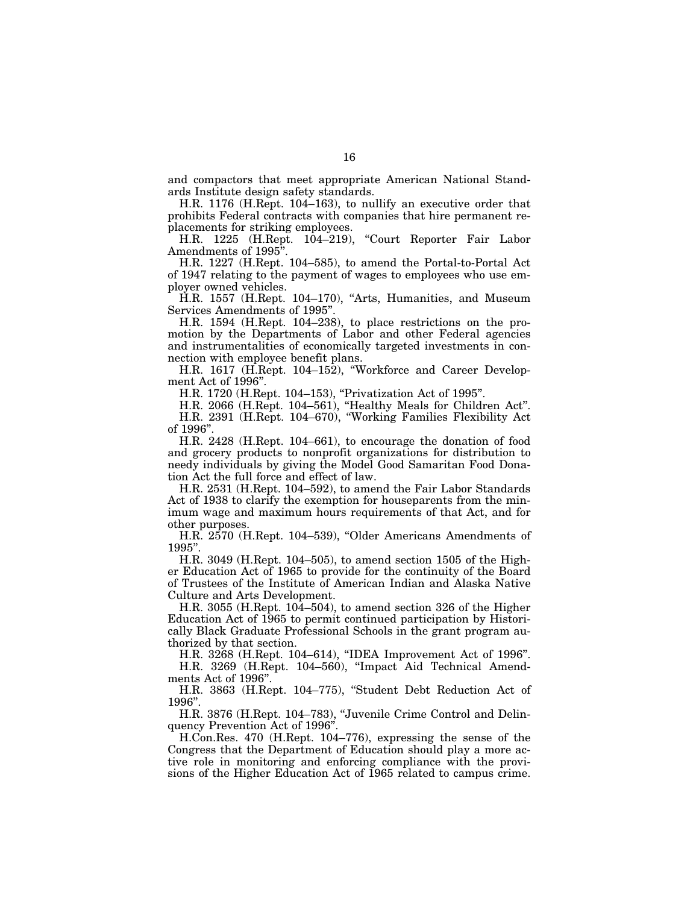and compactors that meet appropriate American National Standards Institute design safety standards.

H.R. 1176 (H.Rept. 104–163), to nullify an executive order that prohibits Federal contracts with companies that hire permanent replacements for striking employees.

H.R. 1225 (H.Rept. 104–219), "Court Reporter Fair Labor Amendments of 1995".

H.R. 1227 (H.Rept. 104–585), to amend the Portal-to-Portal Act of 1947 relating to the payment of wages to employees who use employer owned vehicles.

H.R. 1557 (H.Rept. 104–170), "Arts, Humanities, and Museum Services Amendments of 1995".

H.R. 1594 (H.Rept. 104–238), to place restrictions on the promotion by the Departments of Labor and other Federal agencies and instrumentalities of economically targeted investments in connection with employee benefit plans.

H.R. 1617 (H.Rept. 104–152), "Workforce and Career Development Act of 1996".

H.R. 1720 (H.Rept. 104–153), "Privatization Act of 1995".

H.R. 2066 (H.Rept. 104–561), "Healthy Meals for Children Act".

H.R. 2391 (H.Rept. 104–670), "Working Families Flexibility Act of 1996".

H.R. 2428 (H.Rept. 104–661), to encourage the donation of food and grocery products to nonprofit organizations for distribution to needy individuals by giving the Model Good Samaritan Food Donation Act the full force and effect of law.

H.R. 2531 (H.Rept. 104–592), to amend the Fair Labor Standards Act of 1938 to clarify the exemption for houseparents from the minimum wage and maximum hours requirements of that Act, and for other purposes.

H.R. 2570 (H.Rept. 104–539), "Older Americans Amendments of 1995".

H.R. 3049 (H.Rept. 104–505), to amend section 1505 of the Higher Education Act of 1965 to provide for the continuity of the Board of Trustees of the Institute of American Indian and Alaska Native Culture and Arts Development.

H.R. 3055 (H.Rept. 104–504), to amend section 326 of the Higher Education Act of 1965 to permit continued participation by Historically Black Graduate Professional Schools in the grant program authorized by that section.

H.R. 3268 (H.Rept. 104–614), "IDEA Improvement Act of 1996".

H.R. 3269 (H.Rept. 104–560), "Impact Aid Technical Amendments Act of 1996".

H.R. 3863 (H.Rept. 104–775), "Student Debt Reduction Act of 1996".

H.R. 3876 (H.Rept. 104–783), "Juvenile Crime Control and Delinquency Prevention Act of 1996".

H.Con.Res. 470 (H.Rept. 104–776), expressing the sense of the Congress that the Department of Education should play a more active role in monitoring and enforcing compliance with the provisions of the Higher Education Act of 1965 related to campus crime.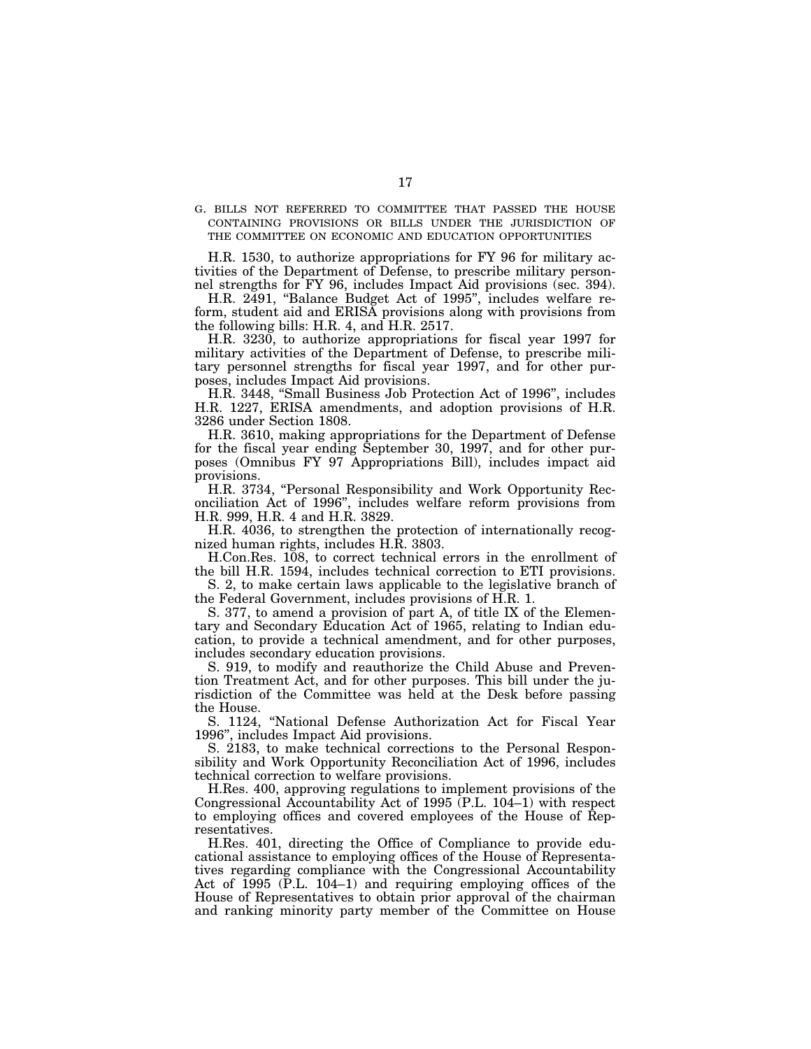### G. BILLS NOT REFERRED TO COMMITTEE THAT PASSED THE HOUSE CONTAINING PROVISIONS OR BILLS UNDER THE JURISDICTION OF THE COMMITTEE ON ECONOMIC AND EDUCATION OPPORTUNITIES

H.R. 1530, to authorize appropriations for FY 96 for military activities of the Department of Defense, to prescribe military personnel strengths for FY 96, includes Impact Aid provisions (sec. 394).

H.R. 2491, "Balance Budget Act of 1995", includes welfare reform, student aid and ERISA provisions along with provisions from the following bills: H.R. 4, and H.R. 2517.

H.R. 3230, to authorize appropriations for fiscal year 1997 for military activities of the Department of Defense, to prescribe military personnel strengths for fiscal year 1997, and for other purposes, includes Impact Aid provisions.

H.R. 3448, "Small Business Job Protection Act of 1996", includes H.R. 1227, ERISA amendments, and adoption provisions of H.R. 3286 under Section 1808.

H.R. 3610, making appropriations for the Department of Defense for the fiscal year ending September 30, 1997, and for other purposes (Omnibus FY 97 Appropriations Bill), includes impact aid provisions.

H.R. 3734, "Personal Responsibility and Work Opportunity Reconciliation Act of 1996", includes welfare reform provisions from H.R. 999, H.R. 4 and H.R. 3829.

H.R. 4036, to strengthen the protection of internationally recognized human rights, includes H.R. 3803.

H.Con.Res. 108, to correct technical errors in the enrollment of the bill H.R. 1594, includes technical correction to ETI provisions.

S. 2, to make certain laws applicable to the legislative branch of the Federal Government, includes provisions of H.R. 1.

S. 377, to amend a provision of part A, of title IX of the Elementary and Secondary Education Act of 1965, relating to Indian education, to provide a technical amendment, and for other purposes, includes secondary education provisions.

S. 919, to modify and reauthorize the Child Abuse and Prevention Treatment Act, and for other purposes. This bill under the jurisdiction of the Committee was held at the Desk before passing the House.

S. 1124, "National Defense Authorization Act for Fiscal Year 1996", includes Impact Aid provisions.

S. 2183, to make technical corrections to the Personal Responsibility and Work Opportunity Reconciliation Act of 1996, includes technical correction to welfare provisions.

H.Res. 400, approving regulations to implement provisions of the Congressional Accountability Act of 1995 (P.L. 104–1) with respect to employing offices and covered employees of the House of Representatives.

H.Res. 401, directing the Office of Compliance to provide educational assistance to employing offices of the House of Representatives regarding compliance with the Congressional Accountability Act of 1995 (P.L. 104–1) and requiring employing offices of the House of Representatives to obtain prior approval of the chairman and ranking minority party member of the Committee on House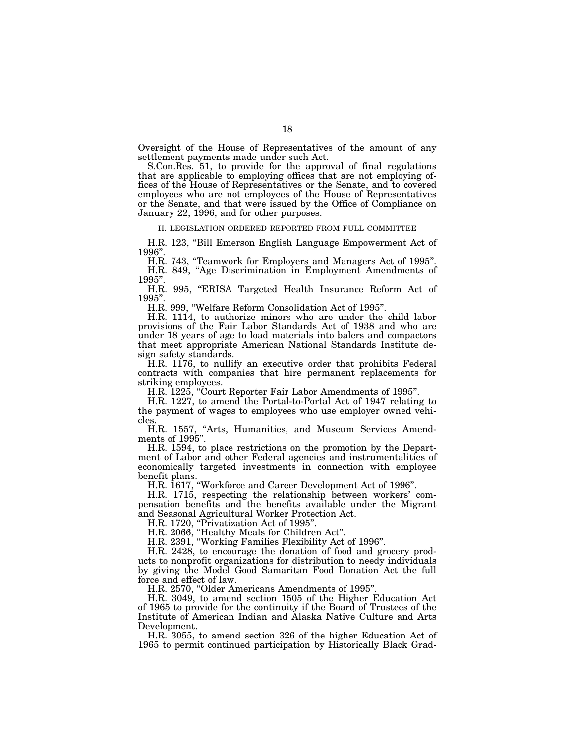Oversight of the House of Representatives of the amount of any settlement payments made under such Act.

S.Con.Res. 51, to provide for the approval of final regulations that are applicable to employing offices that are not employing offices of the House of Representatives or the Senate, and to covered employees who are not employees of the House of Representatives or the Senate, and that were issued by the Office of Compliance on January 22, 1996, and for other purposes.

### H. LEGISLATION ORDERED REPORTED FROM FULL COMMITTEE

H.R. 123, "Bill Emerson English Language Empowerment Act of 1996".

H.R. 743, "Teamwork for Employers and Managers Act of 1995".

H.R. 849, "Age Discrimination in Employment Amendments of 1995".

H.R. 995, "ERISA Targeted Health Insurance Reform Act of 1995".

H.R. 999, "Welfare Reform Consolidation Act of 1995".

H.R. 1114, to authorize minors who are under the child labor provisions of the Fair Labor Standards Act of 1938 and who are under 18 years of age to load materials into balers and compactors that meet appropriate American National Standards Institute design safety standards.

H.R. 1176, to nullify an executive order that prohibits Federal contracts with companies that hire permanent replacements for striking employees.

H.R. 1225, "Court Reporter Fair Labor Amendments of 1995".

H.R. 1227, to amend the Portal-to-Portal Act of 1947 relating to the payment of wages to employees who use employer owned vehicles.

H.R. 1557, "Arts, Humanities, and Museum Services Amendments of 1995".

H.R. 1594, to place restrictions on the promotion by the Department of Labor and other Federal agencies and instrumentalities of economically targeted investments in connection with employee benefit plans.

H.R. 1617, "Workforce and Career Development Act of 1996".

H.R. 1715, respecting the relationship between workers' compensation benefits and the benefits available under the Migrant and Seasonal Agricultural Worker Protection Act.

H.R. 1720, "Privatization Act of 1995".

H.R. 2066, "Healthy Meals for Children Act".

H.R. 2391, "Working Families Flexibility Act of 1996".

H.R. 2428, to encourage the donation of food and grocery products to nonprofit organizations for distribution to needy individuals by giving the Model Good Samaritan Food Donation Act the full force and effect of law.

H.R. 2570, "Older Americans Amendments of 1995".

H.R. 3049, to amend section 1505 of the Higher Education Act of 1965 to provide for the continuity if the Board of Trustees of the Institute of American Indian and Alaska Native Culture and Arts Development.

H.R. 3055, to amend section 326 of the higher Education Act of 1965 to permit continued participation by Historically Black Grad-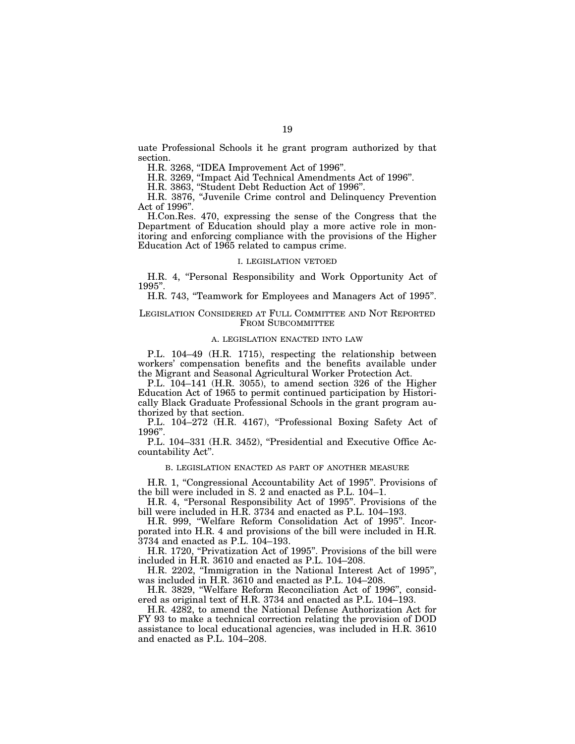uate Professional Schools it he grant program authorized by that section.

H.R. 3268, "IDEA Improvement Act of 1996".

H.R. 3269, "Impact Aid Technical Amendments Act of 1996".

H.R. 3863, "Student Debt Reduction Act of 1996".

H.R. 3876, "Juvenile Crime control and Delinquency Prevention Act of 1996".

H.Con.Res. 470, expressing the sense of the Congress that the Department of Education should play a more active role in monitoring and enforcing compliance with the provisions of the Higher Education Act of 1965 related to campus crime.

#### I. LEGISLATION VETOED

H.R. 4, "Personal Responsibility and Work Opportunity Act of 1995".

H.R. 743, "Teamwork for Employees and Managers Act of 1995".

### LEGISLATION CONSIDERED AT FULL COMMITTEE AND NOT REPORTED FROM SUBCOMMITTEE

#### A. LEGISLATION ENACTED INTO LAW

P.L. 104–49 (H.R. 1715), respecting the relationship between workers' compensation benefits and the benefits available under the Migrant and Seasonal Agricultural Worker Protection Act.

P.L. 104–141 (H.R. 3055), to amend section 326 of the Higher Education Act of 1965 to permit continued participation by Historically Black Graduate Professional Schools in the grant program authorized by that section.

P.L. 104–272 (H.R. 4167), "Professional Boxing Safety Act of 1996".

P.L. 104–331 (H.R. 3452), "Presidential and Executive Office Accountability Act".

#### B. LEGISLATION ENACTED AS PART OF ANOTHER MEASURE

H.R. 1, "Congressional Accountability Act of 1995". Provisions of the bill were included in S. 2 and enacted as P.L. 104–1.

H.R. 4, "Personal Responsibility Act of 1995". Provisions of the bill were included in H.R. 3734 and enacted as P.L. 104–193.

H.R. 999, "Welfare Reform Consolidation Act of 1995". Incorporated into H.R. 4 and provisions of the bill were included in H.R. 3734 and enacted as P.L. 104–193.

H.R. 1720, "Privatization Act of 1995". Provisions of the bill were included in H.R. 3610 and enacted as P.L. 104–208.

H.R. 2202, "Immigration in the National Interest Act of 1995", was included in H.R. 3610 and enacted as P.L. 104–208.

H.R. 3829, "Welfare Reform Reconciliation Act of 1996", considered as original text of H.R. 3734 and enacted as P.L. 104–193.

H.R. 4282, to amend the National Defense Authorization Act for FY 93 to make a technical correction relating the provision of DOD assistance to local educational agencies, was included in H.R. 3610 and enacted as P.L. 104–208.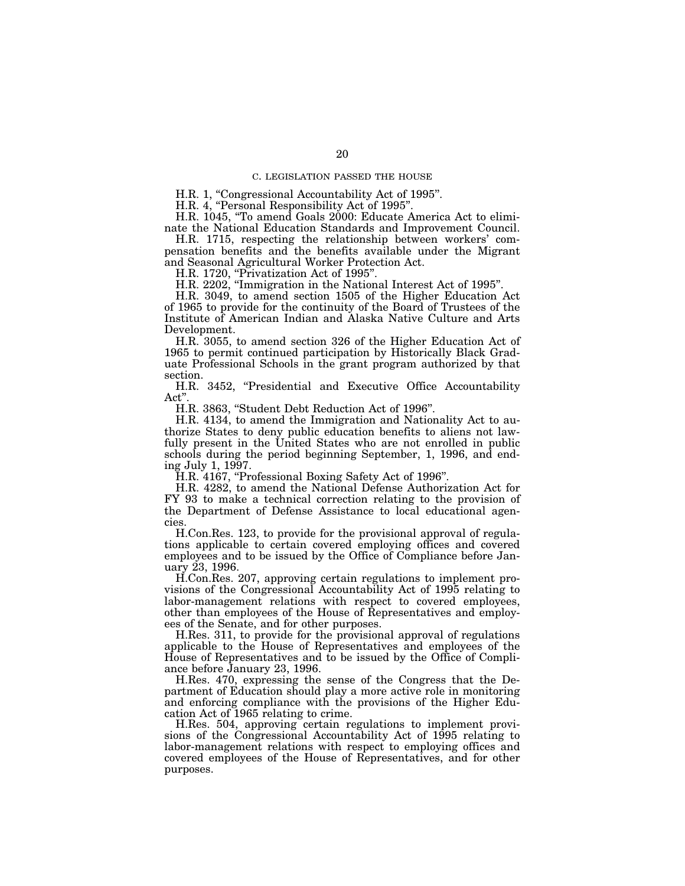### C. LEGISLATION PASSED THE HOUSE

H.R. 1, "Congressional Accountability Act of 1995".

H.R. 4, "Personal Responsibility Act of 1995".

H.R. 1045, "To amend Goals 2000: Educate America Act to eliminate the National Education Standards and Improvement Council.

H.R. 1715, respecting the relationship between workers' compensation benefits and the benefits available under the Migrant and Seasonal Agricultural Worker Protection Act.

H.R. 1720, "Privatization Act of 1995".

H.R. 2202, "Immigration in the National Interest Act of 1995".

H.R. 3049, to amend section 1505 of the Higher Education Act of 1965 to provide for the continuity of the Board of Trustees of the Institute of American Indian and Alaska Native Culture and Arts Development.

H.R. 3055, to amend section 326 of the Higher Education Act of 1965 to permit continued participation by Historically Black Graduate Professional Schools in the grant program authorized by that section.

H.R. 3452, "Presidential and Executive Office Accountability Act".

H.R. 3863, "Student Debt Reduction Act of 1996".

H.R. 4134, to amend the Immigration and Nationality Act to authorize States to deny public education benefits to aliens not lawfully present in the United States who are not enrolled in public schools during the period beginning September, 1, 1996, and ending July 1, 1997.

H.R. 4167, "Professional Boxing Safety Act of 1996".

H.R. 4282, to amend the National Defense Authorization Act for FY 93 to make a technical correction relating to the provision of the Department of Defense Assistance to local educational agencies.

H.Con.Res. 123, to provide for the provisional approval of regulations applicable to certain covered employing offices and covered employees and to be issued by the Office of Compliance before January 23, 1996.

H.Con.Res. 207, approving certain regulations to implement provisions of the Congressional Accountability Act of 1995 relating to labor-management relations with respect to covered employees, other than employees of the House of Representatives and employees of the Senate, and for other purposes.

H.Res. 311, to provide for the provisional approval of regulations applicable to the House of Representatives and employees of the House of Representatives and to be issued by the Office of Compliance before January 23, 1996.

H.Res. 470, expressing the sense of the Congress that the Department of Education should play a more active role in monitoring and enforcing compliance with the provisions of the Higher Education Act of 1965 relating to crime.

H.Res. 504, approving certain regulations to implement provisions of the Congressional Accountability Act of 1995 relating to labor-management relations with respect to employing offices and covered employees of the House of Representatives, and for other purposes.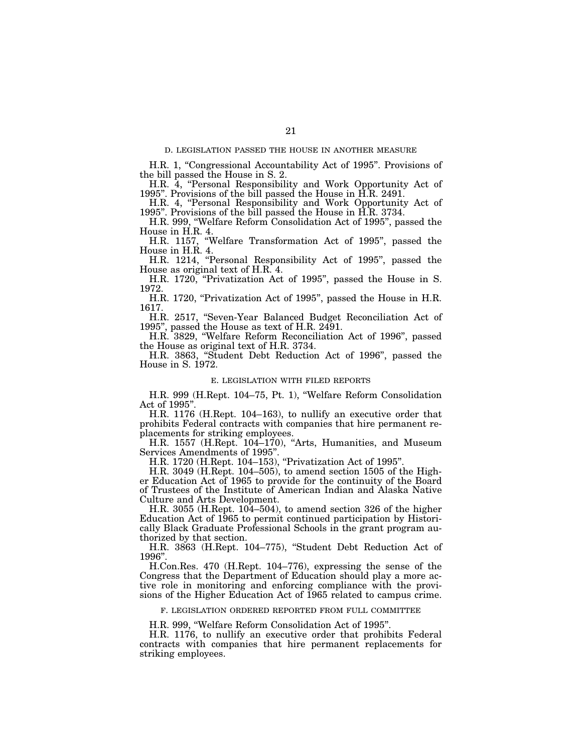### D. LEGISLATION PASSED THE HOUSE IN ANOTHER MEASURE

H.R. 1, "Congressional Accountability Act of 1995". Provisions of the bill passed the House in S. 2.

H.R. 4, "Personal Responsibility and Work Opportunity Act of 1995". Provisions of the bill passed the House in H.R. 2491.

H.R. 4, "Personal Responsibility and Work Opportunity Act of 1995". Provisions of the bill passed the House in H.R. 3734.

H.R. 999, "Welfare Reform Consolidation Act of 1995", passed the House in H.R. 4.

H.R. 1157, "Welfare Transformation Act of 1995", passed the House in H.R. 4.

H.R. 1214, "Personal Responsibility Act of 1995", passed the House as original text of H.R. 4.

H.R. 1720, "Privatization Act of 1995", passed the House in S. 1972.

H.R. 1720, "Privatization Act of 1995", passed the House in H.R. 1617.

H.R. 2517, "Seven-Year Balanced Budget Reconciliation Act of 1995", passed the House as text of H.R. 2491.

H.R. 3829, "Welfare Reform Reconciliation Act of 1996", passed the House as original text of H.R. 3734.

H.R. 3863, "Student Debt Reduction Act of 1996", passed the House in S. 1972.

### E. LEGISLATION WITH FILED REPORTS

H.R. 999 (H.Rept. 104–75, Pt. 1), "Welfare Reform Consolidation Act of 1995".

H.R. 1176 (H.Rept. 104–163), to nullify an executive order that prohibits Federal contracts with companies that hire permanent replacements for striking employees.

H.R. 1557 (H.Rept. 104–170), "Arts, Humanities, and Museum Services Amendments of 1995".

H.R. 1720 (H.Rept. 104–153), "Privatization Act of 1995".

H.R. 3049 (H.Rept. 104–505), to amend section 1505 of the Higher Education Act of 1965 to provide for the continuity of the Board of Trustees of the Institute of American Indian and Alaska Native Culture and Arts Development.

H.R. 3055 (H.Rept. 104–504), to amend section 326 of the higher Education Act of 1965 to permit continued participation by Historically Black Graduate Professional Schools in the grant program authorized by that section.

H.R. 3863 (H.Rept. 104–775), "Student Debt Reduction Act of 1996".

H.Con.Res. 470 (H.Rept. 104–776), expressing the sense of the Congress that the Department of Education should play a more active role in monitoring and enforcing compliance with the provisions of the Higher Education Act of 1965 related to campus crime.

### F. LEGISLATION ORDERED REPORTED FROM FULL COMMITTEE

H.R. 999, "Welfare Reform Consolidation Act of 1995".

H.R. 1176, to nullify an executive order that prohibits Federal contracts with companies that hire permanent replacements for striking employees.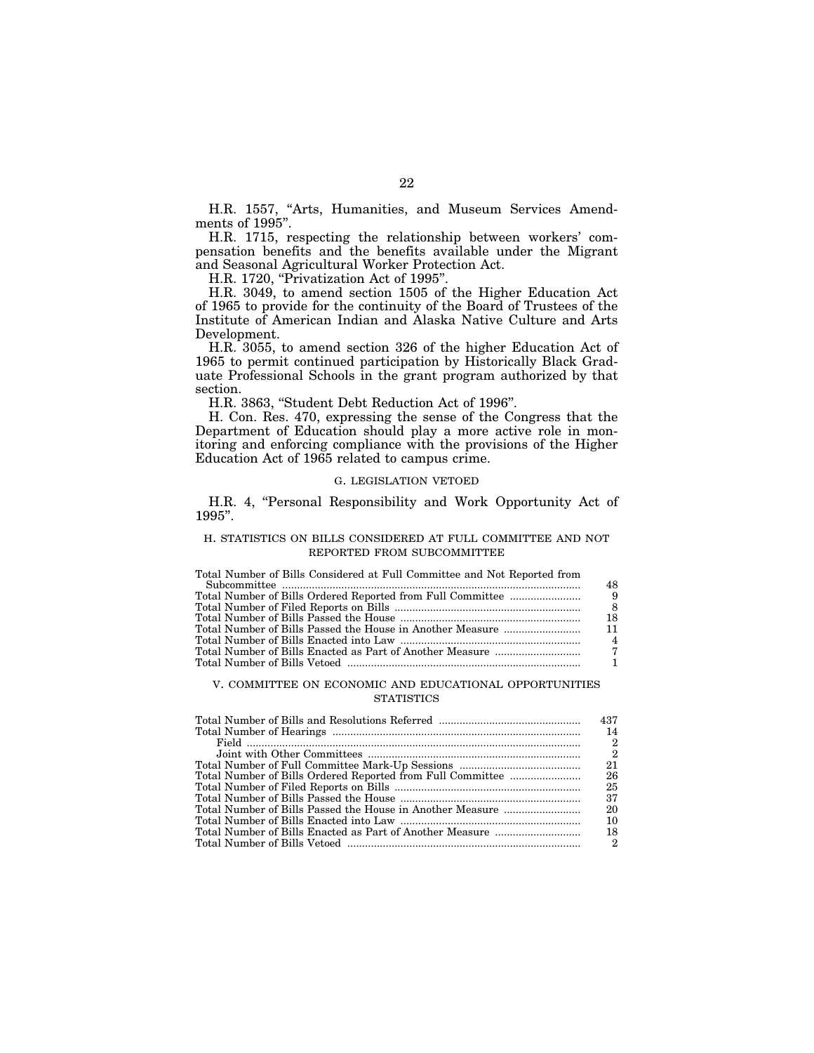H.R. 1557, "Arts, Humanities, and Museum Services Amendments of 1995".

H.R. 1715, respecting the relationship between workers' compensation benefits and the benefits available under the Migrant and Seasonal Agricultural Worker Protection Act.

H.R. 1720, "Privatization Act of 1995".

H.R. 3049, to amend section 1505 of the Higher Education Act of 1965 to provide for the continuity of the Board of Trustees of the Institute of American Indian and Alaska Native Culture and Arts Development.

H.R. 3055, to amend section 326 of the higher Education Act of 1965 to permit continued participation by Historically Black Graduate Professional Schools in the grant program authorized by that section.

H.R. 3863, "Student Debt Reduction Act of 1996".

H. Con. Res. 470, expressing the sense of the Congress that the Department of Education should play a more active role in monitoring and enforcing compliance with the provisions of the Higher Education Act of 1965 related to campus crime.

### G. LEGISLATION VETOED

H.R. 4, "Personal Responsibility and Work Opportunity Act of 1995".

### H. STATISTICS ON BILLS CONSIDERED AT FULL COMMITTEE AND NOT REPORTED FROM SUBCOMMITTEE

| | |
|---|---|
| Total Number of Bills Considered at Full Committee and Not Reported from Subcommittee | 48 |
| Total Number of Bills Ordered Reported from Full Committee | 9 |
| Total Number of Filed Reports on Bills | 8 |
| Total Number of Bills Passed the House | 18 |
| Total Number of Bills Passed the House in Another Measure | 11 |
| Total Number of Bills Enacted into Law | 4 |
| Total Number of Bills Enacted as Part of Another Measure | 7 |
| Total Number of Bills Vetoed | 1 |

## V. COMMITTEE ON ECONOMIC AND EDUCATIONAL OPPORTUNITIES STATISTICS

| | |
|---|---|
| Total Number of Bills and Resolutions Referred | 437 |
| Total Number of Hearings | 14 |
| Field | 2 |
| Joint with Other Committees | 2 |
| Total Number of Full Committee Mark-Up Sessions | 21 |
| Total Number of Bills Ordered Reported from Full Committee | 26 |
| Total Number of Filed Reports on Bills | 25 |
| Total Number of Bills Passed the House | 37 |
| Total Number of Bills Passed the House in Another Measure | 20 |
| Total Number of Bills Enacted into Law | 10 |
| Total Number of Bills Enacted as Part of Another Measure | 18 |
| Total Number of Bills Vetoed | 2 |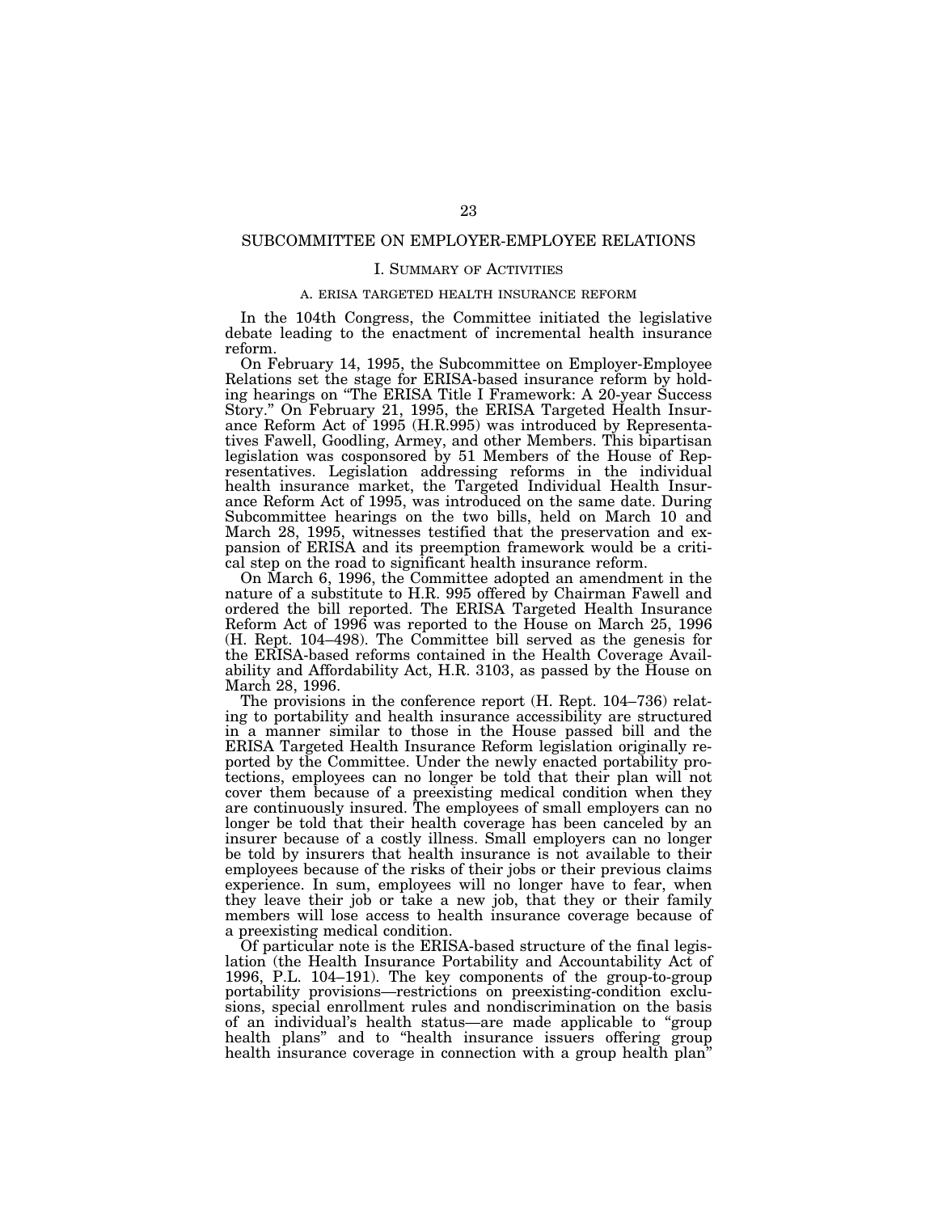## SUBCOMMITTEE ON EMPLOYER-EMPLOYEE RELATIONS

### I. Summary of Activities

#### A. ERISA TARGETED HEALTH INSURANCE REFORM

In the 104th Congress, the Committee initiated the legislative debate leading to the enactment of incremental health insurance reform.

On February 14, 1995, the Subcommittee on Employer-Employee Relations set the stage for ERISA-based insurance reform by holding hearings on "The ERISA Title I Framework: A 20-year Success Story." On February 21, 1995, the ERISA Targeted Health Insurance Reform Act of 1995 (H.R.995) was introduced by Representatives Fawell, Goodling, Armey, and other Members. This bipartisan legislation was cosponsored by 51 Members of the House of Representatives. Legislation addressing reforms in the individual health insurance market, the Targeted Individual Health Insurance Reform Act of 1995, was introduced on the same date. During Subcommittee hearings on the two bills, held on March 10 and March 28, 1995, witnesses testified that the preservation and expansion of ERISA and its preemption framework would be a critical step on the road to significant health insurance reform.

On March 6, 1996, the Committee adopted an amendment in the nature of a substitute to H.R. 995 offered by Chairman Fawell and ordered the bill reported. The ERISA Targeted Health Insurance Reform Act of 1996 was reported to the House on March 25, 1996 (H. Rept. 104–498). The Committee bill served as the genesis for the ERISA-based reforms contained in the Health Coverage Availability and Affordability Act, H.R. 3103, as passed by the House on March 28, 1996.

The provisions in the conference report (H. Rept. 104–736) relating to portability and health insurance accessibility are structured in a manner similar to those in the House passed bill and the ERISA Targeted Health Insurance Reform legislation originally reported by the Committee. Under the newly enacted portability protections, employees can no longer be told that their plan will not cover them because of a preexisting medical condition when they are continuously insured. The employees of small employers can no longer be told that their health coverage has been canceled by an insurer because of a costly illness. Small employers can no longer be told by insurers that health insurance is not available to their employees because of the risks of their jobs or their previous claims experience. In sum, employees will no longer have to fear, when they leave their job or take a new job, that they or their family members will lose access to health insurance coverage because of a preexisting medical condition.

Of particular note is the ERISA-based structure of the final legislation (the Health Insurance Portability and Accountability Act of 1996, P.L. 104–191). The key components of the group-to-group portability provisions—restrictions on preexisting-condition exclusions, special enrollment rules and nondiscrimination on the basis of an individual's health status—are made applicable to "group health plans" and to "health insurance issuers offering group health insurance coverage in connection with a group health plan"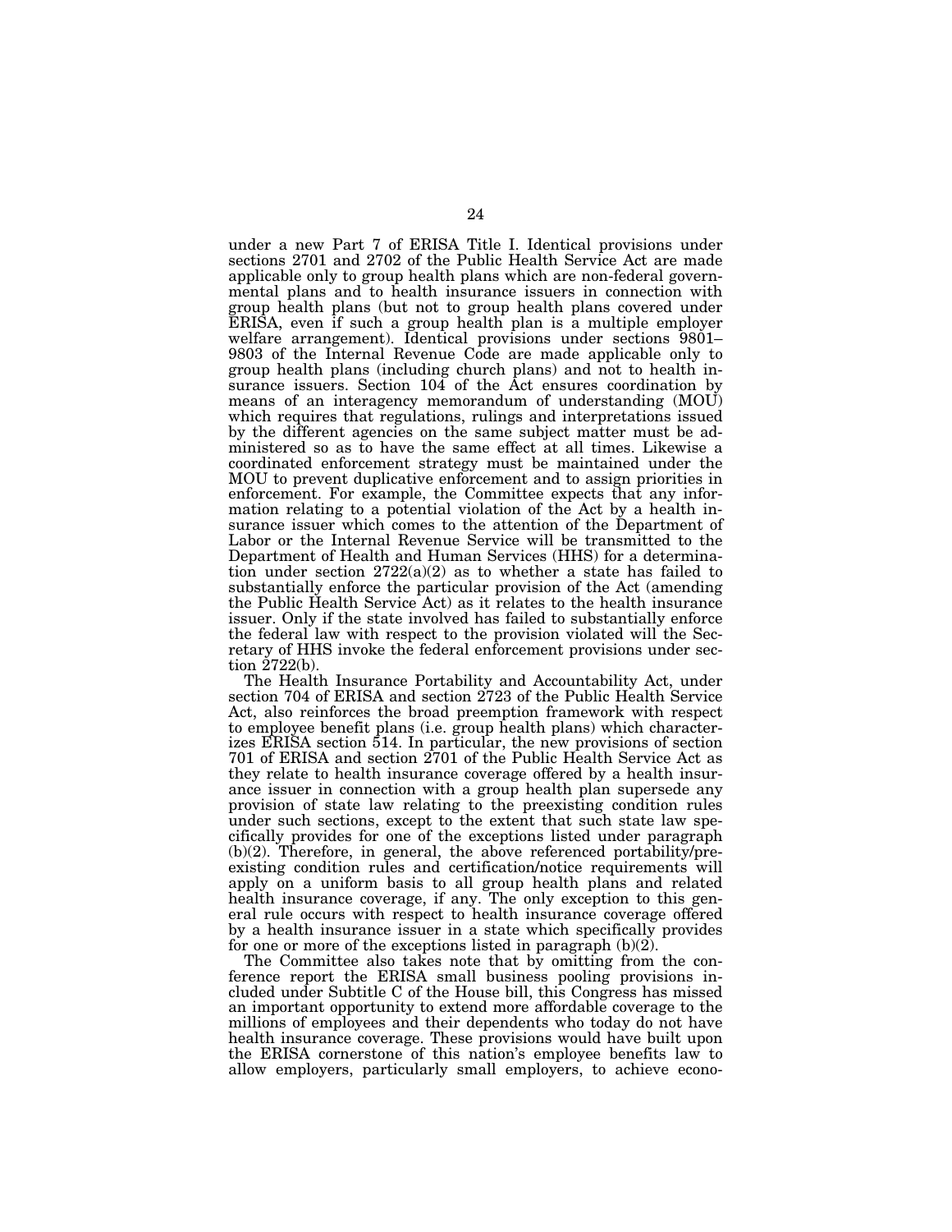under a new Part 7 of ERISA Title I. Identical provisions under sections 2701 and 2702 of the Public Health Service Act are made applicable only to group health plans which are non-federal governmental plans and to health insurance issuers in connection with group health plans (but not to group health plans covered under ERISA, even if such a group health plan is a multiple employer welfare arrangement). Identical provisions under sections 9801–9803 of the Internal Revenue Code are made applicable only to group health plans (including church plans) and not to health insurance issuers. Section 104 of the Act ensures coordination by means of an interagency memorandum of understanding (MOU) which requires that regulations, rulings and interpretations issued by the different agencies on the same subject matter must be administered so as to have the same effect at all times. Likewise a coordinated enforcement strategy must be maintained under the MOU to prevent duplicative enforcement and to assign priorities in enforcement. For example, the Committee expects that any information relating to a potential violation of the Act by a health insurance issuer which comes to the attention of the Department of Labor or the Internal Revenue Service will be transmitted to the Department of Health and Human Services (HHS) for a determination under section 2722(a)(2) as to whether a state has failed to substantially enforce the particular provision of the Act (amending the Public Health Service Act) as it relates to the health insurance issuer. Only if the state involved has failed to substantially enforce the federal law with respect to the provision violated will the Secretary of HHS invoke the federal enforcement provisions under section 2722(b).

The Health Insurance Portability and Accountability Act, under section 704 of ERISA and section 2723 of the Public Health Service Act, also reinforces the broad preemption framework with respect to employee benefit plans (i.e. group health plans) which characterizes ERISA section 514. In particular, the new provisions of section 701 of ERISA and section 2701 of the Public Health Service Act as they relate to health insurance coverage offered by a health insurance issuer in connection with a group health plan supersede any provision of state law relating to the preexisting condition rules under such sections, except to the extent that such state law specifically provides for one of the exceptions listed under paragraph (b)(2). Therefore, in general, the above referenced portability/preexisting condition rules and certification/notice requirements will apply on a uniform basis to all group health plans and related health insurance coverage, if any. The only exception to this general rule occurs with respect to health insurance coverage offered by a health insurance issuer in a state which specifically provides for one or more of the exceptions listed in paragraph (b)(2).

The Committee also takes note that by omitting from the conference report the ERISA small business pooling provisions included under Subtitle C of the House bill, this Congress has missed an important opportunity to extend more affordable coverage to the millions of employees and their dependents who today do not have health insurance coverage. These provisions would have built upon the ERISA cornerstone of this nation's employee benefits law to allow employers, particularly small employers, to achieve econo-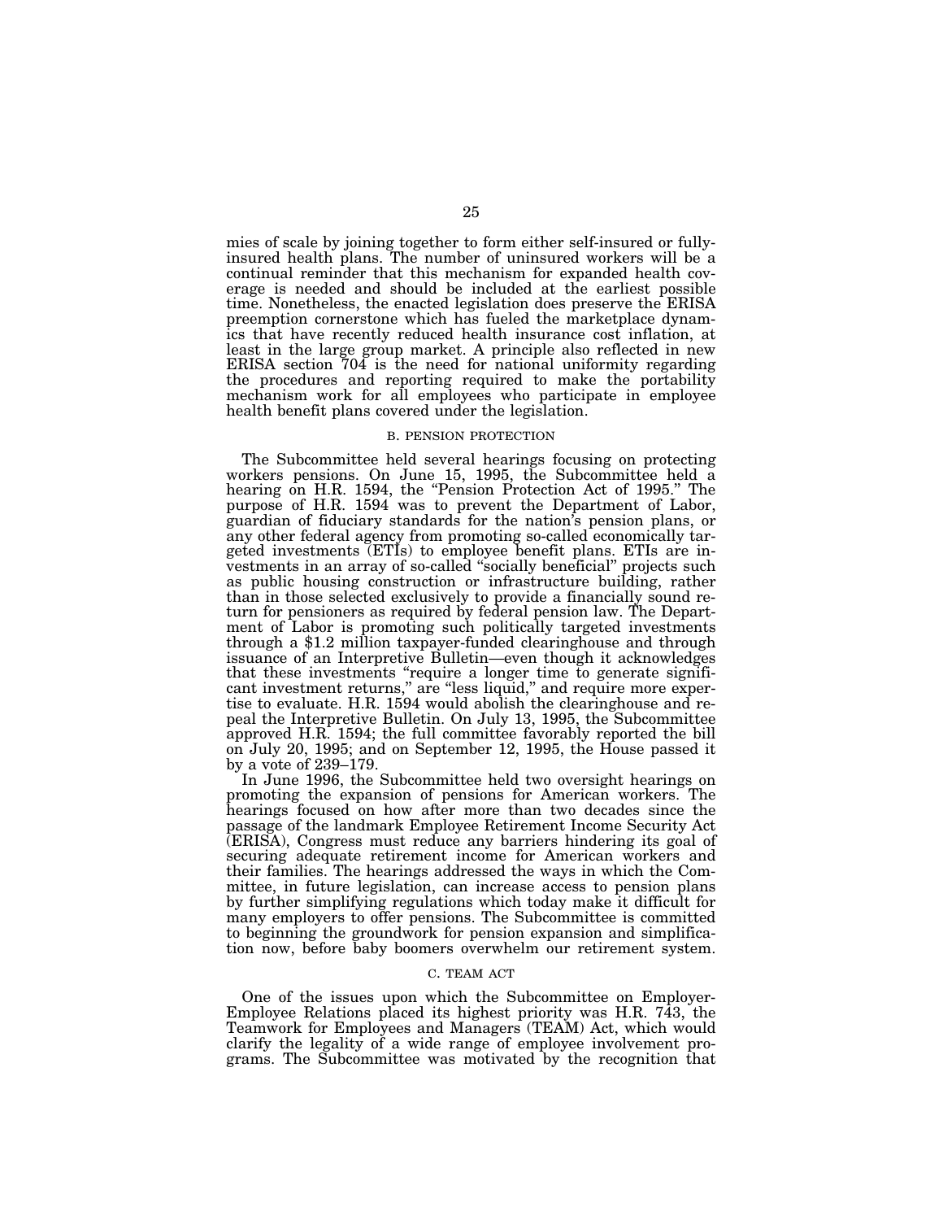mies of scale by joining together to form either self-insured or fully-insured health plans. The number of uninsured workers will be a continual reminder that this mechanism for expanded health coverage is needed and should be included at the earliest possible time. Nonetheless, the enacted legislation does preserve the ERISA preemption cornerstone which has fueled the marketplace dynamics that have recently reduced health insurance cost inflation, at least in the large group market. A principle also reflected in new ERISA section 704 is the need for national uniformity regarding the procedures and reporting required to make the portability mechanism work for all employees who participate in employee health benefit plans covered under the legislation.

### B. PENSION PROTECTION

The Subcommittee held several hearings focusing on protecting workers pensions. On June 15, 1995, the Subcommittee held a hearing on H.R. 1594, the "Pension Protection Act of 1995." The purpose of H.R. 1594 was to prevent the Department of Labor, guardian of fiduciary standards for the nation's pension plans, or any other federal agency from promoting so-called economically targeted investments (ETIs) to employee benefit plans. ETIs are investments in an array of so-called "socially beneficial" projects such as public housing construction or infrastructure building, rather than in those selected exclusively to provide a financially sound return for pensioners as required by federal pension law. The Department of Labor is promoting such politically targeted investments through a $1.2 million taxpayer-funded clearinghouse and through issuance of an Interpretive Bulletin—even though it acknowledges that these investments "require a longer time to generate significant investment returns," are "less liquid," and require more expertise to evaluate. H.R. 1594 would abolish the clearinghouse and repeal the Interpretive Bulletin. On July 13, 1995, the Subcommittee approved H.R. 1594; the full committee favorably reported the bill on July 20, 1995; and on September 12, 1995, the House passed it by a vote of 239–179.

In June 1996, the Subcommittee held two oversight hearings on promoting the expansion of pensions for American workers. The hearings focused on how after more than two decades since the passage of the landmark Employee Retirement Income Security Act (ERISA), Congress must reduce any barriers hindering its goal of securing adequate retirement income for American workers and their families. The hearings addressed the ways in which the Committee, in future legislation, can increase access to pension plans by further simplifying regulations which today make it difficult for many employers to offer pensions. The Subcommittee is committed to beginning the groundwork for pension expansion and simplification now, before baby boomers overwhelm our retirement system.

### C. TEAM ACT

One of the issues upon which the Subcommittee on Employer-Employee Relations placed its highest priority was H.R. 743, the Teamwork for Employees and Managers (TEAM) Act, which would clarify the legality of a wide range of employee involvement programs. The Subcommittee was motivated by the recognition that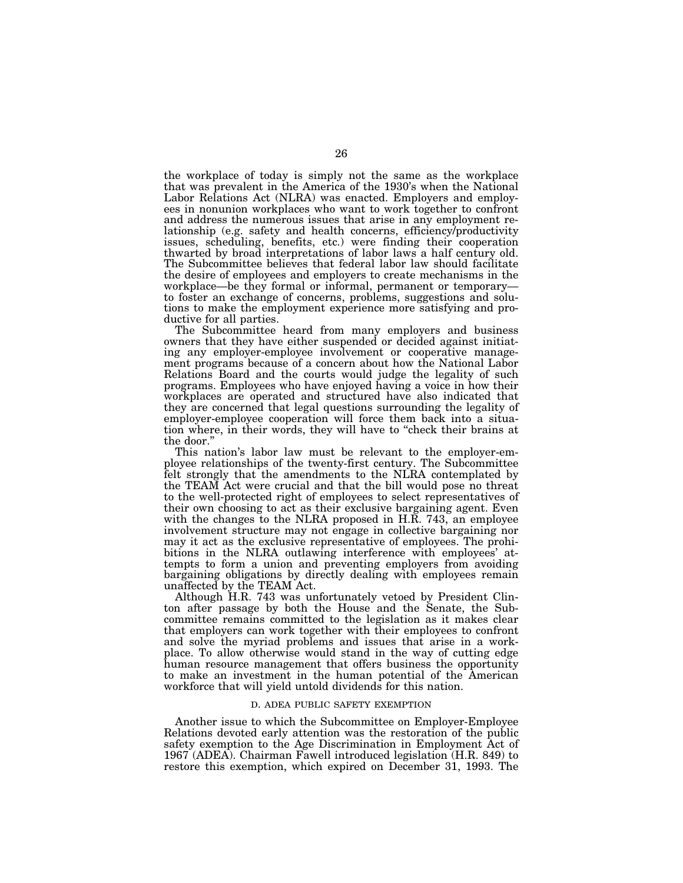the workplace of today is simply not the same as the workplace that was prevalent in the America of the 1930's when the National Labor Relations Act (NLRA) was enacted. Employers and employees in nonunion workplaces who want to work together to confront and address the numerous issues that arise in any employment relationship (e.g. safety and health concerns, efficiency/productivity issues, scheduling, benefits, etc.) were finding their cooperation thwarted by broad interpretations of labor laws a half century old. The Subcommittee believes that federal labor law should facilitate the desire of employees and employers to create mechanisms in the workplace—be they formal or informal, permanent or temporary—to foster an exchange of concerns, problems, suggestions and solutions to make the employment experience more satisfying and productive for all parties.

The Subcommittee heard from many employers and business owners that they have either suspended or decided against initiating any employer-employee involvement or cooperative management programs because of a concern about how the National Labor Relations Board and the courts would judge the legality of such programs. Employees who have enjoyed having a voice in how their workplaces are operated and structured have also indicated that they are concerned that legal questions surrounding the legality of employer-employee cooperation will force them back into a situation where, in their words, they will have to "check their brains at the door."

This nation's labor law must be relevant to the employer-employee relationships of the twenty-first century. The Subcommittee felt strongly that the amendments to the NLRA contemplated by the TEAM Act were crucial and that the bill would pose no threat to the well-protected right of employees to select representatives of their own choosing to act as their exclusive bargaining agent. Even with the changes to the NLRA proposed in H.R. 743, an employee involvement structure may not engage in collective bargaining nor may it act as the exclusive representative of employees. The prohibitions in the NLRA outlawing interference with employees' attempts to form a union and preventing employers from avoiding bargaining obligations by directly dealing with employees remain unaffected by the TEAM Act.

Although H.R. 743 was unfortunately vetoed by President Clinton after passage by both the House and the Senate, the Subcommittee remains committed to the legislation as it makes clear that employers can work together with their employees to confront and solve the myriad problems and issues that arise in a workplace. To allow otherwise would stand in the way of cutting edge human resource management that offers business the opportunity to make an investment in the human potential of the American workforce that will yield untold dividends for this nation.

### D. ADEA PUBLIC SAFETY EXEMPTION

Another issue to which the Subcommittee on Employer-Employee Relations devoted early attention was the restoration of the public safety exemption to the Age Discrimination in Employment Act of 1967 (ADEA). Chairman Fawell introduced legislation (H.R. 849) to restore this exemption, which expired on December 31, 1993. The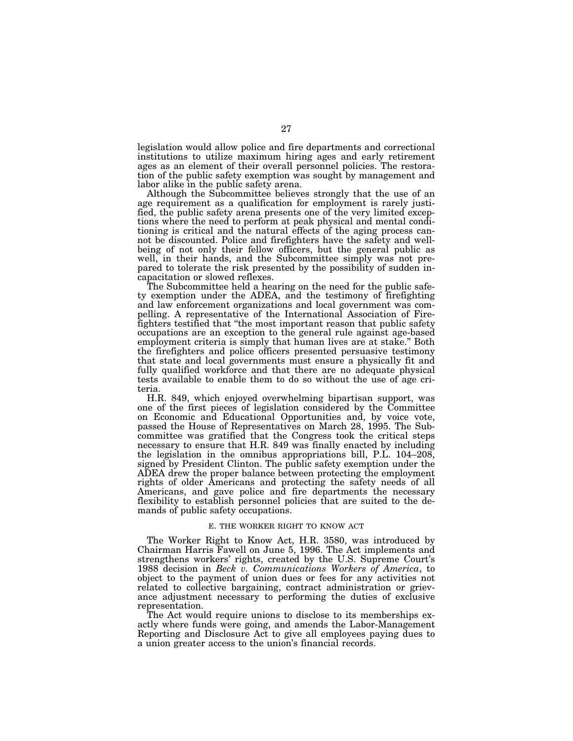legislation would allow police and fire departments and correctional institutions to utilize maximum hiring ages and early retirement ages as an element of their overall personnel policies. The restoration of the public safety exemption was sought by management and labor alike in the public safety arena.

Although the Subcommittee believes strongly that the use of an age requirement as a qualification for employment is rarely justified, the public safety arena presents one of the very limited exceptions where the need to perform at peak physical and mental conditioning is critical and the natural effects of the aging process cannot be discounted. Police and firefighters have the safety and well-being of not only their fellow officers, but the general public as well, in their hands, and the Subcommittee simply was not prepared to tolerate the risk presented by the possibility of sudden incapacitation or slowed reflexes.

The Subcommittee held a hearing on the need for the public safety exemption under the ADEA, and the testimony of firefighting and law enforcement organizations and local government was compelling. A representative of the International Association of Firefighters testified that "the most important reason that public safety occupations are an exception to the general rule against age-based employment criteria is simply that human lives are at stake." Both the firefighters and police officers presented persuasive testimony that state and local governments must ensure a physically fit and fully qualified workforce and that there are no adequate physical tests available to enable them to do so without the use of age criteria.

H.R. 849, which enjoyed overwhelming bipartisan support, was one of the first pieces of legislation considered by the Committee on Economic and Educational Opportunities and, by voice vote, passed the House of Representatives on March 28, 1995. The Subcommittee was gratified that the Congress took the critical steps necessary to ensure that H.R. 849 was finally enacted by including the legislation in the omnibus appropriations bill, P.L. 104–208, signed by President Clinton. The public safety exemption under the ADEA drew the proper balance between protecting the employment rights of older Americans and protecting the safety needs of all Americans, and gave police and fire departments the necessary flexibility to establish personnel policies that are suited to the demands of public safety occupations.

### E. THE WORKER RIGHT TO KNOW ACT

The Worker Right to Know Act, H.R. 3580, was introduced by Chairman Harris Fawell on June 5, 1996. The Act implements and strengthens workers' rights, created by the U.S. Supreme Court's 1988 decision in *Beck v. Communications Workers of America*, to object to the payment of union dues or fees for any activities not related to collective bargaining, contract administration or grievance adjustment necessary to performing the duties of exclusive representation.

The Act would require unions to disclose to its memberships exactly where funds were going, and amends the Labor-Management Reporting and Disclosure Act to give all employees paying dues to a union greater access to the union's financial records.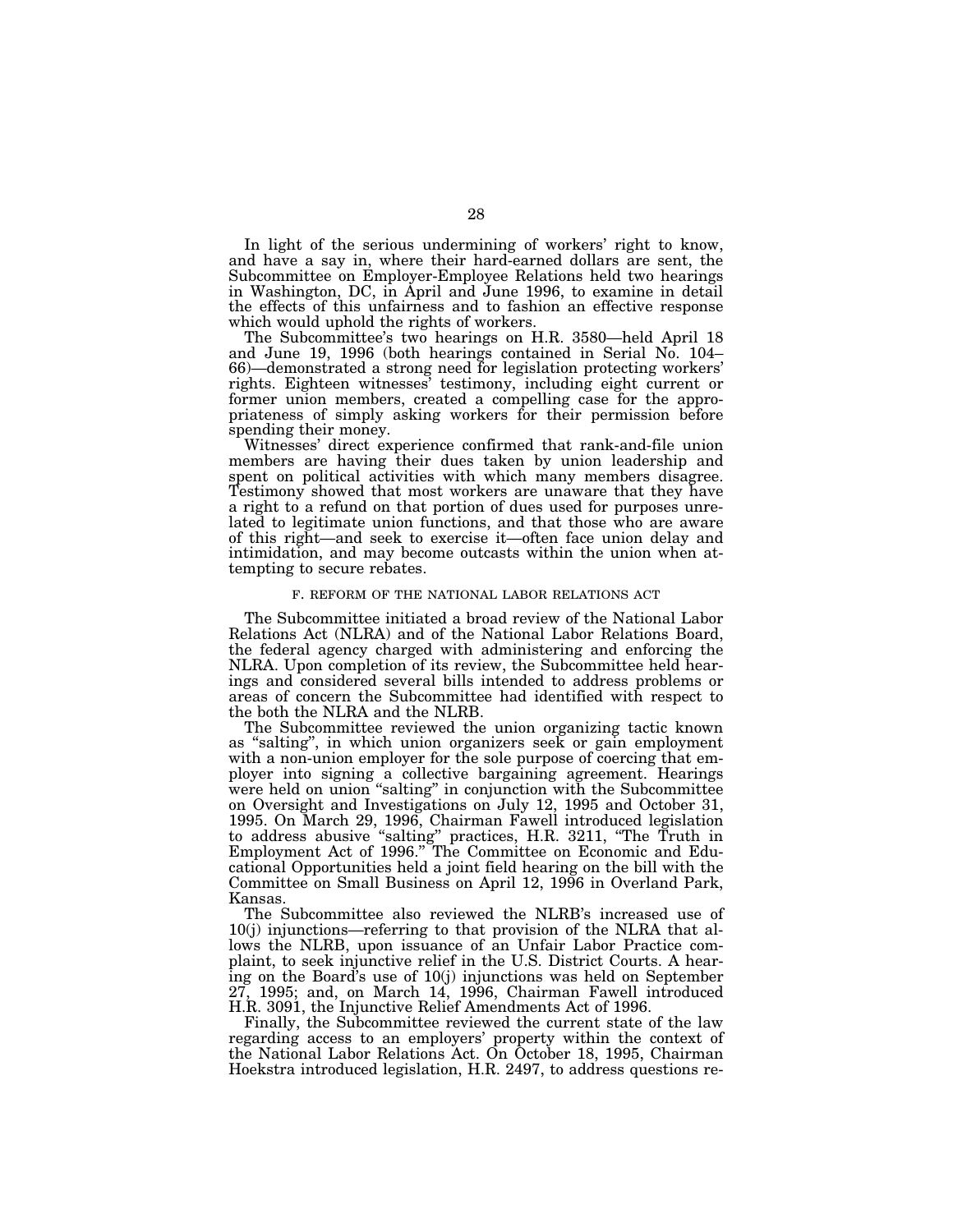In light of the serious undermining of workers' right to know, and have a say in, where their hard-earned dollars are sent, the Subcommittee on Employer-Employee Relations held two hearings in Washington, DC, in April and June 1996, to examine in detail the effects of this unfairness and to fashion an effective response which would uphold the rights of workers.

The Subcommittee's two hearings on H.R. 3580—held April 18 and June 19, 1996 (both hearings contained in Serial No. 104–66)—demonstrated a strong need for legislation protecting workers' rights. Eighteen witnesses' testimony, including eight current or former union members, created a compelling case for the appropriateness of simply asking workers for their permission before spending their money.

Witnesses' direct experience confirmed that rank-and-file union members are having their dues taken by union leadership and spent on political activities with which many members disagree. Testimony showed that most workers are unaware that they have a right to a refund on that portion of dues used for purposes unrelated to legitimate union functions, and that those who are aware of this right—and seek to exercise it—often face union delay and intimidation, and may become outcasts within the union when attempting to secure rebates.

### F. REFORM OF THE NATIONAL LABOR RELATIONS ACT

The Subcommittee initiated a broad review of the National Labor Relations Act (NLRA) and of the National Labor Relations Board, the federal agency charged with administering and enforcing the NLRA. Upon completion of its review, the Subcommittee held hearings and considered several bills intended to address problems or areas of concern the Subcommittee had identified with respect to the both the NLRA and the NLRB.

The Subcommittee reviewed the union organizing tactic known as "salting", in which union organizers seek or gain employment with a non-union employer for the sole purpose of coercing that employer into signing a collective bargaining agreement. Hearings were held on union "salting" in conjunction with the Subcommittee on Oversight and Investigations on July 12, 1995 and October 31, 1995. On March 29, 1996, Chairman Fawell introduced legislation to address abusive "salting" practices, H.R. 3211, "The Truth in Employment Act of 1996." The Committee on Economic and Educational Opportunities held a joint field hearing on the bill with the Committee on Small Business on April 12, 1996 in Overland Park, Kansas.

The Subcommittee also reviewed the NLRB's increased use of 10(j) injunctions—referring to that provision of the NLRA that allows the NLRB, upon issuance of an Unfair Labor Practice complaint, to seek injunctive relief in the U.S. District Courts. A hearing on the Board's use of 10(j) injunctions was held on September 27, 1995; and, on March 14, 1996, Chairman Fawell introduced H.R. 3091, the Injunctive Relief Amendments Act of 1996.

Finally, the Subcommittee reviewed the current state of the law regarding access to an employers' property within the context of the National Labor Relations Act. On October 18, 1995, Chairman Hoekstra introduced legislation, H.R. 2497, to address questions re-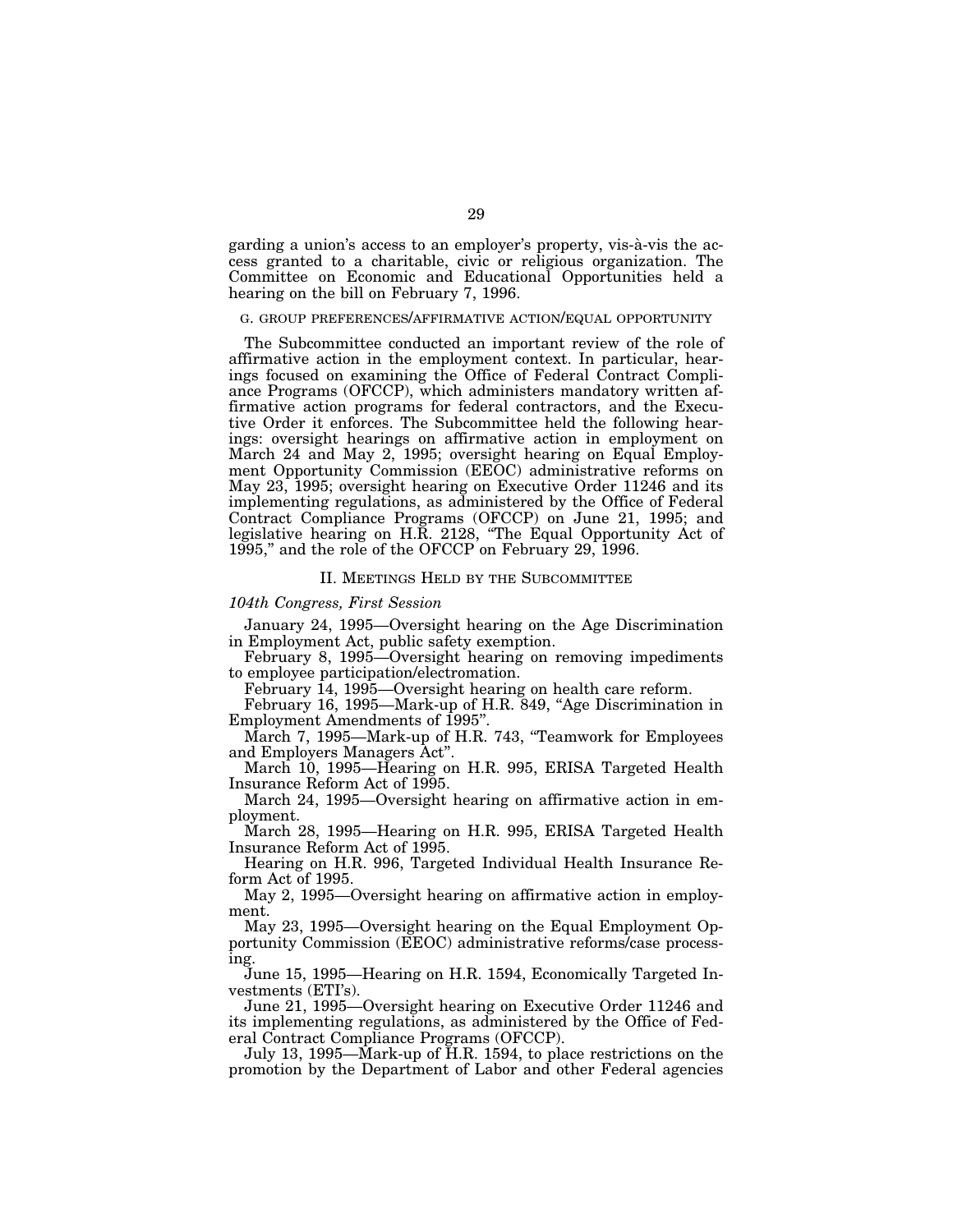garding a union's access to an employer's property, vis-à-vis the access granted to a charitable, civic or religious organization. The Committee on Economic and Educational Opportunities held a hearing on the bill on February 7, 1996.

### G. GROUP PREFERENCES/AFFIRMATIVE ACTION/EQUAL OPPORTUNITY

The Subcommittee conducted an important review of the role of affirmative action in the employment context. In particular, hearings focused on examining the Office of Federal Contract Compliance Programs (OFCCP), which administers mandatory written affirmative action programs for federal contractors, and the Executive Order it enforces. The Subcommittee held the following hearings: oversight hearings on affirmative action in employment on March 24 and May 2, 1995; oversight hearing on Equal Employment Opportunity Commission (EEOC) administrative reforms on May 23, 1995; oversight hearing on Executive Order 11246 and its implementing regulations, as administered by the Office of Federal Contract Compliance Programs (OFCCP) on June 21, 1995; and legislative hearing on H.R. 2128, "The Equal Opportunity Act of 1995," and the role of the OFCCP on February 29, 1996.

## II. MEETINGS HELD BY THE SUBCOMMITTEE

*104th Congress, First Session*

January 24, 1995—Oversight hearing on the Age Discrimination in Employment Act, public safety exemption.

February 8, 1995—Oversight hearing on removing impediments to employee participation/electromation.

February 14, 1995—Oversight hearing on health care reform.

February 16, 1995—Mark-up of H.R. 849, "Age Discrimination in Employment Amendments of 1995".

March 7, 1995—Mark-up of H.R. 743, "Teamwork for Employees and Employers Managers Act".

March 10, 1995—Hearing on H.R. 995, ERISA Targeted Health Insurance Reform Act of 1995.

March 24, 1995—Oversight hearing on affirmative action in employment.

March 28, 1995—Hearing on H.R. 995, ERISA Targeted Health Insurance Reform Act of 1995.

Hearing on H.R. 996, Targeted Individual Health Insurance Reform Act of 1995.

May 2, 1995—Oversight hearing on affirmative action in employment.

May 23, 1995—Oversight hearing on the Equal Employment Opportunity Commission (EEOC) administrative reforms/case processing.

June 15, 1995—Hearing on H.R. 1594, Economically Targeted Investments (ETI's).

June 21, 1995—Oversight hearing on Executive Order 11246 and its implementing regulations, as administered by the Office of Federal Contract Compliance Programs (OFCCP).

July 13, 1995—Mark-up of H.R. 1594, to place restrictions on the promotion by the Department of Labor and other Federal agencies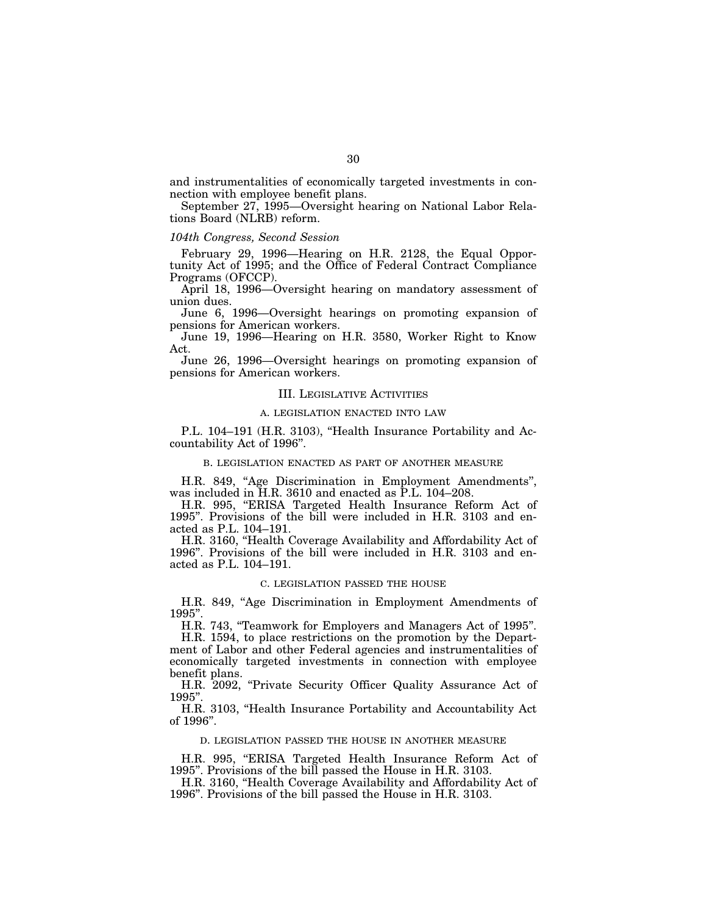and instrumentalities of economically targeted investments in connection with employee benefit plans.

September 27, 1995—Oversight hearing on National Labor Relations Board (NLRB) reform.

*104th Congress, Second Session*

February 29, 1996—Hearing on H.R. 2128, the Equal Opportunity Act of 1995; and the Office of Federal Contract Compliance Programs (OFCCP).

April 18, 1996—Oversight hearing on mandatory assessment of union dues.

June 6, 1996—Oversight hearings on promoting expansion of pensions for American workers.

June 19, 1996—Hearing on H.R. 3580, Worker Right to Know Act.

June 26, 1996—Oversight hearings on promoting expansion of pensions for American workers.

## III. Legislative Activities

### A. Legislation Enacted Into Law

P.L. 104–191 (H.R. 3103), "Health Insurance Portability and Accountability Act of 1996".

### B. Legislation Enacted as Part of Another Measure

H.R. 849, "Age Discrimination in Employment Amendments", was included in H.R. 3610 and enacted as P.L. 104–208.

H.R. 995, "ERISA Targeted Health Insurance Reform Act of 1995". Provisions of the bill were included in H.R. 3103 and enacted as P.L. 104–191.

H.R. 3160, "Health Coverage Availability and Affordability Act of 1996". Provisions of the bill were included in H.R. 3103 and enacted as P.L. 104–191.

### C. Legislation Passed the House

H.R. 849, "Age Discrimination in Employment Amendments of 1995".

H.R. 743, "Teamwork for Employers and Managers Act of 1995".

H.R. 1594, to place restrictions on the promotion by the Department of Labor and other Federal agencies and instrumentalities of economically targeted investments in connection with employee benefit plans.

H.R. 2092, "Private Security Officer Quality Assurance Act of 1995".

H.R. 3103, "Health Insurance Portability and Accountability Act of 1996".

### D. Legislation Passed the House in Another Measure

H.R. 995, "ERISA Targeted Health Insurance Reform Act of 1995". Provisions of the bill passed the House in H.R. 3103.

H.R. 3160, "Health Coverage Availability and Affordability Act of 1996". Provisions of the bill passed the House in H.R. 3103.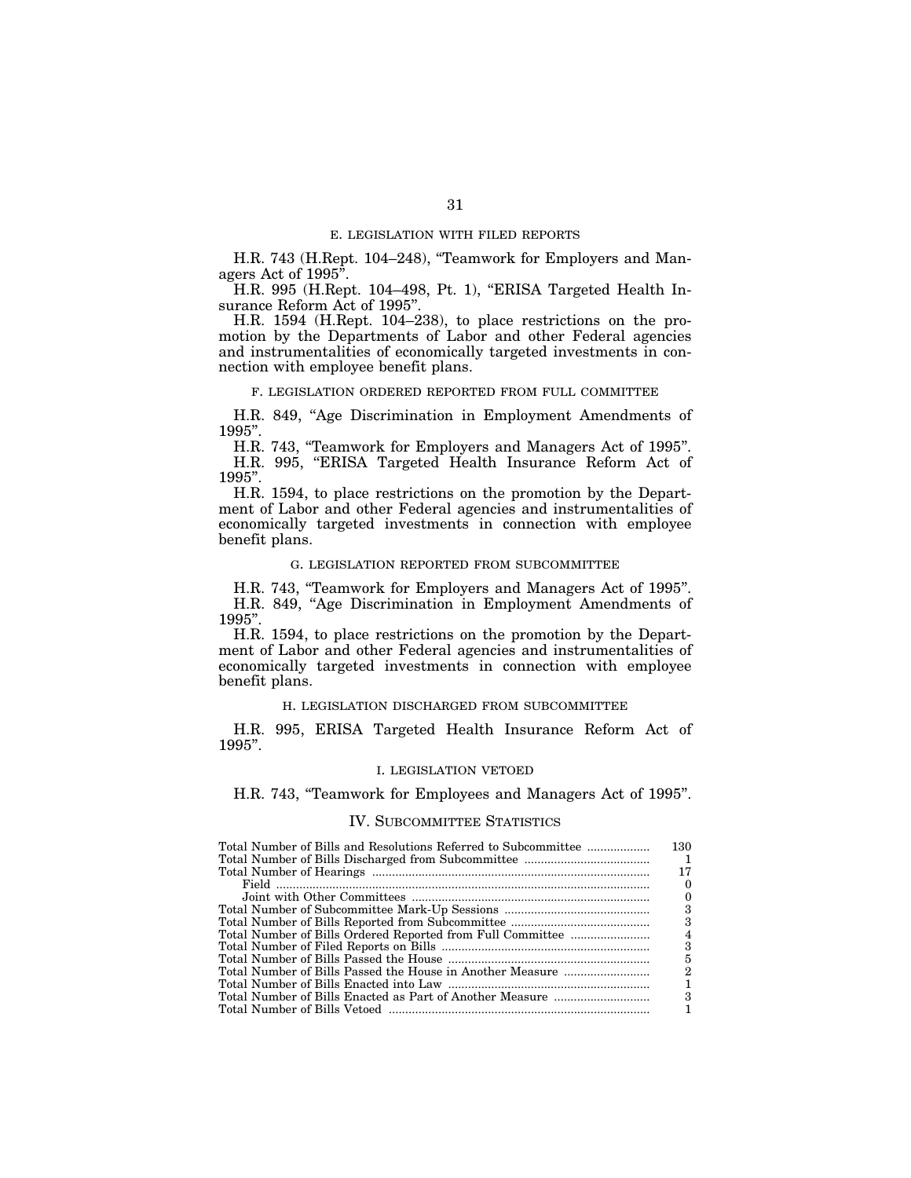### E. LEGISLATION WITH FILED REPORTS

H.R. 743 (H.Rept. 104–248), "Teamwork for Employers and Managers Act of 1995".

H.R. 995 (H.Rept. 104–498, Pt. 1), "ERISA Targeted Health Insurance Reform Act of 1995".

H.R. 1594 (H.Rept. 104–238), to place restrictions on the promotion by the Departments of Labor and other Federal agencies and instrumentalities of economically targeted investments in connection with employee benefit plans.

### F. LEGISLATION ORDERED REPORTED FROM FULL COMMITTEE

H.R. 849, "Age Discrimination in Employment Amendments of 1995".

H.R. 743, "Teamwork for Employers and Managers Act of 1995".

H.R. 995, "ERISA Targeted Health Insurance Reform Act of 1995".

H.R. 1594, to place restrictions on the promotion by the Department of Labor and other Federal agencies and instrumentalities of economically targeted investments in connection with employee benefit plans.

### G. LEGISLATION REPORTED FROM SUBCOMMITTEE

H.R. 743, "Teamwork for Employers and Managers Act of 1995".

H.R. 849, "Age Discrimination in Employment Amendments of 1995".

H.R. 1594, to place restrictions on the promotion by the Department of Labor and other Federal agencies and instrumentalities of economically targeted investments in connection with employee benefit plans.

### H. LEGISLATION DISCHARGED FROM SUBCOMMITTEE

H.R. 995, ERISA Targeted Health Insurance Reform Act of 1995".

### I. LEGISLATION VETOED

H.R. 743, "Teamwork for Employees and Managers Act of 1995".

## IV. SUBCOMMITTEE STATISTICS

| | |
|---|---|
| Total Number of Bills and Resolutions Referred to Subcommittee | 130 |
| Total Number of Bills Discharged from Subcommittee | 1 |
| Total Number of Hearings | 17 |
| Field | 0 |
| Joint with Other Committees | 0 |
| Total Number of Subcommittee Mark-Up Sessions | 3 |
| Total Number of Bills Reported from Subcommittee | 3 |
| Total Number of Bills Ordered Reported from Full Committee | 4 |
| Total Number of Filed Reports on Bills | 3 |
| Total Number of Bills Passed the House | 5 |
| Total Number of Bills Passed the House in Another Measure | 2 |
| Total Number of Bills Enacted into Law | 1 |
| Total Number of Bills Enacted as Part of Another Measure | 3 |
| Total Number of Bills Vetoed | 1 |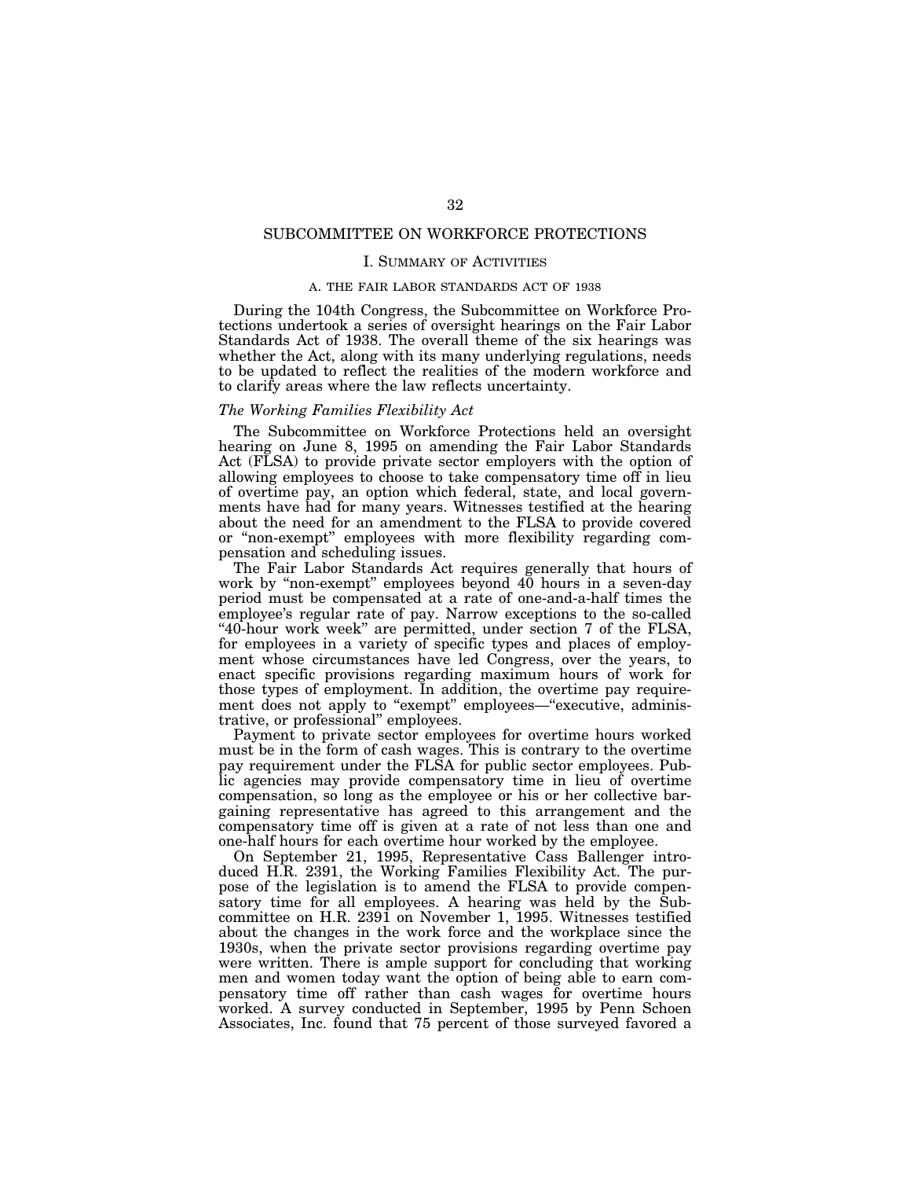## SUBCOMMITTEE ON WORKFORCE PROTECTIONS

### I. SUMMARY OF ACTIVITIES

#### A. THE FAIR LABOR STANDARDS ACT OF 1938

During the 104th Congress, the Subcommittee on Workforce Protections undertook a series of oversight hearings on the Fair Labor Standards Act of 1938. The overall theme of the six hearings was whether the Act, along with its many underlying regulations, needs to be updated to reflect the realities of the modern workforce and to clarify areas where the law reflects uncertainty.

*The Working Families Flexibility Act*

The Subcommittee on Workforce Protections held an oversight hearing on June 8, 1995 on amending the Fair Labor Standards Act (FLSA) to provide private sector employers with the option of allowing employees to choose to take compensatory time off in lieu of overtime pay, an option which federal, state, and local governments have had for many years. Witnesses testified at the hearing about the need for an amendment to the FLSA to provide covered or "non-exempt" employees with more flexibility regarding compensation and scheduling issues.

The Fair Labor Standards Act requires generally that hours of work by "non-exempt" employees beyond 40 hours in a seven-day period must be compensated at a rate of one-and-a-half times the employee's regular rate of pay. Narrow exceptions to the so-called "40-hour work week" are permitted, under section 7 of the FLSA, for employees in a variety of specific types and places of employment whose circumstances have led Congress, over the years, to enact specific provisions regarding maximum hours of work for those types of employment. In addition, the overtime pay requirement does not apply to "exempt" employees—"executive, administrative, or professional" employees.

Payment to private sector employees for overtime hours worked must be in the form of cash wages. This is contrary to the overtime pay requirement under the FLSA for public sector employees. Public agencies may provide compensatory time in lieu of overtime compensation, so long as the employee or his or her collective bargaining representative has agreed to this arrangement and the compensatory time off is given at a rate of not less than one and one-half hours for each overtime hour worked by the employee.

On September 21, 1995, Representative Cass Ballenger introduced H.R. 2391, the Working Families Flexibility Act. The purpose of the legislation is to amend the FLSA to provide compensatory time for all employees. A hearing was held by the Subcommittee on H.R. 2391 on November 1, 1995. Witnesses testified about the changes in the work force and the workplace since the 1930s, when the private sector provisions regarding overtime pay were written. There is ample support for concluding that working men and women today want the option of being able to earn compensatory time off rather than cash wages for overtime hours worked. A survey conducted in September, 1995 by Penn Schoen Associates, Inc. found that 75 percent of those surveyed favored a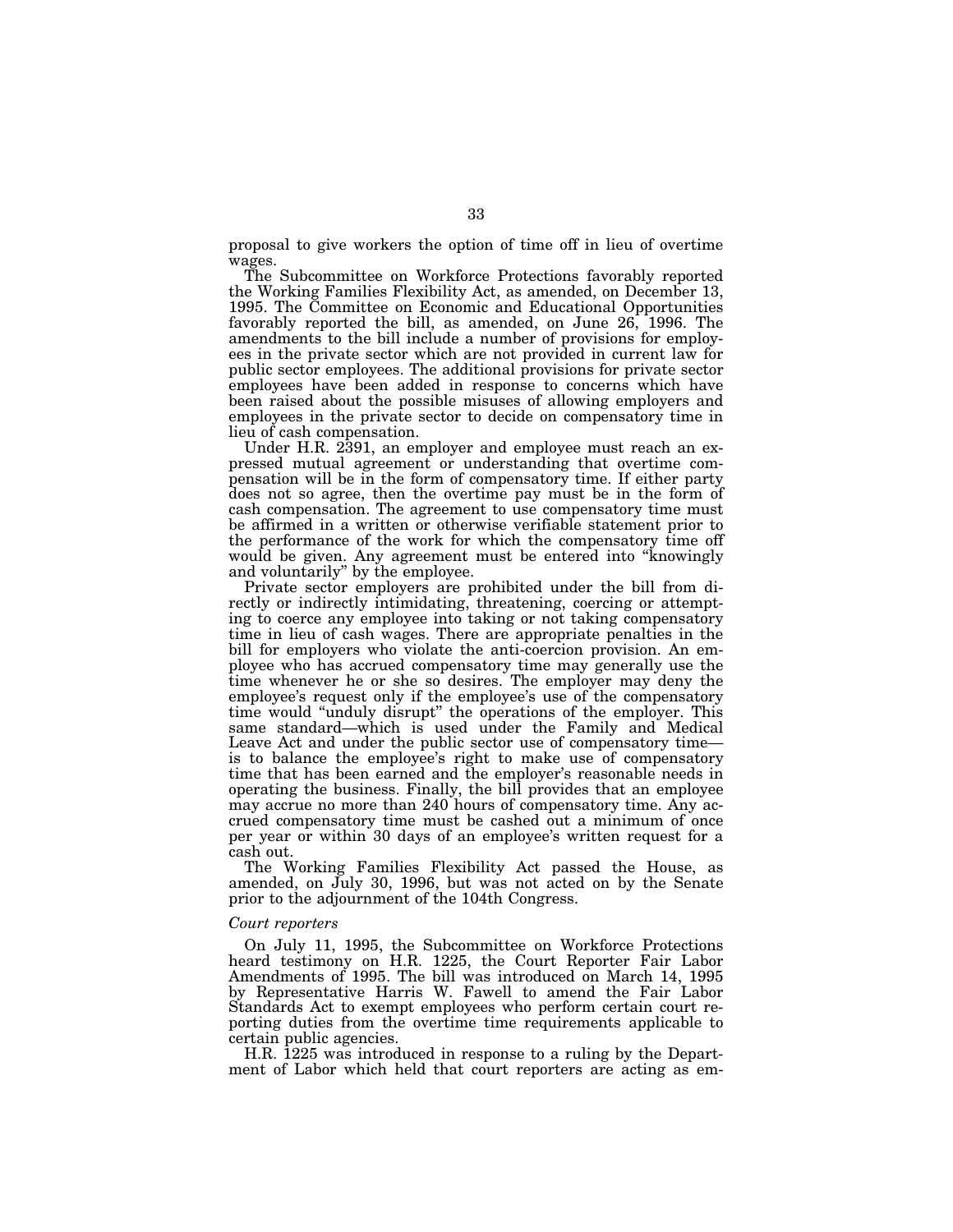proposal to give workers the option of time off in lieu of overtime wages.

The Subcommittee on Workforce Protections favorably reported the Working Families Flexibility Act, as amended, on December 13, 1995. The Committee on Economic and Educational Opportunities favorably reported the bill, as amended, on June 26, 1996. The amendments to the bill include a number of provisions for employees in the private sector which are not provided in current law for public sector employees. The additional provisions for private sector employees have been added in response to concerns which have been raised about the possible misuses of allowing employers and employees in the private sector to decide on compensatory time in lieu of cash compensation.

Under H.R. 2391, an employer and employee must reach an expressed mutual agreement or understanding that overtime compensation will be in the form of compensatory time. If either party does not so agree, then the overtime pay must be in the form of cash compensation. The agreement to use compensatory time must be affirmed in a written or otherwise verifiable statement prior to the performance of the work for which the compensatory time off would be given. Any agreement must be entered into "knowingly and voluntarily" by the employee.

Private sector employers are prohibited under the bill from directly or indirectly intimidating, threatening, coercing or attempting to coerce any employee into taking or not taking compensatory time in lieu of cash wages. There are appropriate penalties in the bill for employers who violate the anti-coercion provision. An employee who has accrued compensatory time may generally use the time whenever he or she so desires. The employer may deny the employee's request only if the employee's use of the compensatory time would "unduly disrupt" the operations of the employer. This same standard—which is used under the Family and Medical Leave Act and under the public sector use of compensatory time—is to balance the employee's right to make use of compensatory time that has been earned and the employer's reasonable needs in operating the business. Finally, the bill provides that an employee may accrue no more than 240 hours of compensatory time. Any accrued compensatory time must be cashed out a minimum of once per year or within 30 days of an employee's written request for a cash out.

The Working Families Flexibility Act passed the House, as amended, on July 30, 1996, but was not acted on by the Senate prior to the adjournment of the 104th Congress.

*Court reporters*

On July 11, 1995, the Subcommittee on Workforce Protections heard testimony on H.R. 1225, the Court Reporter Fair Labor Amendments of 1995. The bill was introduced on March 14, 1995 by Representative Harris W. Fawell to amend the Fair Labor Standards Act to exempt employees who perform certain court reporting duties from the overtime time requirements applicable to certain public agencies.

H.R. 1225 was introduced in response to a ruling by the Department of Labor which held that court reporters are acting as em-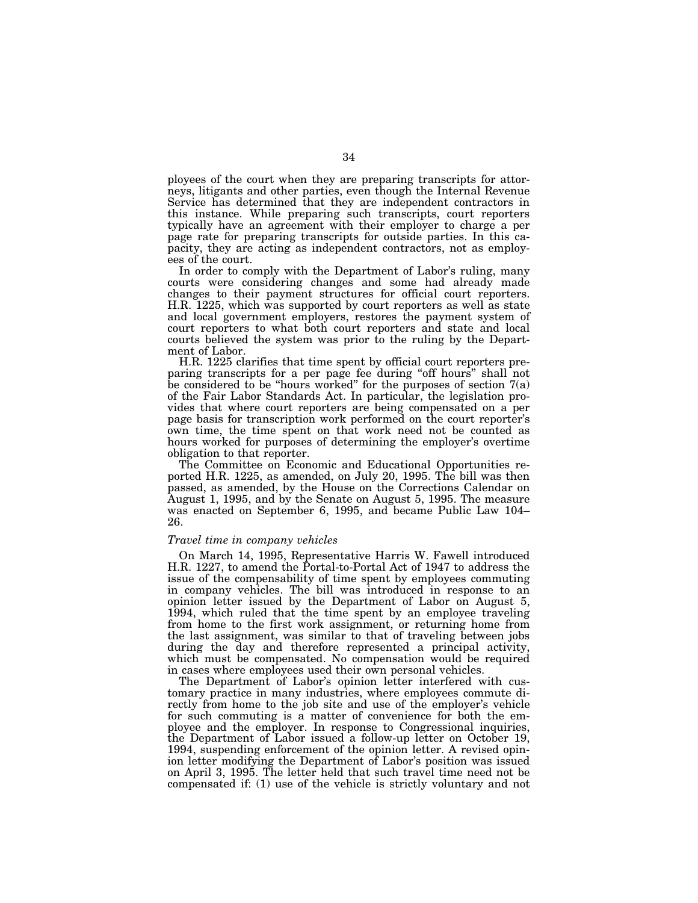ployees of the court when they are preparing transcripts for attorneys, litigants and other parties, even though the Internal Revenue Service has determined that they are independent contractors in this instance. While preparing such transcripts, court reporters typically have an agreement with their employer to charge a per page rate for preparing transcripts for outside parties. In this capacity, they are acting as independent contractors, not as employees of the court.

In order to comply with the Department of Labor's ruling, many courts were considering changes and some had already made changes to their payment structures for official court reporters. H.R. 1225, which was supported by court reporters as well as state and local government employers, restores the payment system of court reporters to what both court reporters and state and local courts believed the system was prior to the ruling by the Department of Labor.

H.R. 1225 clarifies that time spent by official court reporters preparing transcripts for a per page fee during "off hours" shall not be considered to be "hours worked" for the purposes of section 7(a) of the Fair Labor Standards Act. In particular, the legislation provides that where court reporters are being compensated on a per page basis for transcription work performed on the court reporter's own time, the time spent on that work need not be counted as hours worked for purposes of determining the employer's overtime obligation to that reporter.

The Committee on Economic and Educational Opportunities reported H.R. 1225, as amended, on July 20, 1995. The bill was then passed, as amended, by the House on the Corrections Calendar on August 1, 1995, and by the Senate on August 5, 1995. The measure was enacted on September 6, 1995, and became Public Law 104–26.

*Travel time in company vehicles*

On March 14, 1995, Representative Harris W. Fawell introduced H.R. 1227, to amend the Portal-to-Portal Act of 1947 to address the issue of the compensability of time spent by employees commuting in company vehicles. The bill was introduced in response to an opinion letter issued by the Department of Labor on August 5, 1994, which ruled that the time spent by an employee traveling from home to the first work assignment, or returning home from the last assignment, was similar to that of traveling between jobs during the day and therefore represented a principal activity, which must be compensated. No compensation would be required in cases where employees used their own personal vehicles.

The Department of Labor's opinion letter interfered with customary practice in many industries, where employees commute directly from home to the job site and use of the employer's vehicle for such commuting is a matter of convenience for both the employee and the employer. In response to Congressional inquiries, the Department of Labor issued a follow-up letter on October 19, 1994, suspending enforcement of the opinion letter. A revised opinion letter modifying the Department of Labor's position was issued on April 3, 1995. The letter held that such travel time need not be compensated if: (1) use of the vehicle is strictly voluntary and not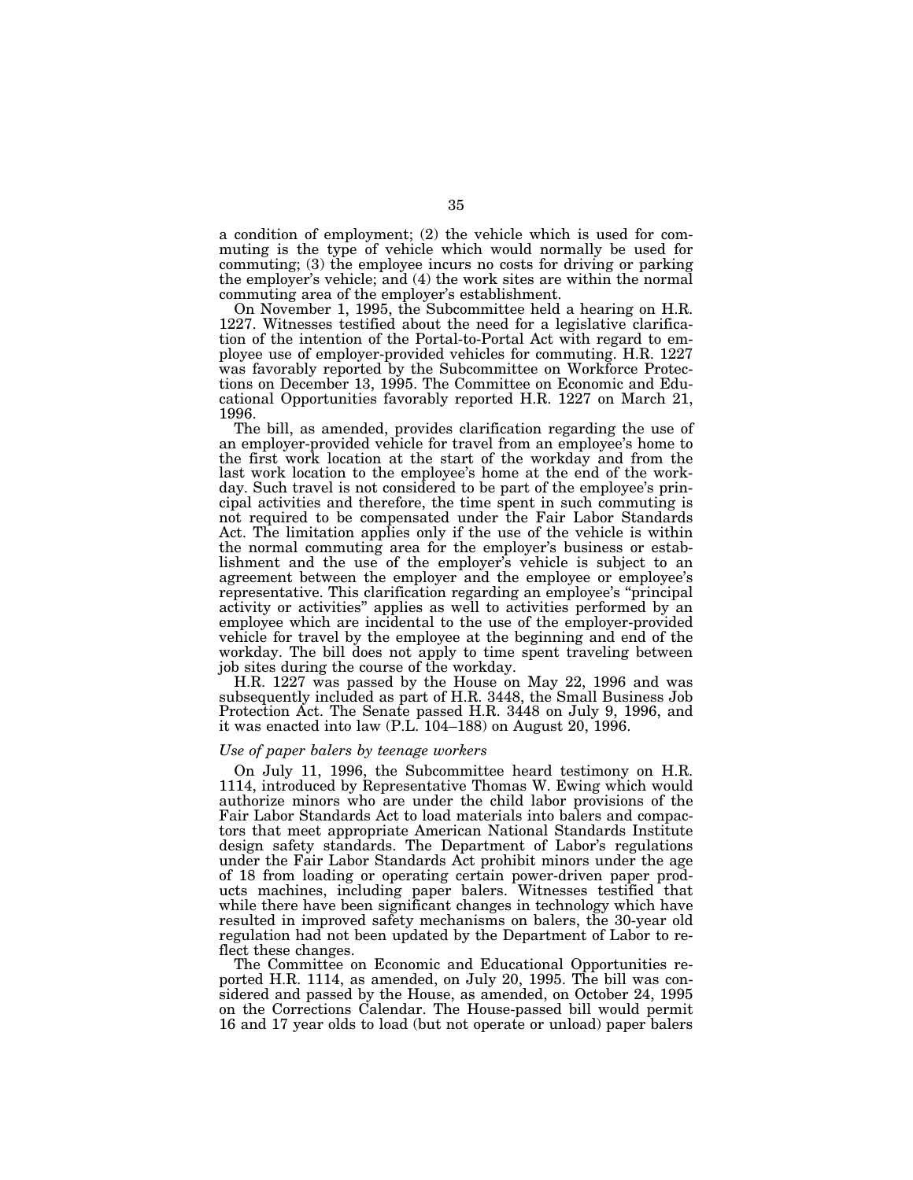a condition of employment; (2) the vehicle which is used for commuting is the type of vehicle which would normally be used for commuting; (3) the employee incurs no costs for driving or parking the employer's vehicle; and (4) the work sites are within the normal commuting area of the employer's establishment.

On November 1, 1995, the Subcommittee held a hearing on H.R. 1227. Witnesses testified about the need for a legislative clarification of the intention of the Portal-to-Portal Act with regard to employee use of employer-provided vehicles for commuting. H.R. 1227 was favorably reported by the Subcommittee on Workforce Protections on December 13, 1995. The Committee on Economic and Educational Opportunities favorably reported H.R. 1227 on March 21, 1996.

The bill, as amended, provides clarification regarding the use of an employer-provided vehicle for travel from an employee's home to the first work location at the start of the workday and from the last work location to the employee's home at the end of the workday. Such travel is not considered to be part of the employee's principal activities and therefore, the time spent in such commuting is not required to be compensated under the Fair Labor Standards Act. The limitation applies only if the use of the vehicle is within the normal commuting area for the employer's business or establishment and the use of the employer's vehicle is subject to an agreement between the employer and the employee or employee's representative. This clarification regarding an employee's "principal activity or activities" applies as well to activities performed by an employee which are incidental to the use of the employer-provided vehicle for travel by the employee at the beginning and end of the workday. The bill does not apply to time spent traveling between job sites during the course of the workday.

H.R. 1227 was passed by the House on May 22, 1996 and was subsequently included as part of H.R. 3448, the Small Business Job Protection Act. The Senate passed H.R. 3448 on July 9, 1996, and it was enacted into law (P.L. 104–188) on August 20, 1996.

*Use of paper balers by teenage workers*

On July 11, 1996, the Subcommittee heard testimony on H.R. 1114, introduced by Representative Thomas W. Ewing which would authorize minors who are under the child labor provisions of the Fair Labor Standards Act to load materials into balers and compactors that meet appropriate American National Standards Institute design safety standards. The Department of Labor's regulations under the Fair Labor Standards Act prohibit minors under the age of 18 from loading or operating certain power-driven paper products machines, including paper balers. Witnesses testified that while there have been significant changes in technology which have resulted in improved safety mechanisms on balers, the 30-year old regulation had not been updated by the Department of Labor to reflect these changes.

The Committee on Economic and Educational Opportunities reported H.R. 1114, as amended, on July 20, 1995. The bill was considered and passed by the House, as amended, on October 24, 1995 on the Corrections Calendar. The House-passed bill would permit 16 and 17 year olds to load (but not operate or unload) paper balers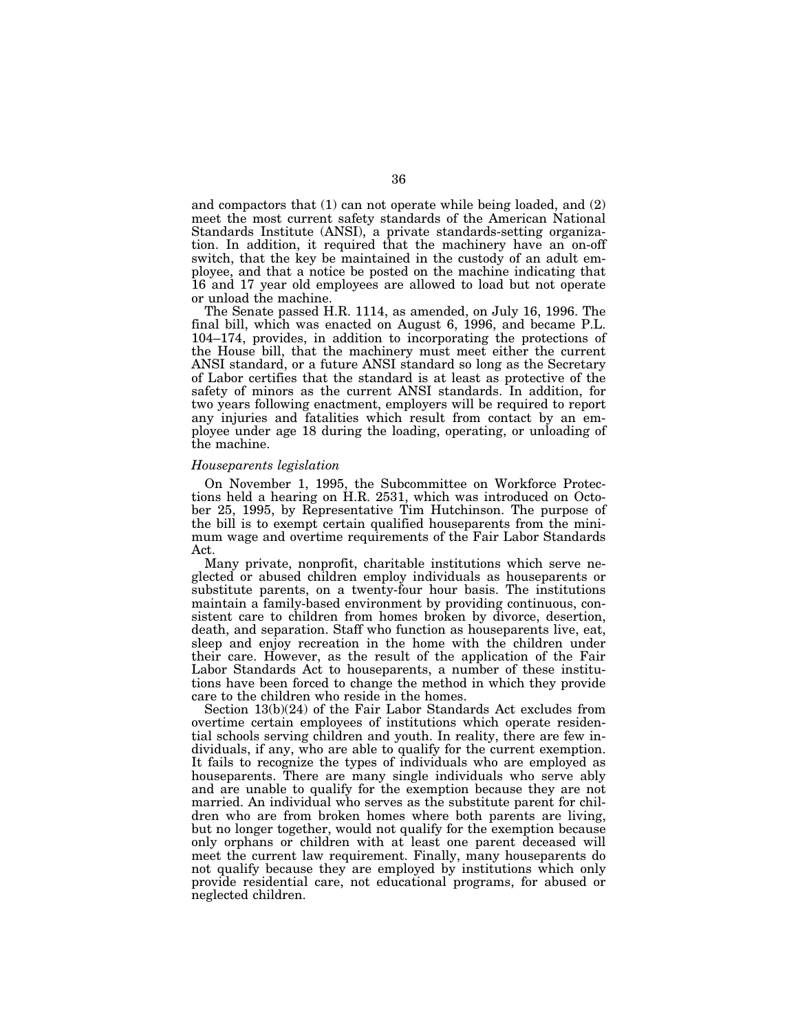and compactors that (1) can not operate while being loaded, and (2) meet the most current safety standards of the American National Standards Institute (ANSI), a private standards-setting organization. In addition, it required that the machinery have an on-off switch, that the key be maintained in the custody of an adult employee, and that a notice be posted on the machine indicating that 16 and 17 year old employees are allowed to load but not operate or unload the machine.

The Senate passed H.R. 1114, as amended, on July 16, 1996. The final bill, which was enacted on August 6, 1996, and became P.L. 104–174, provides, in addition to incorporating the protections of the House bill, that the machinery must meet either the current ANSI standard, or a future ANSI standard so long as the Secretary of Labor certifies that the standard is at least as protective of the safety of minors as the current ANSI standards. In addition, for two years following enactment, employers will be required to report any injuries and fatalities which result from contact by an employee under age 18 during the loading, operating, or unloading of the machine.

*Houseparents legislation*

On November 1, 1995, the Subcommittee on Workforce Protections held a hearing on H.R. 2531, which was introduced on October 25, 1995, by Representative Tim Hutchinson. The purpose of the bill is to exempt certain qualified houseparents from the minimum wage and overtime requirements of the Fair Labor Standards Act.

Many private, nonprofit, charitable institutions which serve neglected or abused children employ individuals as houseparents or substitute parents, on a twenty-four hour basis. The institutions maintain a family-based environment by providing continuous, consistent care to children from homes broken by divorce, desertion, death, and separation. Staff who function as houseparents live, eat, sleep and enjoy recreation in the home with the children under their care. However, as the result of the application of the Fair Labor Standards Act to houseparents, a number of these institutions have been forced to change the method in which they provide care to the children who reside in the homes.

Section 13(b)(24) of the Fair Labor Standards Act excludes from overtime certain employees of institutions which operate residential schools serving children and youth. In reality, there are few individuals, if any, who are able to qualify for the current exemption. It fails to recognize the types of individuals who are employed as houseparents. There are many single individuals who serve ably and are unable to qualify for the exemption because they are not married. An individual who serves as the substitute parent for children who are from broken homes where both parents are living, but no longer together, would not qualify for the exemption because only orphans or children with at least one parent deceased will meet the current law requirement. Finally, many houseparents do not qualify because they are employed by institutions which only provide residential care, not educational programs, for abused or neglected children.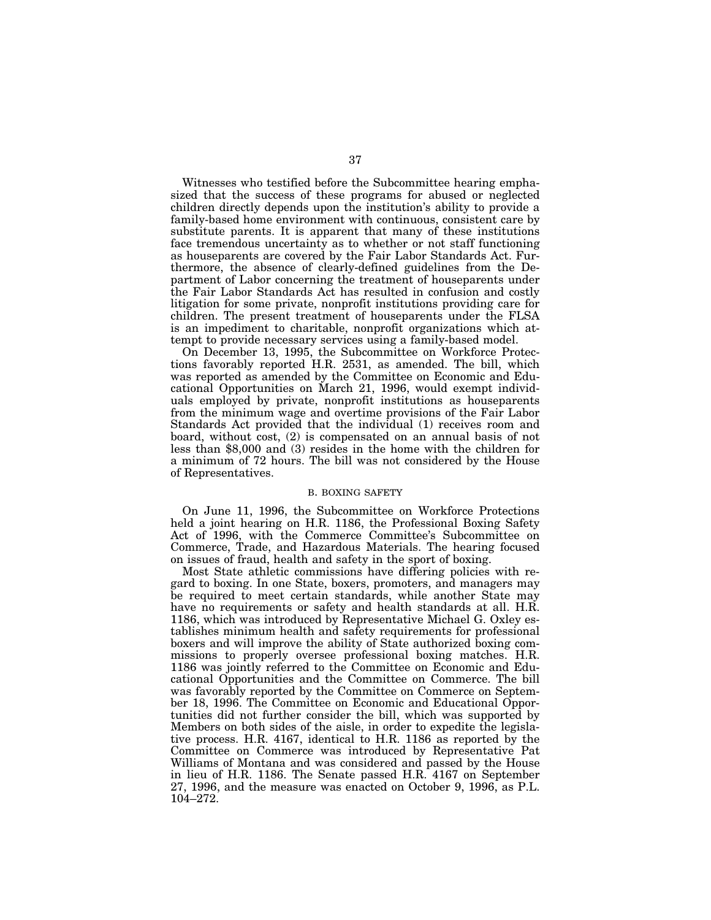Witnesses who testified before the Subcommittee hearing emphasized that the success of these programs for abused or neglected children directly depends upon the institution's ability to provide a family-based home environment with continuous, consistent care by substitute parents. It is apparent that many of these institutions face tremendous uncertainty as to whether or not staff functioning as houseparents are covered by the Fair Labor Standards Act. Furthermore, the absence of clearly-defined guidelines from the Department of Labor concerning the treatment of houseparents under the Fair Labor Standards Act has resulted in confusion and costly litigation for some private, nonprofit institutions providing care for children. The present treatment of houseparents under the FLSA is an impediment to charitable, nonprofit organizations which attempt to provide necessary services using a family-based model.

On December 13, 1995, the Subcommittee on Workforce Protections favorably reported H.R. 2531, as amended. The bill, which was reported as amended by the Committee on Economic and Educational Opportunities on March 21, 1996, would exempt individuals employed by private, nonprofit institutions as houseparents from the minimum wage and overtime provisions of the Fair Labor Standards Act provided that the individual (1) receives room and board, without cost, (2) is compensated on an annual basis of not less than $8,000 and (3) resides in the home with the children for a minimum of 72 hours. The bill was not considered by the House of Representatives.

### B. BOXING SAFETY

On June 11, 1996, the Subcommittee on Workforce Protections held a joint hearing on H.R. 1186, the Professional Boxing Safety Act of 1996, with the Commerce Committee's Subcommittee on Commerce, Trade, and Hazardous Materials. The hearing focused on issues of fraud, health and safety in the sport of boxing.

Most State athletic commissions have differing policies with regard to boxing. In one State, boxers, promoters, and managers may be required to meet certain standards, while another State may have no requirements or safety and health standards at all. H.R. 1186, which was introduced by Representative Michael G. Oxley establishes minimum health and safety requirements for professional boxers and will improve the ability of State authorized boxing commissions to properly oversee professional boxing matches. H.R. 1186 was jointly referred to the Committee on Economic and Educational Opportunities and the Committee on Commerce. The bill was favorably reported by the Committee on Commerce on September 18, 1996. The Committee on Economic and Educational Opportunities did not further consider the bill, which was supported by Members on both sides of the aisle, in order to expedite the legislative process. H.R. 4167, identical to H.R. 1186 as reported by the Committee on Commerce was introduced by Representative Pat Williams of Montana and was considered and passed by the House in lieu of H.R. 1186. The Senate passed H.R. 4167 on September 27, 1996, and the measure was enacted on October 9, 1996, as P.L. 104–272.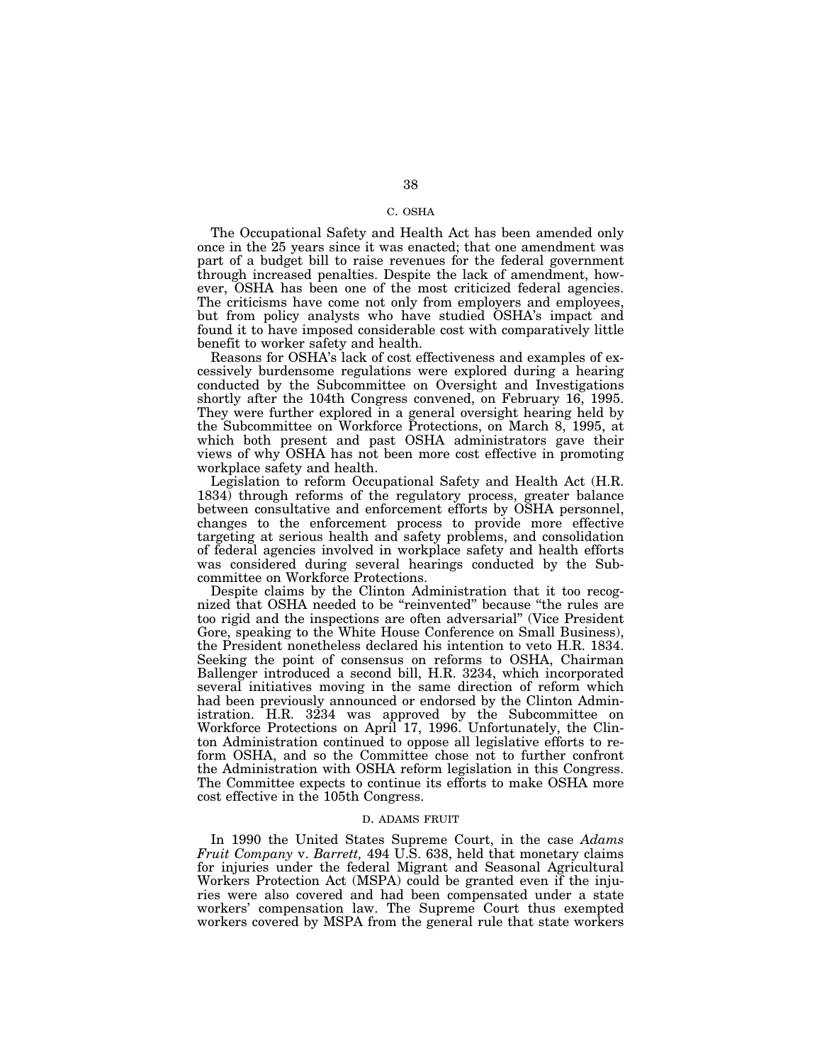### C. OSHA

The Occupational Safety and Health Act has been amended only once in the 25 years since it was enacted; that one amendment was part of a budget bill to raise revenues for the federal government through increased penalties. Despite the lack of amendment, however, OSHA has been one of the most criticized federal agencies. The criticisms have come not only from employers and employees, but from policy analysts who have studied OSHA's impact and found it to have imposed considerable cost with comparatively little benefit to worker safety and health.

Reasons for OSHA's lack of cost effectiveness and examples of excessively burdensome regulations were explored during a hearing conducted by the Subcommittee on Oversight and Investigations shortly after the 104th Congress convened, on February 16, 1995. They were further explored in a general oversight hearing held by the Subcommittee on Workforce Protections, on March 8, 1995, at which both present and past OSHA administrators gave their views of why OSHA has not been more cost effective in promoting workplace safety and health.

Legislation to reform Occupational Safety and Health Act (H.R. 1834) through reforms of the regulatory process, greater balance between consultative and enforcement efforts by OSHA personnel, changes to the enforcement process to provide more effective targeting at serious health and safety problems, and consolidation of federal agencies involved in workplace safety and health efforts was considered during several hearings conducted by the Subcommittee on Workforce Protections.

Despite claims by the Clinton Administration that it too recognized that OSHA needed to be "reinvented" because "the rules are too rigid and the inspections are often adversarial" (Vice President Gore, speaking to the White House Conference on Small Business), the President nonetheless declared his intention to veto H.R. 1834. Seeking the point of consensus on reforms to OSHA, Chairman Ballenger introduced a second bill, H.R. 3234, which incorporated several initiatives moving in the same direction of reform which had been previously announced or endorsed by the Clinton Administration. H.R. 3234 was approved by the Subcommittee on Workforce Protections on April 17, 1996. Unfortunately, the Clinton Administration continued to oppose all legislative efforts to reform OSHA, and so the Committee chose not to further confront the Administration with OSHA reform legislation in this Congress. The Committee expects to continue its efforts to make OSHA more cost effective in the 105th Congress.

### D. ADAMS FRUIT

In 1990 the United States Supreme Court, in the case *Adams Fruit Company* v. *Barrett,* 494 U.S. 638, held that monetary claims for injuries under the federal Migrant and Seasonal Agricultural Workers Protection Act (MSPA) could be granted even if the injuries were also covered and had been compensated under a state workers' compensation law. The Supreme Court thus exempted workers covered by MSPA from the general rule that state workers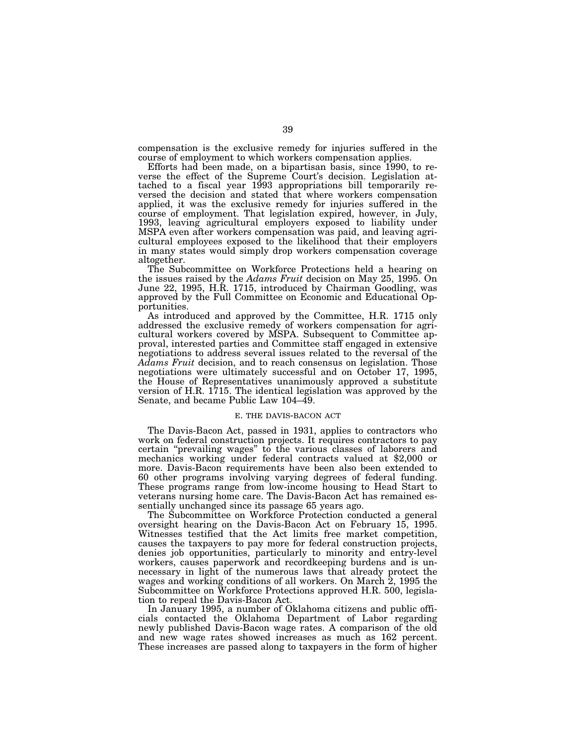compensation is the exclusive remedy for injuries suffered in the course of employment to which workers compensation applies.

Efforts had been made, on a bipartisan basis, since 1990, to reverse the effect of the Supreme Court's decision. Legislation attached to a fiscal year 1993 appropriations bill temporarily reversed the decision and stated that where workers compensation applied, it was the exclusive remedy for injuries suffered in the course of employment. That legislation expired, however, in July, 1993, leaving agricultural employers exposed to liability under MSPA even after workers compensation was paid, and leaving agricultural employees exposed to the likelihood that their employers in many states would simply drop workers compensation coverage altogether.

The Subcommittee on Workforce Protections held a hearing on the issues raised by the *Adams Fruit* decision on May 25, 1995. On June 22, 1995, H.R. 1715, introduced by Chairman Goodling, was approved by the Full Committee on Economic and Educational Opportunities.

As introduced and approved by the Committee, H.R. 1715 only addressed the exclusive remedy of workers compensation for agricultural workers covered by MSPA. Subsequent to Committee approval, interested parties and Committee staff engaged in extensive negotiations to address several issues related to the reversal of the *Adams Fruit* decision, and to reach consensus on legislation. Those negotiations were ultimately successful and on October 17, 1995, the House of Representatives unanimously approved a substitute version of H.R. 1715. The identical legislation was approved by the Senate, and became Public Law 104–49.

### E. THE DAVIS-BACON ACT

The Davis-Bacon Act, passed in 1931, applies to contractors who work on federal construction projects. It requires contractors to pay certain "prevailing wages" to the various classes of laborers and mechanics working under federal contracts valued at $2,000 or more. Davis-Bacon requirements have been also been extended to 60 other programs involving varying degrees of federal funding. These programs range from low-income housing to Head Start to veterans nursing home care. The Davis-Bacon Act has remained essentially unchanged since its passage 65 years ago.

The Subcommittee on Workforce Protection conducted a general oversight hearing on the Davis-Bacon Act on February 15, 1995. Witnesses testified that the Act limits free market competition, causes the taxpayers to pay more for federal construction projects, denies job opportunities, particularly to minority and entry-level workers, causes paperwork and recordkeeping burdens and is unnecessary in light of the numerous laws that already protect the wages and working conditions of all workers. On March 2, 1995 the Subcommittee on Workforce Protections approved H.R. 500, legislation to repeal the Davis-Bacon Act.

In January 1995, a number of Oklahoma citizens and public officials contacted the Oklahoma Department of Labor regarding newly published Davis-Bacon wage rates. A comparison of the old and new wage rates showed increases as much as 162 percent. These increases are passed along to taxpayers in the form of higher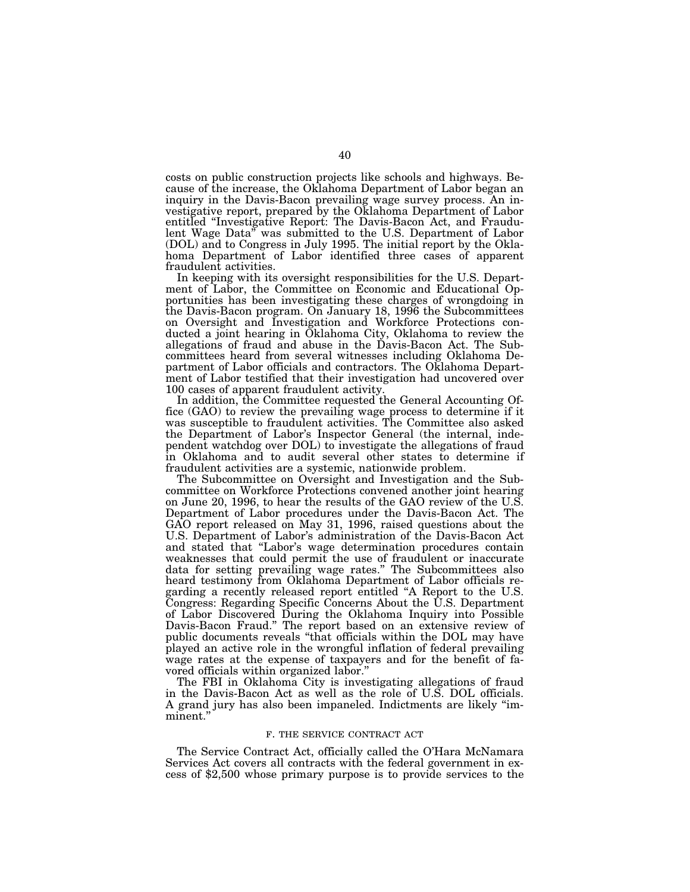costs on public construction projects like schools and highways. Because of the increase, the Oklahoma Department of Labor began an inquiry in the Davis-Bacon prevailing wage survey process. An investigative report, prepared by the Oklahoma Department of Labor entitled "Investigative Report: The Davis-Bacon Act, and Fraudulent Wage Data" was submitted to the U.S. Department of Labor (DOL) and to Congress in July 1995. The initial report by the Oklahoma Department of Labor identified three cases of apparent fraudulent activities.

In keeping with its oversight responsibilities for the U.S. Department of Labor, the Committee on Economic and Educational Opportunities has been investigating these charges of wrongdoing in the Davis-Bacon program. On January 18, 1996 the Subcommittees on Oversight and Investigation and Workforce Protections conducted a joint hearing in Oklahoma City, Oklahoma to review the allegations of fraud and abuse in the Davis-Bacon Act. The Subcommittees heard from several witnesses including Oklahoma Department of Labor officials and contractors. The Oklahoma Department of Labor testified that their investigation had uncovered over 100 cases of apparent fraudulent activity.

In addition, the Committee requested the General Accounting Office (GAO) to review the prevailing wage process to determine if it was susceptible to fraudulent activities. The Committee also asked the Department of Labor's Inspector General (the internal, independent watchdog over DOL) to investigate the allegations of fraud in Oklahoma and to audit several other states to determine if fraudulent activities are a systemic, nationwide problem.

The Subcommittee on Oversight and Investigation and the Subcommittee on Workforce Protections convened another joint hearing on June 20, 1996, to hear the results of the GAO review of the U.S. Department of Labor procedures under the Davis-Bacon Act. The GAO report released on May 31, 1996, raised questions about the U.S. Department of Labor's administration of the Davis-Bacon Act and stated that "Labor's wage determination procedures contain weaknesses that could permit the use of fraudulent or inaccurate data for setting prevailing wage rates." The Subcommittees also heard testimony from Oklahoma Department of Labor officials regarding a recently released report entitled "A Report to the U.S. Congress: Regarding Specific Concerns About the U.S. Department of Labor Discovered During the Oklahoma Inquiry into Possible Davis-Bacon Fraud." The report based on an extensive review of public documents reveals "that officials within the DOL may have played an active role in the wrongful inflation of federal prevailing wage rates at the expense of taxpayers and for the benefit of favored officials within organized labor."

The FBI in Oklahoma City is investigating allegations of fraud in the Davis-Bacon Act as well as the role of U.S. DOL officials. A grand jury has also been impaneled. Indictments are likely "imminent."

### F. THE SERVICE CONTRACT ACT

The Service Contract Act, officially called the O'Hara McNamara Services Act covers all contracts with the federal government in excess of $2,500 whose primary purpose is to provide services to the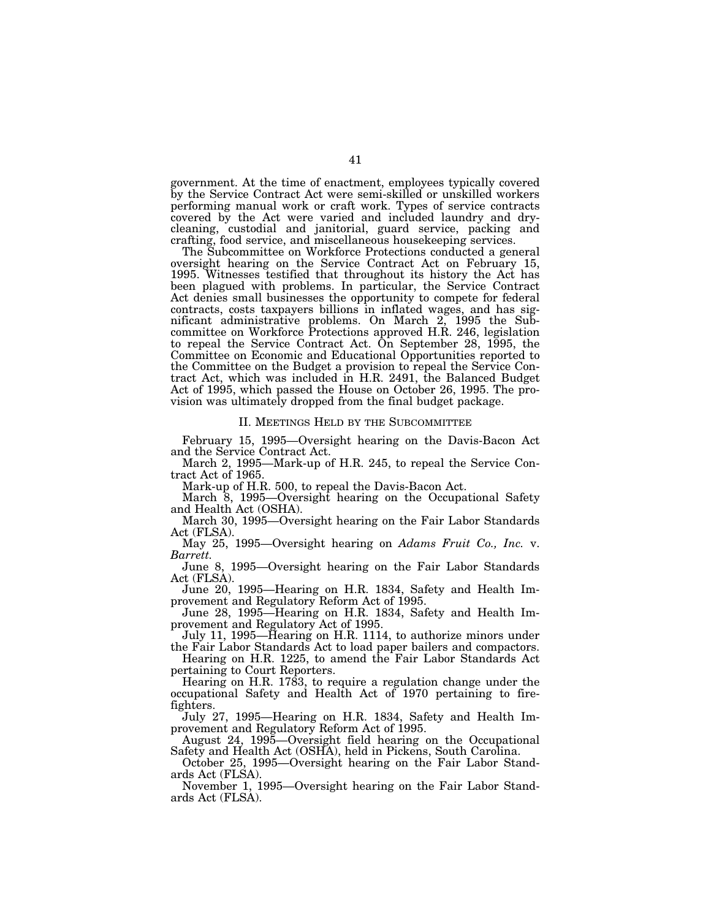government. At the time of enactment, employees typically covered by the Service Contract Act were semi-skilled or unskilled workers performing manual work or craft work. Types of service contracts covered by the Act were varied and included laundry and dry-cleaning, custodial and janitorial, guard service, packing and crafting, food service, and miscellaneous housekeeping services.

The Subcommittee on Workforce Protections conducted a general oversight hearing on the Service Contract Act on February 15, 1995. Witnesses testified that throughout its history the Act has been plagued with problems. In particular, the Service Contract Act denies small businesses the opportunity to compete for federal contracts, costs taxpayers billions in inflated wages, and has significant administrative problems. On March 2, 1995 the Subcommittee on Workforce Protections approved H.R. 246, legislation to repeal the Service Contract Act. On September 28, 1995, the Committee on Economic and Educational Opportunities reported to the Committee on the Budget a provision to repeal the Service Contract Act, which was included in H.R. 2491, the Balanced Budget Act of 1995, which passed the House on October 26, 1995. The provision was ultimately dropped from the final budget package.

## II. Meetings Held by the Subcommittee

February 15, 1995—Oversight hearing on the Davis-Bacon Act and the Service Contract Act.

March 2, 1995—Mark-up of H.R. 245, to repeal the Service Contract Act of 1965.

Mark-up of H.R. 500, to repeal the Davis-Bacon Act.

March 8, 1995—Oversight hearing on the Occupational Safety and Health Act (OSHA).

March 30, 1995—Oversight hearing on the Fair Labor Standards Act (FLSA).

May 25, 1995—Oversight hearing on *Adams Fruit Co., Inc.* v. *Barrett.*

June 8, 1995—Oversight hearing on the Fair Labor Standards Act (FLSA).

June 20, 1995—Hearing on H.R. 1834, Safety and Health Improvement and Regulatory Reform Act of 1995.

June 28, 1995—Hearing on H.R. 1834, Safety and Health Improvement and Regulatory Act of 1995.

July 11, 1995—Hearing on H.R. 1114, to authorize minors under the Fair Labor Standards Act to load paper bailers and compactors.

Hearing on H.R. 1225, to amend the Fair Labor Standards Act pertaining to Court Reporters.

Hearing on H.R. 1783, to require a regulation change under the occupational Safety and Health Act of 1970 pertaining to firefighters.

July 27, 1995—Hearing on H.R. 1834, Safety and Health Improvement and Regulatory Reform Act of 1995.

August 24, 1995—Oversight field hearing on the Occupational Safety and Health Act (OSHA), held in Pickens, South Carolina.

October 25, 1995—Oversight hearing on the Fair Labor Standards Act (FLSA).

November 1, 1995—Oversight hearing on the Fair Labor Standards Act (FLSA).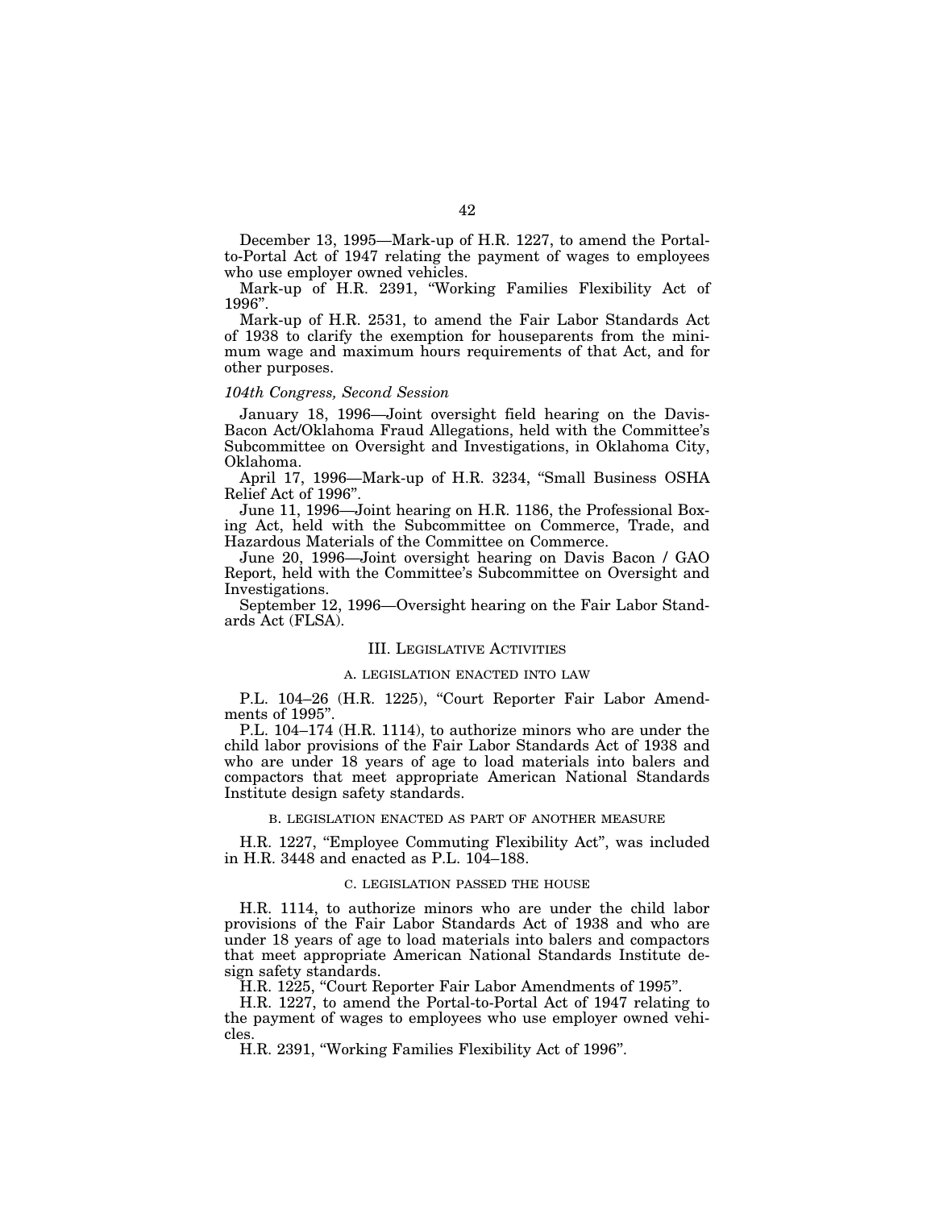December 13, 1995—Mark-up of H.R. 1227, to amend the Portal-to-Portal Act of 1947 relating the payment of wages to employees who use employer owned vehicles.

Mark-up of H.R. 2391, "Working Families Flexibility Act of 1996".

Mark-up of H.R. 2531, to amend the Fair Labor Standards Act of 1938 to clarify the exemption for houseparents from the minimum wage and maximum hours requirements of that Act, and for other purposes.

*104th Congress, Second Session*

January 18, 1996—Joint oversight field hearing on the Davis-Bacon Act/Oklahoma Fraud Allegations, held with the Committee's Subcommittee on Oversight and Investigations, in Oklahoma City, Oklahoma.

April 17, 1996—Mark-up of H.R. 3234, "Small Business OSHA Relief Act of 1996".

June 11, 1996—Joint hearing on H.R. 1186, the Professional Boxing Act, held with the Subcommittee on Commerce, Trade, and Hazardous Materials of the Committee on Commerce.

June 20, 1996—Joint oversight hearing on Davis Bacon / GAO Report, held with the Committee's Subcommittee on Oversight and Investigations.

September 12, 1996—Oversight hearing on the Fair Labor Standards Act (FLSA).

## III. Legislative Activities

### A. Legislation Enacted Into Law

P.L. 104–26 (H.R. 1225), "Court Reporter Fair Labor Amendments of 1995".

P.L. 104–174 (H.R. 1114), to authorize minors who are under the child labor provisions of the Fair Labor Standards Act of 1938 and who are under 18 years of age to load materials into balers and compactors that meet appropriate American National Standards Institute design safety standards.

### B. Legislation Enacted as Part of Another Measure

H.R. 1227, "Employee Commuting Flexibility Act", was included in H.R. 3448 and enacted as P.L. 104–188.

### C. Legislation Passed the House

H.R. 1114, to authorize minors who are under the child labor provisions of the Fair Labor Standards Act of 1938 and who are under 18 years of age to load materials into balers and compactors that meet appropriate American National Standards Institute design safety standards.

H.R. 1225, "Court Reporter Fair Labor Amendments of 1995".

H.R. 1227, to amend the Portal-to-Portal Act of 1947 relating to the payment of wages to employees who use employer owned vehicles.

H.R. 2391, "Working Families Flexibility Act of 1996".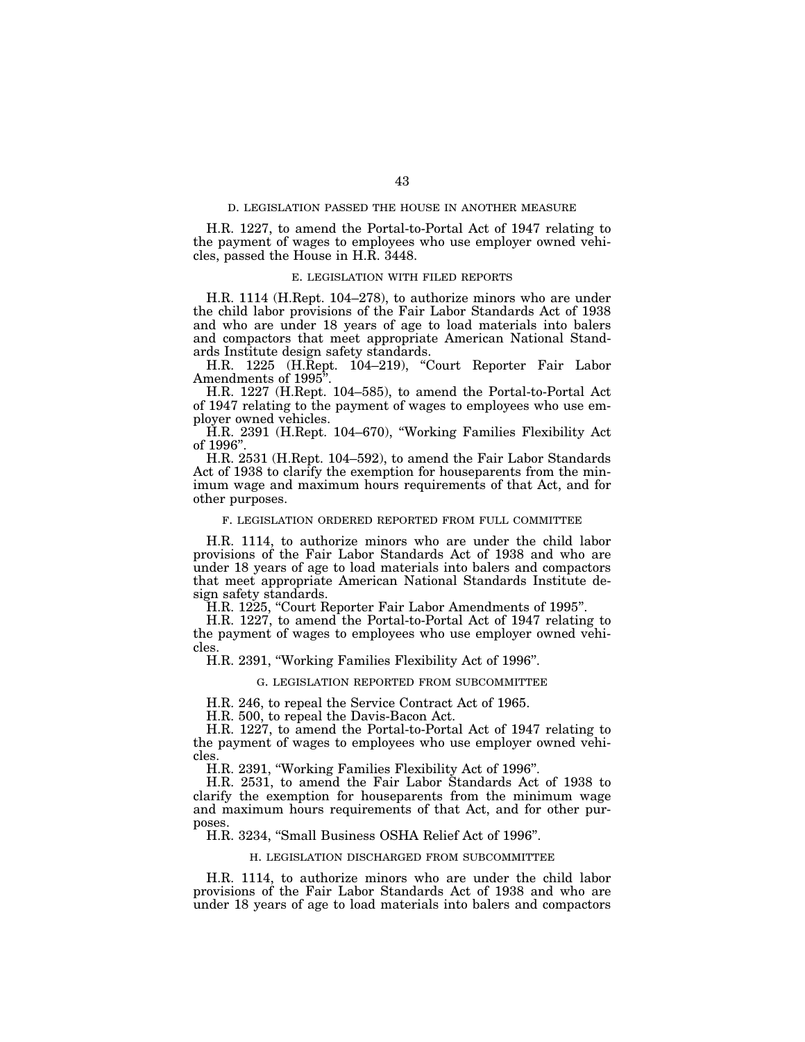### D. LEGISLATION PASSED THE HOUSE IN ANOTHER MEASURE

H.R. 1227, to amend the Portal-to-Portal Act of 1947 relating to the payment of wages to employees who use employer owned vehicles, passed the House in H.R. 3448.

### E. LEGISLATION WITH FILED REPORTS

H.R. 1114 (H.Rept. 104–278), to authorize minors who are under the child labor provisions of the Fair Labor Standards Act of 1938 and who are under 18 years of age to load materials into balers and compactors that meet appropriate American National Standards Institute design safety standards.

H.R. 1225 (H.Rept. 104–219), "Court Reporter Fair Labor Amendments of 1995".

H.R. 1227 (H.Rept. 104–585), to amend the Portal-to-Portal Act of 1947 relating to the payment of wages to employees who use employer owned vehicles.

H.R. 2391 (H.Rept. 104–670), "Working Families Flexibility Act of 1996".

H.R. 2531 (H.Rept. 104–592), to amend the Fair Labor Standards Act of 1938 to clarify the exemption for houseparents from the minimum wage and maximum hours requirements of that Act, and for other purposes.

### F. LEGISLATION ORDERED REPORTED FROM FULL COMMITTEE

H.R. 1114, to authorize minors who are under the child labor provisions of the Fair Labor Standards Act of 1938 and who are under 18 years of age to load materials into balers and compactors that meet appropriate American National Standards Institute design safety standards.

H.R. 1225, "Court Reporter Fair Labor Amendments of 1995".

H.R. 1227, to amend the Portal-to-Portal Act of 1947 relating to the payment of wages to employees who use employer owned vehicles.

H.R. 2391, "Working Families Flexibility Act of 1996".

### G. LEGISLATION REPORTED FROM SUBCOMMITTEE

H.R. 246, to repeal the Service Contract Act of 1965.

H.R. 500, to repeal the Davis-Bacon Act.

H.R. 1227, to amend the Portal-to-Portal Act of 1947 relating to the payment of wages to employees who use employer owned vehicles.

H.R. 2391, "Working Families Flexibility Act of 1996".

H.R. 2531, to amend the Fair Labor Standards Act of 1938 to clarify the exemption for houseparents from the minimum wage and maximum hours requirements of that Act, and for other purposes.

H.R. 3234, "Small Business OSHA Relief Act of 1996".

### H. LEGISLATION DISCHARGED FROM SUBCOMMITTEE

H.R. 1114, to authorize minors who are under the child labor provisions of the Fair Labor Standards Act of 1938 and who are under 18 years of age to load materials into balers and compactors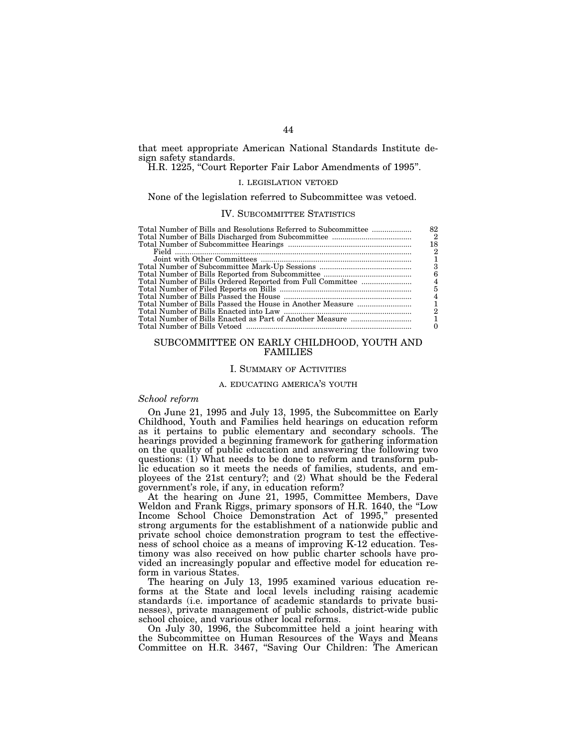that meet appropriate American National Standards Institute design safety standards.

H.R. 1225, "Court Reporter Fair Labor Amendments of 1995".

#### I. LEGISLATION VETOED

None of the legislation referred to Subcommittee was vetoed.

### IV. SUBCOMMITTEE STATISTICS

| | |
|---|---|
| Total Number of Bills and Resolutions Referred to Subcommittee | 82 |
| Total Number of Bills Discharged from Subcommittee | 2 |
| Total Number of Subcommittee Hearings | 18 |
| Field | 2 |
| Joint with Other Committees | 1 |
| Total Number of Subcommittee Mark-Up Sessions | 3 |
| Total Number of Bills Reported from Subcommittee | 6 |
| Total Number of Bills Ordered Reported from Full Committee | 4 |
| Total Number of Filed Reports on Bills | 5 |
| Total Number of Bills Passed the House | 4 |
| Total Number of Bills Passed the House in Another Measure | 1 |
| Total Number of Bills Enacted into Law | 2 |
| Total Number of Bills Enacted as Part of Another Measure | 1 |
| Total Number of Bills Vetoed | 0 |

## SUBCOMMITTEE ON EARLY CHILDHOOD, YOUTH AND FAMILIES

### I. SUMMARY OF ACTIVITIES

#### A. EDUCATING AMERICA'S YOUTH

*School reform*

On June 21, 1995 and July 13, 1995, the Subcommittee on Early Childhood, Youth and Families held hearings on education reform as it pertains to public elementary and secondary schools. The hearings provided a beginning framework for gathering information on the quality of public education and answering the following two questions: (1) What needs to be done to reform and transform public education so it meets the needs of families, students, and employees of the 21st century?; and (2) What should be the Federal government's role, if any, in education reform?

At the hearing on June 21, 1995, Committee Members, Dave Weldon and Frank Riggs, primary sponsors of H.R. 1640, the "Low Income School Choice Demonstration Act of 1995," presented strong arguments for the establishment of a nationwide public and private school choice demonstration program to test the effectiveness of school choice as a means of improving K-12 education. Testimony was also received on how public charter schools have provided an increasingly popular and effective model for education reform in various States.

The hearing on July 13, 1995 examined various education reforms at the State and local levels including raising academic standards (i.e. importance of academic standards to private businesses), private management of public schools, district-wide public school choice, and various other local reforms.

On July 30, 1996, the Subcommittee held a joint hearing with the Subcommittee on Human Resources of the Ways and Means Committee on H.R. 3467, "Saving Our Children: The American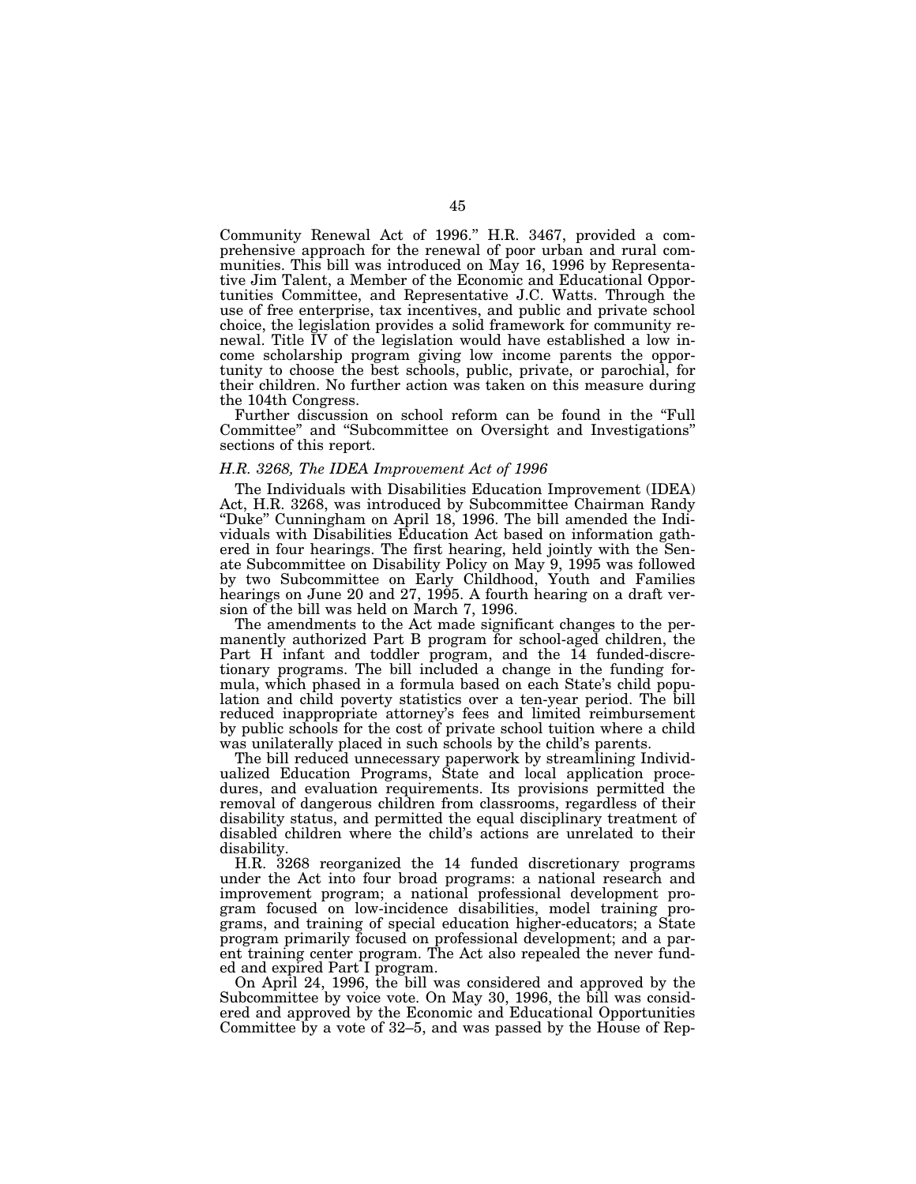Community Renewal Act of 1996." H.R. 3467, provided a comprehensive approach for the renewal of poor urban and rural communities. This bill was introduced on May 16, 1996 by Representative Jim Talent, a Member of the Economic and Educational Opportunities Committee, and Representative J.C. Watts. Through the use of free enterprise, tax incentives, and public and private school choice, the legislation provides a solid framework for community renewal. Title IV of the legislation would have established a low income scholarship program giving low income parents the opportunity to choose the best schools, public, private, or parochial, for their children. No further action was taken on this measure during the 104th Congress.

Further discussion on school reform can be found in the "Full Committee" and "Subcommittee on Oversight and Investigations" sections of this report.

### *H.R. 3268, The IDEA Improvement Act of 1996*

The Individuals with Disabilities Education Improvement (IDEA) Act, H.R. 3268, was introduced by Subcommittee Chairman Randy "Duke" Cunningham on April 18, 1996. The bill amended the Individuals with Disabilities Education Act based on information gathered in four hearings. The first hearing, held jointly with the Senate Subcommittee on Disability Policy on May 9, 1995 was followed by two Subcommittee on Early Childhood, Youth and Families hearings on June 20 and 27, 1995. A fourth hearing on a draft version of the bill was held on March 7, 1996.

The amendments to the Act made significant changes to the permanently authorized Part B program for school-aged children, the Part H infant and toddler program, and the 14 funded-discretionary programs. The bill included a change in the funding formula, which phased in a formula based on each State's child population and child poverty statistics over a ten-year period. The bill reduced inappropriate attorney's fees and limited reimbursement by public schools for the cost of private school tuition where a child was unilaterally placed in such schools by the child's parents.

The bill reduced unnecessary paperwork by streamlining Individualized Education Programs, State and local application procedures, and evaluation requirements. Its provisions permitted the removal of dangerous children from classrooms, regardless of their disability status, and permitted the equal disciplinary treatment of disabled children where the child's actions are unrelated to their disability.

H.R. 3268 reorganized the 14 funded discretionary programs under the Act into four broad programs: a national research and improvement program; a national professional development program focused on low-incidence disabilities, model training programs, and training of special education higher-educators; a State program primarily focused on professional development; and a parent training center program. The Act also repealed the never funded and expired Part I program.

On April 24, 1996, the bill was considered and approved by the Subcommittee by voice vote. On May 30, 1996, the bill was considered and approved by the Economic and Educational Opportunities Committee by a vote of 32–5, and was passed by the House of Rep-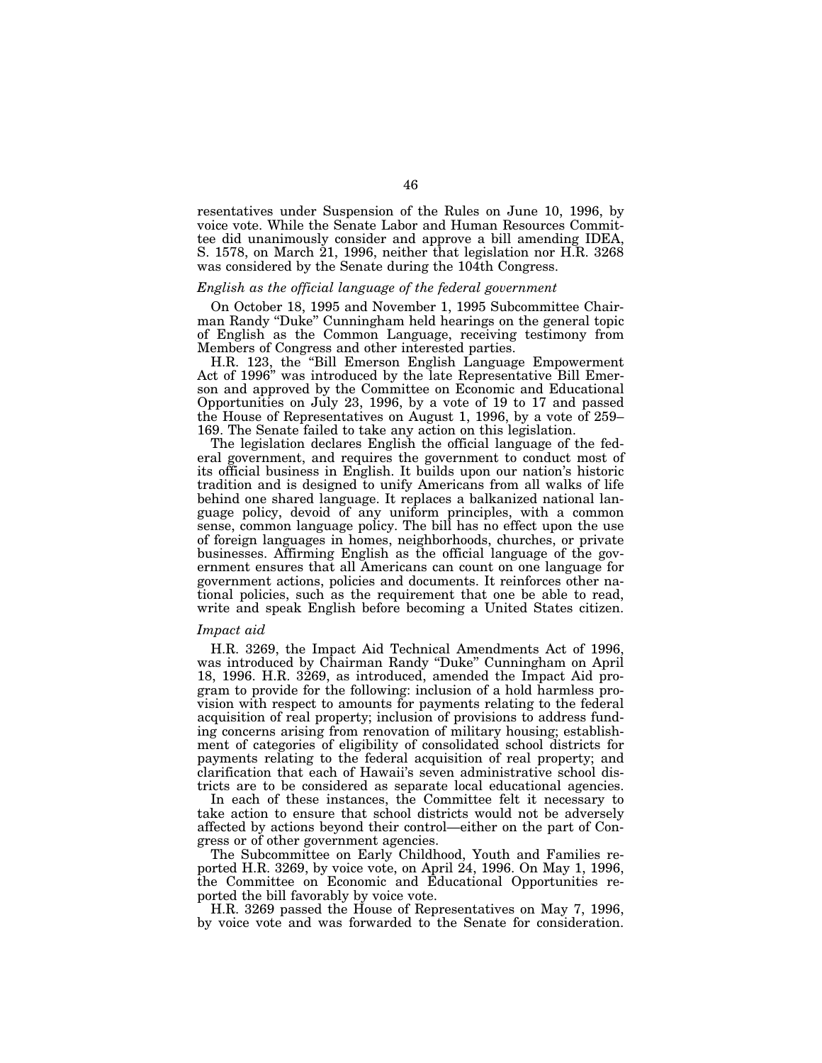resentatives under Suspension of the Rules on June 10, 1996, by voice vote. While the Senate Labor and Human Resources Committee did unanimously consider and approve a bill amending IDEA, S. 1578, on March 21, 1996, neither that legislation nor H.R. 3268 was considered by the Senate during the 104th Congress.

*English as the official language of the federal government*

On October 18, 1995 and November 1, 1995 Subcommittee Chairman Randy "Duke" Cunningham held hearings on the general topic of English as the Common Language, receiving testimony from Members of Congress and other interested parties.

H.R. 123, the "Bill Emerson English Language Empowerment Act of 1996" was introduced by the late Representative Bill Emerson and approved by the Committee on Economic and Educational Opportunities on July 23, 1996, by a vote of 19 to 17 and passed the House of Representatives on August 1, 1996, by a vote of 259–169. The Senate failed to take any action on this legislation.

The legislation declares English the official language of the federal government, and requires the government to conduct most of its official business in English. It builds upon our nation's historic tradition and is designed to unify Americans from all walks of life behind one shared language. It replaces a balkanized national language policy, devoid of any uniform principles, with a common sense, common language policy. The bill has no effect upon the use of foreign languages in homes, neighborhoods, churches, or private businesses. Affirming English as the official language of the government ensures that all Americans can count on one language for government actions, policies and documents. It reinforces other national policies, such as the requirement that one be able to read, write and speak English before becoming a United States citizen.

*Impact aid*

H.R. 3269, the Impact Aid Technical Amendments Act of 1996, was introduced by Chairman Randy "Duke" Cunningham on April 18, 1996. H.R. 3269, as introduced, amended the Impact Aid program to provide for the following: inclusion of a hold harmless provision with respect to amounts for payments relating to the federal acquisition of real property; inclusion of provisions to address funding concerns arising from renovation of military housing; establishment of categories of eligibility of consolidated school districts for payments relating to the federal acquisition of real property; and clarification that each of Hawaii's seven administrative school districts are to be considered as separate local educational agencies.

In each of these instances, the Committee felt it necessary to take action to ensure that school districts would not be adversely affected by actions beyond their control—either on the part of Congress or of other government agencies.

The Subcommittee on Early Childhood, Youth and Families reported H.R. 3269, by voice vote, on April 24, 1996. On May 1, 1996, the Committee on Economic and Educational Opportunities reported the bill favorably by voice vote.

H.R. 3269 passed the House of Representatives on May 7, 1996, by voice vote and was forwarded to the Senate for consideration.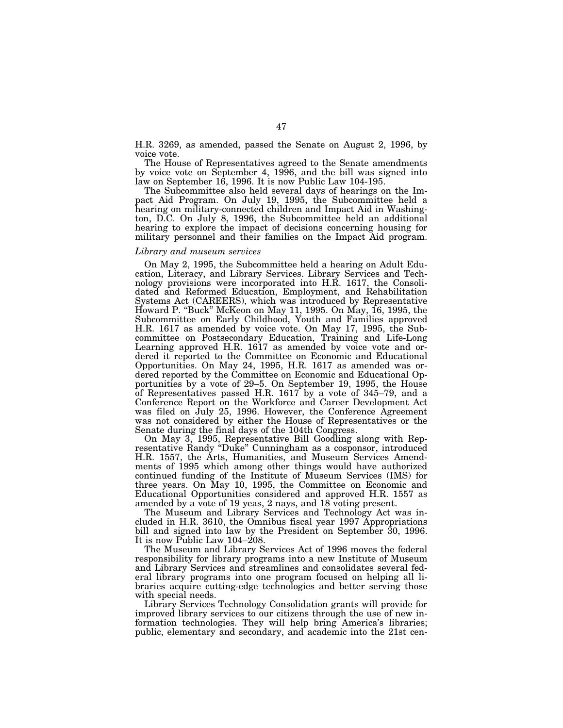H.R. 3269, as amended, passed the Senate on August 2, 1996, by voice vote.

The House of Representatives agreed to the Senate amendments by voice vote on September 4, 1996, and the bill was signed into law on September 16, 1996. It is now Public Law 104-195.

The Subcommittee also held several days of hearings on the Impact Aid Program. On July 19, 1995, the Subcommittee held a hearing on military-connected children and Impact Aid in Washington, D.C. On July 8, 1996, the Subcommittee held an additional hearing to explore the impact of decisions concerning housing for military personnel and their families on the Impact Aid program.

*Library and museum services*

On May 2, 1995, the Subcommittee held a hearing on Adult Education, Literacy, and Library Services. Library Services and Technology provisions were incorporated into H.R. 1617, the Consolidated and Reformed Education, Employment, and Rehabilitation Systems Act (CAREERS), which was introduced by Representative Howard P. "Buck" McKeon on May 11, 1995. On May, 16, 1995, the Subcommittee on Early Childhood, Youth and Families approved H.R. 1617 as amended by voice vote. On May 17, 1995, the Subcommittee on Postsecondary Education, Training and Life-Long Learning approved H.R. 1617 as amended by voice vote and ordered it reported to the Committee on Economic and Educational Opportunities. On May 24, 1995, H.R. 1617 as amended was ordered reported by the Committee on Economic and Educational Opportunities by a vote of 29–5. On September 19, 1995, the House of Representatives passed H.R. 1617 by a vote of 345–79, and a Conference Report on the Workforce and Career Development Act was filed on July 25, 1996. However, the Conference Agreement was not considered by either the House of Representatives or the Senate during the final days of the 104th Congress.

On May 3, 1995, Representative Bill Goodling along with Representative Randy "Duke" Cunningham as a cosponsor, introduced H.R. 1557, the Arts, Humanities, and Museum Services Amendments of 1995 which among other things would have authorized continued funding of the Institute of Museum Services (IMS) for three years. On May 10, 1995, the Committee on Economic and Educational Opportunities considered and approved H.R. 1557 as amended by a vote of 19 yeas, 2 nays, and 18 voting present.

The Museum and Library Services and Technology Act was included in H.R. 3610, the Omnibus fiscal year 1997 Appropriations bill and signed into law by the President on September 30, 1996. It is now Public Law 104–208.

The Museum and Library Services Act of 1996 moves the federal responsibility for library programs into a new Institute of Museum and Library Services and streamlines and consolidates several federal library programs into one program focused on helping all libraries acquire cutting-edge technologies and better serving those with special needs.

Library Services Technology Consolidation grants will provide for improved library services to our citizens through the use of new information technologies. They will help bring America's libraries; public, elementary and secondary, and academic into the 21st cen-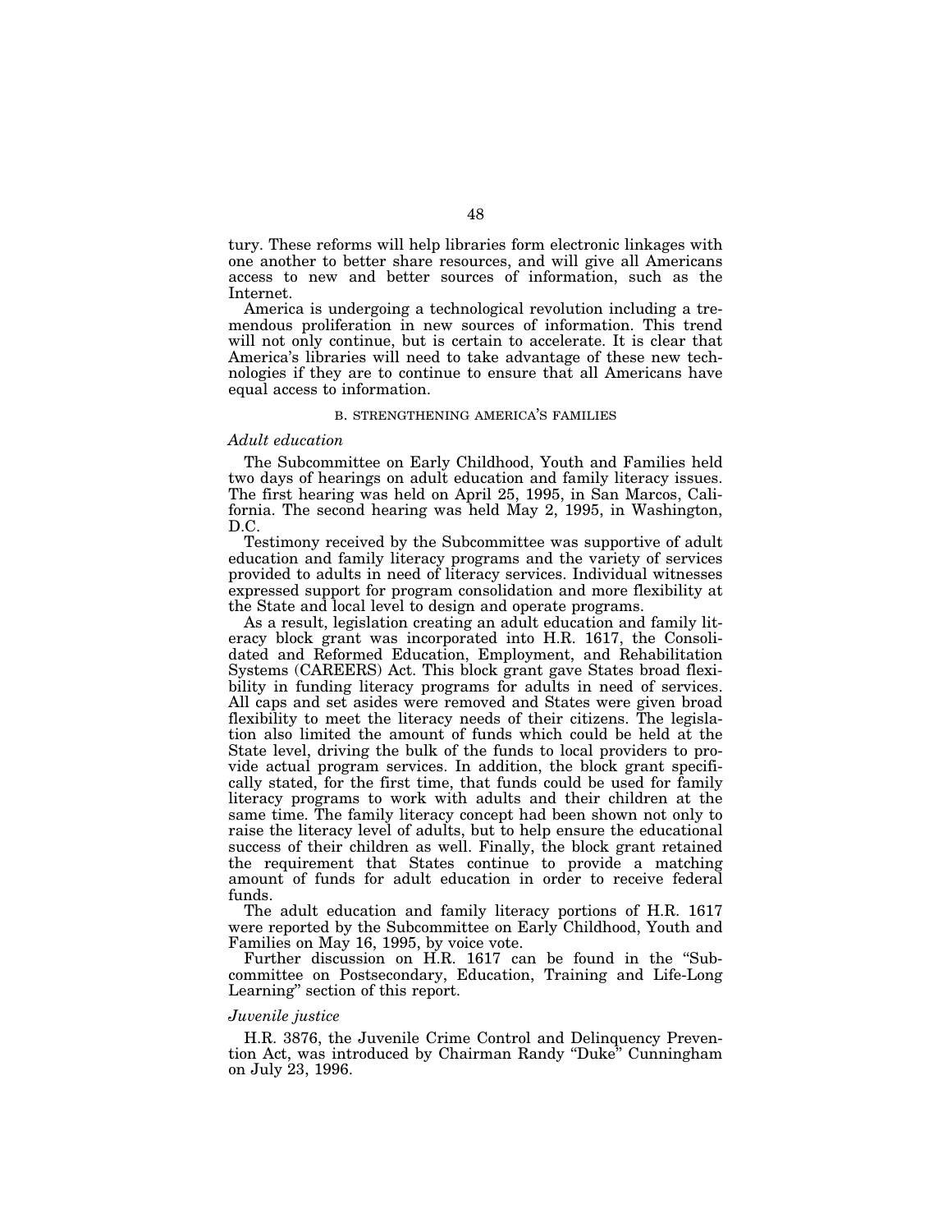tury. These reforms will help libraries form electronic linkages with one another to better share resources, and will give all Americans access to new and better sources of information, such as the Internet.

America is undergoing a technological revolution including a tremendous proliferation in new sources of information. This trend will not only continue, but is certain to accelerate. It is clear that America's libraries will need to take advantage of these new technologies if they are to continue to ensure that all Americans have equal access to information.

### B. STRENGTHENING AMERICA'S FAMILIES

#### *Adult education*

The Subcommittee on Early Childhood, Youth and Families held two days of hearings on adult education and family literacy issues. The first hearing was held on April 25, 1995, in San Marcos, California. The second hearing was held May 2, 1995, in Washington, D.C.

Testimony received by the Subcommittee was supportive of adult education and family literacy programs and the variety of services provided to adults in need of literacy services. Individual witnesses expressed support for program consolidation and more flexibility at the State and local level to design and operate programs.

As a result, legislation creating an adult education and family literacy block grant was incorporated into H.R. 1617, the Consolidated and Reformed Education, Employment, and Rehabilitation Systems (CAREERS) Act. This block grant gave States broad flexibility in funding literacy programs for adults in need of services. All caps and set asides were removed and States were given broad flexibility to meet the literacy needs of their citizens. The legislation also limited the amount of funds which could be held at the State level, driving the bulk of the funds to local providers to provide actual program services. In addition, the block grant specifically stated, for the first time, that funds could be used for family literacy programs to work with adults and their children at the same time. The family literacy concept had been shown not only to raise the literacy level of adults, but to help ensure the educational success of their children as well. Finally, the block grant retained the requirement that States continue to provide a matching amount of funds for adult education in order to receive federal funds.

The adult education and family literacy portions of H.R. 1617 were reported by the Subcommittee on Early Childhood, Youth and Families on May 16, 1995, by voice vote.

Further discussion on H.R. 1617 can be found in the "Subcommittee on Postsecondary, Education, Training and Life-Long Learning" section of this report.

#### *Juvenile justice*

H.R. 3876, the Juvenile Crime Control and Delinquency Prevention Act, was introduced by Chairman Randy "Duke" Cunningham on July 23, 1996.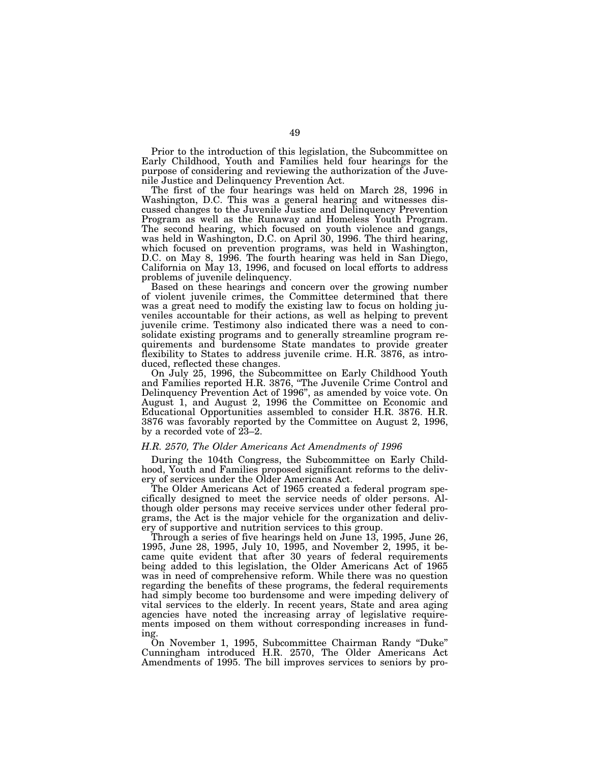Prior to the introduction of this legislation, the Subcommittee on Early Childhood, Youth and Families held four hearings for the purpose of considering and reviewing the authorization of the Juvenile Justice and Delinquency Prevention Act.

The first of the four hearings was held on March 28, 1996 in Washington, D.C. This was a general hearing and witnesses discussed changes to the Juvenile Justice and Delinquency Prevention Program as well as the Runaway and Homeless Youth Program. The second hearing, which focused on youth violence and gangs, was held in Washington, D.C. on April 30, 1996. The third hearing, which focused on prevention programs, was held in Washington, D.C. on May 8, 1996. The fourth hearing was held in San Diego, California on May 13, 1996, and focused on local efforts to address problems of juvenile delinquency.

Based on these hearings and concern over the growing number of violent juvenile crimes, the Committee determined that there was a great need to modify the existing law to focus on holding juveniles accountable for their actions, as well as helping to prevent juvenile crime. Testimony also indicated there was a need to consolidate existing programs and to generally streamline program requirements and burdensome State mandates to provide greater flexibility to States to address juvenile crime. H.R. 3876, as introduced, reflected these changes.

On July 25, 1996, the Subcommittee on Early Childhood Youth and Families reported H.R. 3876, "The Juvenile Crime Control and Delinquency Prevention Act of 1996", as amended by voice vote. On August 1, and August 2, 1996 the Committee on Economic and Educational Opportunities assembled to consider H.R. 3876. H.R. 3876 was favorably reported by the Committee on August 2, 1996, by a recorded vote of 23–2.

*H.R. 2570, The Older Americans Act Amendments of 1996*

During the 104th Congress, the Subcommittee on Early Childhood, Youth and Families proposed significant reforms to the delivery of services under the Older Americans Act.

The Older Americans Act of 1965 created a federal program specifically designed to meet the service needs of older persons. Although older persons may receive services under other federal programs, the Act is the major vehicle for the organization and delivery of supportive and nutrition services to this group.

Through a series of five hearings held on June 13, 1995, June 26, 1995, June 28, 1995, July 10, 1995, and November 2, 1995, it became quite evident that after 30 years of federal requirements being added to this legislation, the Older Americans Act of 1965 was in need of comprehensive reform. While there was no question regarding the benefits of these programs, the federal requirements had simply become too burdensome and were impeding delivery of vital services to the elderly. In recent years, State and area aging agencies have noted the increasing array of legislative requirements imposed on them without corresponding increases in funding.

On November 1, 1995, Subcommittee Chairman Randy "Duke" Cunningham introduced H.R. 2570, The Older Americans Act Amendments of 1995. The bill improves services to seniors by pro-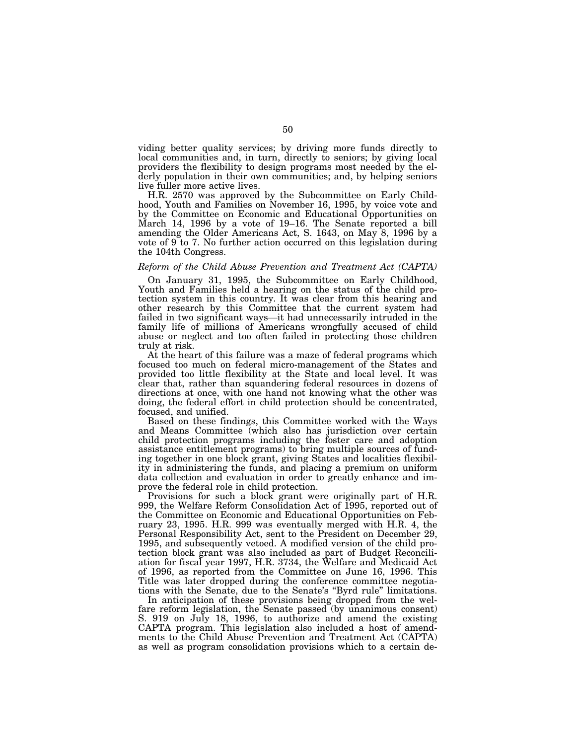viding better quality services; by driving more funds directly to local communities and, in turn, directly to seniors; by giving local providers the flexibility to design programs most needed by the elderly population in their own communities; and, by helping seniors live fuller more active lives.

H.R. 2570 was approved by the Subcommittee on Early Childhood, Youth and Families on November 16, 1995, by voice vote and by the Committee on Economic and Educational Opportunities on March 14, 1996 by a vote of 19–16. The Senate reported a bill amending the Older Americans Act, S. 1643, on May 8, 1996 by a vote of 9 to 7. No further action occurred on this legislation during the 104th Congress.

*Reform of the Child Abuse Prevention and Treatment Act (CAPTA)*

On January 31, 1995, the Subcommittee on Early Childhood, Youth and Families held a hearing on the status of the child protection system in this country. It was clear from this hearing and other research by this Committee that the current system had failed in two significant ways—it had unnecessarily intruded in the family life of millions of Americans wrongfully accused of child abuse or neglect and too often failed in protecting those children truly at risk.

At the heart of this failure was a maze of federal programs which focused too much on federal micro-management of the States and provided too little flexibility at the State and local level. It was clear that, rather than squandering federal resources in dozens of directions at once, with one hand not knowing what the other was doing, the federal effort in child protection should be concentrated, focused, and unified.

Based on these findings, this Committee worked with the Ways and Means Committee (which also has jurisdiction over certain child protection programs including the foster care and adoption assistance entitlement programs) to bring multiple sources of funding together in one block grant, giving States and localities flexibility in administering the funds, and placing a premium on uniform data collection and evaluation in order to greatly enhance and improve the federal role in child protection.

Provisions for such a block grant were originally part of H.R. 999, the Welfare Reform Consolidation Act of 1995, reported out of the Committee on Economic and Educational Opportunities on February 23, 1995. H.R. 999 was eventually merged with H.R. 4, the Personal Responsibility Act, sent to the President on December 29, 1995, and subsequently vetoed. A modified version of the child protection block grant was also included as part of Budget Reconciliation for fiscal year 1997, H.R. 3734, the Welfare and Medicaid Act of 1996, as reported from the Committee on June 16, 1996. This Title was later dropped during the conference committee negotiations with the Senate, due to the Senate's "Byrd rule" limitations.

In anticipation of these provisions being dropped from the welfare reform legislation, the Senate passed (by unanimous consent) S. 919 on July 18, 1996, to authorize and amend the existing CAPTA program. This legislation also included a host of amendments to the Child Abuse Prevention and Treatment Act (CAPTA) as well as program consolidation provisions which to a certain de-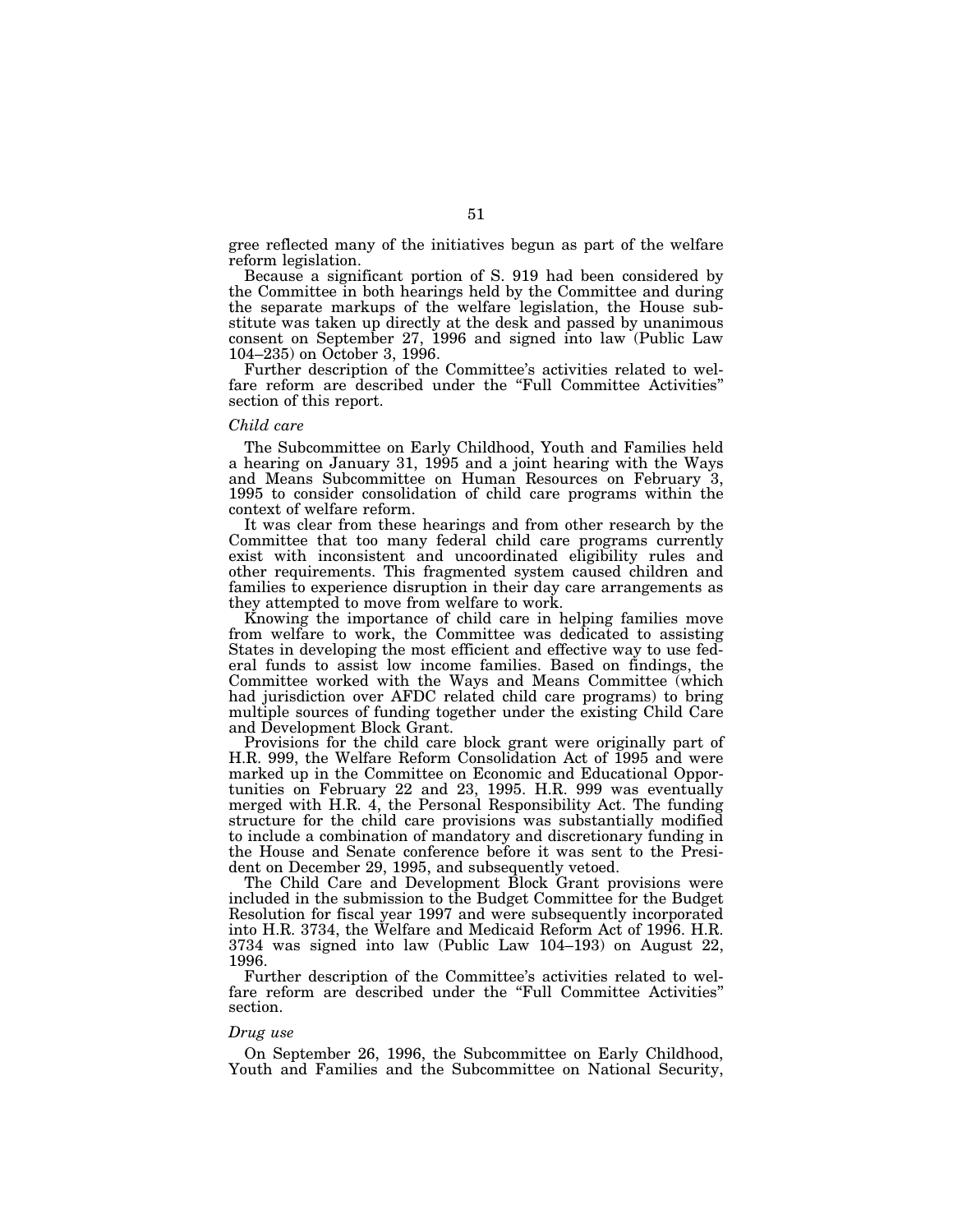gree reflected many of the initiatives begun as part of the welfare reform legislation.

Because a significant portion of S. 919 had been considered by the Committee in both hearings held by the Committee and during the separate markups of the welfare legislation, the House substitute was taken up directly at the desk and passed by unanimous consent on September 27, 1996 and signed into law (Public Law 104–235) on October 3, 1996.

Further description of the Committee's activities related to welfare reform are described under the "Full Committee Activities" section of this report.

*Child care*

The Subcommittee on Early Childhood, Youth and Families held a hearing on January 31, 1995 and a joint hearing with the Ways and Means Subcommittee on Human Resources on February 3, 1995 to consider consolidation of child care programs within the context of welfare reform.

It was clear from these hearings and from other research by the Committee that too many federal child care programs currently exist with inconsistent and uncoordinated eligibility rules and other requirements. This fragmented system caused children and families to experience disruption in their day care arrangements as they attempted to move from welfare to work.

Knowing the importance of child care in helping families move from welfare to work, the Committee was dedicated to assisting States in developing the most efficient and effective way to use federal funds to assist low income families. Based on findings, the Committee worked with the Ways and Means Committee (which had jurisdiction over AFDC related child care programs) to bring multiple sources of funding together under the existing Child Care and Development Block Grant.

Provisions for the child care block grant were originally part of H.R. 999, the Welfare Reform Consolidation Act of 1995 and were marked up in the Committee on Economic and Educational Opportunities on February 22 and 23, 1995. H.R. 999 was eventually merged with H.R. 4, the Personal Responsibility Act. The funding structure for the child care provisions was substantially modified to include a combination of mandatory and discretionary funding in the House and Senate conference before it was sent to the President on December 29, 1995, and subsequently vetoed.

The Child Care and Development Block Grant provisions were included in the submission to the Budget Committee for the Budget Resolution for fiscal year 1997 and were subsequently incorporated into H.R. 3734, the Welfare and Medicaid Reform Act of 1996. H.R. 3734 was signed into law (Public Law 104–193) on August 22, 1996.

Further description of the Committee's activities related to welfare reform are described under the "Full Committee Activities" section.

*Drug use*

On September 26, 1996, the Subcommittee on Early Childhood, Youth and Families and the Subcommittee on National Security,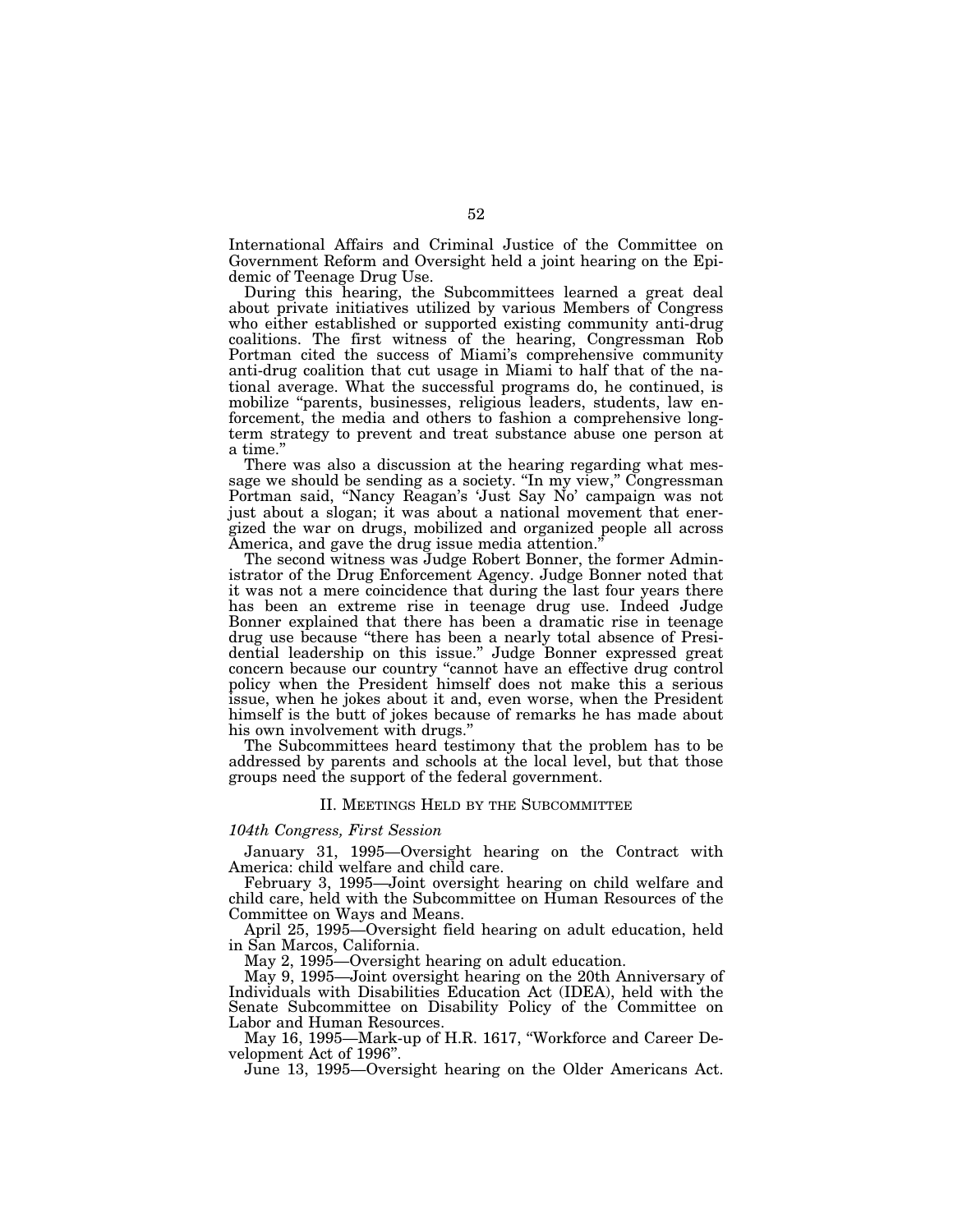International Affairs and Criminal Justice of the Committee on Government Reform and Oversight held a joint hearing on the Epidemic of Teenage Drug Use.

During this hearing, the Subcommittees learned a great deal about private initiatives utilized by various Members of Congress who either established or supported existing community anti-drug coalitions. The first witness of the hearing, Congressman Rob Portman cited the success of Miami's comprehensive community anti-drug coalition that cut usage in Miami to half that of the national average. What the successful programs do, he continued, is mobilize "parents, businesses, religious leaders, students, law enforcement, the media and others to fashion a comprehensive long-term strategy to prevent and treat substance abuse one person at a time."

There was also a discussion at the hearing regarding what message we should be sending as a society. "In my view," Congressman Portman said, "Nancy Reagan's 'Just Say No' campaign was not just about a slogan; it was about a national movement that energized the war on drugs, mobilized and organized people all across America, and gave the drug issue media attention."

The second witness was Judge Robert Bonner, the former Administrator of the Drug Enforcement Agency. Judge Bonner noted that it was not a mere coincidence that during the last four years there has been an extreme rise in teenage drug use. Indeed Judge Bonner explained that there has been a dramatic rise in teenage drug use because "there has been a nearly total absence of Presidential leadership on this issue." Judge Bonner expressed great concern because our country "cannot have an effective drug control policy when the President himself does not make this a serious issue, when he jokes about it and, even worse, when the President himself is the butt of jokes because of remarks he has made about his own involvement with drugs."

The Subcommittees heard testimony that the problem has to be addressed by parents and schools at the local level, but that those groups need the support of the federal government.

## II. Meetings Held by the Subcommittee

*104th Congress, First Session*

January 31, 1995—Oversight hearing on the Contract with America: child welfare and child care.

February 3, 1995—Joint oversight hearing on child welfare and child care, held with the Subcommittee on Human Resources of the Committee on Ways and Means.

April 25, 1995—Oversight field hearing on adult education, held in San Marcos, California.

May 2, 1995—Oversight hearing on adult education.

May 9, 1995—Joint oversight hearing on the 20th Anniversary of Individuals with Disabilities Education Act (IDEA), held with the Senate Subcommittee on Disability Policy of the Committee on Labor and Human Resources.

May 16, 1995—Mark-up of H.R. 1617, "Workforce and Career Development Act of 1996".

June 13, 1995—Oversight hearing on the Older Americans Act.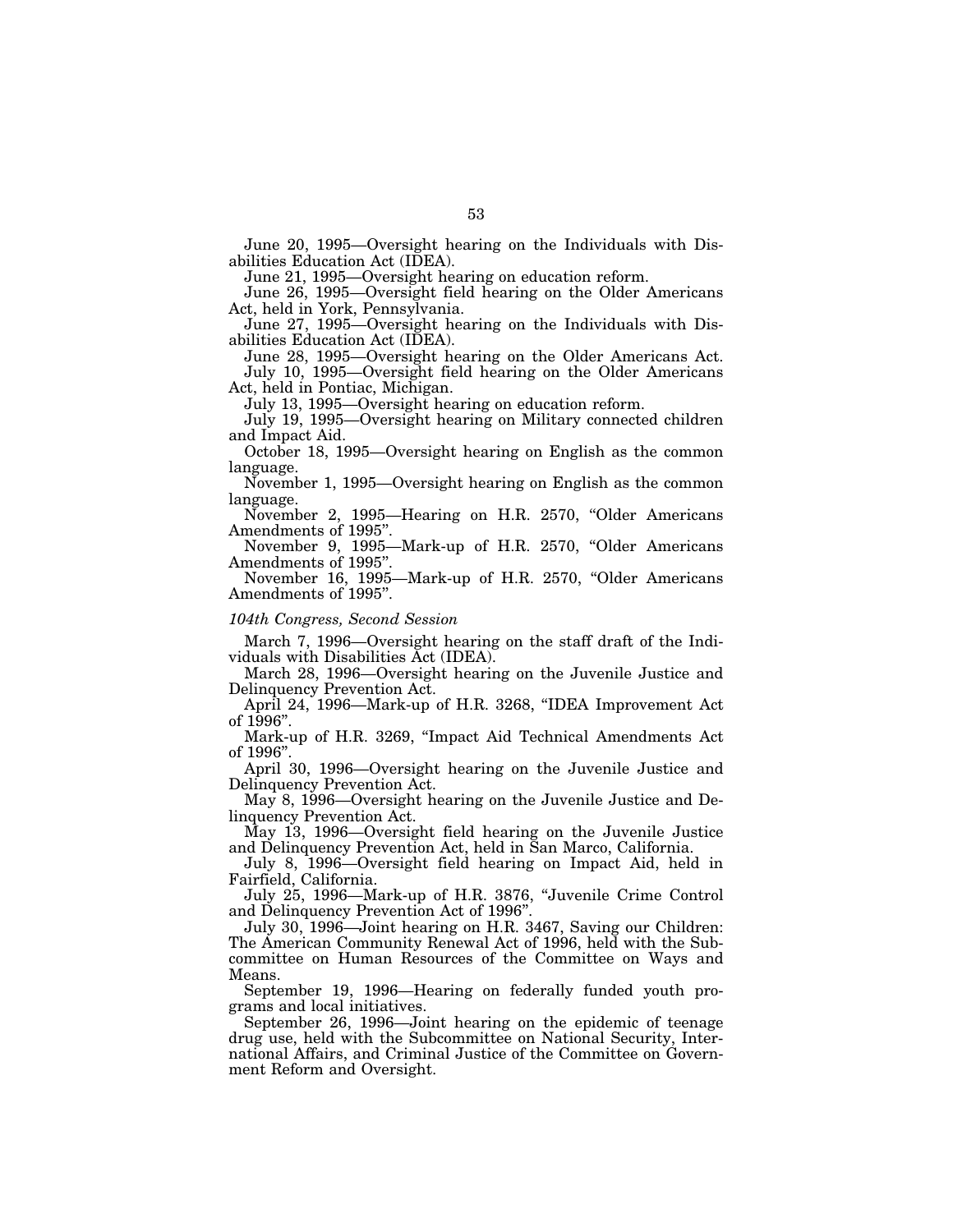June 20, 1995—Oversight hearing on the Individuals with Disabilities Education Act (IDEA).

June 21, 1995—Oversight hearing on education reform.

June 26, 1995—Oversight field hearing on the Older Americans Act, held in York, Pennsylvania.

June 27, 1995—Oversight hearing on the Individuals with Disabilities Education Act (IDEA).

June 28, 1995—Oversight hearing on the Older Americans Act.

July 10, 1995—Oversight field hearing on the Older Americans Act, held in Pontiac, Michigan.

July 13, 1995—Oversight hearing on education reform.

July 19, 1995—Oversight hearing on Military connected children and Impact Aid.

October 18, 1995—Oversight hearing on English as the common language.

November 1, 1995—Oversight hearing on English as the common language.

November 2, 1995—Hearing on H.R. 2570, "Older Americans Amendments of 1995".

November 9, 1995—Mark-up of H.R. 2570, "Older Americans Amendments of 1995".

November 16, 1995—Mark-up of H.R. 2570, "Older Americans Amendments of 1995".

*104th Congress, Second Session*

March 7, 1996—Oversight hearing on the staff draft of the Individuals with Disabilities Act (IDEA).

March 28, 1996—Oversight hearing on the Juvenile Justice and Delinquency Prevention Act.

April 24, 1996—Mark-up of H.R. 3268, "IDEA Improvement Act of 1996".

Mark-up of H.R. 3269, "Impact Aid Technical Amendments Act of 1996".

April 30, 1996—Oversight hearing on the Juvenile Justice and Delinquency Prevention Act.

May 8, 1996—Oversight hearing on the Juvenile Justice and Delinquency Prevention Act.

May 13, 1996—Oversight field hearing on the Juvenile Justice and Delinquency Prevention Act, held in San Marco, California.

July 8, 1996—Oversight field hearing on Impact Aid, held in Fairfield, California.

July 25, 1996—Mark-up of H.R. 3876, "Juvenile Crime Control and Delinquency Prevention Act of 1996".

July 30, 1996—Joint hearing on H.R. 3467, Saving our Children: The American Community Renewal Act of 1996, held with the Subcommittee on Human Resources of the Committee on Ways and Means.

September 19, 1996—Hearing on federally funded youth programs and local initiatives.

September 26, 1996—Joint hearing on the epidemic of teenage drug use, held with the Subcommittee on National Security, International Affairs, and Criminal Justice of the Committee on Government Reform and Oversight.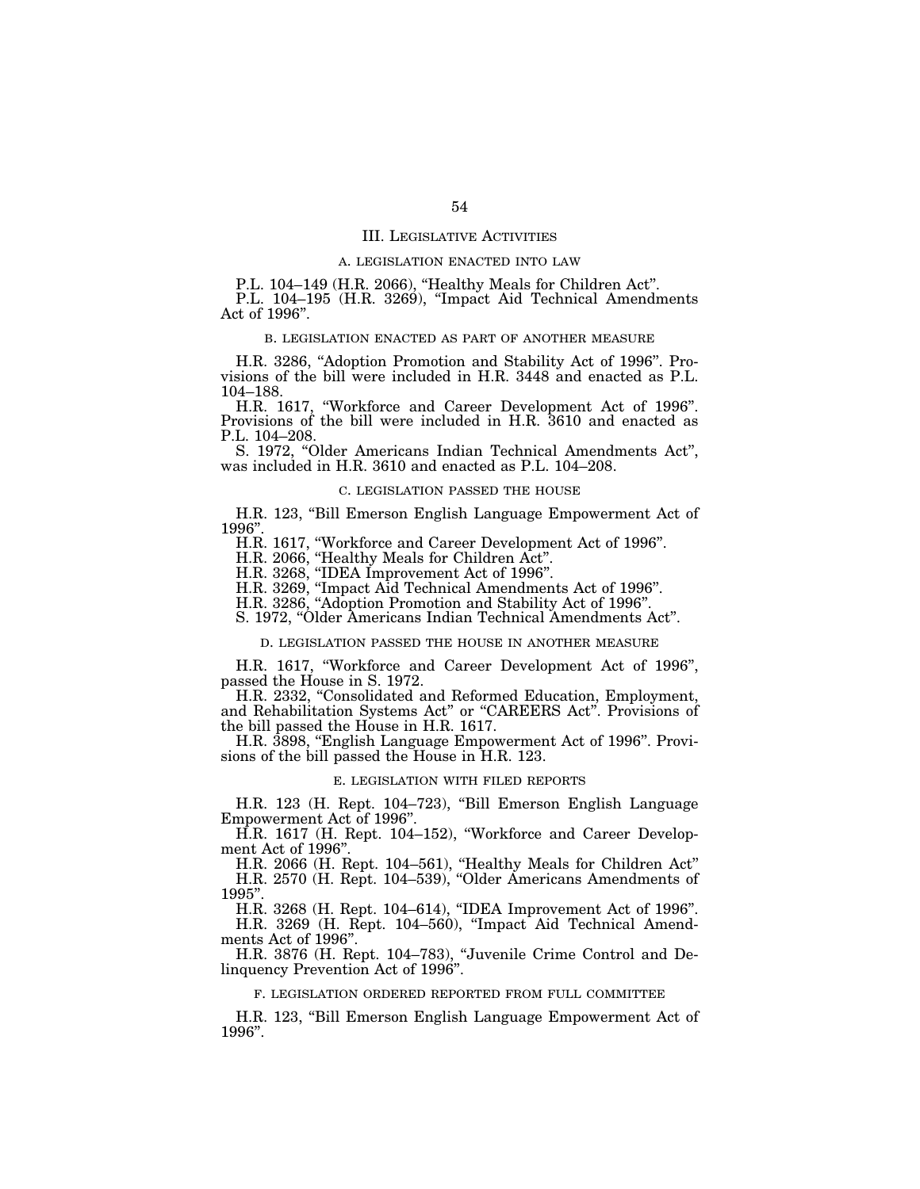## III. Legislative Activities

### A. LEGISLATION ENACTED INTO LAW

P.L. 104–149 (H.R. 2066), "Healthy Meals for Children Act".

P.L. 104–195 (H.R. 3269), "Impact Aid Technical Amendments Act of 1996".

### B. LEGISLATION ENACTED AS PART OF ANOTHER MEASURE

H.R. 3286, "Adoption Promotion and Stability Act of 1996". Provisions of the bill were included in H.R. 3448 and enacted as P.L. 104–188.

H.R. 1617, "Workforce and Career Development Act of 1996". Provisions of the bill were included in H.R. 3610 and enacted as P.L. 104–208.

S. 1972, "Older Americans Indian Technical Amendments Act", was included in H.R. 3610 and enacted as P.L. 104–208.

### C. LEGISLATION PASSED THE HOUSE

H.R. 123, "Bill Emerson English Language Empowerment Act of 1996".

H.R. 1617, "Workforce and Career Development Act of 1996".

H.R. 2066, "Healthy Meals for Children Act".

H.R. 3268, "IDEA Improvement Act of 1996".

H.R. 3269, "Impact Aid Technical Amendments Act of 1996".

H.R. 3286, "Adoption Promotion and Stability Act of 1996".

S. 1972, "Older Americans Indian Technical Amendments Act".

### D. LEGISLATION PASSED THE HOUSE IN ANOTHER MEASURE

H.R. 1617, "Workforce and Career Development Act of 1996", passed the House in S. 1972.

H.R. 2332, "Consolidated and Reformed Education, Employment, and Rehabilitation Systems Act" or "CAREERS Act". Provisions of the bill passed the House in H.R. 1617.

H.R. 3898, "English Language Empowerment Act of 1996". Provisions of the bill passed the House in H.R. 123.

### E. LEGISLATION WITH FILED REPORTS

H.R. 123 (H. Rept. 104–723), "Bill Emerson English Language Empowerment Act of 1996".

H.R. 1617 (H. Rept. 104–152), "Workforce and Career Development Act of 1996".

H.R. 2066 (H. Rept. 104–561), "Healthy Meals for Children Act"

H.R. 2570 (H. Rept. 104–539), "Older Americans Amendments of 1995".

H.R. 3268 (H. Rept. 104–614), "IDEA Improvement Act of 1996".

H.R. 3269 (H. Rept. 104–560), "Impact Aid Technical Amendments Act of 1996".

H.R. 3876 (H. Rept. 104–783), "Juvenile Crime Control and Delinquency Prevention Act of 1996".

### F. LEGISLATION ORDERED REPORTED FROM FULL COMMITTEE

H.R. 123, "Bill Emerson English Language Empowerment Act of 1996".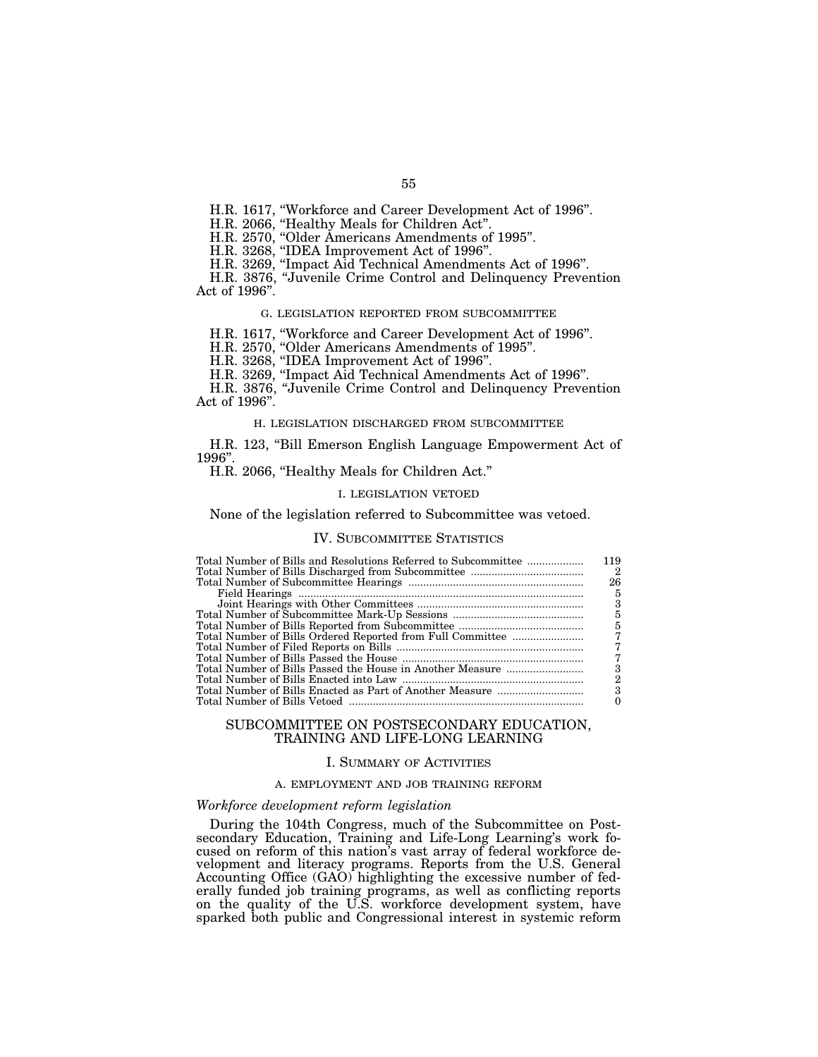H.R. 1617, "Workforce and Career Development Act of 1996".
H.R. 2066, "Healthy Meals for Children Act".
H.R. 2570, "Older Americans Amendments of 1995".
H.R. 3268, "IDEA Improvement Act of 1996".
H.R. 3269, "Impact Aid Technical Amendments Act of 1996".
H.R. 3876, "Juvenile Crime Control and Delinquency Prevention Act of 1996".

### G. LEGISLATION REPORTED FROM SUBCOMMITTEE

H.R. 1617, "Workforce and Career Development Act of 1996".
H.R. 2570, "Older Americans Amendments of 1995".
H.R. 3268, "IDEA Improvement Act of 1996".
H.R. 3269, "Impact Aid Technical Amendments Act of 1996".
H.R. 3876, "Juvenile Crime Control and Delinquency Prevention Act of 1996".

### H. LEGISLATION DISCHARGED FROM SUBCOMMITTEE

H.R. 123, "Bill Emerson English Language Empowerment Act of 1996".
H.R. 2066, "Healthy Meals for Children Act."

### I. LEGISLATION VETOED

None of the legislation referred to Subcommittee was vetoed.

## IV. SUBCOMMITTEE STATISTICS

| | |
|---|---|
| Total Number of Bills and Resolutions Referred to Subcommittee | 119 |
| Total Number of Bills Discharged from Subcommittee | 2 |
| Total Number of Subcommittee Hearings | 26 |
| Field Hearings | 5 |
| Joint Hearings with Other Committees | 3 |
| Total Number of Subcommittee Mark-Up Sessions | 5 |
| Total Number of Bills Reported from Subcommittee | 5 |
| Total Number of Bills Ordered Reported from Full Committee | 7 |
| Total Number of Filed Reports on Bills | 7 |
| Total Number of Bills Passed the House | 7 |
| Total Number of Bills Passed the House in Another Measure | 3 |
| Total Number of Bills Enacted into Law | 2 |
| Total Number of Bills Enacted as Part of Another Measure | 3 |
| Total Number of Bills Vetoed | 0 |

# SUBCOMMITTEE ON POSTSECONDARY EDUCATION, TRAINING AND LIFE-LONG LEARNING

## I. SUMMARY OF ACTIVITIES

### A. EMPLOYMENT AND JOB TRAINING REFORM

*Workforce development reform legislation*

During the 104th Congress, much of the Subcommittee on Postsecondary Education, Training and Life-Long Learning's work focused on reform of this nation's vast array of federal workforce development and literacy programs. Reports from the U.S. General Accounting Office (GAO) highlighting the excessive number of federally funded job training programs, as well as conflicting reports on the quality of the U.S. workforce development system, have sparked both public and Congressional interest in systemic reform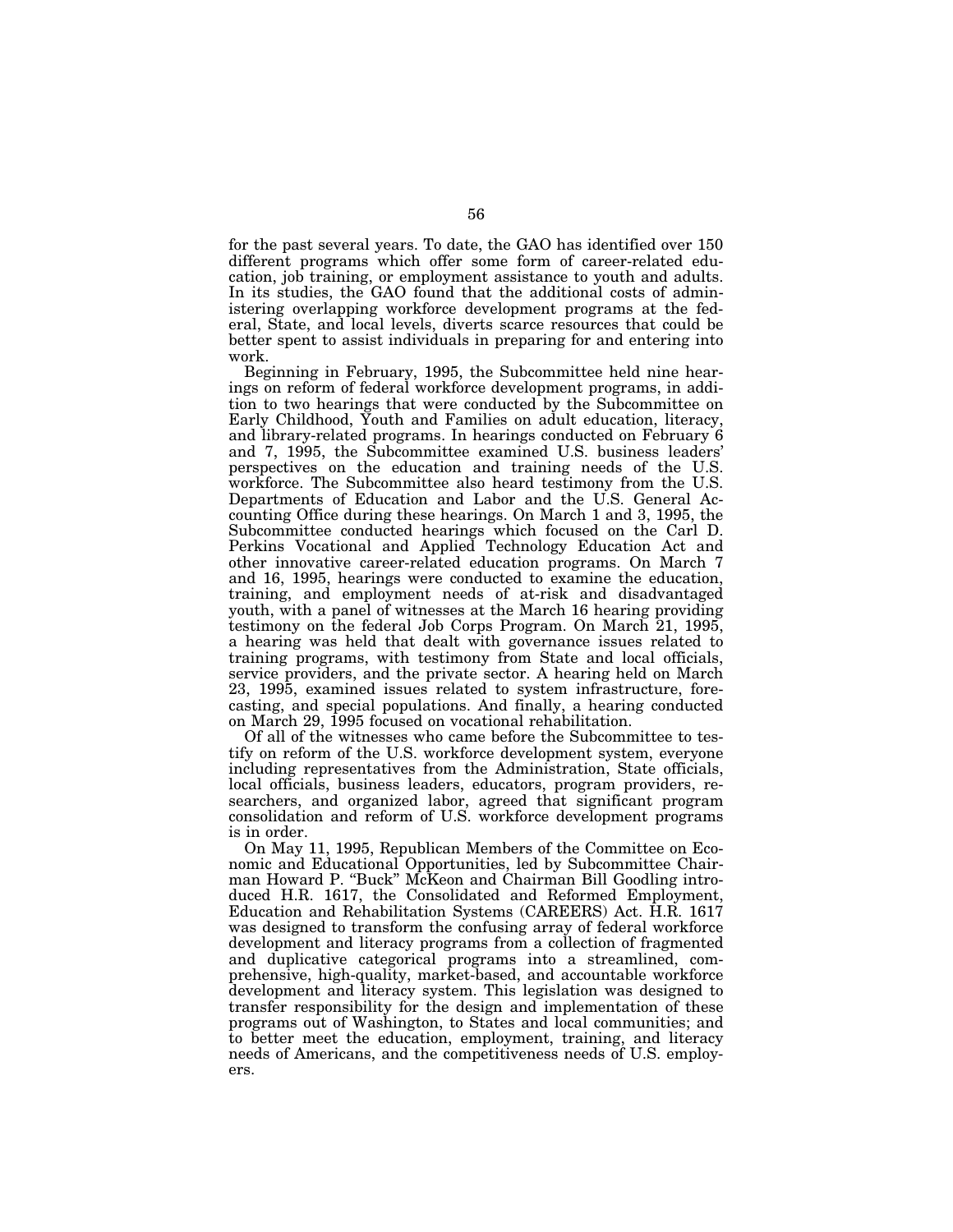for the past several years. To date, the GAO has identified over 150 different programs which offer some form of career-related education, job training, or employment assistance to youth and adults. In its studies, the GAO found that the additional costs of administering overlapping workforce development programs at the federal, State, and local levels, diverts scarce resources that could be better spent to assist individuals in preparing for and entering into work.

Beginning in February, 1995, the Subcommittee held nine hearings on reform of federal workforce development programs, in addition to two hearings that were conducted by the Subcommittee on Early Childhood, Youth and Families on adult education, literacy, and library-related programs. In hearings conducted on February 6 and 7, 1995, the Subcommittee examined U.S. business leaders' perspectives on the education and training needs of the U.S. workforce. The Subcommittee also heard testimony from the U.S. Departments of Education and Labor and the U.S. General Accounting Office during these hearings. On March 1 and 3, 1995, the Subcommittee conducted hearings which focused on the Carl D. Perkins Vocational and Applied Technology Education Act and other innovative career-related education programs. On March 7 and 16, 1995, hearings were conducted to examine the education, training, and employment needs of at-risk and disadvantaged youth, with a panel of witnesses at the March 16 hearing providing testimony on the federal Job Corps Program. On March 21, 1995, a hearing was held that dealt with governance issues related to training programs, with testimony from State and local officials, service providers, and the private sector. A hearing held on March 23, 1995, examined issues related to system infrastructure, forecasting, and special populations. And finally, a hearing conducted on March 29, 1995 focused on vocational rehabilitation.

Of all of the witnesses who came before the Subcommittee to testify on reform of the U.S. workforce development system, everyone including representatives from the Administration, State officials, local officials, business leaders, educators, program providers, researchers, and organized labor, agreed that significant program consolidation and reform of U.S. workforce development programs is in order.

On May 11, 1995, Republican Members of the Committee on Economic and Educational Opportunities, led by Subcommittee Chairman Howard P. "Buck" McKeon and Chairman Bill Goodling introduced H.R. 1617, the Consolidated and Reformed Employment, Education and Rehabilitation Systems (CAREERS) Act. H.R. 1617 was designed to transform the confusing array of federal workforce development and literacy programs from a collection of fragmented and duplicative categorical programs into a streamlined, comprehensive, high-quality, market-based, and accountable workforce development and literacy system. This legislation was designed to transfer responsibility for the design and implementation of these programs out of Washington, to States and local communities; and to better meet the education, employment, training, and literacy needs of Americans, and the competitiveness needs of U.S. employers.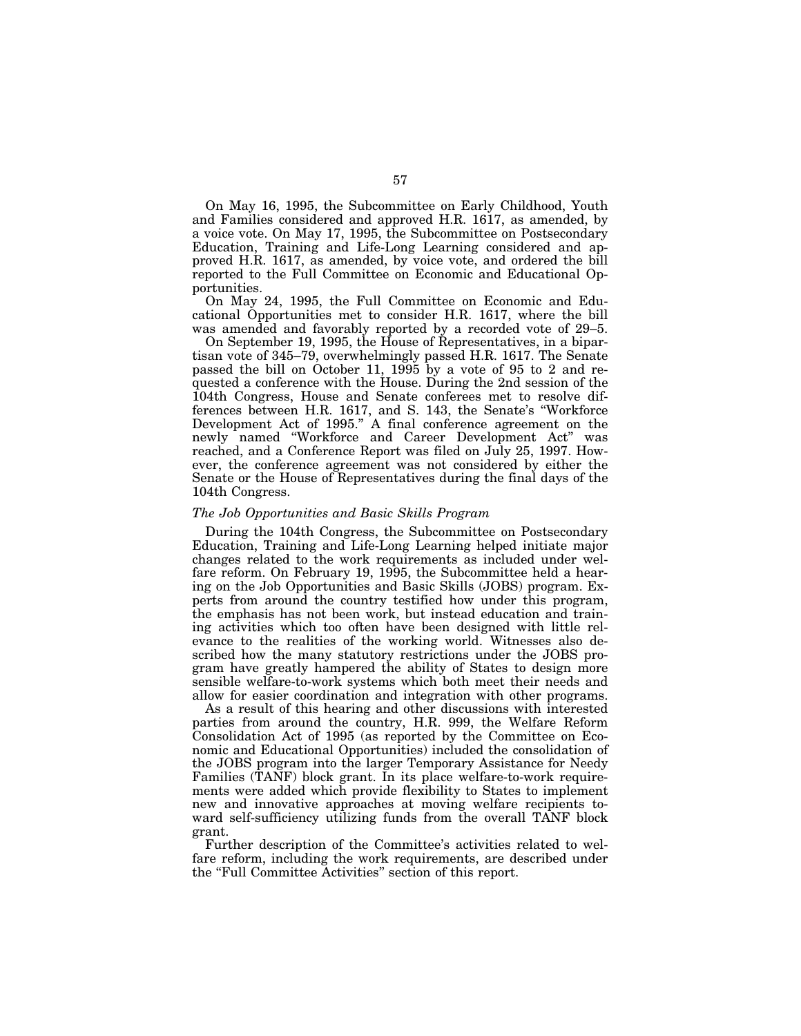On May 16, 1995, the Subcommittee on Early Childhood, Youth and Families considered and approved H.R. 1617, as amended, by a voice vote. On May 17, 1995, the Subcommittee on Postsecondary Education, Training and Life-Long Learning considered and approved H.R. 1617, as amended, by voice vote, and ordered the bill reported to the Full Committee on Economic and Educational Opportunities.

On May 24, 1995, the Full Committee on Economic and Educational Opportunities met to consider H.R. 1617, where the bill was amended and favorably reported by a recorded vote of 29–5.

On September 19, 1995, the House of Representatives, in a bipartisan vote of 345–79, overwhelmingly passed H.R. 1617. The Senate passed the bill on October 11, 1995 by a vote of 95 to 2 and requested a conference with the House. During the 2nd session of the 104th Congress, House and Senate conferees met to resolve differences between H.R. 1617, and S. 143, the Senate's "Workforce Development Act of 1995." A final conference agreement on the newly named "Workforce and Career Development Act" was reached, and a Conference Report was filed on July 25, 1997. However, the conference agreement was not considered by either the Senate or the House of Representatives during the final days of the 104th Congress.

*The Job Opportunities and Basic Skills Program*

During the 104th Congress, the Subcommittee on Postsecondary Education, Training and Life-Long Learning helped initiate major changes related to the work requirements as included under welfare reform. On February 19, 1995, the Subcommittee held a hearing on the Job Opportunities and Basic Skills (JOBS) program. Experts from around the country testified how under this program, the emphasis has not been work, but instead education and training activities which too often have been designed with little relevance to the realities of the working world. Witnesses also described how the many statutory restrictions under the JOBS program have greatly hampered the ability of States to design more sensible welfare-to-work systems which both meet their needs and allow for easier coordination and integration with other programs.

As a result of this hearing and other discussions with interested parties from around the country, H.R. 999, the Welfare Reform Consolidation Act of 1995 (as reported by the Committee on Economic and Educational Opportunities) included the consolidation of the JOBS program into the larger Temporary Assistance for Needy Families (TANF) block grant. In its place welfare-to-work requirements were added which provide flexibility to States to implement new and innovative approaches at moving welfare recipients toward self-sufficiency utilizing funds from the overall TANF block grant.

Further description of the Committee's activities related to welfare reform, including the work requirements, are described under the "Full Committee Activities" section of this report.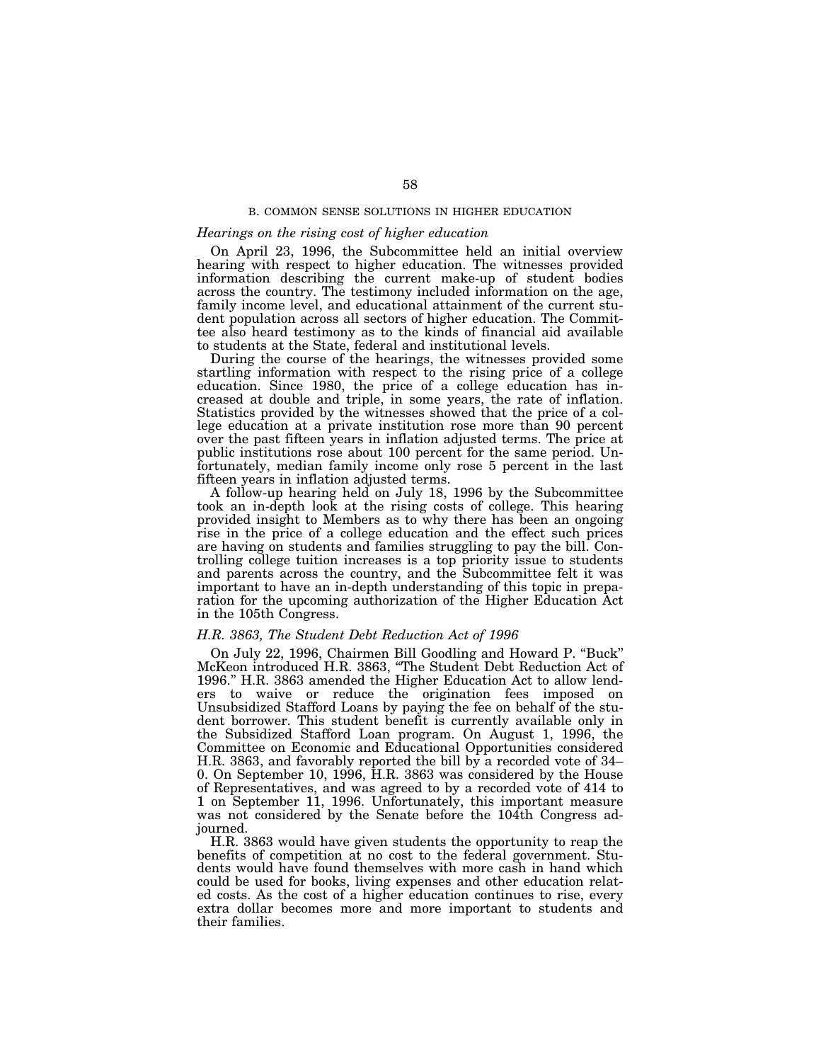## B. COMMON SENSE SOLUTIONS IN HIGHER EDUCATION

### *Hearings on the rising cost of higher education*

On April 23, 1996, the Subcommittee held an initial overview hearing with respect to higher education. The witnesses provided information describing the current make-up of student bodies across the country. The testimony included information on the age, family income level, and educational attainment of the current student population across all sectors of higher education. The Committee also heard testimony as to the kinds of financial aid available to students at the State, federal and institutional levels.

During the course of the hearings, the witnesses provided some startling information with respect to the rising price of a college education. Since 1980, the price of a college education has increased at double and triple, in some years, the rate of inflation. Statistics provided by the witnesses showed that the price of a college education at a private institution rose more than 90 percent over the past fifteen years in inflation adjusted terms. The price at public institutions rose about 100 percent for the same period. Unfortunately, median family income only rose 5 percent in the last fifteen years in inflation adjusted terms.

A follow-up hearing held on July 18, 1996 by the Subcommittee took an in-depth look at the rising costs of college. This hearing provided insight to Members as to why there has been an ongoing rise in the price of a college education and the effect such prices are having on students and families struggling to pay the bill. Controlling college tuition increases is a top priority issue to students and parents across the country, and the Subcommittee felt it was important to have an in-depth understanding of this topic in preparation for the upcoming authorization of the Higher Education Act in the 105th Congress.

### *H.R. 3863, The Student Debt Reduction Act of 1996*

On July 22, 1996, Chairmen Bill Goodling and Howard P. "Buck" McKeon introduced H.R. 3863, "The Student Debt Reduction Act of 1996." H.R. 3863 amended the Higher Education Act to allow lenders to waive or reduce the origination fees imposed on Unsubsidized Stafford Loans by paying the fee on behalf of the student borrower. This student benefit is currently available only in the Subsidized Stafford Loan program. On August 1, 1996, the Committee on Economic and Educational Opportunities considered H.R. 3863, and favorably reported the bill by a recorded vote of 34–0. On September 10, 1996, H.R. 3863 was considered by the House of Representatives, and was agreed to by a recorded vote of 414 to 1 on September 11, 1996. Unfortunately, this important measure was not considered by the Senate before the 104th Congress adjourned.

H.R. 3863 would have given students the opportunity to reap the benefits of competition at no cost to the federal government. Students would have found themselves with more cash in hand which could be used for books, living expenses and other education related costs. As the cost of a higher education continues to rise, every extra dollar becomes more and more important to students and their families.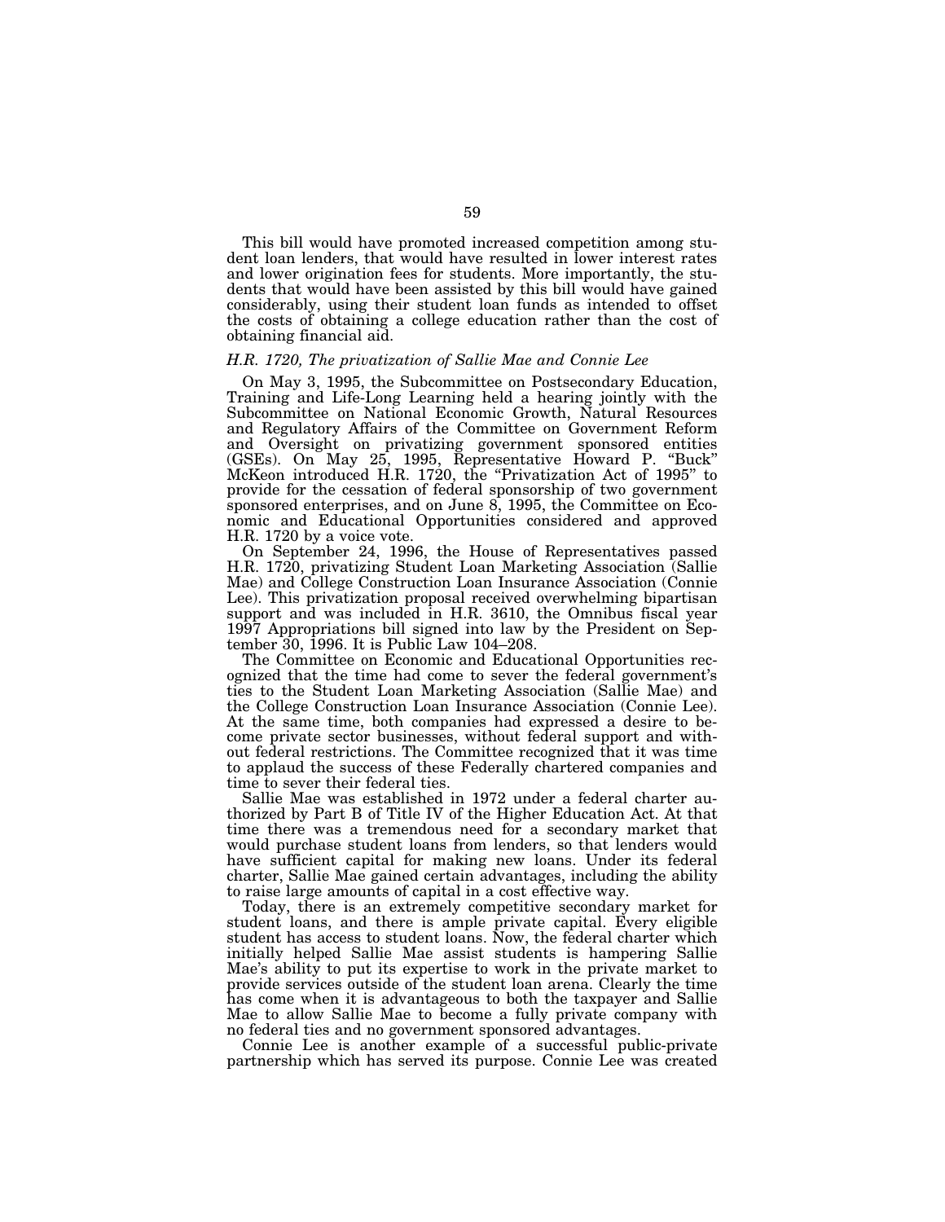This bill would have promoted increased competition among student loan lenders, that would have resulted in lower interest rates and lower origination fees for students. More importantly, the students that would have been assisted by this bill would have gained considerably, using their student loan funds as intended to offset the costs of obtaining a college education rather than the cost of obtaining financial aid.

*H.R. 1720, The privatization of Sallie Mae and Connie Lee*

On May 3, 1995, the Subcommittee on Postsecondary Education, Training and Life-Long Learning held a hearing jointly with the Subcommittee on National Economic Growth, Natural Resources and Regulatory Affairs of the Committee on Government Reform and Oversight on privatizing government sponsored entities (GSEs). On May 25, 1995, Representative Howard P. "Buck" McKeon introduced H.R. 1720, the "Privatization Act of 1995" to provide for the cessation of federal sponsorship of two government sponsored enterprises, and on June 8, 1995, the Committee on Economic and Educational Opportunities considered and approved H.R. 1720 by a voice vote.

On September 24, 1996, the House of Representatives passed H.R. 1720, privatizing Student Loan Marketing Association (Sallie Mae) and College Construction Loan Insurance Association (Connie Lee). This privatization proposal received overwhelming bipartisan support and was included in H.R. 3610, the Omnibus fiscal year 1997 Appropriations bill signed into law by the President on September 30, 1996. It is Public Law 104–208.

The Committee on Economic and Educational Opportunities recognized that the time had come to sever the federal government's ties to the Student Loan Marketing Association (Sallie Mae) and the College Construction Loan Insurance Association (Connie Lee). At the same time, both companies had expressed a desire to become private sector businesses, without federal support and without federal restrictions. The Committee recognized that it was time to applaud the success of these Federally chartered companies and time to sever their federal ties.

Sallie Mae was established in 1972 under a federal charter authorized by Part B of Title IV of the Higher Education Act. At that time there was a tremendous need for a secondary market that would purchase student loans from lenders, so that lenders would have sufficient capital for making new loans. Under its federal charter, Sallie Mae gained certain advantages, including the ability to raise large amounts of capital in a cost effective way.

Today, there is an extremely competitive secondary market for student loans, and there is ample private capital. Every eligible student has access to student loans. Now, the federal charter which initially helped Sallie Mae assist students is hampering Sallie Mae's ability to put its expertise to work in the private market to provide services outside of the student loan arena. Clearly the time has come when it is advantageous to both the taxpayer and Sallie Mae to allow Sallie Mae to become a fully private company with no federal ties and no government sponsored advantages.

Connie Lee is another example of a successful public-private partnership which has served its purpose. Connie Lee was created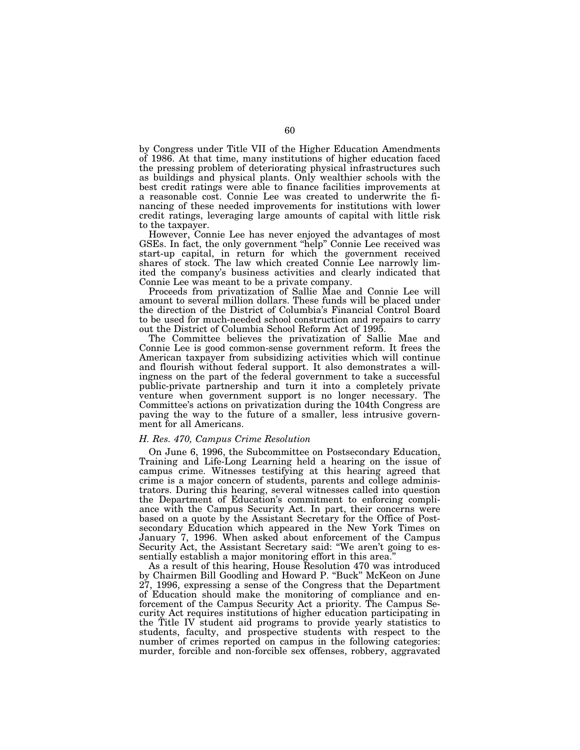by Congress under Title VII of the Higher Education Amendments of 1986. At that time, many institutions of higher education faced the pressing problem of deteriorating physical infrastructures such as buildings and physical plants. Only wealthier schools with the best credit ratings were able to finance facilities improvements at a reasonable cost. Connie Lee was created to underwrite the financing of these needed improvements for institutions with lower credit ratings, leveraging large amounts of capital with little risk to the taxpayer.

However, Connie Lee has never enjoyed the advantages of most GSEs. In fact, the only government "help" Connie Lee received was start-up capital, in return for which the government received shares of stock. The law which created Connie Lee narrowly limited the company's business activities and clearly indicated that Connie Lee was meant to be a private company.

Proceeds from privatization of Sallie Mae and Connie Lee will amount to several million dollars. These funds will be placed under the direction of the District of Columbia's Financial Control Board to be used for much-needed school construction and repairs to carry out the District of Columbia School Reform Act of 1995.

The Committee believes the privatization of Sallie Mae and Connie Lee is good common-sense government reform. It frees the American taxpayer from subsidizing activities which will continue and flourish without federal support. It also demonstrates a willingness on the part of the federal government to take a successful public-private partnership and turn it into a completely private venture when government support is no longer necessary. The Committee's actions on privatization during the 104th Congress are paving the way to the future of a smaller, less intrusive government for all Americans.

*H. Res. 470, Campus Crime Resolution*

On June 6, 1996, the Subcommittee on Postsecondary Education, Training and Life-Long Learning held a hearing on the issue of campus crime. Witnesses testifying at this hearing agreed that crime is a major concern of students, parents and college administrators. During this hearing, several witnesses called into question the Department of Education's commitment to enforcing compliance with the Campus Security Act. In part, their concerns were based on a quote by the Assistant Secretary for the Office of Postsecondary Education which appeared in the New York Times on January 7, 1996. When asked about enforcement of the Campus Security Act, the Assistant Secretary said: "We aren't going to essentially establish a major monitoring effort in this area."

As a result of this hearing, House Resolution 470 was introduced by Chairmen Bill Goodling and Howard P. "Buck" McKeon on June 27, 1996, expressing a sense of the Congress that the Department of Education should make the monitoring of compliance and enforcement of the Campus Security Act a priority. The Campus Security Act requires institutions of higher education participating in the Title IV student aid programs to provide yearly statistics to students, faculty, and prospective students with respect to the number of crimes reported on campus in the following categories: murder, forcible and non-forcible sex offenses, robbery, aggravated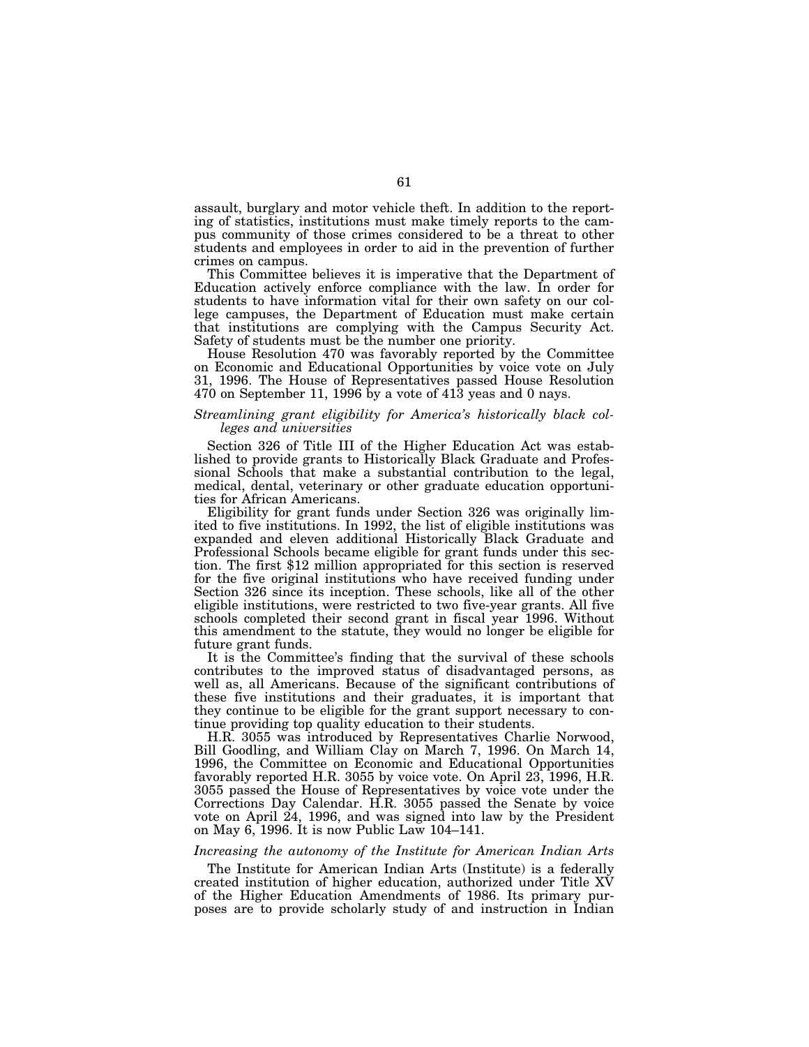assault, burglary and motor vehicle theft. In addition to the reporting of statistics, institutions must make timely reports to the campus community of those crimes considered to be a threat to other students and employees in order to aid in the prevention of further crimes on campus.

This Committee believes it is imperative that the Department of Education actively enforce compliance with the law. In order for students to have information vital for their own safety on our college campuses, the Department of Education must make certain that institutions are complying with the Campus Security Act. Safety of students must be the number one priority.

House Resolution 470 was favorably reported by the Committee on Economic and Educational Opportunities by voice vote on July 31, 1996. The House of Representatives passed House Resolution 470 on September 11, 1996 by a vote of 413 yeas and 0 nays.

*Streamlining grant eligibility for America's historically black colleges and universities*

Section 326 of Title III of the Higher Education Act was established to provide grants to Historically Black Graduate and Professional Schools that make a substantial contribution to the legal, medical, dental, veterinary or other graduate education opportunities for African Americans.

Eligibility for grant funds under Section 326 was originally limited to five institutions. In 1992, the list of eligible institutions was expanded and eleven additional Historically Black Graduate and Professional Schools became eligible for grant funds under this section. The first $12 million appropriated for this section is reserved for the five original institutions who have received funding under Section 326 since its inception. These schools, like all of the other eligible institutions, were restricted to two five-year grants. All five schools completed their second grant in fiscal year 1996. Without this amendment to the statute, they would no longer be eligible for future grant funds.

It is the Committee's finding that the survival of these schools contributes to the improved status of disadvantaged persons, as well as, all Americans. Because of the significant contributions of these five institutions and their graduates, it is important that they continue to be eligible for the grant support necessary to continue providing top quality education to their students.

H.R. 3055 was introduced by Representatives Charlie Norwood, Bill Goodling, and William Clay on March 7, 1996. On March 14, 1996, the Committee on Economic and Educational Opportunities favorably reported H.R. 3055 by voice vote. On April 23, 1996, H.R. 3055 passed the House of Representatives by voice vote under the Corrections Day Calendar. H.R. 3055 passed the Senate by voice vote on April 24, 1996, and was signed into law by the President on May 6, 1996. It is now Public Law 104–141.

*Increasing the autonomy of the Institute for American Indian Arts*

The Institute for American Indian Arts (Institute) is a federally created institution of higher education, authorized under Title XV of the Higher Education Amendments of 1986. Its primary purposes are to provide scholarly study of and instruction in Indian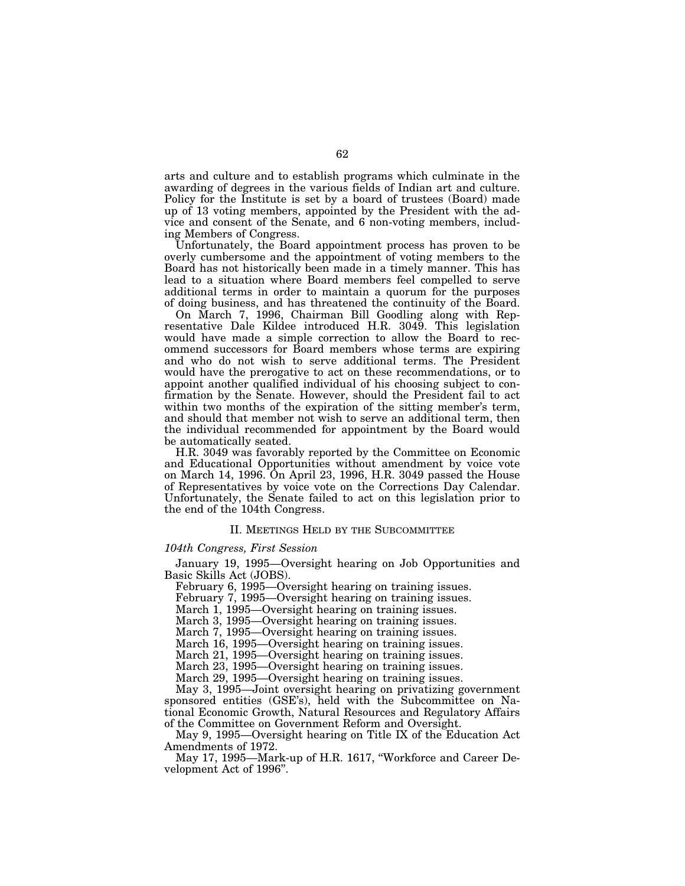arts and culture and to establish programs which culminate in the awarding of degrees in the various fields of Indian art and culture. Policy for the Institute is set by a board of trustees (Board) made up of 13 voting members, appointed by the President with the advice and consent of the Senate, and 6 non-voting members, including Members of Congress.

Unfortunately, the Board appointment process has proven to be overly cumbersome and the appointment of voting members to the Board has not historically been made in a timely manner. This has lead to a situation where Board members feel compelled to serve additional terms in order to maintain a quorum for the purposes of doing business, and has threatened the continuity of the Board.

On March 7, 1996, Chairman Bill Goodling along with Representative Dale Kildee introduced H.R. 3049. This legislation would have made a simple correction to allow the Board to recommend successors for Board members whose terms are expiring and who do not wish to serve additional terms. The President would have the prerogative to act on these recommendations, or to appoint another qualified individual of his choosing subject to confirmation by the Senate. However, should the President fail to act within two months of the expiration of the sitting member's term, and should that member not wish to serve an additional term, then the individual recommended for appointment by the Board would be automatically seated.

H.R. 3049 was favorably reported by the Committee on Economic and Educational Opportunities without amendment by voice vote on March 14, 1996. On April 23, 1996, H.R. 3049 passed the House of Representatives by voice vote on the Corrections Day Calendar. Unfortunately, the Senate failed to act on this legislation prior to the end of the 104th Congress.

## II. Meetings Held by the Subcommittee

*104th Congress, First Session*

January 19, 1995—Oversight hearing on Job Opportunities and Basic Skills Act (JOBS).

February 6, 1995—Oversight hearing on training issues.

February 7, 1995—Oversight hearing on training issues.

March 1, 1995—Oversight hearing on training issues.

March 3, 1995—Oversight hearing on training issues.

March 7, 1995—Oversight hearing on training issues.

March 16, 1995—Oversight hearing on training issues.

March 21, 1995—Oversight hearing on training issues.

March 23, 1995—Oversight hearing on training issues.

March 29, 1995—Oversight hearing on training issues.

May 3, 1995—Joint oversight hearing on privatizing government sponsored entities (GSE's), held with the Subcommittee on National Economic Growth, Natural Resources and Regulatory Affairs of the Committee on Government Reform and Oversight.

May 9, 1995—Oversight hearing on Title IX of the Education Act Amendments of 1972.

May 17, 1995—Mark-up of H.R. 1617, "Workforce and Career Development Act of 1996".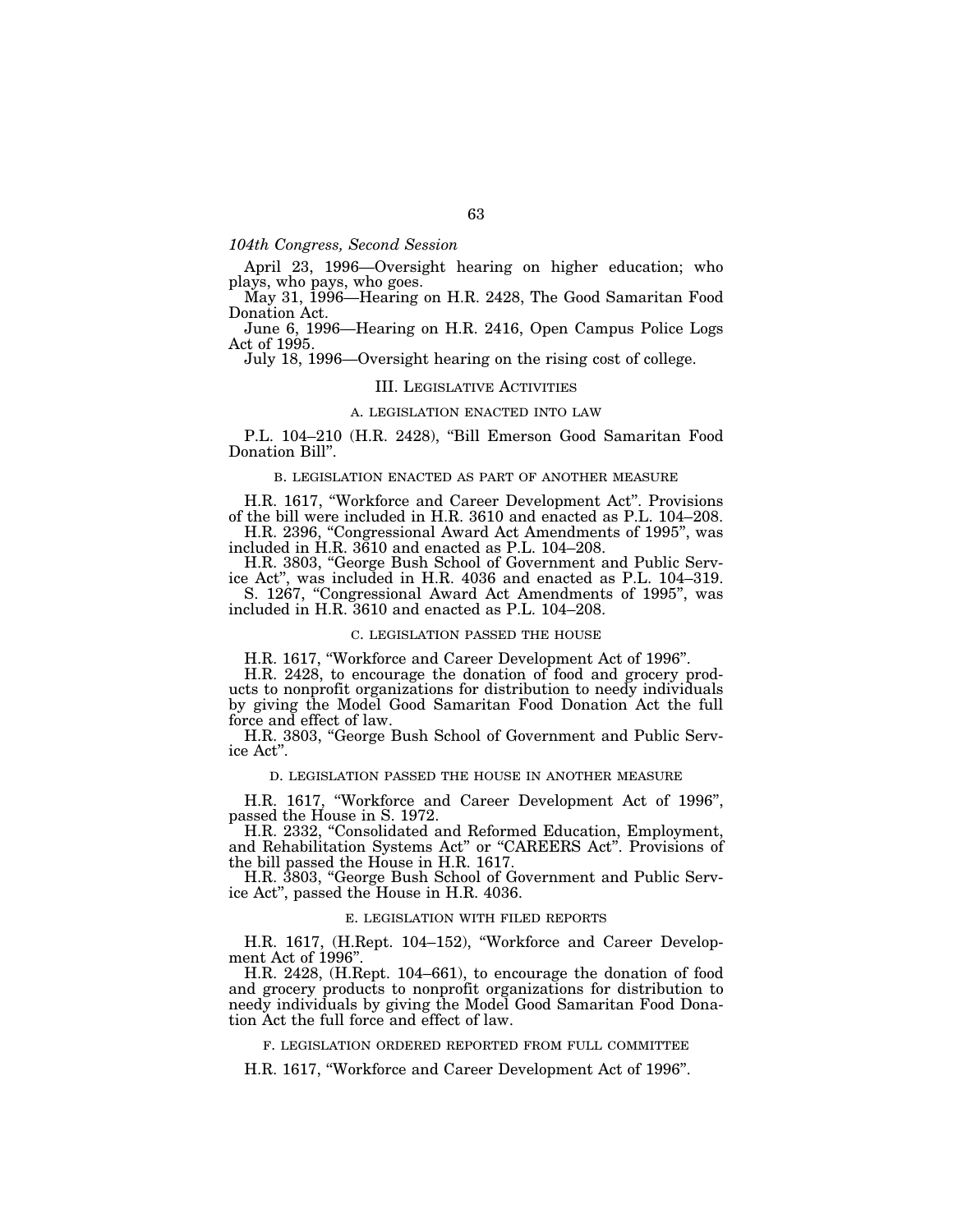*104th Congress, Second Session*

April 23, 1996—Oversight hearing on higher education; who plays, who pays, who goes.

May 31, 1996—Hearing on H.R. 2428, The Good Samaritan Food Donation Act.

June 6, 1996—Hearing on H.R. 2416, Open Campus Police Logs Act of 1995.

July 18, 1996—Oversight hearing on the rising cost of college.

## III. Legislative Activities

### A. LEGISLATION ENACTED INTO LAW

P.L. 104–210 (H.R. 2428), "Bill Emerson Good Samaritan Food Donation Bill".

### B. LEGISLATION ENACTED AS PART OF ANOTHER MEASURE

H.R. 1617, "Workforce and Career Development Act". Provisions of the bill were included in H.R. 3610 and enacted as P.L. 104–208.

H.R. 2396, "Congressional Award Act Amendments of 1995", was included in H.R. 3610 and enacted as P.L. 104–208.

H.R. 3803, "George Bush School of Government and Public Service Act", was included in H.R. 4036 and enacted as P.L. 104–319.

S. 1267, "Congressional Award Act Amendments of 1995", was included in H.R. 3610 and enacted as P.L. 104–208.

### C. LEGISLATION PASSED THE HOUSE

H.R. 1617, "Workforce and Career Development Act of 1996".

H.R. 2428, to encourage the donation of food and grocery products to nonprofit organizations for distribution to needy individuals by giving the Model Good Samaritan Food Donation Act the full force and effect of law.

H.R. 3803, "George Bush School of Government and Public Service Act".

### D. LEGISLATION PASSED THE HOUSE IN ANOTHER MEASURE

H.R. 1617, "Workforce and Career Development Act of 1996", passed the House in S. 1972.

H.R. 2332, "Consolidated and Reformed Education, Employment, and Rehabilitation Systems Act" or "CAREERS Act". Provisions of the bill passed the House in H.R. 1617.

H.R. 3803, "George Bush School of Government and Public Service Act", passed the House in H.R. 4036.

### E. LEGISLATION WITH FILED REPORTS

H.R. 1617, (H.Rept. 104–152), "Workforce and Career Development Act of 1996".

H.R. 2428, (H.Rept. 104–661), to encourage the donation of food and grocery products to nonprofit organizations for distribution to needy individuals by giving the Model Good Samaritan Food Donation Act the full force and effect of law.

### F. LEGISLATION ORDERED REPORTED FROM FULL COMMITTEE

H.R. 1617, "Workforce and Career Development Act of 1996".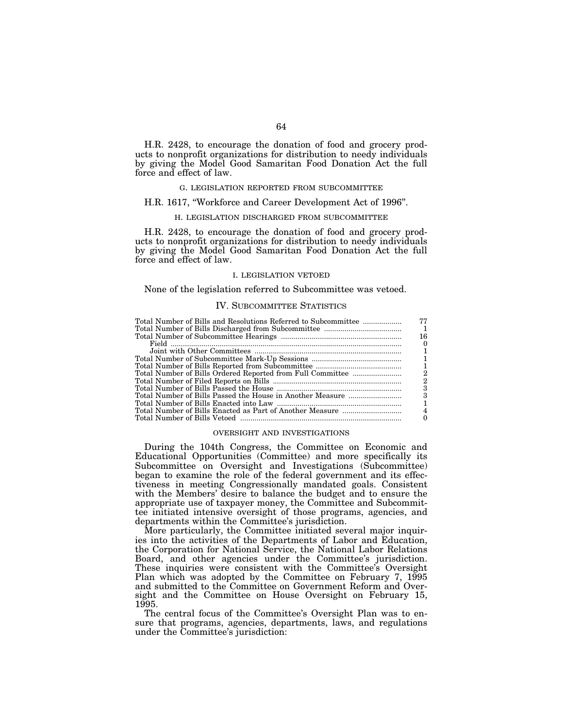H.R. 2428, to encourage the donation of food and grocery products to nonprofit organizations for distribution to needy individuals by giving the Model Good Samaritan Food Donation Act the full force and effect of law.

### G. LEGISLATION REPORTED FROM SUBCOMMITTEE

H.R. 1617, "Workforce and Career Development Act of 1996".

### H. LEGISLATION DISCHARGED FROM SUBCOMMITTEE

H.R. 2428, to encourage the donation of food and grocery products to nonprofit organizations for distribution to needy individuals by giving the Model Good Samaritan Food Donation Act the full force and effect of law.

### I. LEGISLATION VETOED

None of the legislation referred to Subcommittee was vetoed.

## IV. SUBCOMMITTEE STATISTICS

| | |
|---|---|
| Total Number of Bills and Resolutions Referred to Subcommittee | 77 |
| Total Number of Bills Discharged from Subcommittee | 1 |
| Total Number of Subcommittee Hearings | 16 |
| Field | 0 |
| Joint with Other Committees | 1 |
| Total Number of Subcommittee Mark-Up Sessions | 1 |
| Total Number of Bills Reported from Subcommittee | 1 |
| Total Number of Bills Ordered Reported from Full Committee | 2 |
| Total Number of Filed Reports on Bills | 2 |
| Total Number of Bills Passed the House | 3 |
| Total Number of Bills Passed the House in Another Measure | 3 |
| Total Number of Bills Enacted into Law | 1 |
| Total Number of Bills Enacted as Part of Another Measure | 4 |
| Total Number of Bills Vetoed | 0 |

### OVERSIGHT AND INVESTIGATIONS

During the 104th Congress, the Committee on Economic and Educational Opportunities (Committee) and more specifically its Subcommittee on Oversight and Investigations (Subcommittee) began to examine the role of the federal government and its effectiveness in meeting Congressionally mandated goals. Consistent with the Members' desire to balance the budget and to ensure the appropriate use of taxpayer money, the Committee and Subcommittee initiated intensive oversight of those programs, agencies, and departments within the Committee's jurisdiction.

More particularly, the Committee initiated several major inquiries into the activities of the Departments of Labor and Education, the Corporation for National Service, the National Labor Relations Board, and other agencies under the Committee's jurisdiction. These inquiries were consistent with the Committee's Oversight Plan which was adopted by the Committee on February 7, 1995 and submitted to the Committee on Government Reform and Oversight and the Committee on House Oversight on February 15, 1995.

The central focus of the Committee's Oversight Plan was to ensure that programs, agencies, departments, laws, and regulations under the Committee's jurisdiction: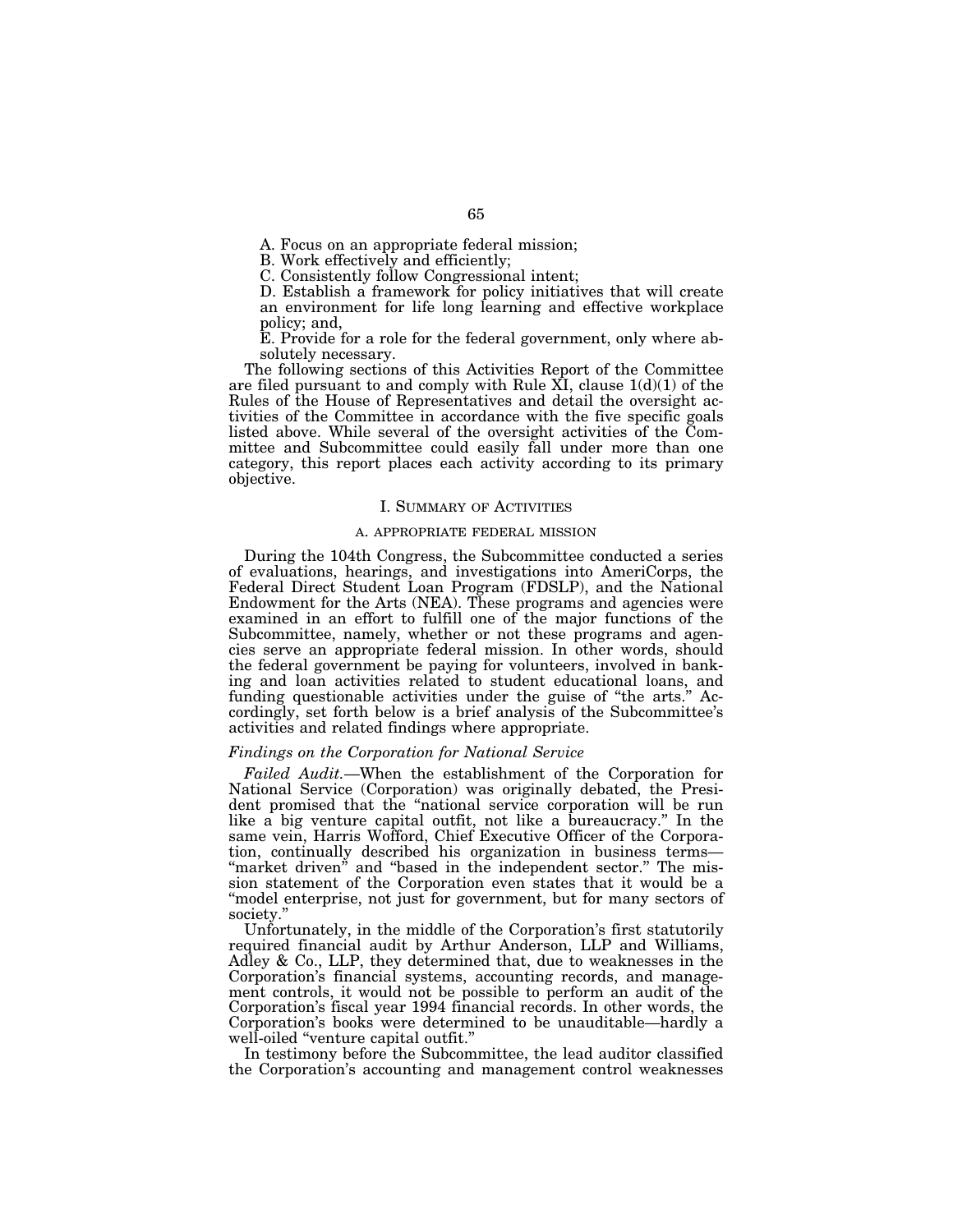A. Focus on an appropriate federal mission;

B. Work effectively and efficiently;

C. Consistently follow Congressional intent;

D. Establish a framework for policy initiatives that will create an environment for life long learning and effective workplace policy; and,

E. Provide for a role for the federal government, only where absolutely necessary.

The following sections of this Activities Report of the Committee are filed pursuant to and comply with Rule XI, clause 1(d)(1) of the Rules of the House of Representatives and detail the oversight activities of the Committee in accordance with the five specific goals listed above. While several of the oversight activities of the Committee and Subcommittee could easily fall under more than one category, this report places each activity according to its primary objective.

## I. Summary of Activities

### A. Appropriate Federal Mission

During the 104th Congress, the Subcommittee conducted a series of evaluations, hearings, and investigations into AmeriCorps, the Federal Direct Student Loan Program (FDSLP), and the National Endowment for the Arts (NEA). These programs and agencies were examined in an effort to fulfill one of the major functions of the Subcommittee, namely, whether or not these programs and agencies serve an appropriate federal mission. In other words, should the federal government be paying for volunteers, involved in banking and loan activities related to student educational loans, and funding questionable activities under the guise of "the arts." Accordingly, set forth below is a brief analysis of the Subcommittee's activities and related findings where appropriate.

#### *Findings on the Corporation for National Service*

*Failed Audit.*—When the establishment of the Corporation for National Service (Corporation) was originally debated, the President promised that the "national service corporation will be run like a big venture capital outfit, not like a bureaucracy." In the same vein, Harris Wofford, Chief Executive Officer of the Corporation, continually described his organization in business terms—"market driven" and "based in the independent sector." The mission statement of the Corporation even states that it would be a "model enterprise, not just for government, but for many sectors of society."

Unfortunately, in the middle of the Corporation's first statutorily required financial audit by Arthur Anderson, LLP and Williams, Adley & Co., LLP, they determined that, due to weaknesses in the Corporation's financial systems, accounting records, and management controls, it would not be possible to perform an audit of the Corporation's fiscal year 1994 financial records. In other words, the Corporation's books were determined to be unauditable—hardly a well-oiled "venture capital outfit."

In testimony before the Subcommittee, the lead auditor classified the Corporation's accounting and management control weaknesses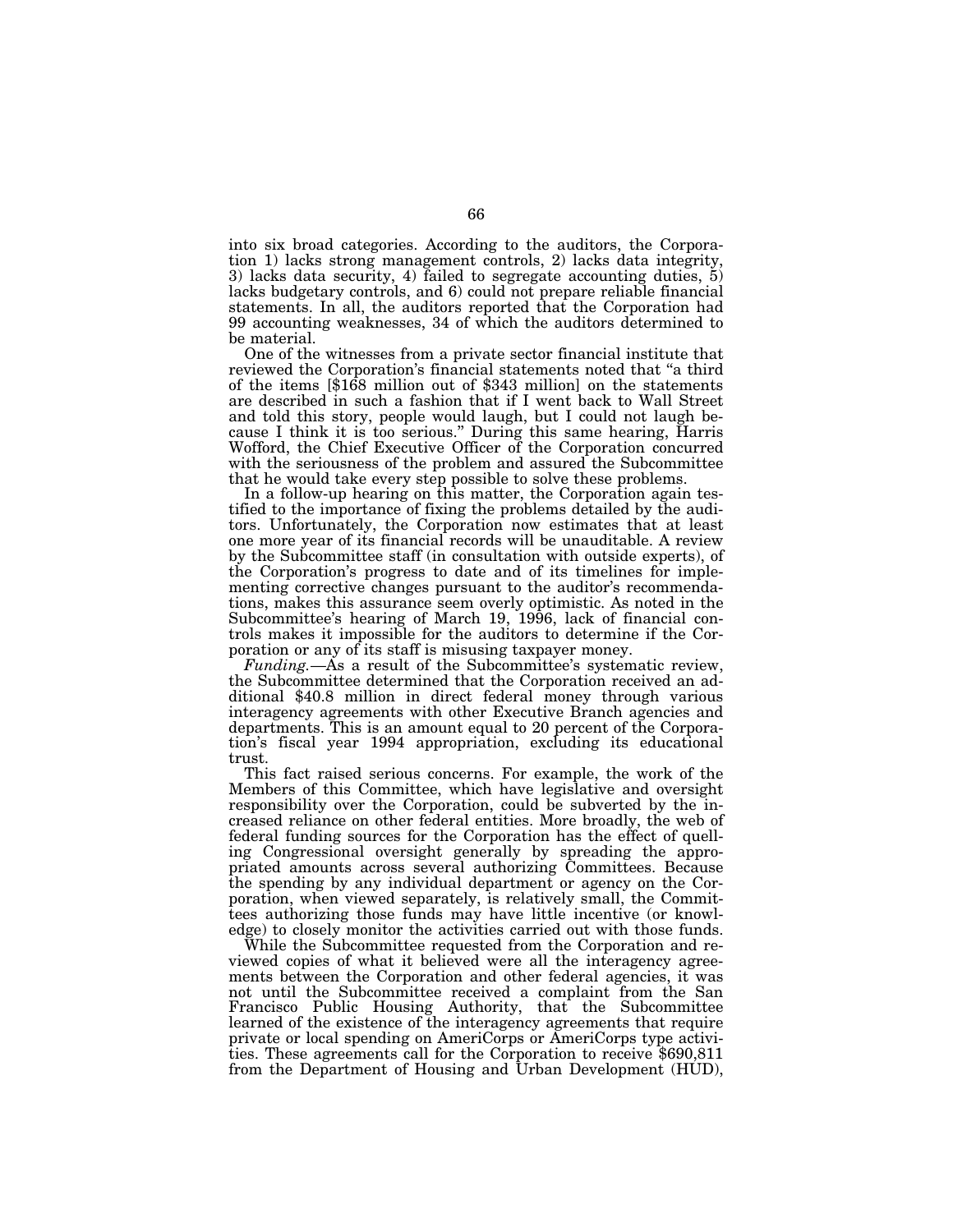into six broad categories. According to the auditors, the Corporation 1) lacks strong management controls, 2) lacks data integrity, 3) lacks data security, 4) failed to segregate accounting duties, 5) lacks budgetary controls, and 6) could not prepare reliable financial statements. In all, the auditors reported that the Corporation had 99 accounting weaknesses, 34 of which the auditors determined to be material.

One of the witnesses from a private sector financial institute that reviewed the Corporation's financial statements noted that "a third of the items [$168 million out of $343 million] on the statements are described in such a fashion that if I went back to Wall Street and told this story, people would laugh, but I could not laugh because I think it is too serious." During this same hearing, Harris Wofford, the Chief Executive Officer of the Corporation concurred with the seriousness of the problem and assured the Subcommittee that he would take every step possible to solve these problems.

In a follow-up hearing on this matter, the Corporation again testified to the importance of fixing the problems detailed by the auditors. Unfortunately, the Corporation now estimates that at least one more year of its financial records will be unauditable. A review by the Subcommittee staff (in consultation with outside experts), of the Corporation's progress to date and of its timelines for implementing corrective changes pursuant to the auditor's recommendations, makes this assurance seem overly optimistic. As noted in the Subcommittee's hearing of March 19, 1996, lack of financial controls makes it impossible for the auditors to determine if the Corporation or any of its staff is misusing taxpayer money.

*Funding.*—As a result of the Subcommittee's systematic review, the Subcommittee determined that the Corporation received an additional $40.8 million in direct federal money through various interagency agreements with other Executive Branch agencies and departments. This is an amount equal to 20 percent of the Corporation's fiscal year 1994 appropriation, excluding its educational trust.

This fact raised serious concerns. For example, the work of the Members of this Committee, which have legislative and oversight responsibility over the Corporation, could be subverted by the increased reliance on other federal entities. More broadly, the web of federal funding sources for the Corporation has the effect of quelling Congressional oversight generally by spreading the appropriated amounts across several authorizing Committees. Because the spending by any individual department or agency on the Corporation, when viewed separately, is relatively small, the Committees authorizing those funds may have little incentive (or knowledge) to closely monitor the activities carried out with those funds.

While the Subcommittee requested from the Corporation and reviewed copies of what it believed were all the interagency agreements between the Corporation and other federal agencies, it was not until the Subcommittee received a complaint from the San Francisco Public Housing Authority, that the Subcommittee learned of the existence of the interagency agreements that require private or local spending on AmeriCorps or AmeriCorps type activities. These agreements call for the Corporation to receive $690,811 from the Department of Housing and Urban Development (HUD),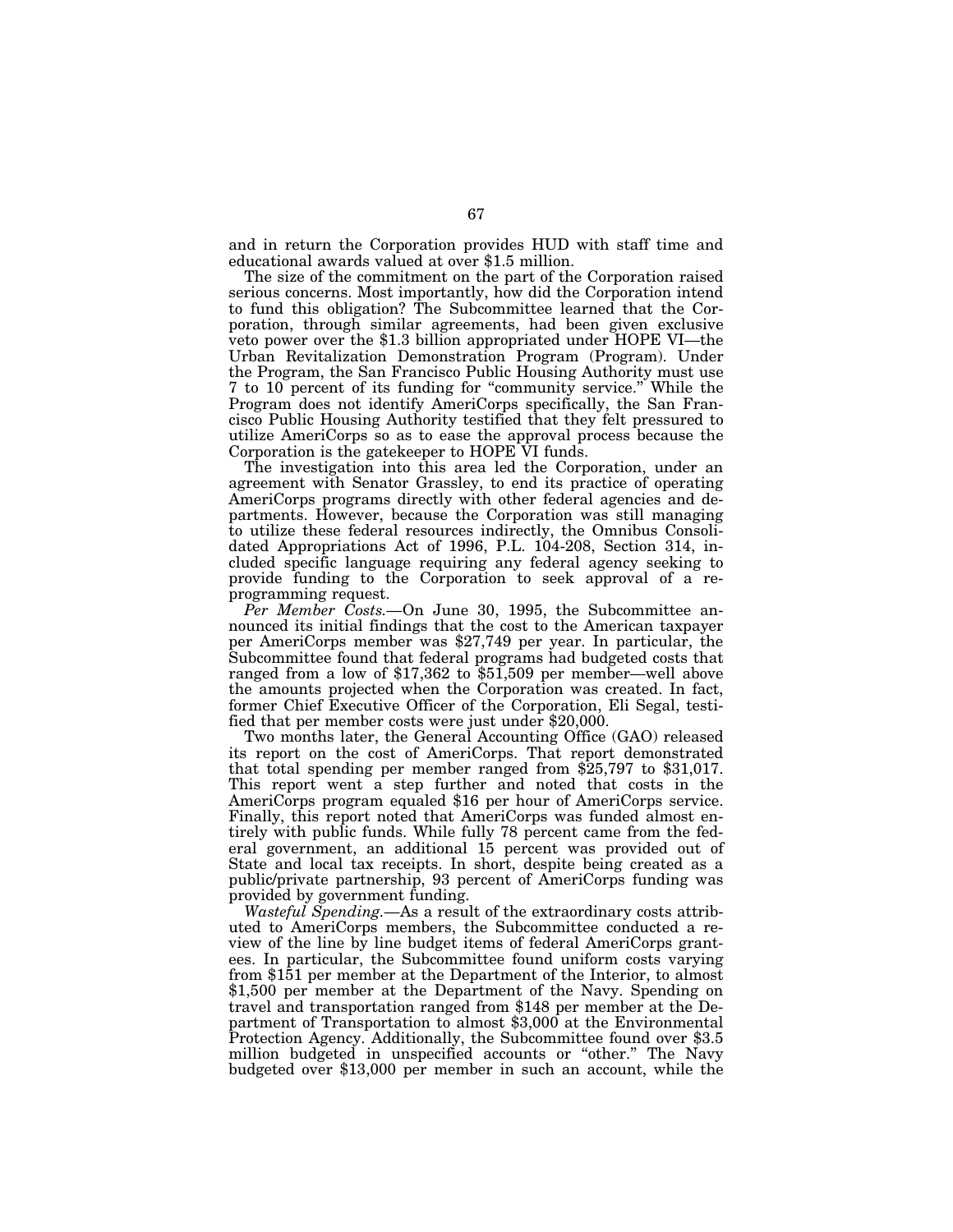and in return the Corporation provides HUD with staff time and educational awards valued at over $1.5 million.

The size of the commitment on the part of the Corporation raised serious concerns. Most importantly, how did the Corporation intend to fund this obligation? The Subcommittee learned that the Corporation, through similar agreements, had been given exclusive veto power over the $1.3 billion appropriated under HOPE VI—the Urban Revitalization Demonstration Program (Program). Under the Program, the San Francisco Public Housing Authority must use 7 to 10 percent of its funding for "community service." While the Program does not identify AmeriCorps specifically, the San Francisco Public Housing Authority testified that they felt pressured to utilize AmeriCorps so as to ease the approval process because the Corporation is the gatekeeper to HOPE VI funds.

The investigation into this area led the Corporation, under an agreement with Senator Grassley, to end its practice of operating AmeriCorps programs directly with other federal agencies and departments. However, because the Corporation was still managing to utilize these federal resources indirectly, the Omnibus Consolidated Appropriations Act of 1996, P.L. 104-208, Section 314, included specific language requiring any federal agency seeking to provide funding to the Corporation to seek approval of a reprogramming request.

*Per Member Costs.*—On June 30, 1995, the Subcommittee announced its initial findings that the cost to the American taxpayer per AmeriCorps member was $27,749 per year. In particular, the Subcommittee found that federal programs had budgeted costs that ranged from a low of $17,362 to $51,509 per member—well above the amounts projected when the Corporation was created. In fact, former Chief Executive Officer of the Corporation, Eli Segal, testified that per member costs were just under $20,000.

Two months later, the General Accounting Office (GAO) released its report on the cost of AmeriCorps. That report demonstrated that total spending per member ranged from $25,797 to $31,017. This report went a step further and noted that costs in the AmeriCorps program equaled $16 per hour of AmeriCorps service. Finally, this report noted that AmeriCorps was funded almost entirely with public funds. While fully 78 percent came from the federal government, an additional 15 percent was provided out of State and local tax receipts. In short, despite being created as a public/private partnership, 93 percent of AmeriCorps funding was provided by government funding.

*Wasteful Spending.*—As a result of the extraordinary costs attributed to AmeriCorps members, the Subcommittee conducted a review of the line by line budget items of federal AmeriCorps grantees. In particular, the Subcommittee found uniform costs varying from $151 per member at the Department of the Interior, to almost $1,500 per member at the Department of the Navy. Spending on travel and transportation ranged from $148 per member at the Department of Transportation to almost $3,000 at the Environmental Protection Agency. Additionally, the Subcommittee found over $3.5 million budgeted in unspecified accounts or "other." The Navy budgeted over $13,000 per member in such an account, while the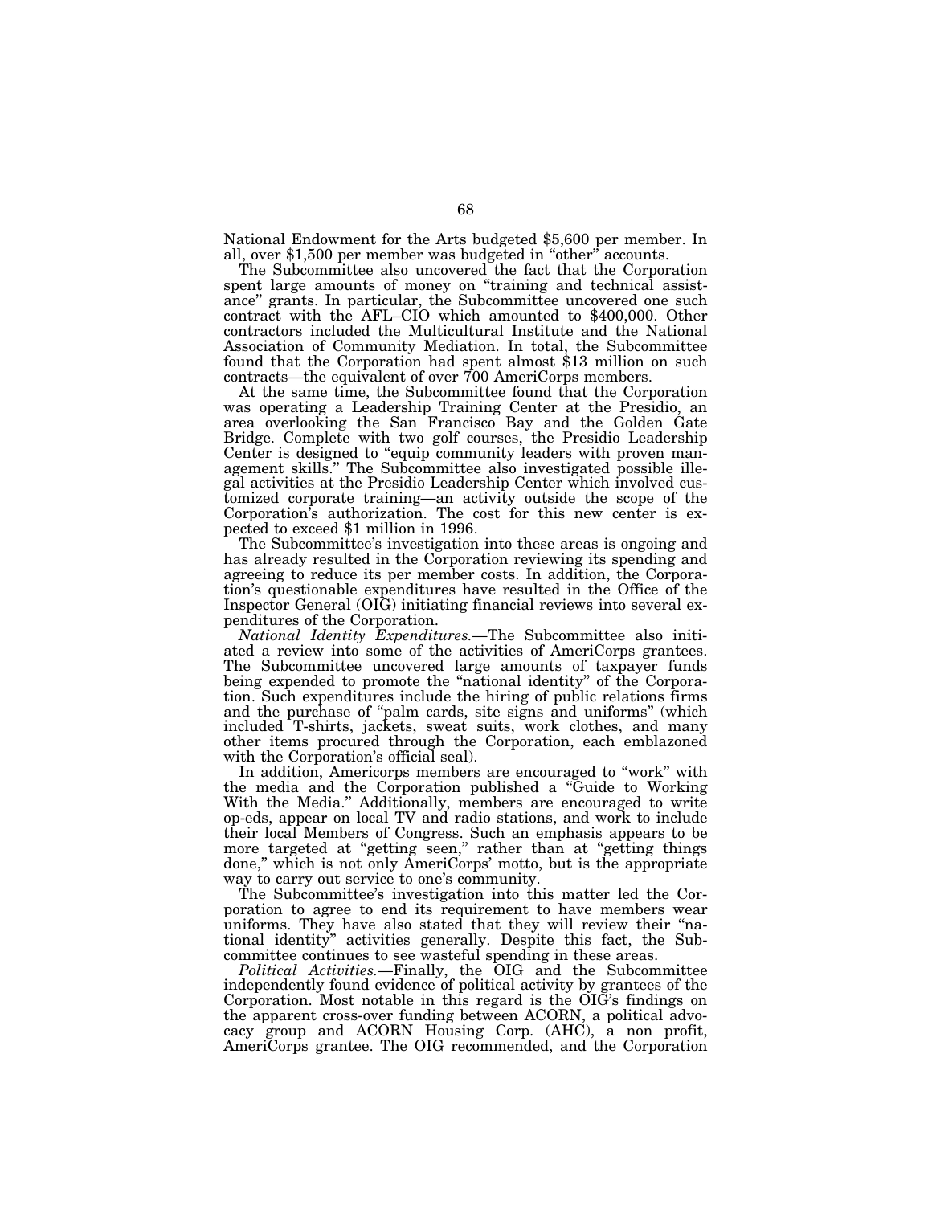National Endowment for the Arts budgeted $5,600 per member. In all, over $1,500 per member was budgeted in "other" accounts.

The Subcommittee also uncovered the fact that the Corporation spent large amounts of money on "training and technical assistance" grants. In particular, the Subcommittee uncovered one such contract with the AFL–CIO which amounted to $400,000. Other contractors included the Multicultural Institute and the National Association of Community Mediation. In total, the Subcommittee found that the Corporation had spent almost $13 million on such contracts—the equivalent of over 700 AmeriCorps members.

At the same time, the Subcommittee found that the Corporation was operating a Leadership Training Center at the Presidio, an area overlooking the San Francisco Bay and the Golden Gate Bridge. Complete with two golf courses, the Presidio Leadership Center is designed to "equip community leaders with proven management skills." The Subcommittee also investigated possible illegal activities at the Presidio Leadership Center which involved customized corporate training—an activity outside the scope of the Corporation's authorization. The cost for this new center is expected to exceed $1 million in 1996.

The Subcommittee's investigation into these areas is ongoing and has already resulted in the Corporation reviewing its spending and agreeing to reduce its per member costs. In addition, the Corporation's questionable expenditures have resulted in the Office of the Inspector General (OIG) initiating financial reviews into several expenditures of the Corporation.

*National Identity Expenditures.*—The Subcommittee also initiated a review into some of the activities of AmeriCorps grantees. The Subcommittee uncovered large amounts of taxpayer funds being expended to promote the "national identity" of the Corporation. Such expenditures include the hiring of public relations firms and the purchase of "palm cards, site signs and uniforms" (which included T-shirts, jackets, sweat suits, work clothes, and many other items procured through the Corporation, each emblazoned with the Corporation's official seal).

In addition, Americorps members are encouraged to "work" with the media and the Corporation published a "Guide to Working With the Media." Additionally, members are encouraged to write op-eds, appear on local TV and radio stations, and work to include their local Members of Congress. Such an emphasis appears to be more targeted at "getting seen," rather than at "getting things done," which is not only AmeriCorps' motto, but is the appropriate way to carry out service to one's community.

The Subcommittee's investigation into this matter led the Corporation to agree to end its requirement to have members wear uniforms. They have also stated that they will review their "national identity" activities generally. Despite this fact, the Subcommittee continues to see wasteful spending in these areas.

*Political Activities.*—Finally, the OIG and the Subcommittee independently found evidence of political activity by grantees of the Corporation. Most notable in this regard is the OIG's findings on the apparent cross-over funding between ACORN, a political advocacy group and ACORN Housing Corp. (AHC), a non profit, AmeriCorps grantee. The OIG recommended, and the Corporation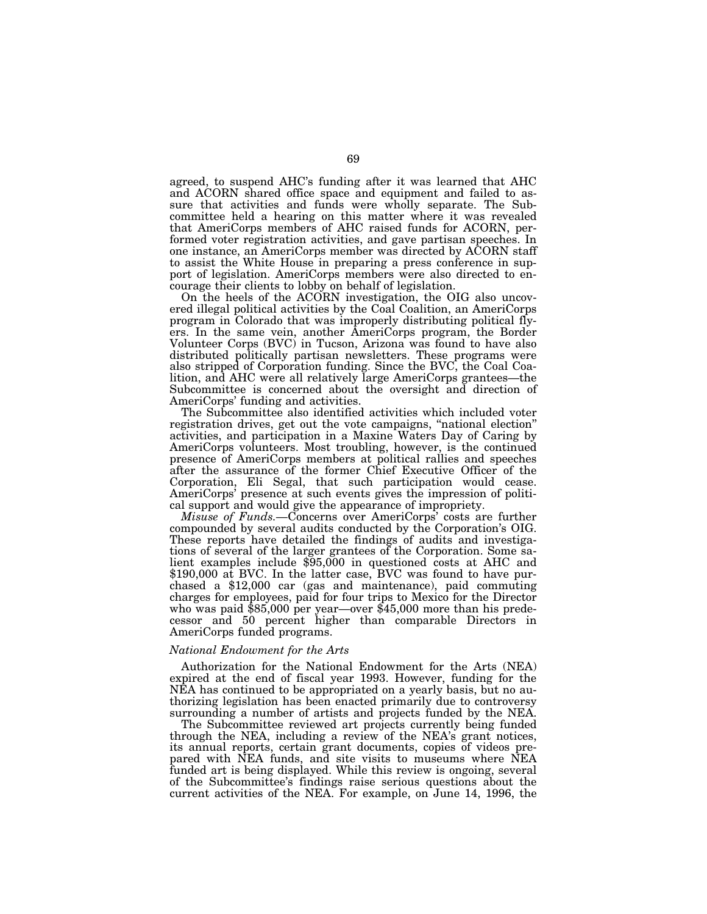agreed, to suspend AHC's funding after it was learned that AHC and ACORN shared office space and equipment and failed to assure that activities and funds were wholly separate. The Subcommittee held a hearing on this matter where it was revealed that AmeriCorps members of AHC raised funds for ACORN, performed voter registration activities, and gave partisan speeches. In one instance, an AmeriCorps member was directed by ACORN staff to assist the White House in preparing a press conference in support of legislation. AmeriCorps members were also directed to encourage their clients to lobby on behalf of legislation.

On the heels of the ACORN investigation, the OIG also uncovered illegal political activities by the Coal Coalition, an AmeriCorps program in Colorado that was improperly distributing political flyers. In the same vein, another AmeriCorps program, the Border Volunteer Corps (BVC) in Tucson, Arizona was found to have also distributed politically partisan newsletters. These programs were also stripped of Corporation funding. Since the BVC, the Coal Coalition, and AHC were all relatively large AmeriCorps grantees—the Subcommittee is concerned about the oversight and direction of AmeriCorps' funding and activities.

The Subcommittee also identified activities which included voter registration drives, get out the vote campaigns, "national election" activities, and participation in a Maxine Waters Day of Caring by AmeriCorps volunteers. Most troubling, however, is the continued presence of AmeriCorps members at political rallies and speeches after the assurance of the former Chief Executive Officer of the Corporation, Eli Segal, that such participation would cease. AmeriCorps' presence at such events gives the impression of political support and would give the appearance of impropriety.

*Misuse of Funds.*—Concerns over AmeriCorps' costs are further compounded by several audits conducted by the Corporation's OIG. These reports have detailed the findings of audits and investigations of several of the larger grantees of the Corporation. Some salient examples include $95,000 in questioned costs at AHC and $190,000 at BVC. In the latter case, BVC was found to have purchased a $12,000 car (gas and maintenance), paid commuting charges for employees, paid for four trips to Mexico for the Director who was paid $85,000 per year—over $45,000 more than his predecessor and 50 percent higher than comparable Directors in AmeriCorps funded programs.

### *National Endowment for the Arts*

Authorization for the National Endowment for the Arts (NEA) expired at the end of fiscal year 1993. However, funding for the NEA has continued to be appropriated on a yearly basis, but no authorizing legislation has been enacted primarily due to controversy surrounding a number of artists and projects funded by the NEA.

The Subcommittee reviewed art projects currently being funded through the NEA, including a review of the NEA's grant notices, its annual reports, certain grant documents, copies of videos prepared with NEA funds, and site visits to museums where NEA funded art is being displayed. While this review is ongoing, several of the Subcommittee's findings raise serious questions about the current activities of the NEA. For example, on June 14, 1996, the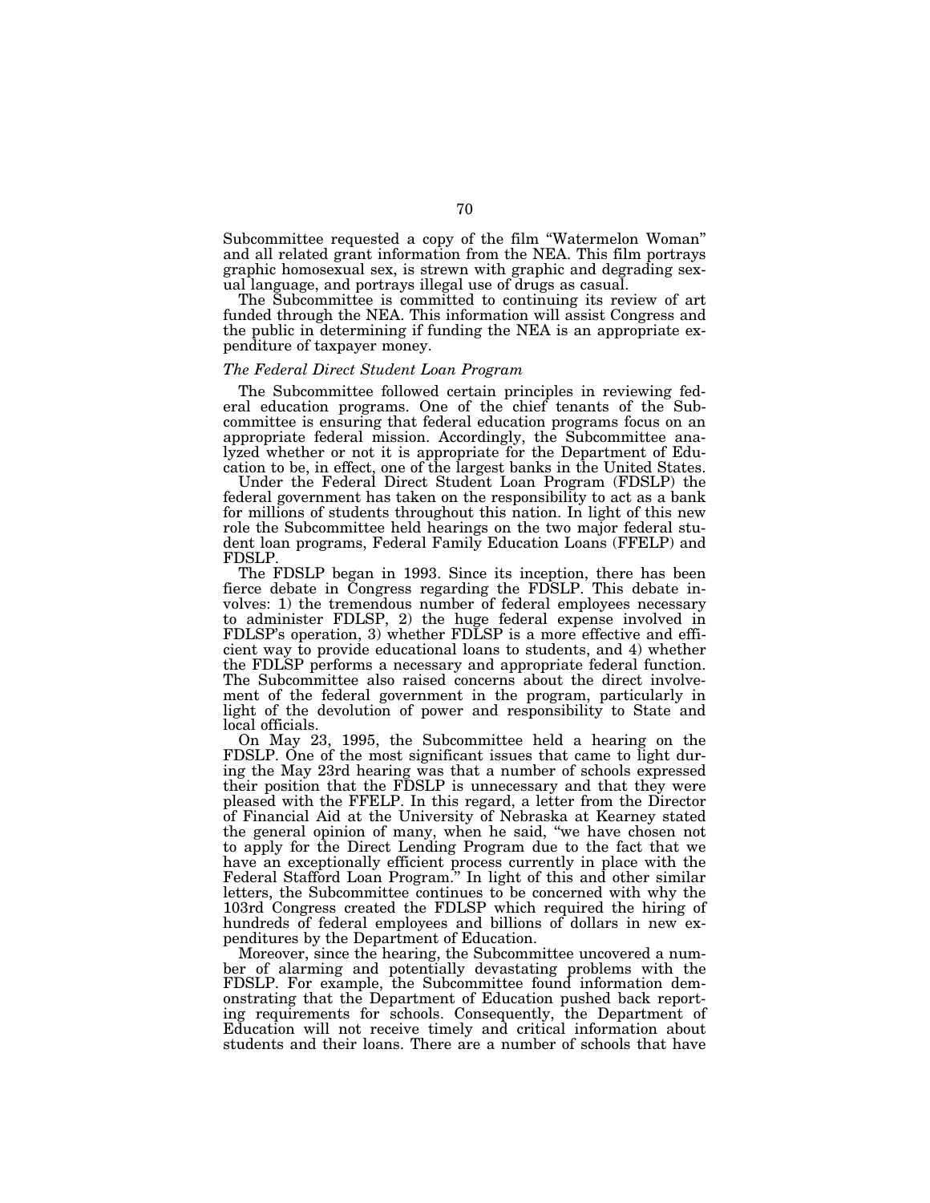Subcommittee requested a copy of the film "Watermelon Woman" and all related grant information from the NEA. This film portrays graphic homosexual sex, is strewn with graphic and degrading sexual language, and portrays illegal use of drugs as casual.

The Subcommittee is committed to continuing its review of art funded through the NEA. This information will assist Congress and the public in determining if funding the NEA is an appropriate expenditure of taxpayer money.

### *The Federal Direct Student Loan Program*

The Subcommittee followed certain principles in reviewing federal education programs. One of the chief tenants of the Subcommittee is ensuring that federal education programs focus on an appropriate federal mission. Accordingly, the Subcommittee analyzed whether or not it is appropriate for the Department of Education to be, in effect, one of the largest banks in the United States.

Under the Federal Direct Student Loan Program (FDSLP) the federal government has taken on the responsibility to act as a bank for millions of students throughout this nation. In light of this new role the Subcommittee held hearings on the two major federal student loan programs, Federal Family Education Loans (FFELP) and FDSLP.

The FDSLP began in 1993. Since its inception, there has been fierce debate in Congress regarding the FDSLP. This debate involves: 1) the tremendous number of federal employees necessary to administer FDLSP, 2) the huge federal expense involved in FDLSP's operation, 3) whether FDLSP is a more effective and efficient way to provide educational loans to students, and 4) whether the FDLSP performs a necessary and appropriate federal function. The Subcommittee also raised concerns about the direct involvement of the federal government in the program, particularly in light of the devolution of power and responsibility to State and local officials.

On May 23, 1995, the Subcommittee held a hearing on the FDSLP. One of the most significant issues that came to light during the May 23rd hearing was that a number of schools expressed their position that the FDSLP is unnecessary and that they were pleased with the FFELP. In this regard, a letter from the Director of Financial Aid at the University of Nebraska at Kearney stated the general opinion of many, when he said, "we have chosen not to apply for the Direct Lending Program due to the fact that we have an exceptionally efficient process currently in place with the Federal Stafford Loan Program." In light of this and other similar letters, the Subcommittee continues to be concerned with why the 103rd Congress created the FDLSP which required the hiring of hundreds of federal employees and billions of dollars in new expenditures by the Department of Education.

Moreover, since the hearing, the Subcommittee uncovered a number of alarming and potentially devastating problems with the FDSLP. For example, the Subcommittee found information demonstrating that the Department of Education pushed back reporting requirements for schools. Consequently, the Department of Education will not receive timely and critical information about students and their loans. There are a number of schools that have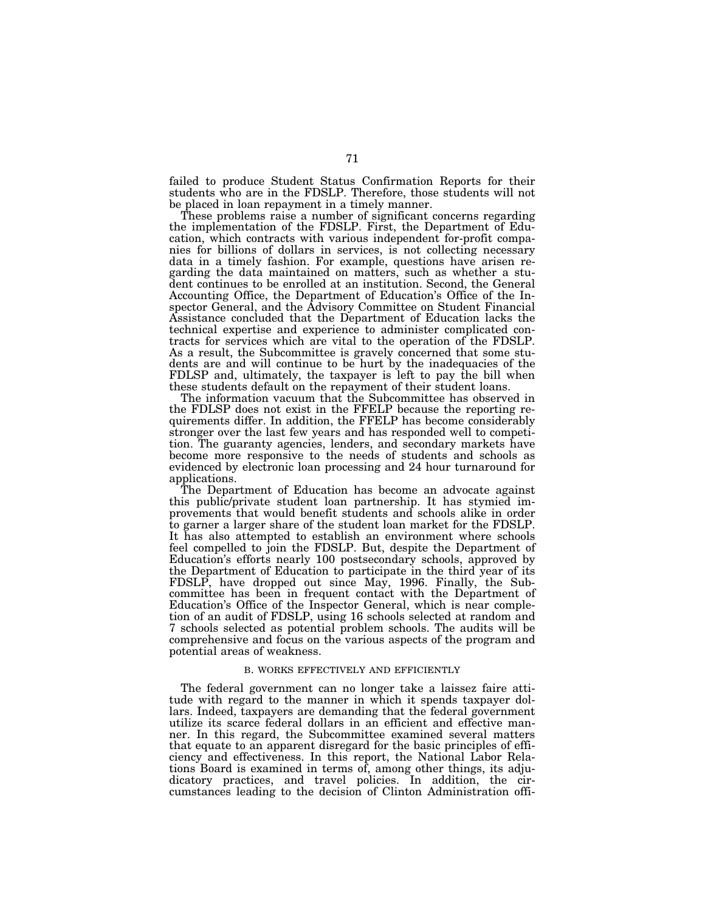failed to produce Student Status Confirmation Reports for their students who are in the FDSLP. Therefore, those students will not be placed in loan repayment in a timely manner.

These problems raise a number of significant concerns regarding the implementation of the FDSLP. First, the Department of Education, which contracts with various independent for-profit companies for billions of dollars in services, is not collecting necessary data in a timely fashion. For example, questions have arisen regarding the data maintained on matters, such as whether a student continues to be enrolled at an institution. Second, the General Accounting Office, the Department of Education's Office of the Inspector General, and the Advisory Committee on Student Financial Assistance concluded that the Department of Education lacks the technical expertise and experience to administer complicated contracts for services which are vital to the operation of the FDSLP. As a result, the Subcommittee is gravely concerned that some students are and will continue to be hurt by the inadequacies of the FDLSP and, ultimately, the taxpayer is left to pay the bill when these students default on the repayment of their student loans.

The information vacuum that the Subcommittee has observed in the FDLSP does not exist in the FFELP because the reporting requirements differ. In addition, the FFELP has become considerably stronger over the last few years and has responded well to competition. The guaranty agencies, lenders, and secondary markets have become more responsive to the needs of students and schools as evidenced by electronic loan processing and 24 hour turnaround for applications.

The Department of Education has become an advocate against this public/private student loan partnership. It has stymied improvements that would benefit students and schools alike in order to garner a larger share of the student loan market for the FDSLP. It has also attempted to establish an environment where schools feel compelled to join the FDSLP. But, despite the Department of Education's efforts nearly 100 postsecondary schools, approved by the Department of Education to participate in the third year of its FDSLP, have dropped out since May, 1996. Finally, the Subcommittee has been in frequent contact with the Department of Education's Office of the Inspector General, which is near completion of an audit of FDSLP, using 16 schools selected at random and 7 schools selected as potential problem schools. The audits will be comprehensive and focus on the various aspects of the program and potential areas of weakness.

### B. WORKS EFFECTIVELY AND EFFICIENTLY

The federal government can no longer take a laissez faire attitude with regard to the manner in which it spends taxpayer dollars. Indeed, taxpayers are demanding that the federal government utilize its scarce federal dollars in an efficient and effective manner. In this regard, the Subcommittee examined several matters that equate to an apparent disregard for the basic principles of efficiency and effectiveness. In this report, the National Labor Relations Board is examined in terms of, among other things, its adjudicatory practices, and travel policies. In addition, the circumstances leading to the decision of Clinton Administration offi-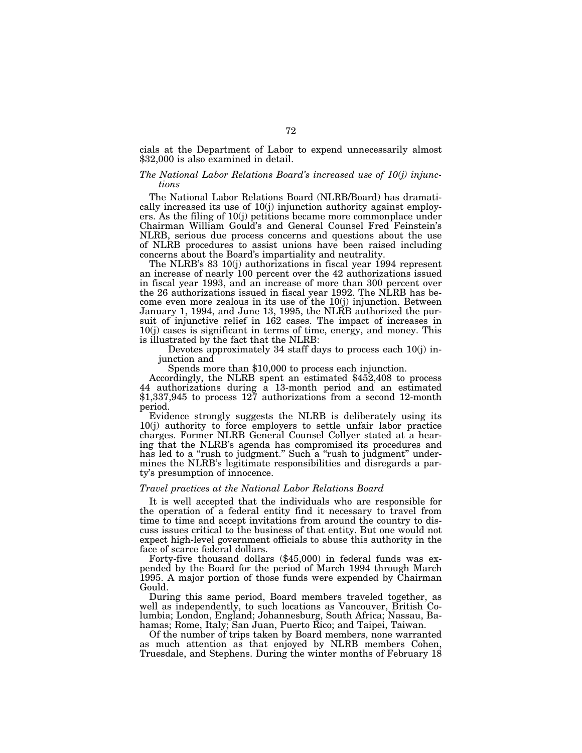cials at the Department of Labor to expend unnecessarily almost $32,000 is also examined in detail.

*The National Labor Relations Board's increased use of 10(j) injunctions*

The National Labor Relations Board (NLRB/Board) has dramatically increased its use of 10(j) injunction authority against employers. As the filing of 10(j) petitions became more commonplace under Chairman William Gould's and General Counsel Fred Feinstein's NLRB, serious due process concerns and questions about the use of NLRB procedures to assist unions have been raised including concerns about the Board's impartiality and neutrality.

The NLRB's 83 10(j) authorizations in fiscal year 1994 represent an increase of nearly 100 percent over the 42 authorizations issued in fiscal year 1993, and an increase of more than 300 percent over the 26 authorizations issued in fiscal year 1992. The NLRB has become even more zealous in its use of the 10(j) injunction. Between January 1, 1994, and June 13, 1995, the NLRB authorized the pursuit of injunctive relief in 162 cases. The impact of increases in 10(j) cases is significant in terms of time, energy, and money. This is illustrated by the fact that the NLRB:

Devotes approximately 34 staff days to process each 10(j) injunction and

Spends more than $10,000 to process each injunction.

Accordingly, the NLRB spent an estimated $452,408 to process 44 authorizations during a 13-month period and an estimated $1,337,945 to process 127 authorizations from a second 12-month period.

Evidence strongly suggests the NLRB is deliberately using its 10(j) authority to force employers to settle unfair labor practice charges. Former NLRB General Counsel Collyer stated at a hearing that the NLRB's agenda has compromised its procedures and has led to a "rush to judgment." Such a "rush to judgment" undermines the NLRB's legitimate responsibilities and disregards a party's presumption of innocence.

*Travel practices at the National Labor Relations Board*

It is well accepted that the individuals who are responsible for the operation of a federal entity find it necessary to travel from time to time and accept invitations from around the country to discuss issues critical to the business of that entity. But one would not expect high-level government officials to abuse this authority in the face of scarce federal dollars.

Forty-five thousand dollars ($45,000) in federal funds was expended by the Board for the period of March 1994 through March 1995. A major portion of those funds were expended by Chairman Gould.

During this same period, Board members traveled together, as well as independently, to such locations as Vancouver, British Columbia; London, England; Johannesburg, South Africa; Nassau, Bahamas; Rome, Italy; San Juan, Puerto Rico; and Taipei, Taiwan.

Of the number of trips taken by Board members, none warranted as much attention as that enjoyed by NLRB members Cohen, Truesdale, and Stephens. During the winter months of February 18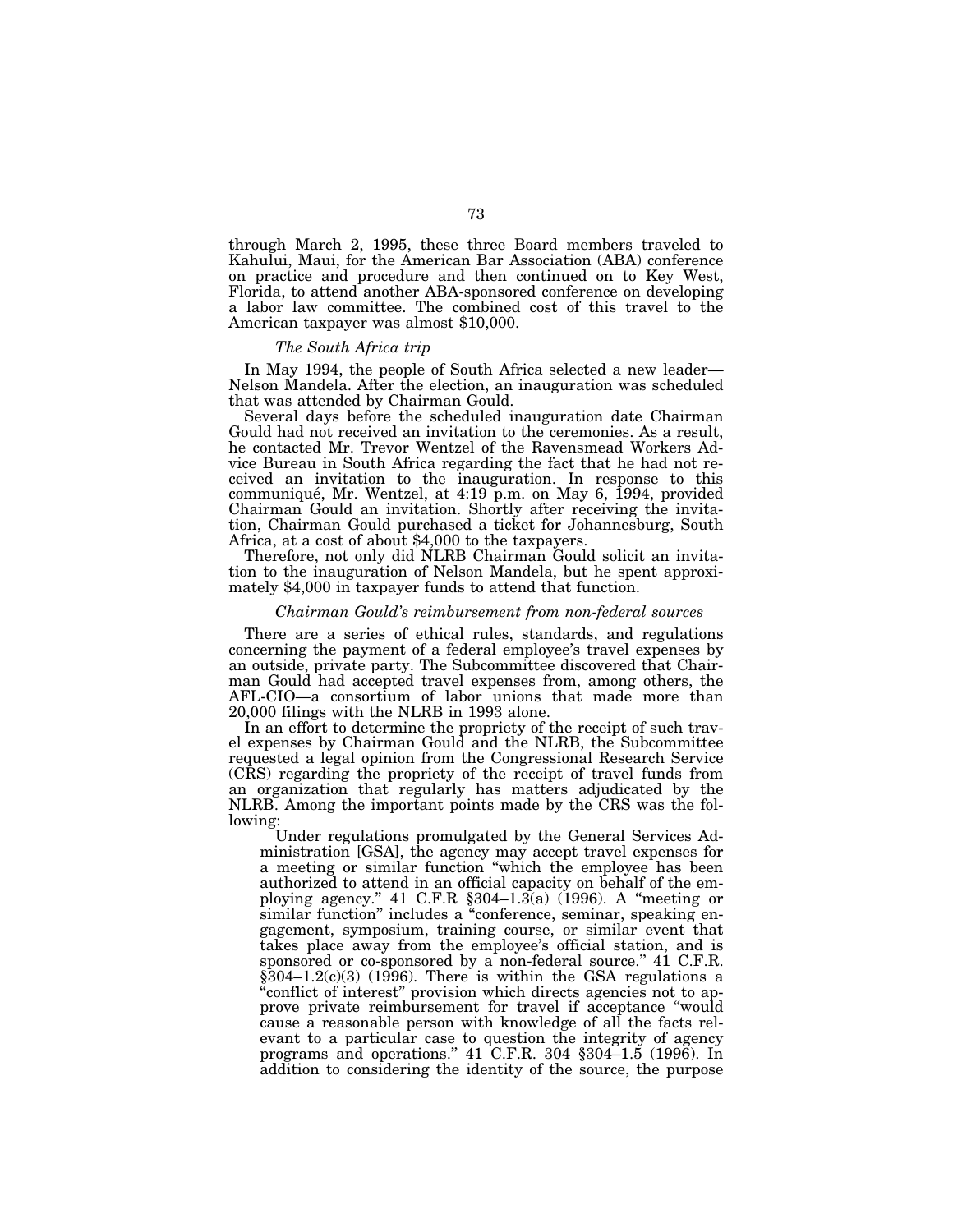through March 2, 1995, these three Board members traveled to Kahului, Maui, for the American Bar Association (ABA) conference on practice and procedure and then continued on to Key West, Florida, to attend another ABA-sponsored conference on developing a labor law committee. The combined cost of this travel to the American taxpayer was almost $10,000.

*The South Africa trip*

In May 1994, the people of South Africa selected a new leader—Nelson Mandela. After the election, an inauguration was scheduled that was attended by Chairman Gould.

Several days before the scheduled inauguration date Chairman Gould had not received an invitation to the ceremonies. As a result, he contacted Mr. Trevor Wentzel of the Ravensmead Workers Advice Bureau in South Africa regarding the fact that he had not received an invitation to the inauguration. In response to this communiqué, Mr. Wentzel, at 4:19 p.m. on May 6, 1994, provided Chairman Gould an invitation. Shortly after receiving the invitation, Chairman Gould purchased a ticket for Johannesburg, South Africa, at a cost of about $4,000 to the taxpayers.

Therefore, not only did NLRB Chairman Gould solicit an invitation to the inauguration of Nelson Mandela, but he spent approximately $4,000 in taxpayer funds to attend that function.

*Chairman Gould's reimbursement from non-federal sources*

There are a series of ethical rules, standards, and regulations concerning the payment of a federal employee's travel expenses by an outside, private party. The Subcommittee discovered that Chairman Gould had accepted travel expenses from, among others, the AFL-CIO—a consortium of labor unions that made more than 20,000 filings with the NLRB in 1993 alone.

In an effort to determine the propriety of the receipt of such travel expenses by Chairman Gould and the NLRB, the Subcommittee requested a legal opinion from the Congressional Research Service (CRS) regarding the propriety of the receipt of travel funds from an organization that regularly has matters adjudicated by the NLRB. Among the important points made by the CRS was the following:

> Under regulations promulgated by the General Services Administration [GSA], the agency may accept travel expenses for a meeting or similar function "which the employee has been authorized to attend in an official capacity on behalf of the employing agency." 41 C.F.R §304–1.3(a) (1996). A "meeting or similar function" includes a "conference, seminar, speaking engagement, symposium, training course, or similar event that takes place away from the employee's official station, and is sponsored or co-sponsored by a non-federal source." 41 C.F.R. §304–1.2(c)(3) (1996). There is within the GSA regulations a "conflict of interest" provision which directs agencies not to approve private reimbursement for travel if acceptance "would cause a reasonable person with knowledge of all the facts relevant to a particular case to question the integrity of agency programs and operations." 41 C.F.R. 304 §304–1.5 (1996). In addition to considering the identity of the source, the purpose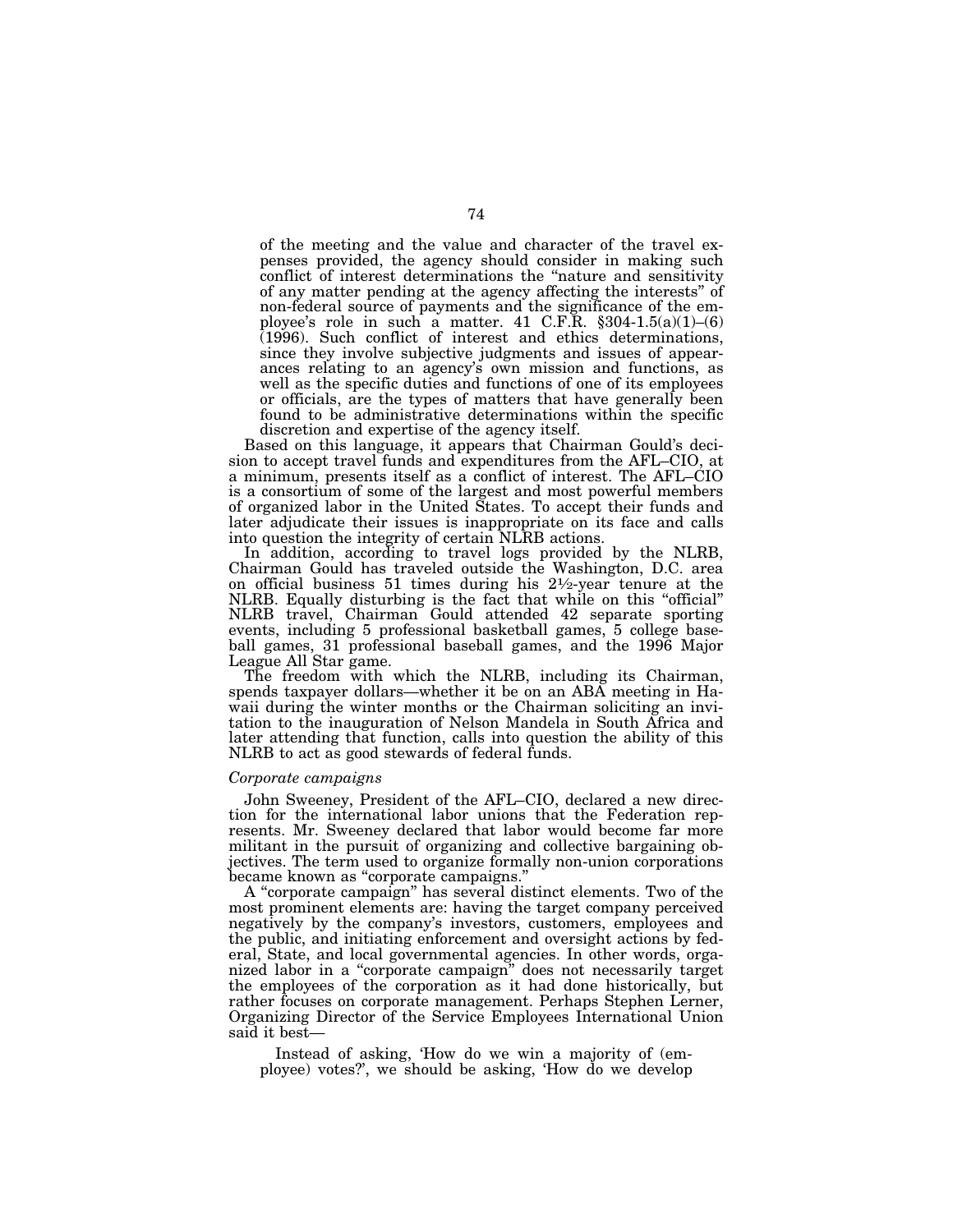of the meeting and the value and character of the travel expenses provided, the agency should consider in making such conflict of interest determinations the "nature and sensitivity of any matter pending at the agency affecting the interests" of non-federal source of payments and the significance of the employee's role in such a matter. 41 C.F.R. §304-1.5(a)(1)–(6) (1996). Such conflict of interest and ethics determinations, since they involve subjective judgments and issues of appearances relating to an agency's own mission and functions, as well as the specific duties and functions of one of its employees or officials, are the types of matters that have generally been found to be administrative determinations within the specific discretion and expertise of the agency itself.

Based on this language, it appears that Chairman Gould's decision to accept travel funds and expenditures from the AFL–CIO, at a minimum, presents itself as a conflict of interest. The AFL–CIO is a consortium of some of the largest and most powerful members of organized labor in the United States. To accept their funds and later adjudicate their issues is inappropriate on its face and calls into question the integrity of certain NLRB actions.

In addition, according to travel logs provided by the NLRB, Chairman Gould has traveled outside the Washington, D.C. area on official business 51 times during his 2½-year tenure at the NLRB. Equally disturbing is the fact that while on this "official" NLRB travel, Chairman Gould attended 42 separate sporting events, including 5 professional basketball games, 5 college baseball games, 31 professional baseball games, and the 1996 Major League All Star game.

The freedom with which the NLRB, including its Chairman, spends taxpayer dollars—whether it be on an ABA meeting in Hawaii during the winter months or the Chairman soliciting an invitation to the inauguration of Nelson Mandela in South Africa and later attending that function, calls into question the ability of this NLRB to act as good stewards of federal funds.

*Corporate campaigns*

John Sweeney, President of the AFL–CIO, declared a new direction for the international labor unions that the Federation represents. Mr. Sweeney declared that labor would become far more militant in the pursuit of organizing and collective bargaining objectives. The term used to organize formally non-union corporations became known as "corporate campaigns."

A "corporate campaign" has several distinct elements. Two of the most prominent elements are: having the target company perceived negatively by the company's investors, customers, employees and the public, and initiating enforcement and oversight actions by federal, State, and local governmental agencies. In other words, organized labor in a "corporate campaign" does not necessarily target the employees of the corporation as it had done historically, but rather focuses on corporate management. Perhaps Stephen Lerner, Organizing Director of the Service Employees International Union said it best—

> Instead of asking, 'How do we win a majority of (employee) votes?', we should be asking, 'How do we develop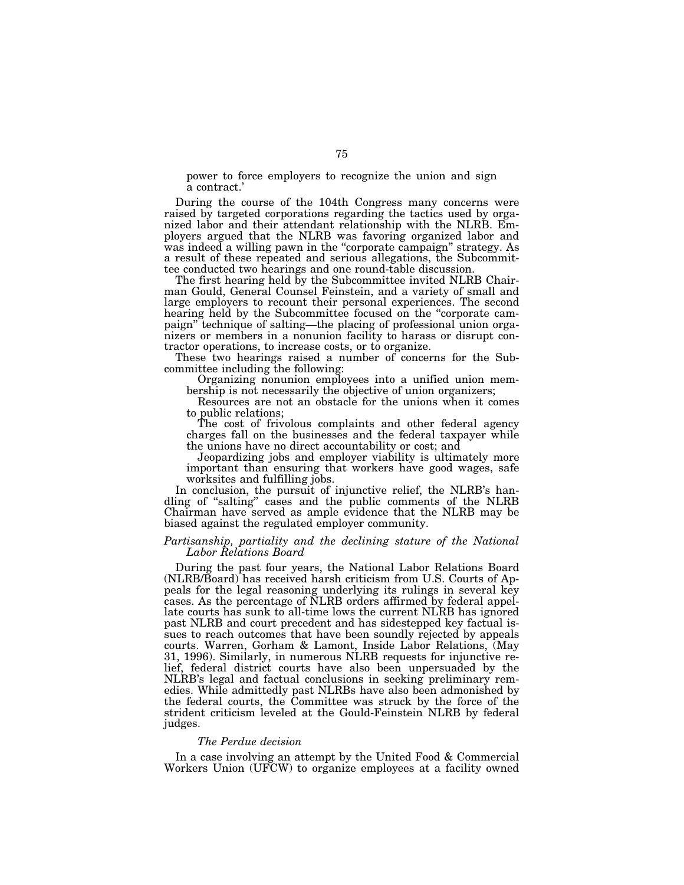power to force employers to recognize the union and sign a contract.'

During the course of the 104th Congress many concerns were raised by targeted corporations regarding the tactics used by organized labor and their attendant relationship with the NLRB. Employers argued that the NLRB was favoring organized labor and was indeed a willing pawn in the "corporate campaign" strategy. As a result of these repeated and serious allegations, the Subcommittee conducted two hearings and one round-table discussion.

The first hearing held by the Subcommittee invited NLRB Chairman Gould, General Counsel Feinstein, and a variety of small and large employers to recount their personal experiences. The second hearing held by the Subcommittee focused on the "corporate campaign" technique of salting—the placing of professional union organizers or members in a nonunion facility to harass or disrupt contractor operations, to increase costs, or to organize.

These two hearings raised a number of concerns for the Subcommittee including the following:

Organizing nonunion employees into a unified union membership is not necessarily the objective of union organizers;

Resources are not an obstacle for the unions when it comes to public relations;

The cost of frivolous complaints and other federal agency charges fall on the businesses and the federal taxpayer while the unions have no direct accountability or cost; and

Jeopardizing jobs and employer viability is ultimately more important than ensuring that workers have good wages, safe worksites and fulfilling jobs.

In conclusion, the pursuit of injunctive relief, the NLRB's handling of "salting" cases and the public comments of the NLRB Chairman have served as ample evidence that the NLRB may be biased against the regulated employer community.

### *Partisanship, partiality and the declining stature of the National Labor Relations Board*

During the past four years, the National Labor Relations Board (NLRB/Board) has received harsh criticism from U.S. Courts of Appeals for the legal reasoning underlying its rulings in several key cases. As the percentage of NLRB orders affirmed by federal appellate courts has sunk to all-time lows the current NLRB has ignored past NLRB and court precedent and has sidestepped key factual issues to reach outcomes that have been soundly rejected by appeals courts. Warren, Gorham & Lamont, Inside Labor Relations, (May 31, 1996). Similarly, in numerous NLRB requests for injunctive relief, federal district courts have also been unpersuaded by the NLRB's legal and factual conclusions in seeking preliminary remedies. While admittedly past NLRBs have also been admonished by the federal courts, the Committee was struck by the force of the strident criticism leveled at the Gould-Feinstein NLRB by federal judges.

#### *The Perdue decision*

In a case involving an attempt by the United Food & Commercial Workers Union (UFCW) to organize employees at a facility owned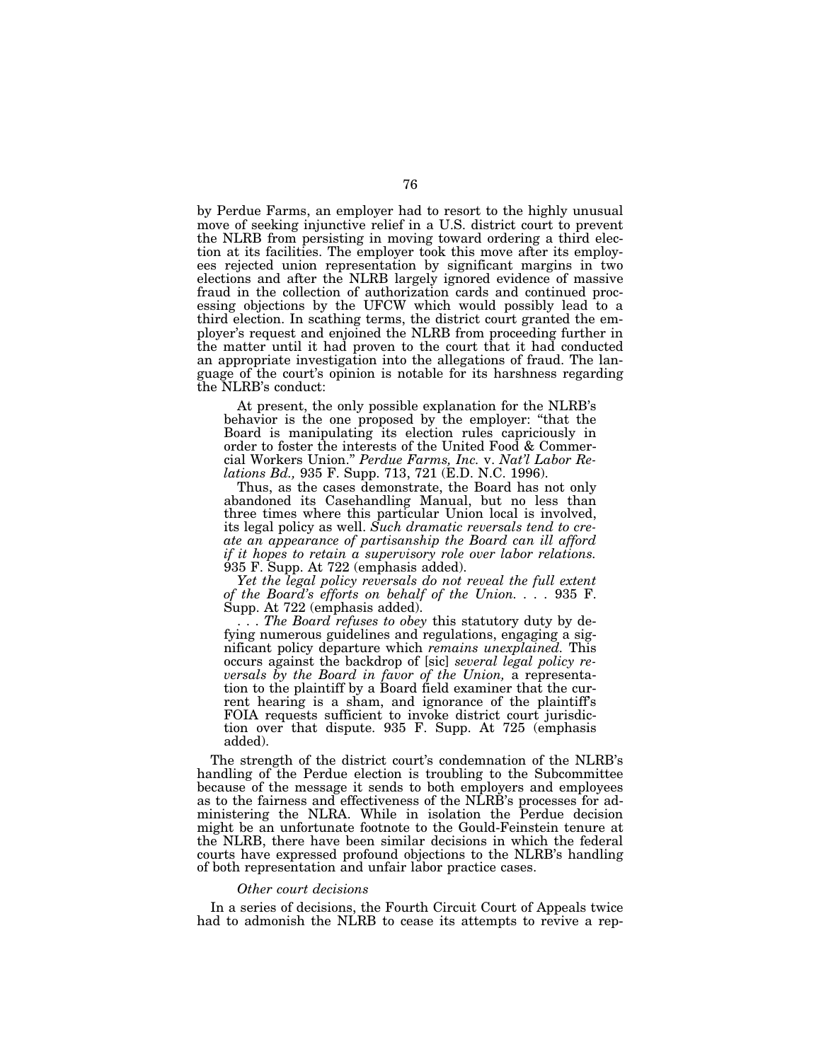by Perdue Farms, an employer had to resort to the highly unusual move of seeking injunctive relief in a U.S. district court to prevent the NLRB from persisting in moving toward ordering a third election at its facilities. The employer took this move after its employees rejected union representation by significant margins in two elections and after the NLRB largely ignored evidence of massive fraud in the collection of authorization cards and continued processing objections by the UFCW which would possibly lead to a third election. In scathing terms, the district court granted the employer's request and enjoined the NLRB from proceeding further in the matter until it had proven to the court that it had conducted an appropriate investigation into the allegations of fraud. The language of the court's opinion is notable for its harshness regarding the NLRB's conduct:

> At present, the only possible explanation for the NLRB's behavior is the one proposed by the employer: "that the Board is manipulating its election rules capriciously in order to foster the interests of the United Food & Commercial Workers Union." *Perdue Farms, Inc.* v. *Nat'l Labor Relations Bd.,* 935 F. Supp. 713, 721 (E.D. N.C. 1996).
>
> Thus, as the cases demonstrate, the Board has not only abandoned its Casehandling Manual, but no less than three times where this particular Union local is involved, its legal policy as well. *Such dramatic reversals tend to create an appearance of partisanship the Board can ill afford if it hopes to retain a supervisory role over labor relations.* 935 F. Supp. At 722 (emphasis added).
>
> *Yet the legal policy reversals do not reveal the full extent of the Board's efforts on behalf of the Union.* . . . 935 F. Supp. At 722 (emphasis added).
>
> . . . *The Board refuses to obey* this statutory duty by defying numerous guidelines and regulations, engaging a significant policy departure which *remains unexplained*. This occurs against the backdrop of [sic] *several legal policy reversals by the Board in favor of the Union,* a representation to the plaintiff by a Board field examiner that the current hearing is a sham, and ignorance of the plaintiff's FOIA requests sufficient to invoke district court jurisdiction over that dispute. 935 F. Supp. At 725 (emphasis added).

The strength of the district court's condemnation of the NLRB's handling of the Perdue election is troubling to the Subcommittee because of the message it sends to both employers and employees as to the fairness and effectiveness of the NLRB's processes for administering the NLRA. While in isolation the Perdue decision might be an unfortunate footnote to the Gould-Feinstein tenure at the NLRB, there have been similar decisions in which the federal courts have expressed profound objections to the NLRB's handling of both representation and unfair labor practice cases.

*Other court decisions*

In a series of decisions, the Fourth Circuit Court of Appeals twice had to admonish the NLRB to cease its attempts to revive a rep-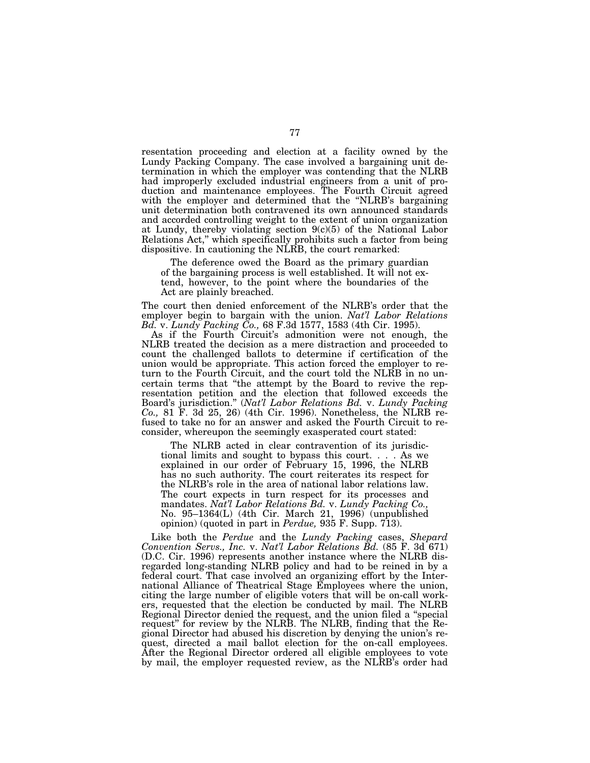resentation proceeding and election at a facility owned by the Lundy Packing Company. The case involved a bargaining unit determination in which the employer was contending that the NLRB had improperly excluded industrial engineers from a unit of production and maintenance employees. The Fourth Circuit agreed with the employer and determined that the "NLRB's bargaining unit determination both contravened its own announced standards and accorded controlling weight to the extent of union organization at Lundy, thereby violating section 9(c)(5) of the National Labor Relations Act," which specifically prohibits such a factor from being dispositive. In cautioning the NLRB, the court remarked:

> The deference owed the Board as the primary guardian of the bargaining process is well established. It will not extend, however, to the point where the boundaries of the Act are plainly breached.

The court then denied enforcement of the NLRB's order that the employer begin to bargain with the union. *Nat'l Labor Relations Bd.* v. *Lundy Packing Co.,* 68 F.3d 1577, 1583 (4th Cir. 1995).

As if the Fourth Circuit's admonition were not enough, the NLRB treated the decision as a mere distraction and proceeded to count the challenged ballots to determine if certification of the union would be appropriate. This action forced the employer to return to the Fourth Circuit, and the court told the NLRB in no uncertain terms that "the attempt by the Board to revive the representation petition and the election that followed exceeds the Board's jurisdiction." (*Nat'l Labor Relations Bd.* v. *Lundy Packing Co.,* 81 F. 3d 25, 26) (4th Cir. 1996). Nonetheless, the NLRB refused to take no for an answer and asked the Fourth Circuit to reconsider, whereupon the seemingly exasperated court stated:

> The NLRB acted in clear contravention of its jurisdictional limits and sought to bypass this court. . . . As we explained in our order of February 15, 1996, the NLRB has no such authority. The court reiterates its respect for the NLRB's role in the area of national labor relations law. The court expects in turn respect for its processes and mandates. *Nat'l Labor Relations Bd.* v. *Lundy Packing Co.,* No. 95–1364(L) (4th Cir. March 21, 1996) (unpublished opinion) (quoted in part in *Perdue,* 935 F. Supp. 713).

Like both the *Perdue* and the *Lundy Packing* cases, *Shepard Convention Servs., Inc.* v. *Nat'l Labor Relations Bd.* (85 F. 3d 671) (D.C. Cir. 1996) represents another instance where the NLRB disregarded long-standing NLRB policy and had to be reined in by a federal court. That case involved an organizing effort by the International Alliance of Theatrical Stage Employees where the union, citing the large number of eligible voters that will be on-call workers, requested that the election be conducted by mail. The NLRB Regional Director denied the request, and the union filed a "special request" for review by the NLRB. The NLRB, finding that the Regional Director had abused his discretion by denying the union's request, directed a mail ballot election for the on-call employees. After the Regional Director ordered all eligible employees to vote by mail, the employer requested review, as the NLRB's order had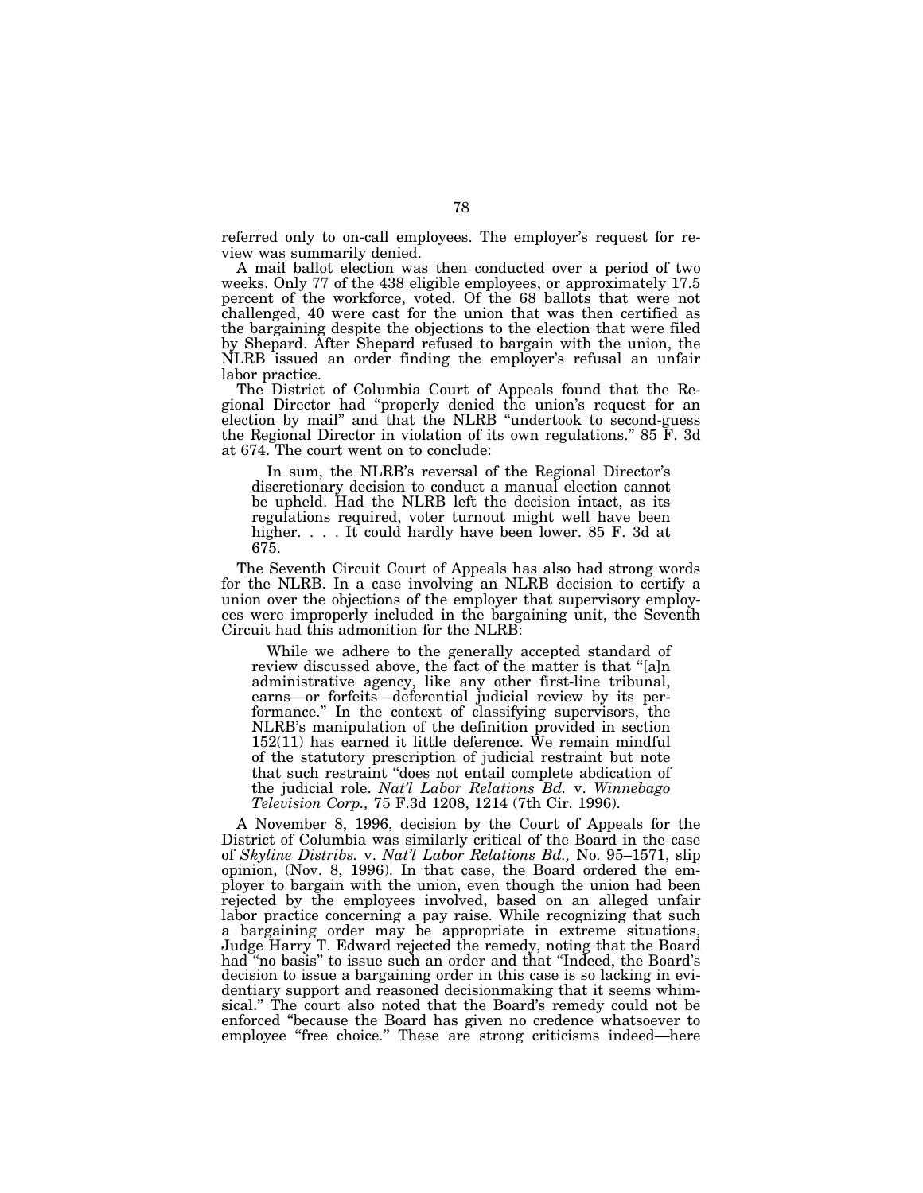referred only to on-call employees. The employer's request for review was summarily denied.

A mail ballot election was then conducted over a period of two weeks. Only 77 of the 438 eligible employees, or approximately 17.5 percent of the workforce, voted. Of the 68 ballots that were not challenged, 40 were cast for the union that was then certified as the bargaining despite the objections to the election that were filed by Shepard. After Shepard refused to bargain with the union, the NLRB issued an order finding the employer's refusal an unfair labor practice.

The District of Columbia Court of Appeals found that the Regional Director had "properly denied the union's request for an election by mail" and that the NLRB "undertook to second-guess the Regional Director in violation of its own regulations." 85 F. 3d at 674. The court went on to conclude:

> In sum, the NLRB's reversal of the Regional Director's discretionary decision to conduct a manual election cannot be upheld. Had the NLRB left the decision intact, as its regulations required, voter turnout might well have been higher. . . . It could hardly have been lower. 85 F. 3d at 675.

The Seventh Circuit Court of Appeals has also had strong words for the NLRB. In a case involving an NLRB decision to certify a union over the objections of the employer that supervisory employees were improperly included in the bargaining unit, the Seventh Circuit had this admonition for the NLRB:

> While we adhere to the generally accepted standard of review discussed above, the fact of the matter is that "[a]n administrative agency, like any other first-line tribunal, earns—or forfeits—deferential judicial review by its performance." In the context of classifying supervisors, the NLRB's manipulation of the definition provided in section 152(11) has earned it little deference. We remain mindful of the statutory prescription of judicial restraint but note that such restraint "does not entail complete abdication of the judicial role. *Nat'l Labor Relations Bd.* v. *Winnebago Television Corp.,* 75 F.3d 1208, 1214 (7th Cir. 1996).

A November 8, 1996, decision by the Court of Appeals for the District of Columbia was similarly critical of the Board in the case of *Skyline Distribs.* v. *Nat'l Labor Relations Bd.,* No. 95–1571, slip opinion, (Nov. 8, 1996). In that case, the Board ordered the employer to bargain with the union, even though the union had been rejected by the employees involved, based on an alleged unfair labor practice concerning a pay raise. While recognizing that such a bargaining order may be appropriate in extreme situations, Judge Harry T. Edward rejected the remedy, noting that the Board had "no basis" to issue such an order and that "Indeed, the Board's decision to issue a bargaining order in this case is so lacking in evidentiary support and reasoned decisionmaking that it seems whimsical." The court also noted that the Board's remedy could not be enforced "because the Board has given no credence whatsoever to employee "free choice." These are strong criticisms indeed—here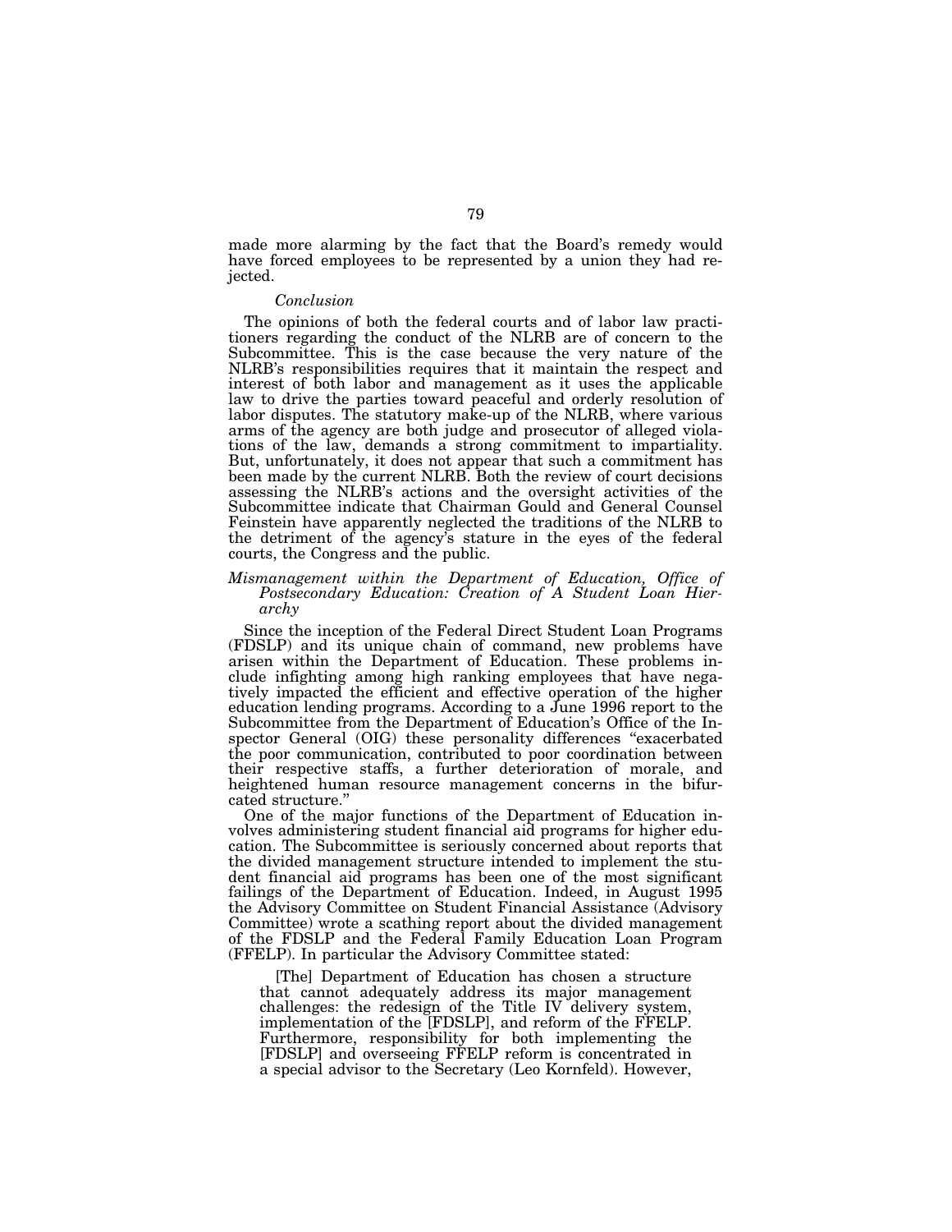made more alarming by the fact that the Board's remedy would have forced employees to be represented by a union they had rejected.

*Conclusion*

The opinions of both the federal courts and of labor law practitioners regarding the conduct of the NLRB are of concern to the Subcommittee. This is the case because the very nature of the NLRB's responsibilities requires that it maintain the respect and interest of both labor and management as it uses the applicable law to drive the parties toward peaceful and orderly resolution of labor disputes. The statutory make-up of the NLRB, where various arms of the agency are both judge and prosecutor of alleged violations of the law, demands a strong commitment to impartiality. But, unfortunately, it does not appear that such a commitment has been made by the current NLRB. Both the review of court decisions assessing the NLRB's actions and the oversight activities of the Subcommittee indicate that Chairman Gould and General Counsel Feinstein have apparently neglected the traditions of the NLRB to the detriment of the agency's stature in the eyes of the federal courts, the Congress and the public.

*Mismanagement within the Department of Education, Office of Postsecondary Education: Creation of A Student Loan Hierarchy*

Since the inception of the Federal Direct Student Loan Programs (FDSLP) and its unique chain of command, new problems have arisen within the Department of Education. These problems include infighting among high ranking employees that have negatively impacted the efficient and effective operation of the higher education lending programs. According to a June 1996 report to the Subcommittee from the Department of Education's Office of the Inspector General (OIG) these personality differences "exacerbated the poor communication, contributed to poor coordination between their respective staffs, a further deterioration of morale, and heightened human resource management concerns in the bifurcated structure."

One of the major functions of the Department of Education involves administering student financial aid programs for higher education. The Subcommittee is seriously concerned about reports that the divided management structure intended to implement the student financial aid programs has been one of the most significant failings of the Department of Education. Indeed, in August 1995 the Advisory Committee on Student Financial Assistance (Advisory Committee) wrote a scathing report about the divided management of the FDSLP and the Federal Family Education Loan Program (FFELP). In particular the Advisory Committee stated:

> [The] Department of Education has chosen a structure that cannot adequately address its major management challenges: the redesign of the Title IV delivery system, implementation of the [FDSLP], and reform of the FFELP. Furthermore, responsibility for both implementing the [FDSLP] and overseeing FFELP reform is concentrated in a special advisor to the Secretary (Leo Kornfeld). However,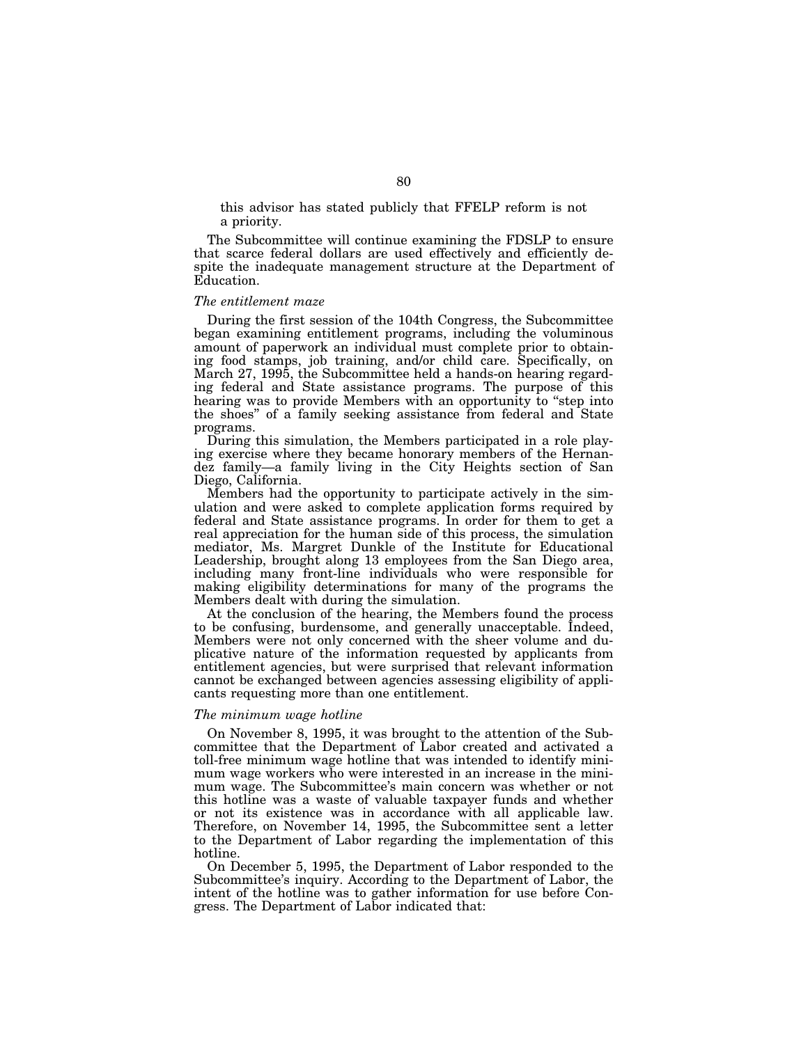this advisor has stated publicly that FFELP reform is not a priority.

The Subcommittee will continue examining the FDSLP to ensure that scarce federal dollars are used effectively and efficiently despite the inadequate management structure at the Department of Education.

*The entitlement maze*

During the first session of the 104th Congress, the Subcommittee began examining entitlement programs, including the voluminous amount of paperwork an individual must complete prior to obtaining food stamps, job training, and/or child care. Specifically, on March 27, 1995, the Subcommittee held a hands-on hearing regarding federal and State assistance programs. The purpose of this hearing was to provide Members with an opportunity to "step into the shoes" of a family seeking assistance from federal and State programs.

During this simulation, the Members participated in a role playing exercise where they became honorary members of the Hernandez family—a family living in the City Heights section of San Diego, California.

Members had the opportunity to participate actively in the simulation and were asked to complete application forms required by federal and State assistance programs. In order for them to get a real appreciation for the human side of this process, the simulation mediator, Ms. Margret Dunkle of the Institute for Educational Leadership, brought along 13 employees from the San Diego area, including many front-line individuals who were responsible for making eligibility determinations for many of the programs the Members dealt with during the simulation.

At the conclusion of the hearing, the Members found the process to be confusing, burdensome, and generally unacceptable. Indeed, Members were not only concerned with the sheer volume and duplicative nature of the information requested by applicants from entitlement agencies, but were surprised that relevant information cannot be exchanged between agencies assessing eligibility of applicants requesting more than one entitlement.

*The minimum wage hotline*

On November 8, 1995, it was brought to the attention of the Subcommittee that the Department of Labor created and activated a toll-free minimum wage hotline that was intended to identify minimum wage workers who were interested in an increase in the minimum wage. The Subcommittee's main concern was whether or not this hotline was a waste of valuable taxpayer funds and whether or not its existence was in accordance with all applicable law. Therefore, on November 14, 1995, the Subcommittee sent a letter to the Department of Labor regarding the implementation of this hotline.

On December 5, 1995, the Department of Labor responded to the Subcommittee's inquiry. According to the Department of Labor, the intent of the hotline was to gather information for use before Congress. The Department of Labor indicated that: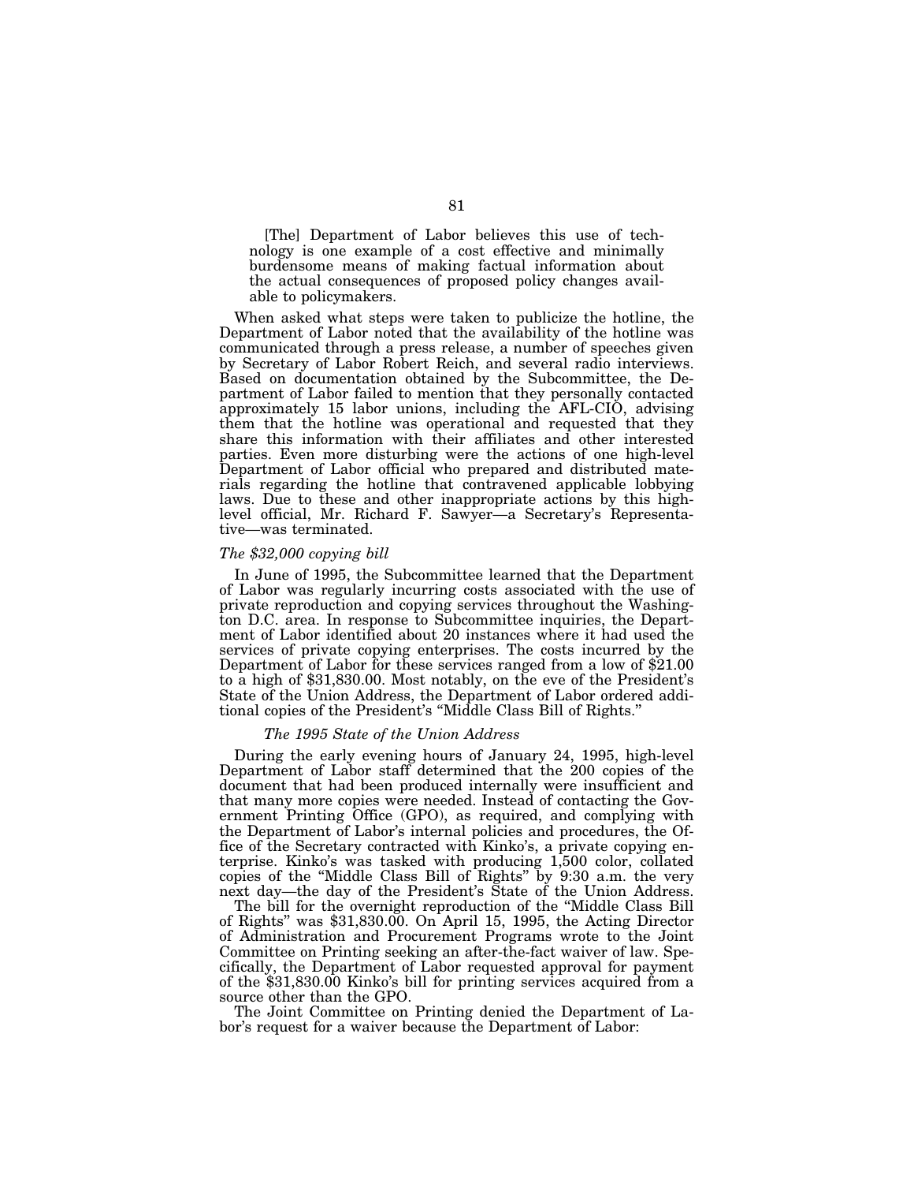> [The] Department of Labor believes this use of technology is one example of a cost effective and minimally burdensome means of making factual information about the actual consequences of proposed policy changes available to policymakers.

When asked what steps were taken to publicize the hotline, the Department of Labor noted that the availability of the hotline was communicated through a press release, a number of speeches given by Secretary of Labor Robert Reich, and several radio interviews. Based on documentation obtained by the Subcommittee, the Department of Labor failed to mention that they personally contacted approximately 15 labor unions, including the AFL-CIO, advising them that the hotline was operational and requested that they share this information with their affiliates and other interested parties. Even more disturbing were the actions of one high-level Department of Labor official who prepared and distributed materials regarding the hotline that contravened applicable lobbying laws. Due to these and other inappropriate actions by this high-level official, Mr. Richard F. Sawyer—a Secretary's Representative—was terminated.

*The $32,000 copying bill*

In June of 1995, the Subcommittee learned that the Department of Labor was regularly incurring costs associated with the use of private reproduction and copying services throughout the Washington D.C. area. In response to Subcommittee inquiries, the Department of Labor identified about 20 instances where it had used the services of private copying enterprises. The costs incurred by the Department of Labor for these services ranged from a low of $21.00 to a high of $31,830.00. Most notably, on the eve of the President's State of the Union Address, the Department of Labor ordered additional copies of the President's "Middle Class Bill of Rights."

*The 1995 State of the Union Address*

During the early evening hours of January 24, 1995, high-level Department of Labor staff determined that the 200 copies of the document that had been produced internally were insufficient and that many more copies were needed. Instead of contacting the Government Printing Office (GPO), as required, and complying with the Department of Labor's internal policies and procedures, the Office of the Secretary contracted with Kinko's, a private copying enterprise. Kinko's was tasked with producing 1,500 color, collated copies of the "Middle Class Bill of Rights" by 9:30 a.m. the very next day—the day of the President's State of the Union Address.

The bill for the overnight reproduction of the "Middle Class Bill of Rights" was $31,830.00. On April 15, 1995, the Acting Director of Administration and Procurement Programs wrote to the Joint Committee on Printing seeking an after-the-fact waiver of law. Specifically, the Department of Labor requested approval for payment of the $31,830.00 Kinko's bill for printing services acquired from a source other than the GPO.

The Joint Committee on Printing denied the Department of Labor's request for a waiver because the Department of Labor: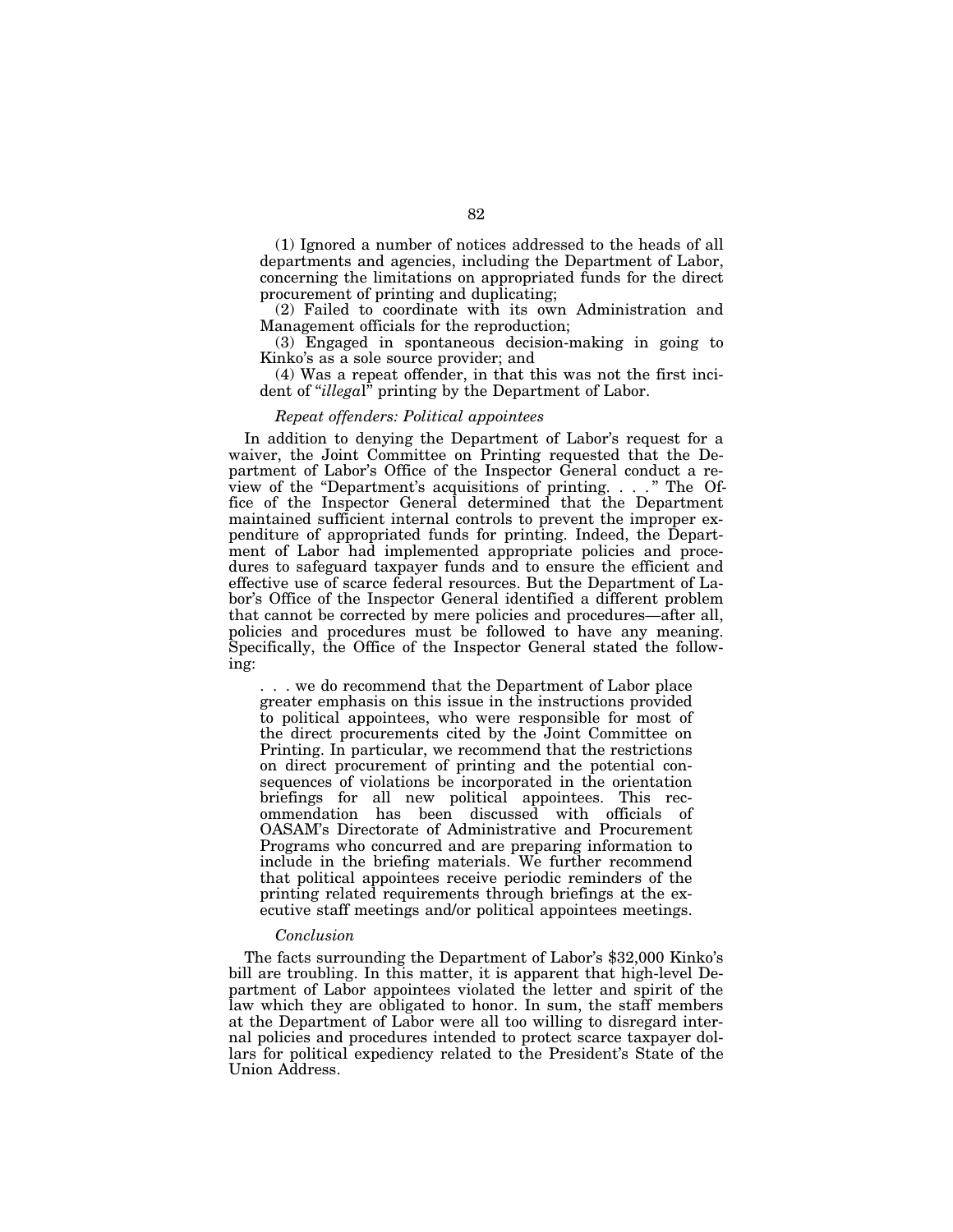(1) Ignored a number of notices addressed to the heads of all departments and agencies, including the Department of Labor, concerning the limitations on appropriated funds for the direct procurement of printing and duplicating;

(2) Failed to coordinate with its own Administration and Management officials for the reproduction;

(3) Engaged in spontaneous decision-making in going to Kinko's as a sole source provider; and

(4) Was a repeat offender, in that this was not the first incident of "*illega*l" printing by the Department of Labor.

*Repeat offenders: Political appointees*

In addition to denying the Department of Labor's request for a waiver, the Joint Committee on Printing requested that the Department of Labor's Office of the Inspector General conduct a review of the "Department's acquisitions of printing. . . ." The Office of the Inspector General determined that the Department maintained sufficient internal controls to prevent the improper expenditure of appropriated funds for printing. Indeed, the Department of Labor had implemented appropriate policies and procedures to safeguard taxpayer funds and to ensure the efficient and effective use of scarce federal resources. But the Department of Labor's Office of the Inspector General identified a different problem that cannot be corrected by mere policies and procedures—after all, policies and procedures must be followed to have any meaning. Specifically, the Office of the Inspector General stated the following:

> . . . we do recommend that the Department of Labor place greater emphasis on this issue in the instructions provided to political appointees, who were responsible for most of the direct procurements cited by the Joint Committee on Printing. In particular, we recommend that the restrictions on direct procurement of printing and the potential consequences of violations be incorporated in the orientation briefings for all new political appointees. This recommendation has been discussed with officials of OASAM's Directorate of Administrative and Procurement Programs who concurred and are preparing information to include in the briefing materials. We further recommend that political appointees receive periodic reminders of the printing related requirements through briefings at the executive staff meetings and/or political appointees meetings.

*Conclusion*

The facts surrounding the Department of Labor's $32,000 Kinko's bill are troubling. In this matter, it is apparent that high-level Department of Labor appointees violated the letter and spirit of the law which they are obligated to honor. In sum, the staff members at the Department of Labor were all too willing to disregard internal policies and procedures intended to protect scarce taxpayer dollars for political expediency related to the President's State of the Union Address.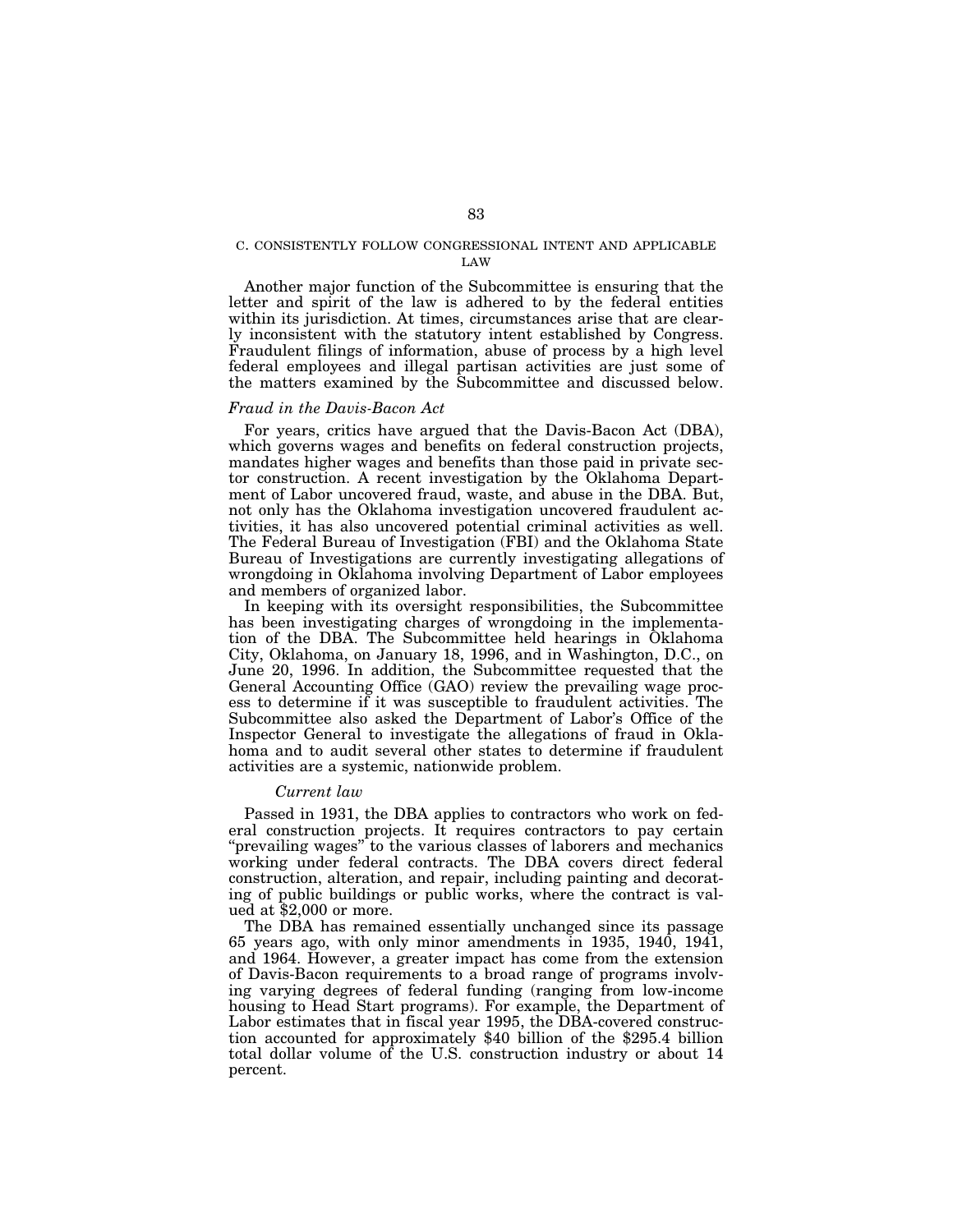### C. CONSISTENTLY FOLLOW CONGRESSIONAL INTENT AND APPLICABLE LAW

Another major function of the Subcommittee is ensuring that the letter and spirit of the law is adhered to by the federal entities within its jurisdiction. At times, circumstances arise that are clearly inconsistent with the statutory intent established by Congress. Fraudulent filings of information, abuse of process by a high level federal employees and illegal partisan activities are just some of the matters examined by the Subcommittee and discussed below.

#### *Fraud in the Davis-Bacon Act*

For years, critics have argued that the Davis-Bacon Act (DBA), which governs wages and benefits on federal construction projects, mandates higher wages and benefits than those paid in private sector construction. A recent investigation by the Oklahoma Department of Labor uncovered fraud, waste, and abuse in the DBA. But, not only has the Oklahoma investigation uncovered fraudulent activities, it has also uncovered potential criminal activities as well. The Federal Bureau of Investigation (FBI) and the Oklahoma State Bureau of Investigations are currently investigating allegations of wrongdoing in Oklahoma involving Department of Labor employees and members of organized labor.

In keeping with its oversight responsibilities, the Subcommittee has been investigating charges of wrongdoing in the implementation of the DBA. The Subcommittee held hearings in Oklahoma City, Oklahoma, on January 18, 1996, and in Washington, D.C., on June 20, 1996. In addition, the Subcommittee requested that the General Accounting Office (GAO) review the prevailing wage process to determine if it was susceptible to fraudulent activities. The Subcommittee also asked the Department of Labor's Office of the Inspector General to investigate the allegations of fraud in Oklahoma and to audit several other states to determine if fraudulent activities are a systemic, nationwide problem.

##### *Current law*

Passed in 1931, the DBA applies to contractors who work on federal construction projects. It requires contractors to pay certain "prevailing wages" to the various classes of laborers and mechanics working under federal contracts. The DBA covers direct federal construction, alteration, and repair, including painting and decorating of public buildings or public works, where the contract is valued at $2,000 or more.

The DBA has remained essentially unchanged since its passage 65 years ago, with only minor amendments in 1935, 1940, 1941, and 1964. However, a greater impact has come from the extension of Davis-Bacon requirements to a broad range of programs involving varying degrees of federal funding (ranging from low-income housing to Head Start programs). For example, the Department of Labor estimates that in fiscal year 1995, the DBA-covered construction accounted for approximately $40 billion of the $295.4 billion total dollar volume of the U.S. construction industry or about 14 percent.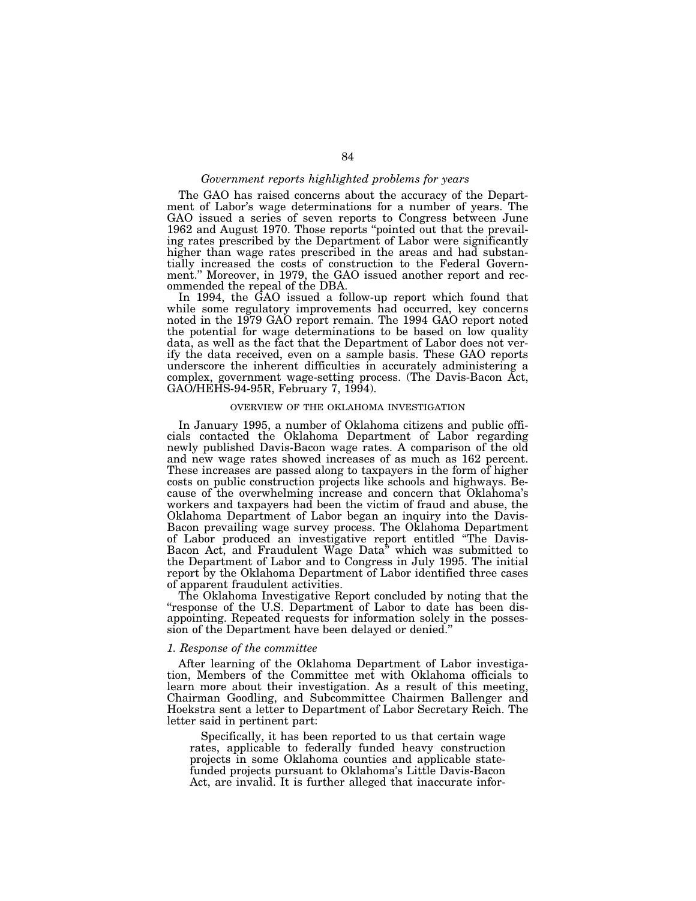### *Government reports highlighted problems for years*

The GAO has raised concerns about the accuracy of the Department of Labor's wage determinations for a number of years. The GAO issued a series of seven reports to Congress between June 1962 and August 1970. Those reports "pointed out that the prevailing rates prescribed by the Department of Labor were significantly higher than wage rates prescribed in the areas and had substantially increased the costs of construction to the Federal Government." Moreover, in 1979, the GAO issued another report and recommended the repeal of the DBA.

In 1994, the GAO issued a follow-up report which found that while some regulatory improvements had occurred, key concerns noted in the 1979 GAO report remain. The 1994 GAO report noted the potential for wage determinations to be based on low quality data, as well as the fact that the Department of Labor does not verify the data received, even on a sample basis. These GAO reports underscore the inherent difficulties in accurately administering a complex, government wage-setting process. (The Davis-Bacon Act, GAO/HEHS-94-95R, February 7, 1994).

## OVERVIEW OF THE OKLAHOMA INVESTIGATION

In January 1995, a number of Oklahoma citizens and public officials contacted the Oklahoma Department of Labor regarding newly published Davis-Bacon wage rates. A comparison of the old and new wage rates showed increases of as much as 162 percent. These increases are passed along to taxpayers in the form of higher costs on public construction projects like schools and highways. Because of the overwhelming increase and concern that Oklahoma's workers and taxpayers had been the victim of fraud and abuse, the Oklahoma Department of Labor began an inquiry into the Davis-Bacon prevailing wage survey process. The Oklahoma Department of Labor produced an investigative report entitled "The Davis-Bacon Act, and Fraudulent Wage Data" which was submitted to the Department of Labor and to Congress in July 1995. The initial report by the Oklahoma Department of Labor identified three cases of apparent fraudulent activities.

The Oklahoma Investigative Report concluded by noting that the "response of the U.S. Department of Labor to date has been disappointing. Repeated requests for information solely in the possession of the Department have been delayed or denied."

### *1. Response of the committee*

After learning of the Oklahoma Department of Labor investigation, Members of the Committee met with Oklahoma officials to learn more about their investigation. As a result of this meeting, Chairman Goodling, and Subcommittee Chairmen Ballenger and Hoekstra sent a letter to Department of Labor Secretary Reich. The letter said in pertinent part:

> Specifically, it has been reported to us that certain wage rates, applicable to federally funded heavy construction projects in some Oklahoma counties and applicable state-funded projects pursuant to Oklahoma's Little Davis-Bacon Act, are invalid. It is further alleged that inaccurate infor-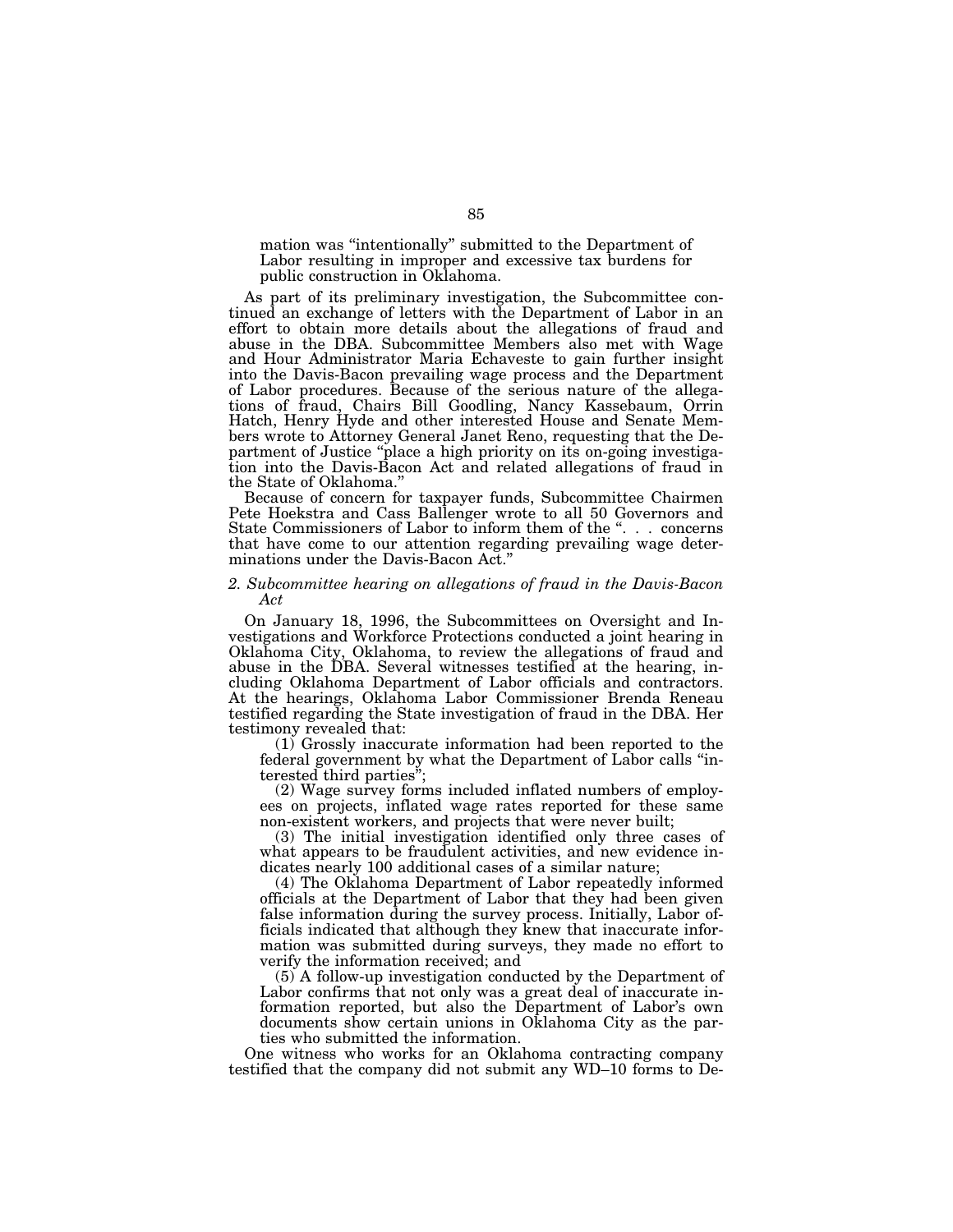mation was "intentionally" submitted to the Department of Labor resulting in improper and excessive tax burdens for public construction in Oklahoma.

As part of its preliminary investigation, the Subcommittee continued an exchange of letters with the Department of Labor in an effort to obtain more details about the allegations of fraud and abuse in the DBA. Subcommittee Members also met with Wage and Hour Administrator Maria Echaveste to gain further insight into the Davis-Bacon prevailing wage process and the Department of Labor procedures. Because of the serious nature of the allegations of fraud, Chairs Bill Goodling, Nancy Kassebaum, Orrin Hatch, Henry Hyde and other interested House and Senate Members wrote to Attorney General Janet Reno, requesting that the Department of Justice "place a high priority on its on-going investigation into the Davis-Bacon Act and related allegations of fraud in the State of Oklahoma."

Because of concern for taxpayer funds, Subcommittee Chairmen Pete Hoekstra and Cass Ballenger wrote to all 50 Governors and State Commissioners of Labor to inform them of the ". . . concerns that have come to our attention regarding prevailing wage determinations under the Davis-Bacon Act."

*2. Subcommittee hearing on allegations of fraud in the Davis-Bacon Act*

On January 18, 1996, the Subcommittees on Oversight and Investigations and Workforce Protections conducted a joint hearing in Oklahoma City, Oklahoma, to review the allegations of fraud and abuse in the DBA. Several witnesses testified at the hearing, including Oklahoma Department of Labor officials and contractors. At the hearings, Oklahoma Labor Commissioner Brenda Reneau testified regarding the State investigation of fraud in the DBA. Her testimony revealed that:

(1) Grossly inaccurate information had been reported to the federal government by what the Department of Labor calls "interested third parties";

(2) Wage survey forms included inflated numbers of employees on projects, inflated wage rates reported for these same non-existent workers, and projects that were never built;

(3) The initial investigation identified only three cases of what appears to be fraudulent activities, and new evidence indicates nearly 100 additional cases of a similar nature;

(4) The Oklahoma Department of Labor repeatedly informed officials at the Department of Labor that they had been given false information during the survey process. Initially, Labor officials indicated that although they knew that inaccurate information was submitted during surveys, they made no effort to verify the information received; and

(5) A follow-up investigation conducted by the Department of Labor confirms that not only was a great deal of inaccurate information reported, but also the Department of Labor's own documents show certain unions in Oklahoma City as the parties who submitted the information.

One witness who works for an Oklahoma contracting company testified that the company did not submit any WD–10 forms to De-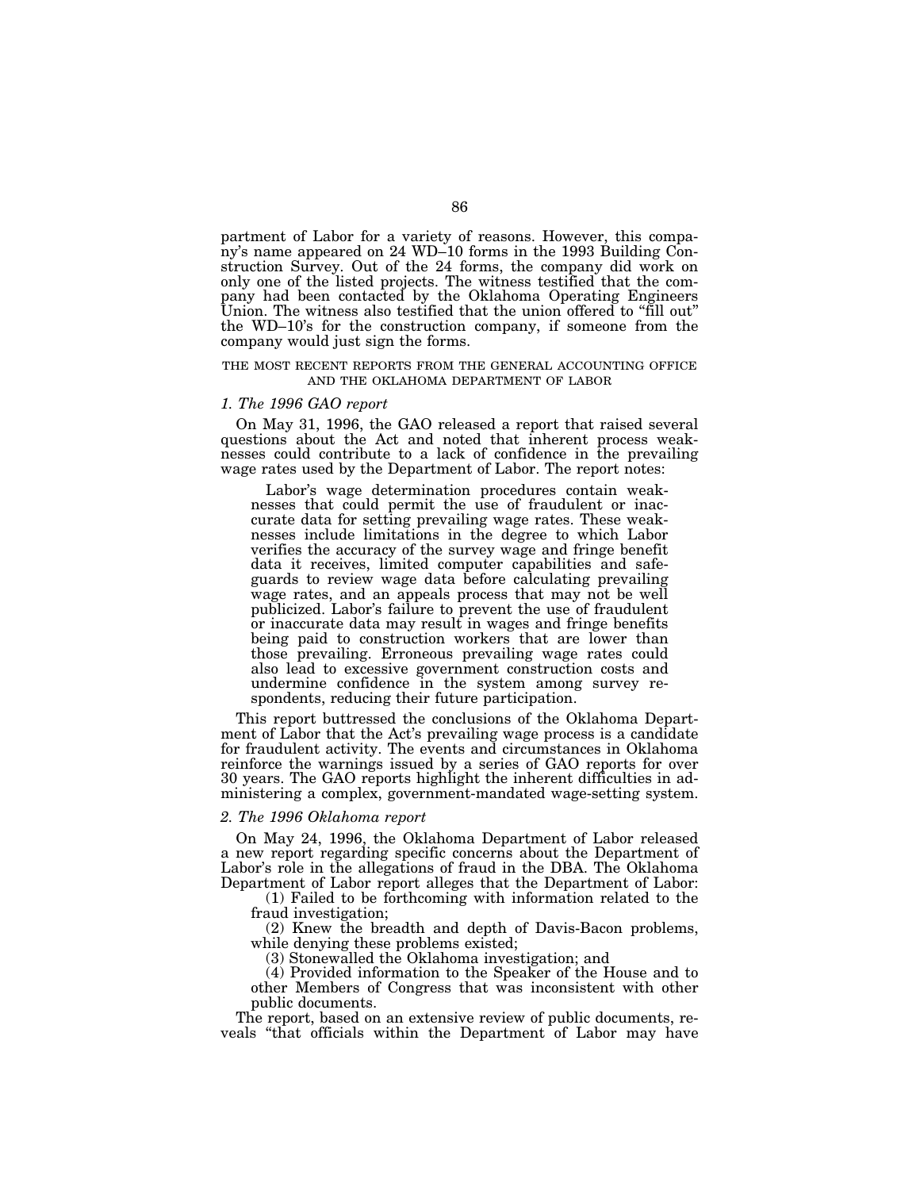partment of Labor for a variety of reasons. However, this company's name appeared on 24 WD–10 forms in the 1993 Building Construction Survey. Out of the 24 forms, the company did work on only one of the listed projects. The witness testified that the company had been contacted by the Oklahoma Operating Engineers Union. The witness also testified that the union offered to "fill out" the WD–10's for the construction company, if someone from the company would just sign the forms.

### THE MOST RECENT REPORTS FROM THE GENERAL ACCOUNTING OFFICE AND THE OKLAHOMA DEPARTMENT OF LABOR

#### *1. The 1996 GAO report*

On May 31, 1996, the GAO released a report that raised several questions about the Act and noted that inherent process weaknesses could contribute to a lack of confidence in the prevailing wage rates used by the Department of Labor. The report notes:

> Labor's wage determination procedures contain weaknesses that could permit the use of fraudulent or inaccurate data for setting prevailing wage rates. These weaknesses include limitations in the degree to which Labor verifies the accuracy of the survey wage and fringe benefit data it receives, limited computer capabilities and safeguards to review wage data before calculating prevailing wage rates, and an appeals process that may not be well publicized. Labor's failure to prevent the use of fraudulent or inaccurate data may result in wages and fringe benefits being paid to construction workers that are lower than those prevailing. Erroneous prevailing wage rates could also lead to excessive government construction costs and undermine confidence in the system among survey respondents, reducing their future participation.

This report buttressed the conclusions of the Oklahoma Department of Labor that the Act's prevailing wage process is a candidate for fraudulent activity. The events and circumstances in Oklahoma reinforce the warnings issued by a series of GAO reports for over 30 years. The GAO reports highlight the inherent difficulties in administering a complex, government-mandated wage-setting system.

#### *2. The 1996 Oklahoma report*

On May 24, 1996, the Oklahoma Department of Labor released a new report regarding specific concerns about the Department of Labor's role in the allegations of fraud in the DBA. The Oklahoma Department of Labor report alleges that the Department of Labor:

(1) Failed to be forthcoming with information related to the fraud investigation;

(2) Knew the breadth and depth of Davis-Bacon problems, while denying these problems existed;

(3) Stonewalled the Oklahoma investigation; and

(4) Provided information to the Speaker of the House and to other Members of Congress that was inconsistent with other public documents.

The report, based on an extensive review of public documents, reveals "that officials within the Department of Labor may have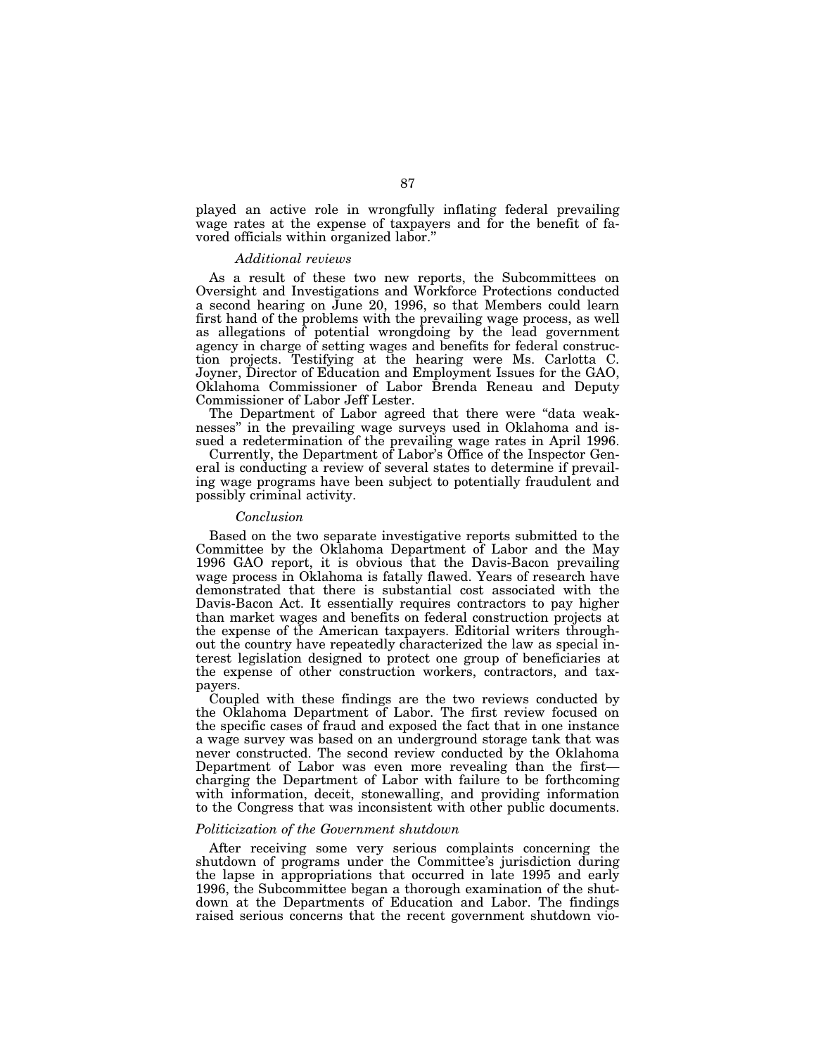played an active role in wrongfully inflating federal prevailing wage rates at the expense of taxpayers and for the benefit of favored officials within organized labor."

#### *Additional reviews*

As a result of these two new reports, the Subcommittees on Oversight and Investigations and Workforce Protections conducted a second hearing on June 20, 1996, so that Members could learn first hand of the problems with the prevailing wage process, as well as allegations of potential wrongdoing by the lead government agency in charge of setting wages and benefits for federal construction projects. Testifying at the hearing were Ms. Carlotta C. Joyner, Director of Education and Employment Issues for the GAO, Oklahoma Commissioner of Labor Brenda Reneau and Deputy Commissioner of Labor Jeff Lester.

The Department of Labor agreed that there were "data weaknesses" in the prevailing wage surveys used in Oklahoma and issued a redetermination of the prevailing wage rates in April 1996.

Currently, the Department of Labor's Office of the Inspector General is conducting a review of several states to determine if prevailing wage programs have been subject to potentially fraudulent and possibly criminal activity.

#### *Conclusion*

Based on the two separate investigative reports submitted to the Committee by the Oklahoma Department of Labor and the May 1996 GAO report, it is obvious that the Davis-Bacon prevailing wage process in Oklahoma is fatally flawed. Years of research have demonstrated that there is substantial cost associated with the Davis-Bacon Act. It essentially requires contractors to pay higher than market wages and benefits on federal construction projects at the expense of the American taxpayers. Editorial writers throughout the country have repeatedly characterized the law as special interest legislation designed to protect one group of beneficiaries at the expense of other construction workers, contractors, and taxpayers.

Coupled with these findings are the two reviews conducted by the Oklahoma Department of Labor. The first review focused on the specific cases of fraud and exposed the fact that in one instance a wage survey was based on an underground storage tank that was never constructed. The second review conducted by the Oklahoma Department of Labor was even more revealing than the first—charging the Department of Labor with failure to be forthcoming with information, deceit, stonewalling, and providing information to the Congress that was inconsistent with other public documents.

### *Politicization of the Government shutdown*

After receiving some very serious complaints concerning the shutdown of programs under the Committee's jurisdiction during the lapse in appropriations that occurred in late 1995 and early 1996, the Subcommittee began a thorough examination of the shutdown at the Departments of Education and Labor. The findings raised serious concerns that the recent government shutdown vio-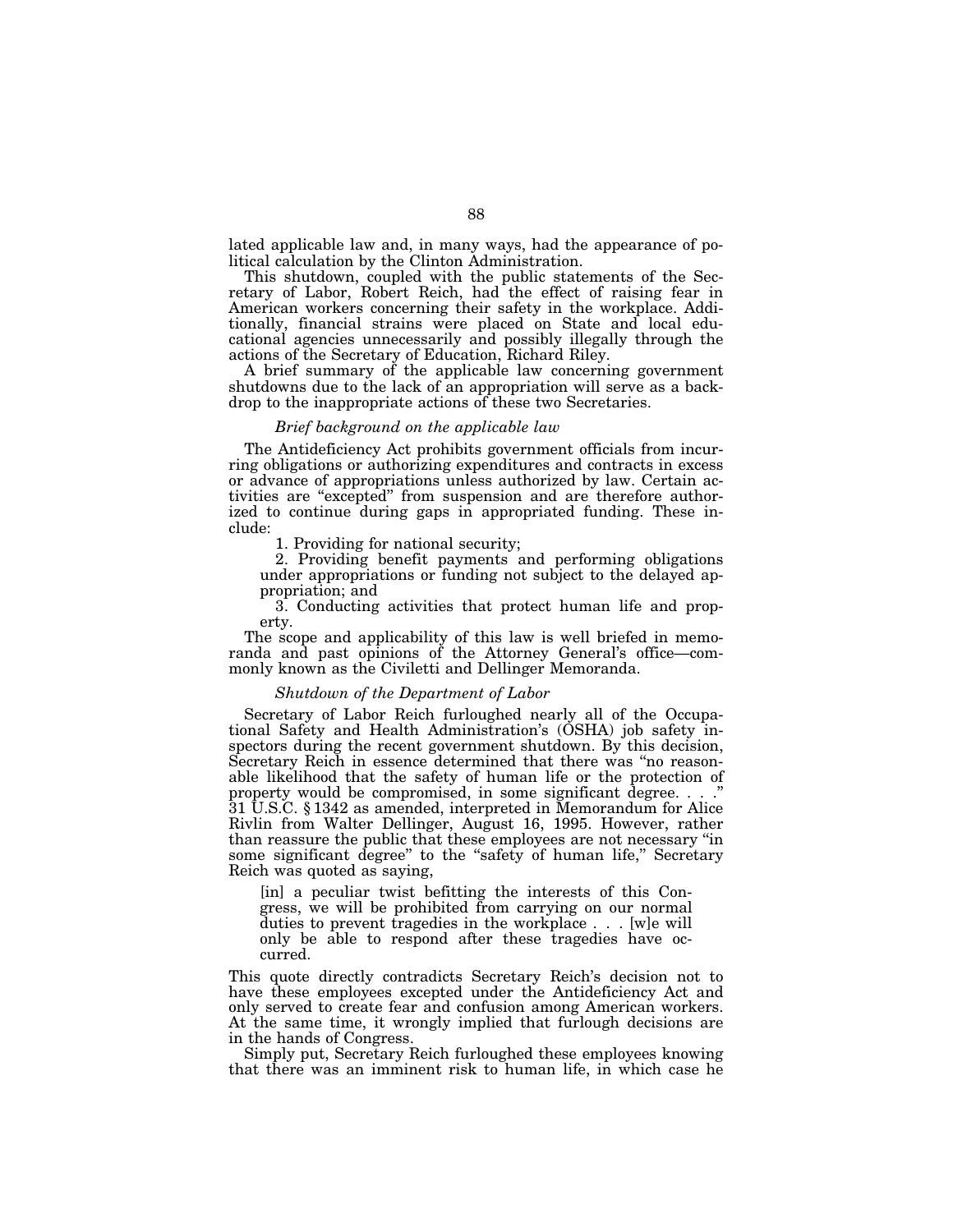lated applicable law and, in many ways, had the appearance of political calculation by the Clinton Administration.

This shutdown, coupled with the public statements of the Secretary of Labor, Robert Reich, had the effect of raising fear in American workers concerning their safety in the workplace. Additionally, financial strains were placed on State and local educational agencies unnecessarily and possibly illegally through the actions of the Secretary of Education, Richard Riley.

A brief summary of the applicable law concerning government shutdowns due to the lack of an appropriation will serve as a backdrop to the inappropriate actions of these two Secretaries.

*Brief background on the applicable law*

The Antideficiency Act prohibits government officials from incurring obligations or authorizing expenditures and contracts in excess or advance of appropriations unless authorized by law. Certain activities are "excepted" from suspension and are therefore authorized to continue during gaps in appropriated funding. These include:

1. Providing for national security;
2. Providing benefit payments and performing obligations under appropriations or funding not subject to the delayed appropriation; and
3. Conducting activities that protect human life and property.

The scope and applicability of this law is well briefed in memoranda and past opinions of the Attorney General's office—commonly known as the Civiletti and Dellinger Memoranda.

*Shutdown of the Department of Labor*

Secretary of Labor Reich furloughed nearly all of the Occupational Safety and Health Administration's (OSHA) job safety inspectors during the recent government shutdown. By this decision, Secretary Reich in essence determined that there was "no reasonable likelihood that the safety of human life or the protection of property would be compromised, in some significant degree. . . ." 31 U.S.C. § 1342 as amended, interpreted in Memorandum for Alice Rivlin from Walter Dellinger, August 16, 1995. However, rather than reassure the public that these employees are not necessary "in some significant degree" to the "safety of human life," Secretary Reich was quoted as saying,

> [in] a peculiar twist befitting the interests of this Congress, we will be prohibited from carrying on our normal duties to prevent tragedies in the workplace . . . [w]e will only be able to respond after these tragedies have occurred.

This quote directly contradicts Secretary Reich's decision not to have these employees excepted under the Antideficiency Act and only served to create fear and confusion among American workers. At the same time, it wrongly implied that furlough decisions are in the hands of Congress.

Simply put, Secretary Reich furloughed these employees knowing that there was an imminent risk to human life, in which case he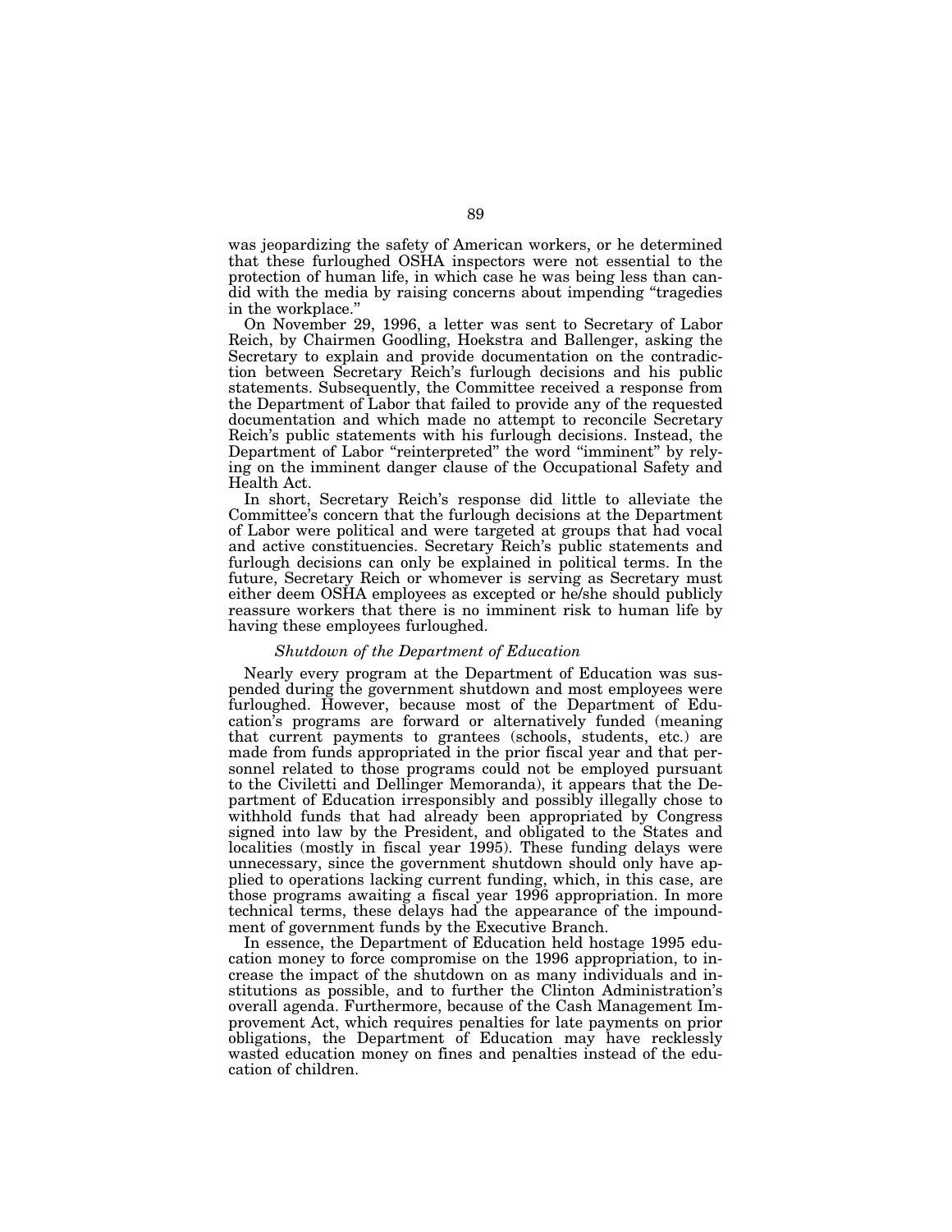was jeopardizing the safety of American workers, or he determined that these furloughed OSHA inspectors were not essential to the protection of human life, in which case he was being less than candid with the media by raising concerns about impending "tragedies in the workplace."

On November 29, 1996, a letter was sent to Secretary of Labor Reich, by Chairmen Goodling, Hoekstra and Ballenger, asking the Secretary to explain and provide documentation on the contradiction between Secretary Reich's furlough decisions and his public statements. Subsequently, the Committee received a response from the Department of Labor that failed to provide any of the requested documentation and which made no attempt to reconcile Secretary Reich's public statements with his furlough decisions. Instead, the Department of Labor "reinterpreted" the word "imminent" by relying on the imminent danger clause of the Occupational Safety and Health Act.

In short, Secretary Reich's response did little to alleviate the Committee's concern that the furlough decisions at the Department of Labor were political and were targeted at groups that had vocal and active constituencies. Secretary Reich's public statements and furlough decisions can only be explained in political terms. In the future, Secretary Reich or whomever is serving as Secretary must either deem OSHA employees as excepted or he/she should publicly reassure workers that there is no imminent risk to human life by having these employees furloughed.

### *Shutdown of the Department of Education*

Nearly every program at the Department of Education was suspended during the government shutdown and most employees were furloughed. However, because most of the Department of Education's programs are forward or alternatively funded (meaning that current payments to grantees (schools, students, etc.) are made from funds appropriated in the prior fiscal year and that personnel related to those programs could not be employed pursuant to the Civiletti and Dellinger Memoranda), it appears that the Department of Education irresponsibly and possibly illegally chose to withhold funds that had already been appropriated by Congress signed into law by the President, and obligated to the States and localities (mostly in fiscal year 1995). These funding delays were unnecessary, since the government shutdown should only have applied to operations lacking current funding, which, in this case, are those programs awaiting a fiscal year 1996 appropriation. In more technical terms, these delays had the appearance of the impoundment of government funds by the Executive Branch.

In essence, the Department of Education held hostage 1995 education money to force compromise on the 1996 appropriation, to increase the impact of the shutdown on as many individuals and institutions as possible, and to further the Clinton Administration's overall agenda. Furthermore, because of the Cash Management Improvement Act, which requires penalties for late payments on prior obligations, the Department of Education may have recklessly wasted education money on fines and penalties instead of the education of children.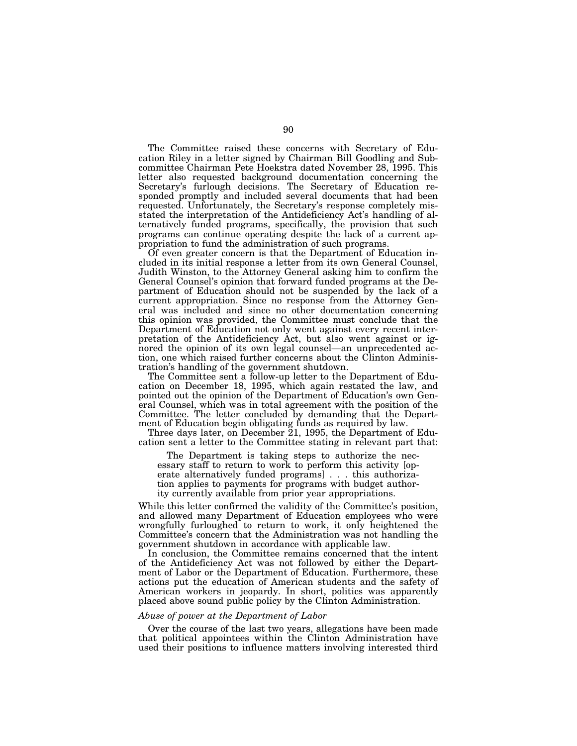The Committee raised these concerns with Secretary of Education Riley in a letter signed by Chairman Bill Goodling and Subcommittee Chairman Pete Hoekstra dated November 28, 1995. This letter also requested background documentation concerning the Secretary's furlough decisions. The Secretary of Education responded promptly and included several documents that had been requested. Unfortunately, the Secretary's response completely misstated the interpretation of the Antideficiency Act's handling of alternatively funded programs, specifically, the provision that such programs can continue operating despite the lack of a current appropriation to fund the administration of such programs.

Of even greater concern is that the Department of Education included in its initial response a letter from its own General Counsel, Judith Winston, to the Attorney General asking him to confirm the General Counsel's opinion that forward funded programs at the Department of Education should not be suspended by the lack of a current appropriation. Since no response from the Attorney General was included and since no other documentation concerning this opinion was provided, the Committee must conclude that the Department of Education not only went against every recent interpretation of the Antideficiency Act, but also went against or ignored the opinion of its own legal counsel—an unprecedented action, one which raised further concerns about the Clinton Administration's handling of the government shutdown.

The Committee sent a follow-up letter to the Department of Education on December 18, 1995, which again restated the law, and pointed out the opinion of the Department of Education's own General Counsel, which was in total agreement with the position of the Committee. The letter concluded by demanding that the Department of Education begin obligating funds as required by law.

Three days later, on December 21, 1995, the Department of Education sent a letter to the Committee stating in relevant part that:

> The Department is taking steps to authorize the necessary staff to return to work to perform this activity [operate alternatively funded programs] . . . this authorization applies to payments for programs with budget authority currently available from prior year appropriations.

While this letter confirmed the validity of the Committee's position, and allowed many Department of Education employees who were wrongfully furloughed to return to work, it only heightened the Committee's concern that the Administration was not handling the government shutdown in accordance with applicable law.

In conclusion, the Committee remains concerned that the intent of the Antideficiency Act was not followed by either the Department of Labor or the Department of Education. Furthermore, these actions put the education of American students and the safety of American workers in jeopardy. In short, politics was apparently placed above sound public policy by the Clinton Administration.

*Abuse of power at the Department of Labor*

Over the course of the last two years, allegations have been made that political appointees within the Clinton Administration have used their positions to influence matters involving interested third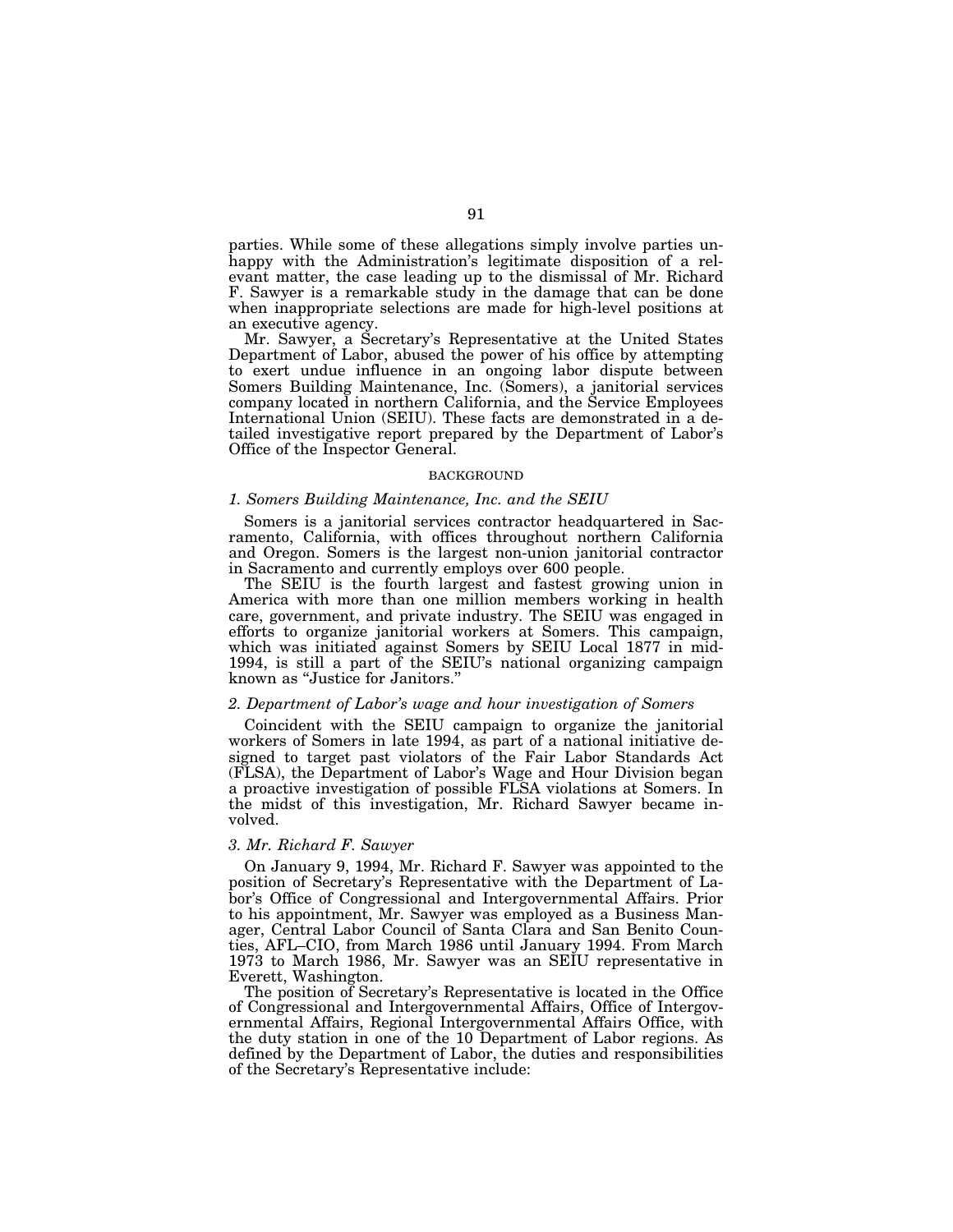parties. While some of these allegations simply involve parties unhappy with the Administration's legitimate disposition of a relevant matter, the case leading up to the dismissal of Mr. Richard F. Sawyer is a remarkable study in the damage that can be done when inappropriate selections are made for high-level positions at an executive agency.

Mr. Sawyer, a Secretary's Representative at the United States Department of Labor, abused the power of his office by attempting to exert undue influence in an ongoing labor dispute between Somers Building Maintenance, Inc. (Somers), a janitorial services company located in northern California, and the Service Employees International Union (SEIU). These facts are demonstrated in a detailed investigative report prepared by the Department of Labor's Office of the Inspector General.

## BACKGROUND

### *1. Somers Building Maintenance, Inc. and the SEIU*

Somers is a janitorial services contractor headquartered in Sacramento, California, with offices throughout northern California and Oregon. Somers is the largest non-union janitorial contractor in Sacramento and currently employs over 600 people.

The SEIU is the fourth largest and fastest growing union in America with more than one million members working in health care, government, and private industry. The SEIU was engaged in efforts to organize janitorial workers at Somers. This campaign, which was initiated against Somers by SEIU Local 1877 in mid-1994, is still a part of the SEIU's national organizing campaign known as "Justice for Janitors."

### *2. Department of Labor's wage and hour investigation of Somers*

Coincident with the SEIU campaign to organize the janitorial workers of Somers in late 1994, as part of a national initiative designed to target past violators of the Fair Labor Standards Act (FLSA), the Department of Labor's Wage and Hour Division began a proactive investigation of possible FLSA violations at Somers. In the midst of this investigation, Mr. Richard Sawyer became involved.

### *3. Mr. Richard F. Sawyer*

On January 9, 1994, Mr. Richard F. Sawyer was appointed to the position of Secretary's Representative with the Department of Labor's Office of Congressional and Intergovernmental Affairs. Prior to his appointment, Mr. Sawyer was employed as a Business Manager, Central Labor Council of Santa Clara and San Benito Counties, AFL–CIO, from March 1986 until January 1994. From March 1973 to March 1986, Mr. Sawyer was an SEIU representative in Everett, Washington.

The position of Secretary's Representative is located in the Office of Congressional and Intergovernmental Affairs, Office of Intergovernmental Affairs, Regional Intergovernmental Affairs Office, with the duty station in one of the 10 Department of Labor regions. As defined by the Department of Labor, the duties and responsibilities of the Secretary's Representative include: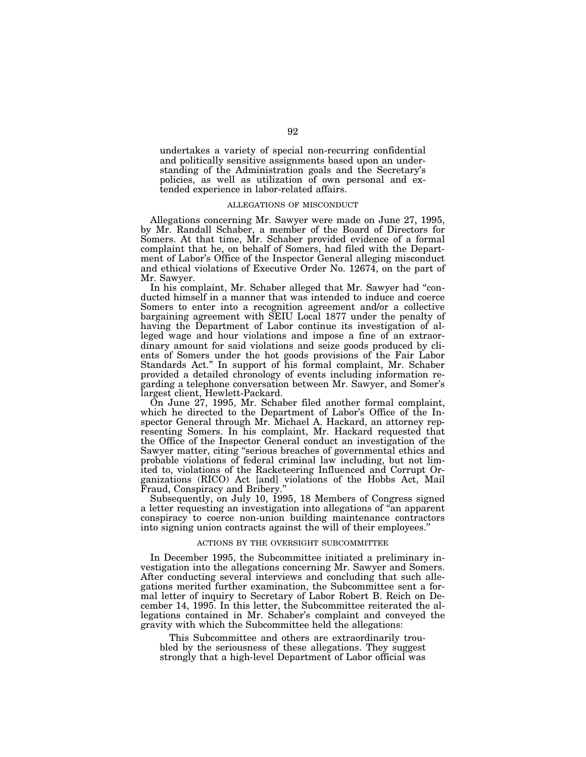undertakes a variety of special non-recurring confidential and politically sensitive assignments based upon an understanding of the Administration goals and the Secretary's policies, as well as utilization of own personal and extended experience in labor-related affairs.

### ALLEGATIONS OF MISCONDUCT

Allegations concerning Mr. Sawyer were made on June 27, 1995, by Mr. Randall Schaber, a member of the Board of Directors for Somers. At that time, Mr. Schaber provided evidence of a formal complaint that he, on behalf of Somers, had filed with the Department of Labor's Office of the Inspector General alleging misconduct and ethical violations of Executive Order No. 12674, on the part of Mr. Sawyer.

In his complaint, Mr. Schaber alleged that Mr. Sawyer had "conducted himself in a manner that was intended to induce and coerce Somers to enter into a recognition agreement and/or a collective bargaining agreement with SEIU Local 1877 under the penalty of having the Department of Labor continue its investigation of alleged wage and hour violations and impose a fine of an extraordinary amount for said violations and seize goods produced by clients of Somers under the hot goods provisions of the Fair Labor Standards Act." In support of his formal complaint, Mr. Schaber provided a detailed chronology of events including information regarding a telephone conversation between Mr. Sawyer, and Somer's largest client, Hewlett-Packard.

On June 27, 1995, Mr. Schaber filed another formal complaint, which he directed to the Department of Labor's Office of the Inspector General through Mr. Michael A. Hackard, an attorney representing Somers. In his complaint, Mr. Hackard requested that the Office of the Inspector General conduct an investigation of the Sawyer matter, citing "serious breaches of governmental ethics and probable violations of federal criminal law including, but not limited to, violations of the Racketeering Influenced and Corrupt Organizations (RICO) Act [and] violations of the Hobbs Act, Mail Fraud, Conspiracy and Bribery."

Subsequently, on July 10, 1995, 18 Members of Congress signed a letter requesting an investigation into allegations of "an apparent conspiracy to coerce non-union building maintenance contractors into signing union contracts against the will of their employees."

### ACTIONS BY THE OVERSIGHT SUBCOMMITTEE

In December 1995, the Subcommittee initiated a preliminary investigation into the allegations concerning Mr. Sawyer and Somers. After conducting several interviews and concluding that such allegations merited further examination, the Subcommittee sent a formal letter of inquiry to Secretary of Labor Robert B. Reich on December 14, 1995. In this letter, the Subcommittee reiterated the allegations contained in Mr. Schaber's complaint and conveyed the gravity with which the Subcommittee held the allegations:

> This Subcommittee and others are extraordinarily troubled by the seriousness of these allegations. They suggest strongly that a high-level Department of Labor official was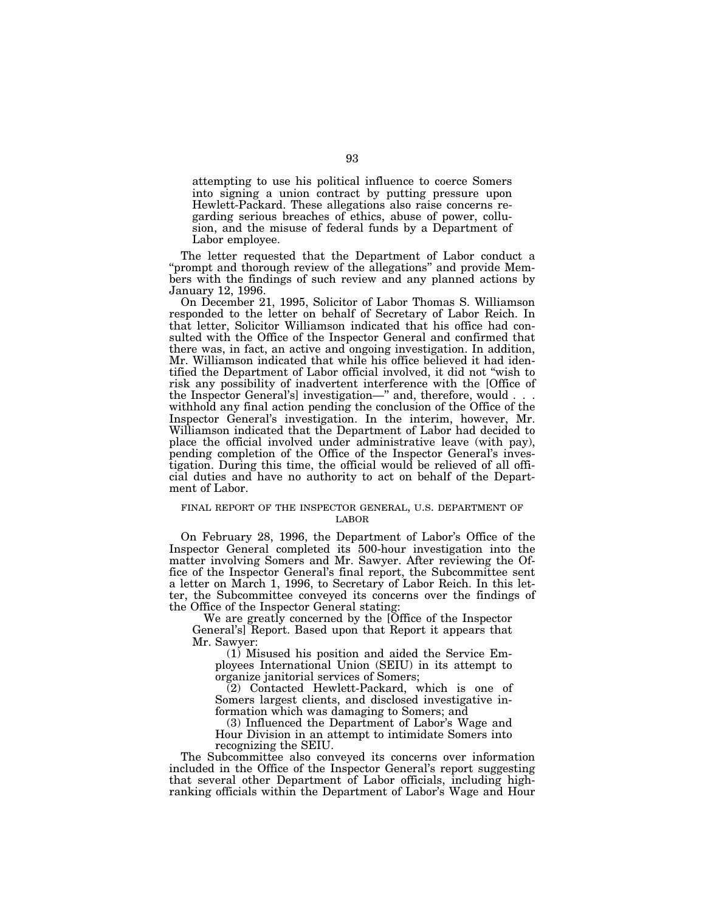attempting to use his political influence to coerce Somers into signing a union contract by putting pressure upon Hewlett-Packard. These allegations also raise concerns regarding serious breaches of ethics, abuse of power, collusion, and the misuse of federal funds by a Department of Labor employee.

The letter requested that the Department of Labor conduct a "prompt and thorough review of the allegations" and provide Members with the findings of such review and any planned actions by January 12, 1996.

On December 21, 1995, Solicitor of Labor Thomas S. Williamson responded to the letter on behalf of Secretary of Labor Reich. In that letter, Solicitor Williamson indicated that his office had consulted with the Office of the Inspector General and confirmed that there was, in fact, an active and ongoing investigation. In addition, Mr. Williamson indicated that while his office believed it had identified the Department of Labor official involved, it did not "wish to risk any possibility of inadvertent interference with the [Office of the Inspector General's] investigation—" and, therefore, would . . . withhold any final action pending the conclusion of the Office of the Inspector General's investigation. In the interim, however, Mr. Williamson indicated that the Department of Labor had decided to place the official involved under administrative leave (with pay), pending completion of the Office of the Inspector General's investigation. During this time, the official would be relieved of all official duties and have no authority to act on behalf of the Department of Labor.

## FINAL REPORT OF THE INSPECTOR GENERAL, U.S. DEPARTMENT OF LABOR

On February 28, 1996, the Department of Labor's Office of the Inspector General completed its 500-hour investigation into the matter involving Somers and Mr. Sawyer. After reviewing the Office of the Inspector General's final report, the Subcommittee sent a letter on March 1, 1996, to Secretary of Labor Reich. In this letter, the Subcommittee conveyed its concerns over the findings of the Office of the Inspector General stating:

> We are greatly concerned by the [Office of the Inspector General's] Report. Based upon that Report it appears that Mr. Sawyer:
>
> (1) Misused his position and aided the Service Employees International Union (SEIU) in its attempt to organize janitorial services of Somers;
>
> (2) Contacted Hewlett-Packard, which is one of Somers largest clients, and disclosed investigative information which was damaging to Somers; and
>
> (3) Influenced the Department of Labor's Wage and Hour Division in an attempt to intimidate Somers into recognizing the SEIU.

The Subcommittee also conveyed its concerns over information included in the Office of the Inspector General's report suggesting that several other Department of Labor officials, including high-ranking officials within the Department of Labor's Wage and Hour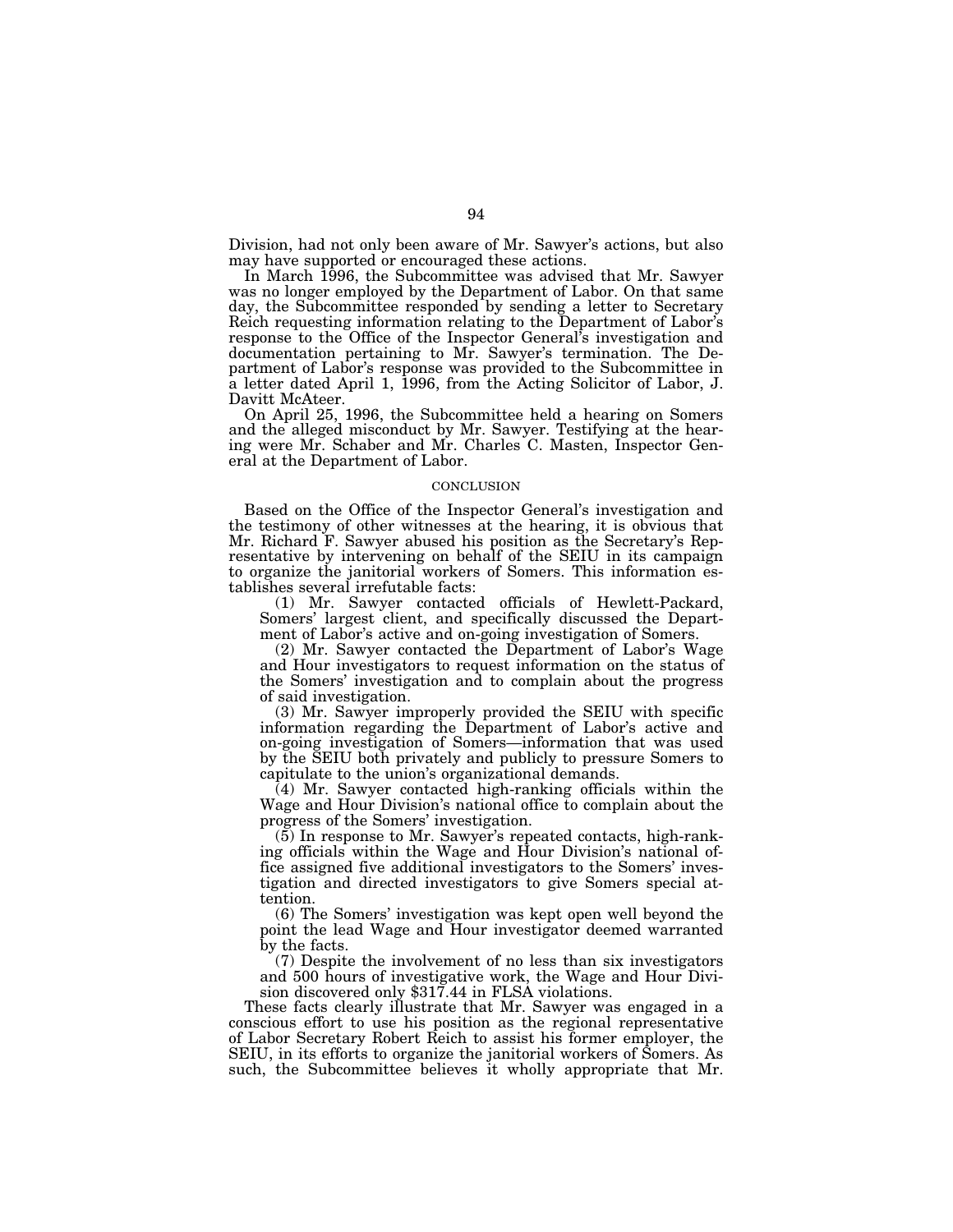Division, had not only been aware of Mr. Sawyer's actions, but also may have supported or encouraged these actions.

In March 1996, the Subcommittee was advised that Mr. Sawyer was no longer employed by the Department of Labor. On that same day, the Subcommittee responded by sending a letter to Secretary Reich requesting information relating to the Department of Labor's response to the Office of the Inspector General's investigation and documentation pertaining to Mr. Sawyer's termination. The Department of Labor's response was provided to the Subcommittee in a letter dated April 1, 1996, from the Acting Solicitor of Labor, J. Davitt McAteer.

On April 25, 1996, the Subcommittee held a hearing on Somers and the alleged misconduct by Mr. Sawyer. Testifying at the hearing were Mr. Schaber and Mr. Charles C. Masten, Inspector General at the Department of Labor.

## CONCLUSION

Based on the Office of the Inspector General's investigation and the testimony of other witnesses at the hearing, it is obvious that Mr. Richard F. Sawyer abused his position as the Secretary's Representative by intervening on behalf of the SEIU in its campaign to organize the janitorial workers of Somers. This information establishes several irrefutable facts:

(1) Mr. Sawyer contacted officials of Hewlett-Packard, Somers' largest client, and specifically discussed the Department of Labor's active and on-going investigation of Somers.

(2) Mr. Sawyer contacted the Department of Labor's Wage and Hour investigators to request information on the status of the Somers' investigation and to complain about the progress of said investigation.

(3) Mr. Sawyer improperly provided the SEIU with specific information regarding the Department of Labor's active and on-going investigation of Somers—information that was used by the SEIU both privately and publicly to pressure Somers to capitulate to the union's organizational demands.

(4) Mr. Sawyer contacted high-ranking officials within the Wage and Hour Division's national office to complain about the progress of the Somers' investigation.

(5) In response to Mr. Sawyer's repeated contacts, high-ranking officials within the Wage and Hour Division's national office assigned five additional investigators to the Somers' investigation and directed investigators to give Somers special attention.

(6) The Somers' investigation was kept open well beyond the point the lead Wage and Hour investigator deemed warranted by the facts.

(7) Despite the involvement of no less than six investigators and 500 hours of investigative work, the Wage and Hour Division discovered only $317.44 in FLSA violations.

These facts clearly illustrate that Mr. Sawyer was engaged in a conscious effort to use his position as the regional representative of Labor Secretary Robert Reich to assist his former employer, the SEIU, in its efforts to organize the janitorial workers of Somers. As such, the Subcommittee believes it wholly appropriate that Mr.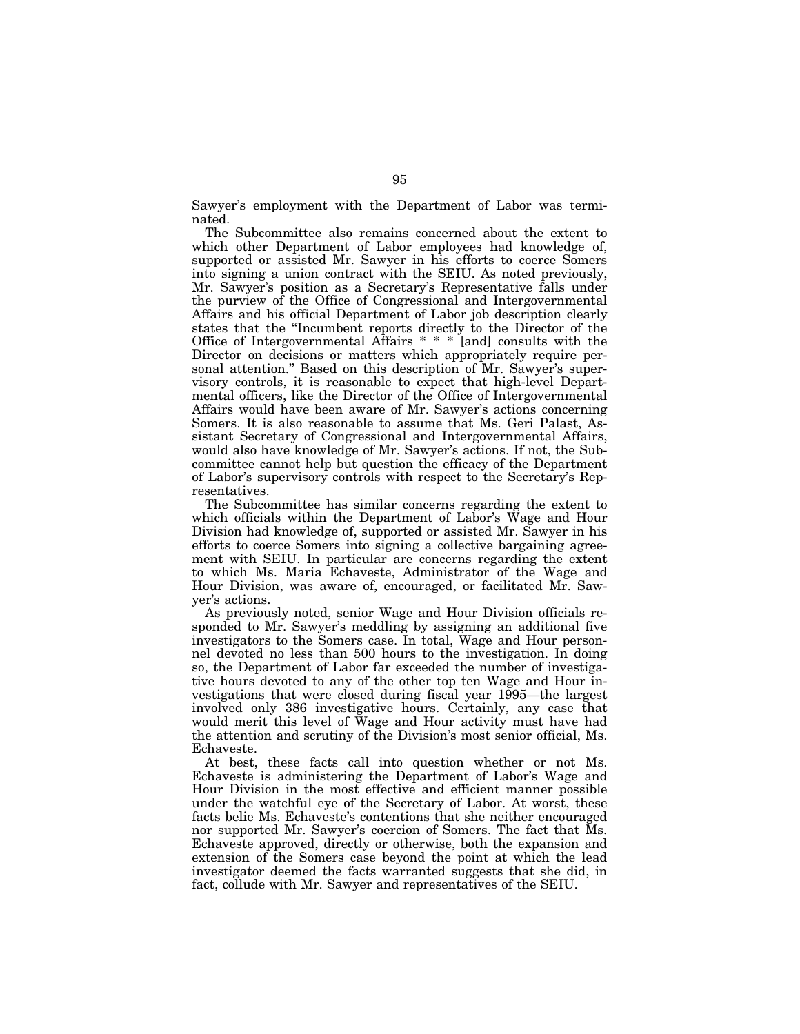Sawyer's employment with the Department of Labor was terminated.

The Subcommittee also remains concerned about the extent to which other Department of Labor employees had knowledge of, supported or assisted Mr. Sawyer in his efforts to coerce Somers into signing a union contract with the SEIU. As noted previously, Mr. Sawyer's position as a Secretary's Representative falls under the purview of the Office of Congressional and Intergovernmental Affairs and his official Department of Labor job description clearly states that the "Incumbent reports directly to the Director of the Office of Intergovernmental Affairs * * * [and] consults with the Director on decisions or matters which appropriately require personal attention." Based on this description of Mr. Sawyer's supervisory controls, it is reasonable to expect that high-level Departmental officers, like the Director of the Office of Intergovernmental Affairs would have been aware of Mr. Sawyer's actions concerning Somers. It is also reasonable to assume that Ms. Geri Palast, Assistant Secretary of Congressional and Intergovernmental Affairs, would also have knowledge of Mr. Sawyer's actions. If not, the Subcommittee cannot help but question the efficacy of the Department of Labor's supervisory controls with respect to the Secretary's Representatives.

The Subcommittee has similar concerns regarding the extent to which officials within the Department of Labor's Wage and Hour Division had knowledge of, supported or assisted Mr. Sawyer in his efforts to coerce Somers into signing a collective bargaining agreement with SEIU. In particular are concerns regarding the extent to which Ms. Maria Echaveste, Administrator of the Wage and Hour Division, was aware of, encouraged, or facilitated Mr. Sawyer's actions.

As previously noted, senior Wage and Hour Division officials responded to Mr. Sawyer's meddling by assigning an additional five investigators to the Somers case. In total, Wage and Hour personnel devoted no less than 500 hours to the investigation. In doing so, the Department of Labor far exceeded the number of investigative hours devoted to any of the other top ten Wage and Hour investigations that were closed during fiscal year 1995—the largest involved only 386 investigative hours. Certainly, any case that would merit this level of Wage and Hour activity must have had the attention and scrutiny of the Division's most senior official, Ms. Echaveste.

At best, these facts call into question whether or not Ms. Echaveste is administering the Department of Labor's Wage and Hour Division in the most effective and efficient manner possible under the watchful eye of the Secretary of Labor. At worst, these facts belie Ms. Echaveste's contentions that she neither encouraged nor supported Mr. Sawyer's coercion of Somers. The fact that Ms. Echaveste approved, directly or otherwise, both the expansion and extension of the Somers case beyond the point at which the lead investigator deemed the facts warranted suggests that she did, in fact, collude with Mr. Sawyer and representatives of the SEIU.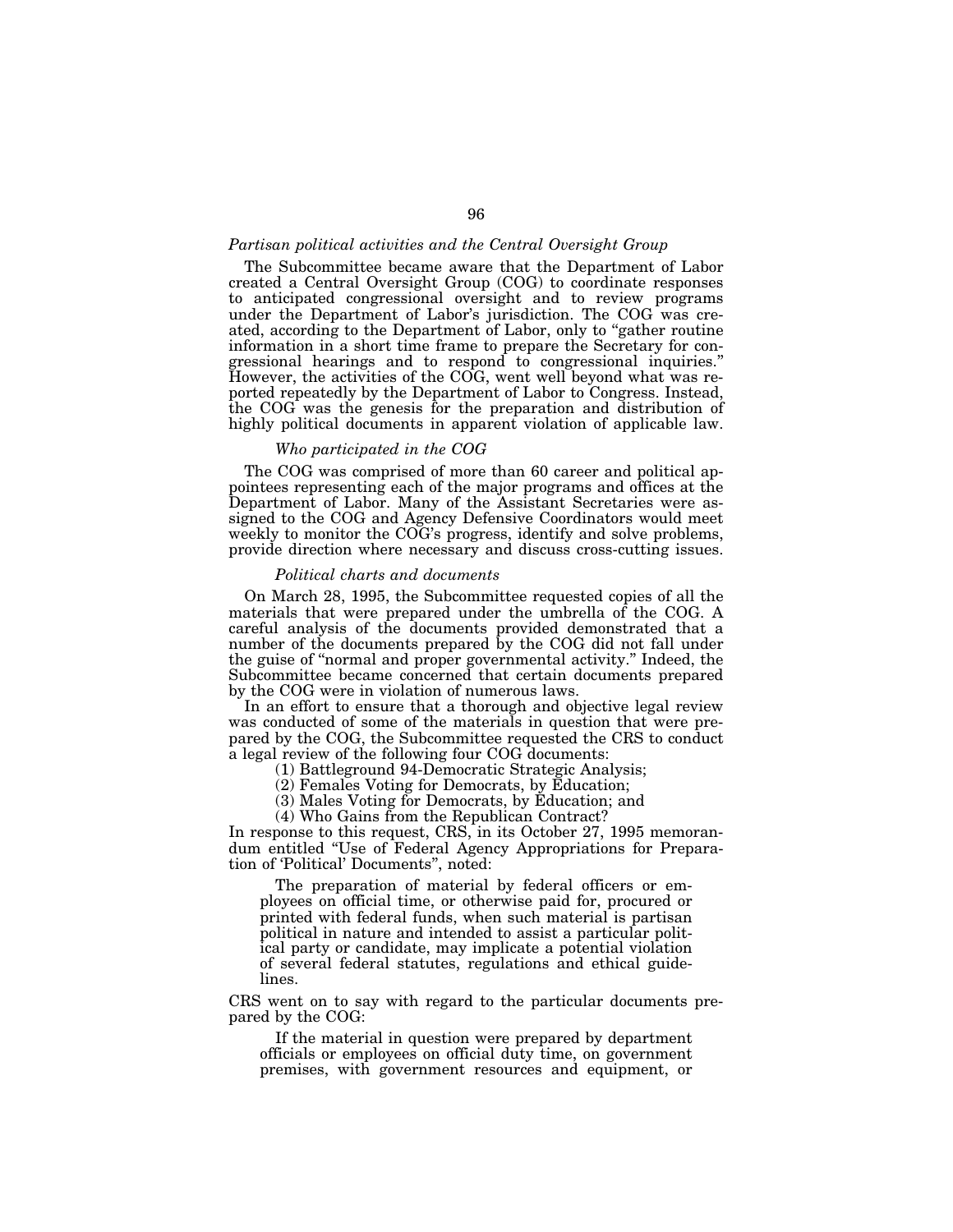### *Partisan political activities and the Central Oversight Group*

The Subcommittee became aware that the Department of Labor created a Central Oversight Group (COG) to coordinate responses to anticipated congressional oversight and to review programs under the Department of Labor's jurisdiction. The COG was created, according to the Department of Labor, only to "gather routine information in a short time frame to prepare the Secretary for congressional hearings and to respond to congressional inquiries." However, the activities of the COG, went well beyond what was reported repeatedly by the Department of Labor to Congress. Instead, the COG was the genesis for the preparation and distribution of highly political documents in apparent violation of applicable law.

#### *Who participated in the COG*

The COG was comprised of more than 60 career and political appointees representing each of the major programs and offices at the Department of Labor. Many of the Assistant Secretaries were assigned to the COG and Agency Defensive Coordinators would meet weekly to monitor the COG's progress, identify and solve problems, provide direction where necessary and discuss cross-cutting issues.

#### *Political charts and documents*

On March 28, 1995, the Subcommittee requested copies of all the materials that were prepared under the umbrella of the COG. A careful analysis of the documents provided demonstrated that a number of the documents prepared by the COG did not fall under the guise of "normal and proper governmental activity." Indeed, the Subcommittee became concerned that certain documents prepared by the COG were in violation of numerous laws.

In an effort to ensure that a thorough and objective legal review was conducted of some of the materials in question that were prepared by the COG, the Subcommittee requested the CRS to conduct a legal review of the following four COG documents:

(1) Battleground 94-Democratic Strategic Analysis;
(2) Females Voting for Democrats, by Education;
(3) Males Voting for Democrats, by Education; and
(4) Who Gains from the Republican Contract?

In response to this request, CRS, in its October 27, 1995 memorandum entitled "Use of Federal Agency Appropriations for Preparation of 'Political' Documents", noted:

> The preparation of material by federal officers or employees on official time, or otherwise paid for, procured or printed with federal funds, when such material is partisan political in nature and intended to assist a particular political party or candidate, may implicate a potential violation of several federal statutes, regulations and ethical guidelines.

CRS went on to say with regard to the particular documents prepared by the COG:

> If the material in question were prepared by department officials or employees on official duty time, on government premises, with government resources and equipment, or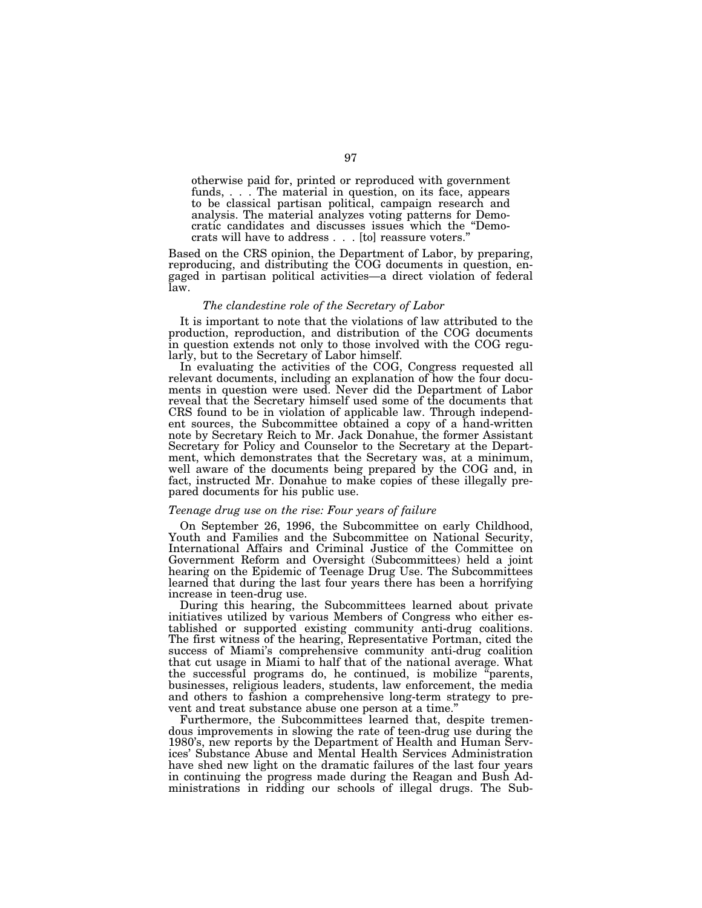> otherwise paid for, printed or reproduced with government funds, . . . The material in question, on its face, appears to be classical partisan political, campaign research and analysis. The material analyzes voting patterns for Democratic candidates and discusses issues which the "Democrats will have to address . . . [to] reassure voters."

Based on the CRS opinion, the Department of Labor, by preparing, reproducing, and distributing the COG documents in question, engaged in partisan political activities—a direct violation of federal law.

### *The clandestine role of the Secretary of Labor*

It is important to note that the violations of law attributed to the production, reproduction, and distribution of the COG documents in question extends not only to those involved with the COG regularly, but to the Secretary of Labor himself.

In evaluating the activities of the COG, Congress requested all relevant documents, including an explanation of how the four documents in question were used. Never did the Department of Labor reveal that the Secretary himself used some of the documents that CRS found to be in violation of applicable law. Through independent sources, the Subcommittee obtained a copy of a hand-written note by Secretary Reich to Mr. Jack Donahue, the former Assistant Secretary for Policy and Counselor to the Secretary at the Department, which demonstrates that the Secretary was, at a minimum, well aware of the documents being prepared by the COG and, in fact, instructed Mr. Donahue to make copies of these illegally prepared documents for his public use.

### *Teenage drug use on the rise: Four years of failure*

On September 26, 1996, the Subcommittee on early Childhood, Youth and Families and the Subcommittee on National Security, International Affairs and Criminal Justice of the Committee on Government Reform and Oversight (Subcommittees) held a joint hearing on the Epidemic of Teenage Drug Use. The Subcommittees learned that during the last four years there has been a horrifying increase in teen-drug use.

During this hearing, the Subcommittees learned about private initiatives utilized by various Members of Congress who either established or supported existing community anti-drug coalitions. The first witness of the hearing, Representative Portman, cited the success of Miami's comprehensive community anti-drug coalition that cut usage in Miami to half that of the national average. What the successful programs do, he continued, is mobilize "parents, businesses, religious leaders, students, law enforcement, the media and others to fashion a comprehensive long-term strategy to prevent and treat substance abuse one person at a time."

Furthermore, the Subcommittees learned that, despite tremendous improvements in slowing the rate of teen-drug use during the 1980's, new reports by the Department of Health and Human Services' Substance Abuse and Mental Health Services Administration have shed new light on the dramatic failures of the last four years in continuing the progress made during the Reagan and Bush Administrations in ridding our schools of illegal drugs. The Sub-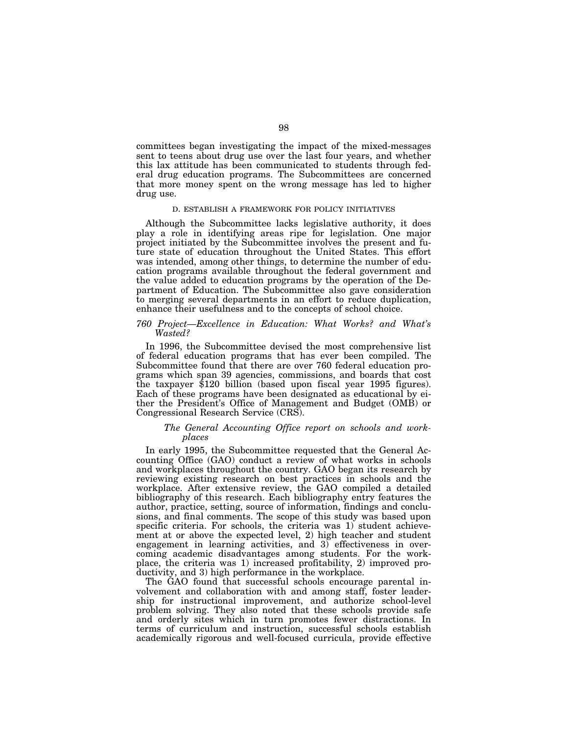committees began investigating the impact of the mixed-messages sent to teens about drug use over the last four years, and whether this lax attitude has been communicated to students through federal drug education programs. The Subcommittees are concerned that more money spent on the wrong message has led to higher drug use.

### D. ESTABLISH A FRAMEWORK FOR POLICY INITIATIVES

Although the Subcommittee lacks legislative authority, it does play a role in identifying areas ripe for legislation. One major project initiated by the Subcommittee involves the present and future state of education throughout the United States. This effort was intended, among other things, to determine the number of education programs available throughout the federal government and the value added to education programs by the operation of the Department of Education. The Subcommittee also gave consideration to merging several departments in an effort to reduce duplication, enhance their usefulness and to the concepts of school choice.

#### *760 Project—Excellence in Education: What Works? and What's Wasted?*

In 1996, the Subcommittee devised the most comprehensive list of federal education programs that has ever been compiled. The Subcommittee found that there are over 760 federal education programs which span 39 agencies, commissions, and boards that cost the taxpayer $120 billion (based upon fiscal year 1995 figures). Each of these programs have been designated as educational by either the President's Office of Management and Budget (OMB) or Congressional Research Service (CRS).

##### *The General Accounting Office report on schools and workplaces*

In early 1995, the Subcommittee requested that the General Accounting Office (GAO) conduct a review of what works in schools and workplaces throughout the country. GAO began its research by reviewing existing research on best practices in schools and the workplace. After extensive review, the GAO compiled a detailed bibliography of this research. Each bibliography entry features the author, practice, setting, source of information, findings and conclusions, and final comments. The scope of this study was based upon specific criteria. For schools, the criteria was 1) student achievement at or above the expected level, 2) high teacher and student engagement in learning activities, and 3) effectiveness in overcoming academic disadvantages among students. For the workplace, the criteria was 1) increased profitability, 2) improved productivity, and 3) high performance in the workplace.

The GAO found that successful schools encourage parental involvement and collaboration with and among staff, foster leadership for instructional improvement, and authorize school-level problem solving. They also noted that these schools provide safe and orderly sites which in turn promotes fewer distractions. In terms of curriculum and instruction, successful schools establish academically rigorous and well-focused curricula, provide effective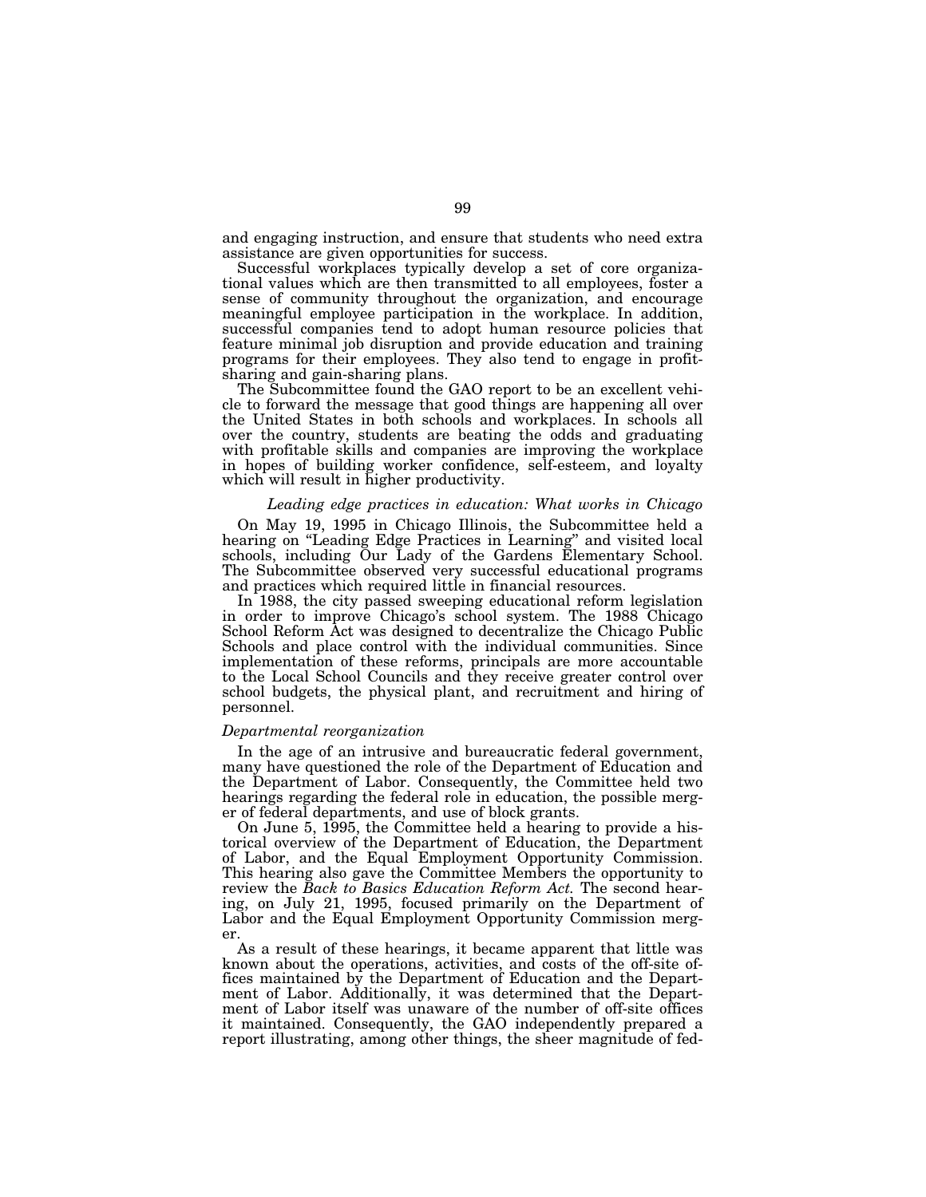and engaging instruction, and ensure that students who need extra assistance are given opportunities for success.

Successful workplaces typically develop a set of core organizational values which are then transmitted to all employees, foster a sense of community throughout the organization, and encourage meaningful employee participation in the workplace. In addition, successful companies tend to adopt human resource policies that feature minimal job disruption and provide education and training programs for their employees. They also tend to engage in profit-sharing and gain-sharing plans.

The Subcommittee found the GAO report to be an excellent vehicle to forward the message that good things are happening all over the United States in both schools and workplaces. In schools all over the country, students are beating the odds and graduating with profitable skills and companies are improving the workplace in hopes of building worker confidence, self-esteem, and loyalty which will result in higher productivity.

*Leading edge practices in education: What works in Chicago*

On May 19, 1995 in Chicago Illinois, the Subcommittee held a hearing on "Leading Edge Practices in Learning" and visited local schools, including Our Lady of the Gardens Elementary School. The Subcommittee observed very successful educational programs and practices which required little in financial resources.

In 1988, the city passed sweeping educational reform legislation in order to improve Chicago's school system. The 1988 Chicago School Reform Act was designed to decentralize the Chicago Public Schools and place control with the individual communities. Since implementation of these reforms, principals are more accountable to the Local School Councils and they receive greater control over school budgets, the physical plant, and recruitment and hiring of personnel.

*Departmental reorganization*

In the age of an intrusive and bureaucratic federal government, many have questioned the role of the Department of Education and the Department of Labor. Consequently, the Committee held two hearings regarding the federal role in education, the possible merger of federal departments, and use of block grants.

On June 5, 1995, the Committee held a hearing to provide a historical overview of the Department of Education, the Department of Labor, and the Equal Employment Opportunity Commission. This hearing also gave the Committee Members the opportunity to review the *Back to Basics Education Reform Act.* The second hearing, on July 21, 1995, focused primarily on the Department of Labor and the Equal Employment Opportunity Commission merger.

As a result of these hearings, it became apparent that little was known about the operations, activities, and costs of the off-site offices maintained by the Department of Education and the Department of Labor. Additionally, it was determined that the Department of Labor itself was unaware of the number of off-site offices it maintained. Consequently, the GAO independently prepared a report illustrating, among other things, the sheer magnitude of fed-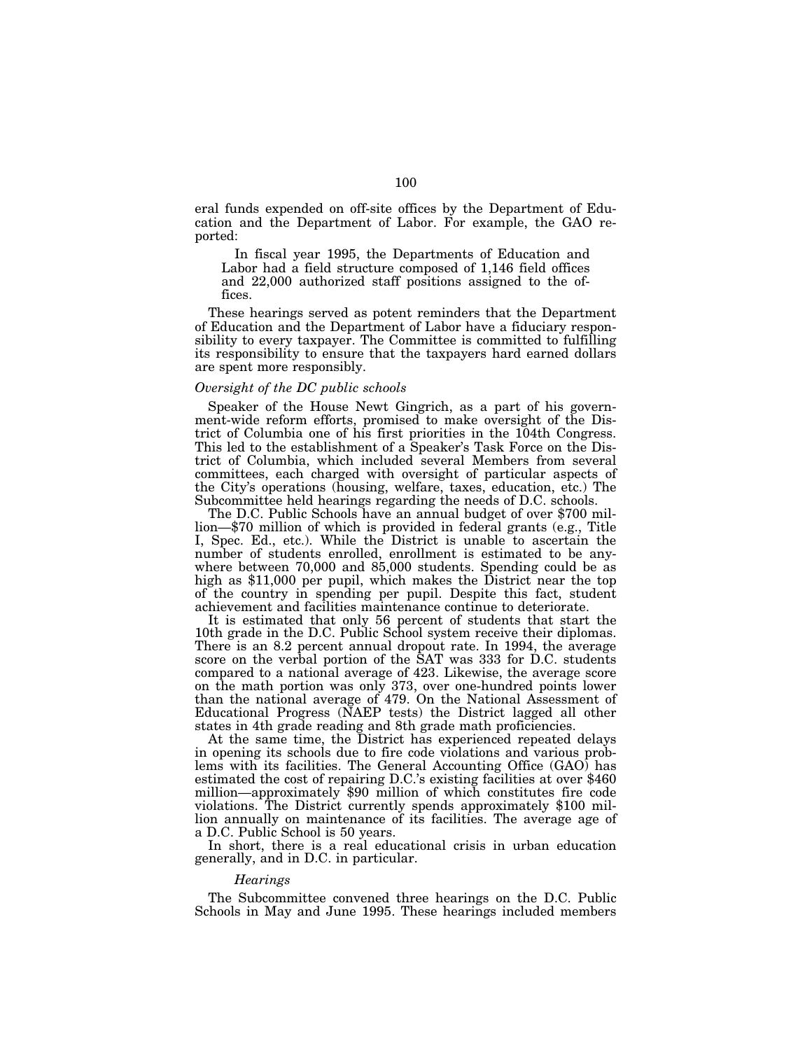eral funds expended on off-site offices by the Department of Education and the Department of Labor. For example, the GAO reported:

> In fiscal year 1995, the Departments of Education and Labor had a field structure composed of 1,146 field offices and 22,000 authorized staff positions assigned to the offices.

These hearings served as potent reminders that the Department of Education and the Department of Labor have a fiduciary responsibility to every taxpayer. The Committee is committed to fulfilling its responsibility to ensure that the taxpayers hard earned dollars are spent more responsibly.

*Oversight of the DC public schools*

Speaker of the House Newt Gingrich, as a part of his government-wide reform efforts, promised to make oversight of the District of Columbia one of his first priorities in the 104th Congress. This led to the establishment of a Speaker's Task Force on the District of Columbia, which included several Members from several committees, each charged with oversight of particular aspects of the City's operations (housing, welfare, taxes, education, etc.) The Subcommittee held hearings regarding the needs of D.C. schools.

The D.C. Public Schools have an annual budget of over $700 million—$70 million of which is provided in federal grants (e.g., Title I, Spec. Ed., etc.). While the District is unable to ascertain the number of students enrolled, enrollment is estimated to be anywhere between 70,000 and 85,000 students. Spending could be as high as $11,000 per pupil, which makes the District near the top of the country in spending per pupil. Despite this fact, student achievement and facilities maintenance continue to deteriorate.

It is estimated that only 56 percent of students that start the 10th grade in the D.C. Public School system receive their diplomas. There is an 8.2 percent annual dropout rate. In 1994, the average score on the verbal portion of the SAT was 333 for D.C. students compared to a national average of 423. Likewise, the average score on the math portion was only 373, over one-hundred points lower than the national average of 479. On the National Assessment of Educational Progress (NAEP tests) the District lagged all other states in 4th grade reading and 8th grade math proficiencies.

At the same time, the District has experienced repeated delays in opening its schools due to fire code violations and various problems with its facilities. The General Accounting Office (GAO) has estimated the cost of repairing D.C.'s existing facilities at over $460 million—approximately $90 million of which constitutes fire code violations. The District currently spends approximately $100 million annually on maintenance of its facilities. The average age of a D.C. Public School is 50 years.

In short, there is a real educational crisis in urban education generally, and in D.C. in particular.

*Hearings*

The Subcommittee convened three hearings on the D.C. Public Schools in May and June 1995. These hearings included members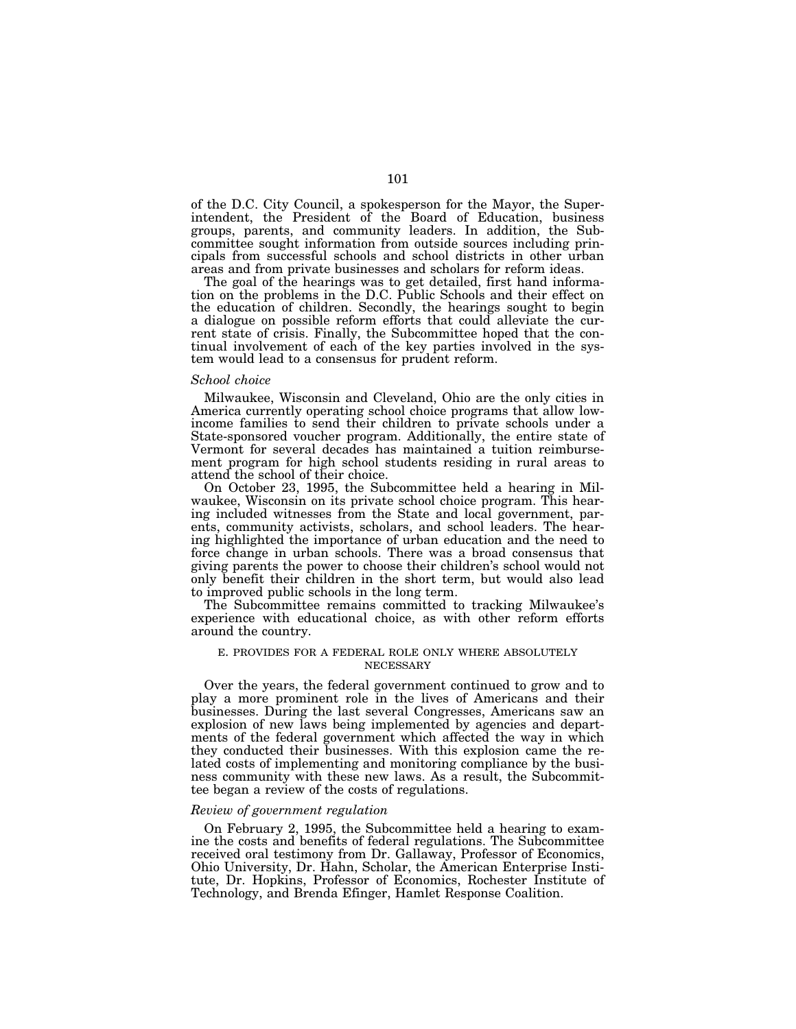of the D.C. City Council, a spokesperson for the Mayor, the Superintendent, the President of the Board of Education, business groups, parents, and community leaders. In addition, the Subcommittee sought information from outside sources including principals from successful schools and school districts in other urban areas and from private businesses and scholars for reform ideas.

The goal of the hearings was to get detailed, first hand information on the problems in the D.C. Public Schools and their effect on the education of children. Secondly, the hearings sought to begin a dialogue on possible reform efforts that could alleviate the current state of crisis. Finally, the Subcommittee hoped that the continual involvement of each of the key parties involved in the system would lead to a consensus for prudent reform.

*School choice*

Milwaukee, Wisconsin and Cleveland, Ohio are the only cities in America currently operating school choice programs that allow low-income families to send their children to private schools under a State-sponsored voucher program. Additionally, the entire state of Vermont for several decades has maintained a tuition reimbursement program for high school students residing in rural areas to attend the school of their choice.

On October 23, 1995, the Subcommittee held a hearing in Milwaukee, Wisconsin on its private school choice program. This hearing included witnesses from the State and local government, parents, community activists, scholars, and school leaders. The hearing highlighted the importance of urban education and the need to force change in urban schools. There was a broad consensus that giving parents the power to choose their children's school would not only benefit their children in the short term, but would also lead to improved public schools in the long term.

The Subcommittee remains committed to tracking Milwaukee's experience with educational choice, as with other reform efforts around the country.

#### E. PROVIDES FOR A FEDERAL ROLE ONLY WHERE ABSOLUTELY NECESSARY

Over the years, the federal government continued to grow and to play a more prominent role in the lives of Americans and their businesses. During the last several Congresses, Americans saw an explosion of new laws being implemented by agencies and departments of the federal government which affected the way in which they conducted their businesses. With this explosion came the related costs of implementing and monitoring compliance by the business community with these new laws. As a result, the Subcommittee began a review of the costs of regulations.

*Review of government regulation*

On February 2, 1995, the Subcommittee held a hearing to examine the costs and benefits of federal regulations. The Subcommittee received oral testimony from Dr. Gallaway, Professor of Economics, Ohio University, Dr. Hahn, Scholar, the American Enterprise Institute, Dr. Hopkins, Professor of Economics, Rochester Institute of Technology, and Brenda Efinger, Hamlet Response Coalition.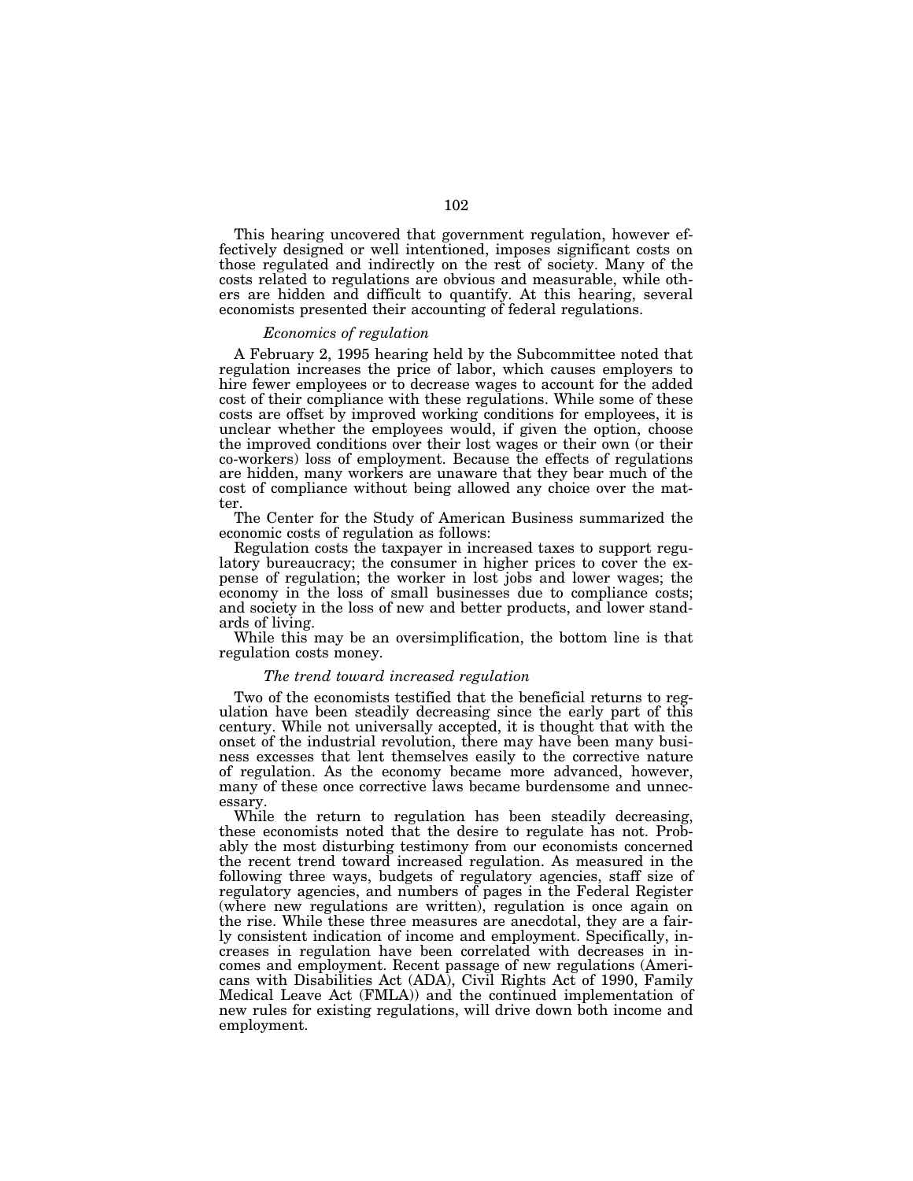This hearing uncovered that government regulation, however effectively designed or well intentioned, imposes significant costs on those regulated and indirectly on the rest of society. Many of the costs related to regulations are obvious and measurable, while others are hidden and difficult to quantify. At this hearing, several economists presented their accounting of federal regulations.

*Economics of regulation*

A February 2, 1995 hearing held by the Subcommittee noted that regulation increases the price of labor, which causes employers to hire fewer employees or to decrease wages to account for the added cost of their compliance with these regulations. While some of these costs are offset by improved working conditions for employees, it is unclear whether the employees would, if given the option, choose the improved conditions over their lost wages or their own (or their co-workers) loss of employment. Because the effects of regulations are hidden, many workers are unaware that they bear much of the cost of compliance without being allowed any choice over the matter.

The Center for the Study of American Business summarized the economic costs of regulation as follows:

Regulation costs the taxpayer in increased taxes to support regulatory bureaucracy; the consumer in higher prices to cover the expense of regulation; the worker in lost jobs and lower wages; the economy in the loss of small businesses due to compliance costs; and society in the loss of new and better products, and lower standards of living.

While this may be an oversimplification, the bottom line is that regulation costs money.

*The trend toward increased regulation*

Two of the economists testified that the beneficial returns to regulation have been steadily decreasing since the early part of this century. While not universally accepted, it is thought that with the onset of the industrial revolution, there may have been many business excesses that lent themselves easily to the corrective nature of regulation. As the economy became more advanced, however, many of these once corrective laws became burdensome and unnecessary.

While the return to regulation has been steadily decreasing, these economists noted that the desire to regulate has not. Probably the most disturbing testimony from our economists concerned the recent trend toward increased regulation. As measured in the following three ways, budgets of regulatory agencies, staff size of regulatory agencies, and numbers of pages in the Federal Register (where new regulations are written), regulation is once again on the rise. While these three measures are anecdotal, they are a fairly consistent indication of income and employment. Specifically, increases in regulation have been correlated with decreases in incomes and employment. Recent passage of new regulations (Americans with Disabilities Act (ADA), Civil Rights Act of 1990, Family Medical Leave Act (FMLA)) and the continued implementation of new rules for existing regulations, will drive down both income and employment.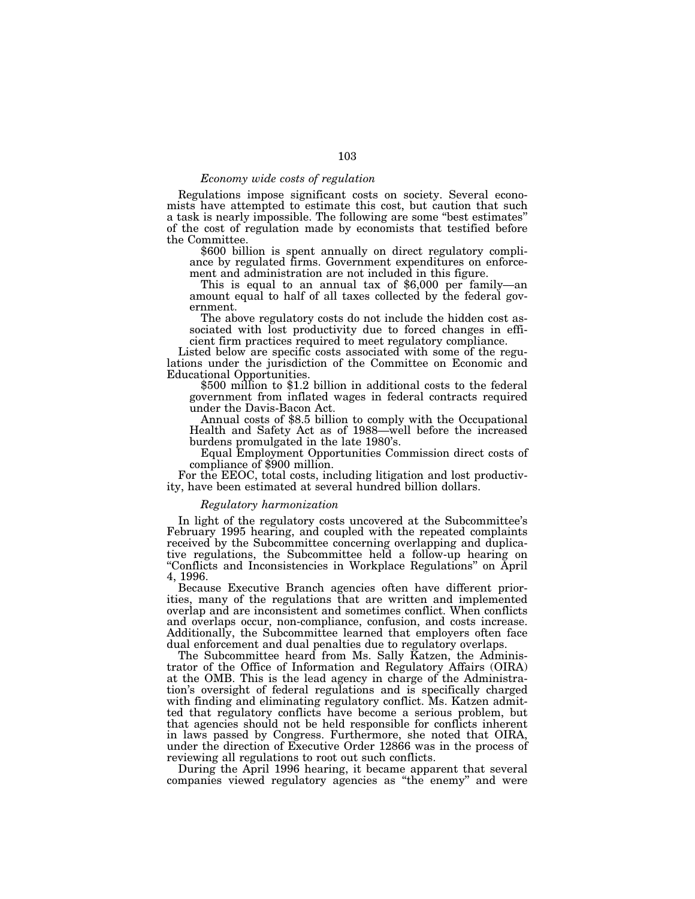*Economy wide costs of regulation*

Regulations impose significant costs on society. Several economists have attempted to estimate this cost, but caution that such a task is nearly impossible. The following are some "best estimates" of the cost of regulation made by economists that testified before the Committee.

> $600 billion is spent annually on direct regulatory compliance by regulated firms. Government expenditures on enforcement and administration are not included in this figure.
>
> This is equal to an annual tax of $6,000 per family—an amount equal to half of all taxes collected by the federal government.
>
> The above regulatory costs do not include the hidden cost associated with lost productivity due to forced changes in efficient firm practices required to meet regulatory compliance.

Listed below are specific costs associated with some of the regulations under the jurisdiction of the Committee on Economic and Educational Opportunities.

> $500 million to $1.2 billion in additional costs to the federal government from inflated wages in federal contracts required under the Davis-Bacon Act.
>
> Annual costs of $8.5 billion to comply with the Occupational Health and Safety Act as of 1988—well before the increased burdens promulgated in the late 1980's.
>
> Equal Employment Opportunities Commission direct costs of compliance of $900 million.

For the EEOC, total costs, including litigation and lost productivity, have been estimated at several hundred billion dollars.

*Regulatory harmonization*

In light of the regulatory costs uncovered at the Subcommittee's February 1995 hearing, and coupled with the repeated complaints received by the Subcommittee concerning overlapping and duplicative regulations, the Subcommittee held a follow-up hearing on "Conflicts and Inconsistencies in Workplace Regulations" on April 4, 1996.

Because Executive Branch agencies often have different priorities, many of the regulations that are written and implemented overlap and are inconsistent and sometimes conflict. When conflicts and overlaps occur, non-compliance, confusion, and costs increase. Additionally, the Subcommittee learned that employers often face dual enforcement and dual penalties due to regulatory overlaps.

The Subcommittee heard from Ms. Sally Katzen, the Administrator of the Office of Information and Regulatory Affairs (OIRA) at the OMB. This is the lead agency in charge of the Administration's oversight of federal regulations and is specifically charged with finding and eliminating regulatory conflict. Ms. Katzen admitted that regulatory conflicts have become a serious problem, but that agencies should not be held responsible for conflicts inherent in laws passed by Congress. Furthermore, she noted that OIRA, under the direction of Executive Order 12866 was in the process of reviewing all regulations to root out such conflicts.

During the April 1996 hearing, it became apparent that several companies viewed regulatory agencies as "the enemy" and were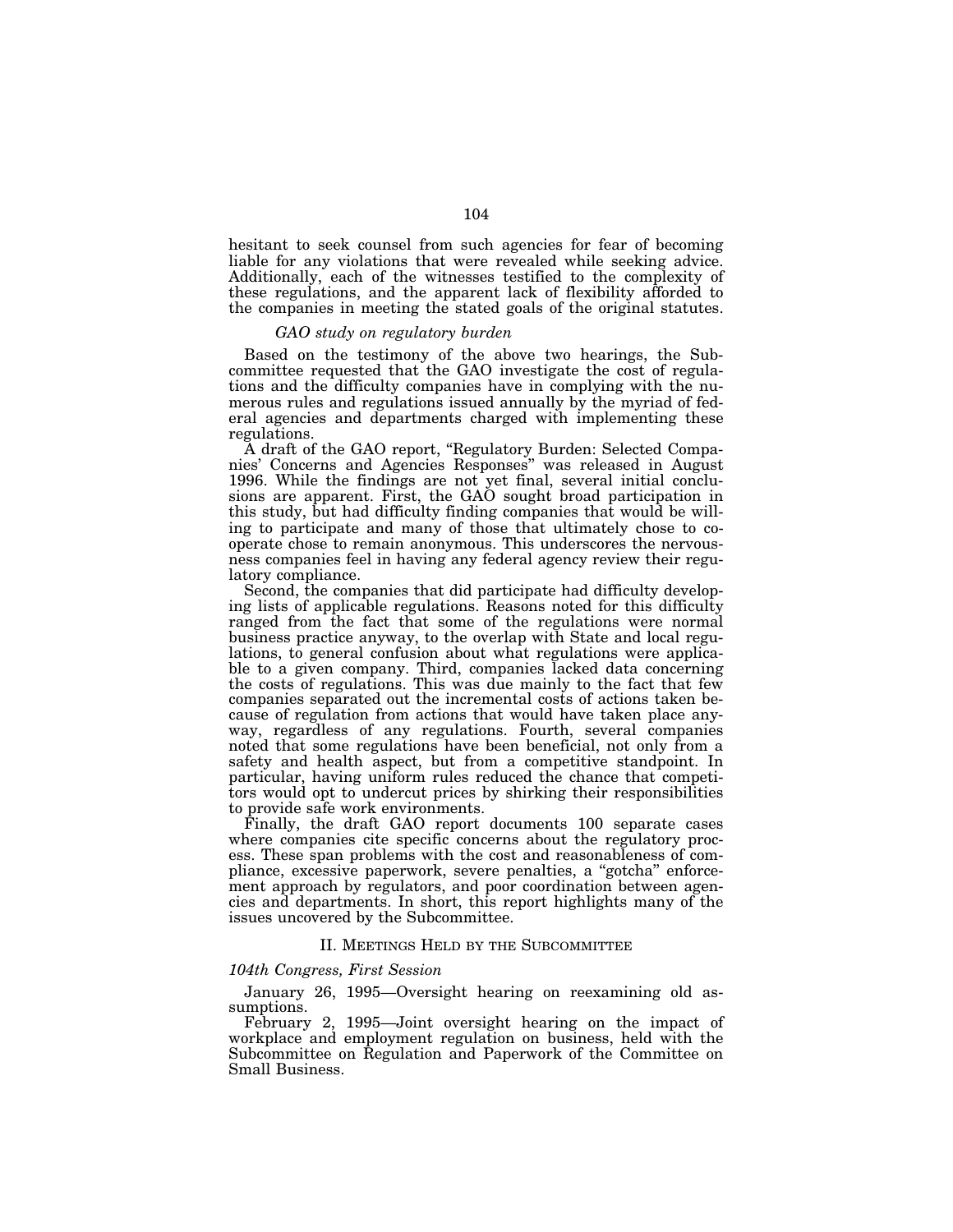hesitant to seek counsel from such agencies for fear of becoming liable for any violations that were revealed while seeking advice. Additionally, each of the witnesses testified to the complexity of these regulations, and the apparent lack of flexibility afforded to the companies in meeting the stated goals of the original statutes.

### *GAO study on regulatory burden*

Based on the testimony of the above two hearings, the Subcommittee requested that the GAO investigate the cost of regulations and the difficulty companies have in complying with the numerous rules and regulations issued annually by the myriad of federal agencies and departments charged with implementing these regulations.

A draft of the GAO report, "Regulatory Burden: Selected Companies' Concerns and Agencies Responses" was released in August 1996. While the findings are not yet final, several initial conclusions are apparent. First, the GAO sought broad participation in this study, but had difficulty finding companies that would be willing to participate and many of those that ultimately chose to cooperate chose to remain anonymous. This underscores the nervousness companies feel in having any federal agency review their regulatory compliance.

Second, the companies that did participate had difficulty developing lists of applicable regulations. Reasons noted for this difficulty ranged from the fact that some of the regulations were normal business practice anyway, to the overlap with State and local regulations, to general confusion about what regulations were applicable to a given company. Third, companies lacked data concerning the costs of regulations. This was due mainly to the fact that few companies separated out the incremental costs of actions taken because of regulation from actions that would have taken place anyway, regardless of any regulations. Fourth, several companies noted that some regulations have been beneficial, not only from a safety and health aspect, but from a competitive standpoint. In particular, having uniform rules reduced the chance that competitors would opt to undercut prices by shirking their responsibilities to provide safe work environments.

Finally, the draft GAO report documents 100 separate cases where companies cite specific concerns about the regulatory process. These span problems with the cost and reasonableness of compliance, excessive paperwork, severe penalties, a "gotcha" enforcement approach by regulators, and poor coordination between agencies and departments. In short, this report highlights many of the issues uncovered by the Subcommittee.

## II. Meetings Held by the Subcommittee

### *104th Congress, First Session*

January 26, 1995—Oversight hearing on reexamining old assumptions.

February 2, 1995—Joint oversight hearing on the impact of workplace and employment regulation on business, held with the Subcommittee on Regulation and Paperwork of the Committee on Small Business.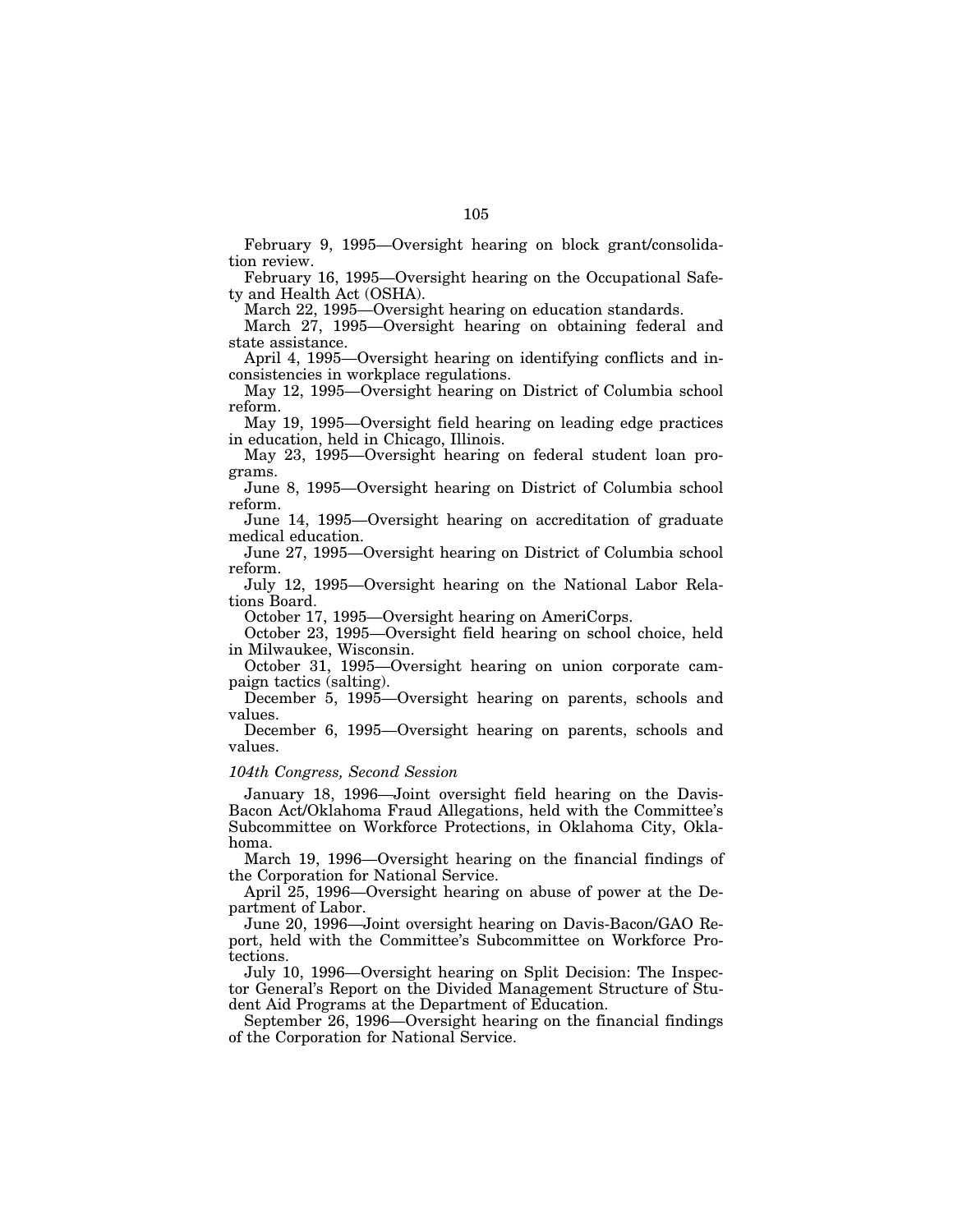February 9, 1995—Oversight hearing on block grant/consolidation review.

February 16, 1995—Oversight hearing on the Occupational Safety and Health Act (OSHA).

March 22, 1995—Oversight hearing on education standards.

March 27, 1995—Oversight hearing on obtaining federal and state assistance.

April 4, 1995—Oversight hearing on identifying conflicts and inconsistencies in workplace regulations.

May 12, 1995—Oversight hearing on District of Columbia school reform.

May 19, 1995—Oversight field hearing on leading edge practices in education, held in Chicago, Illinois.

May 23, 1995—Oversight hearing on federal student loan programs.

June 8, 1995—Oversight hearing on District of Columbia school reform.

June 14, 1995—Oversight hearing on accreditation of graduate medical education.

June 27, 1995—Oversight hearing on District of Columbia school reform.

July 12, 1995—Oversight hearing on the National Labor Relations Board.

October 17, 1995—Oversight hearing on AmeriCorps.

October 23, 1995—Oversight field hearing on school choice, held in Milwaukee, Wisconsin.

October 31, 1995—Oversight hearing on union corporate campaign tactics (salting).

December 5, 1995—Oversight hearing on parents, schools and values.

December 6, 1995—Oversight hearing on parents, schools and values.

*104th Congress, Second Session*

January 18, 1996—Joint oversight field hearing on the Davis-Bacon Act/Oklahoma Fraud Allegations, held with the Committee's Subcommittee on Workforce Protections, in Oklahoma City, Oklahoma.

March 19, 1996—Oversight hearing on the financial findings of the Corporation for National Service.

April 25, 1996—Oversight hearing on abuse of power at the Department of Labor.

June 20, 1996—Joint oversight hearing on Davis-Bacon/GAO Report, held with the Committee's Subcommittee on Workforce Protections.

July 10, 1996—Oversight hearing on Split Decision: The Inspector General's Report on the Divided Management Structure of Student Aid Programs at the Department of Education.

September 26, 1996—Oversight hearing on the financial findings of the Corporation for National Service.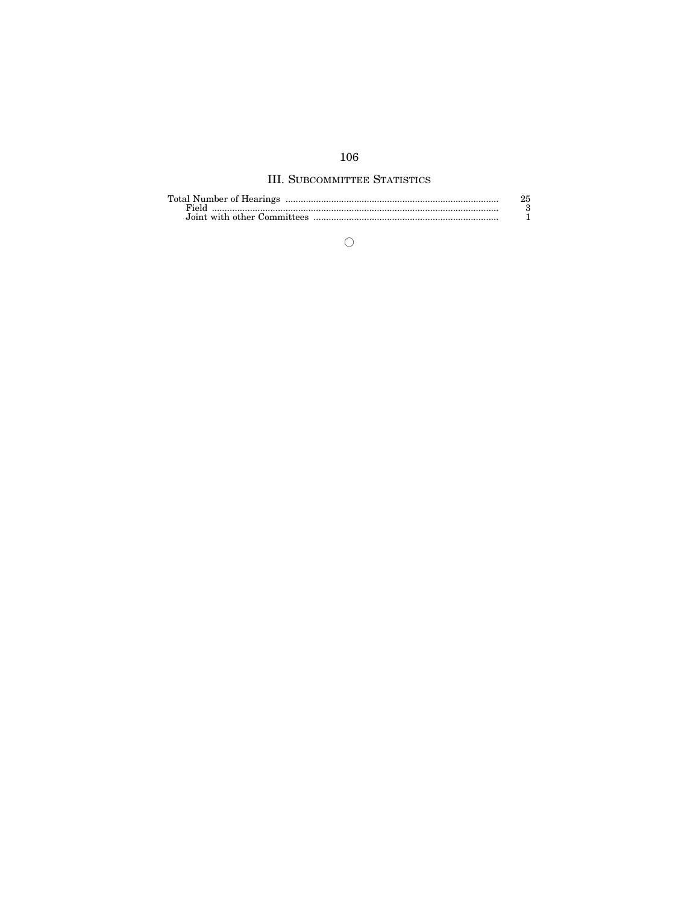## III. Subcommittee Statistics

| | |
|---|---|
| Total Number of Hearings | 25 |
| Field | 3 |
| Joint with other Committees | 1 |